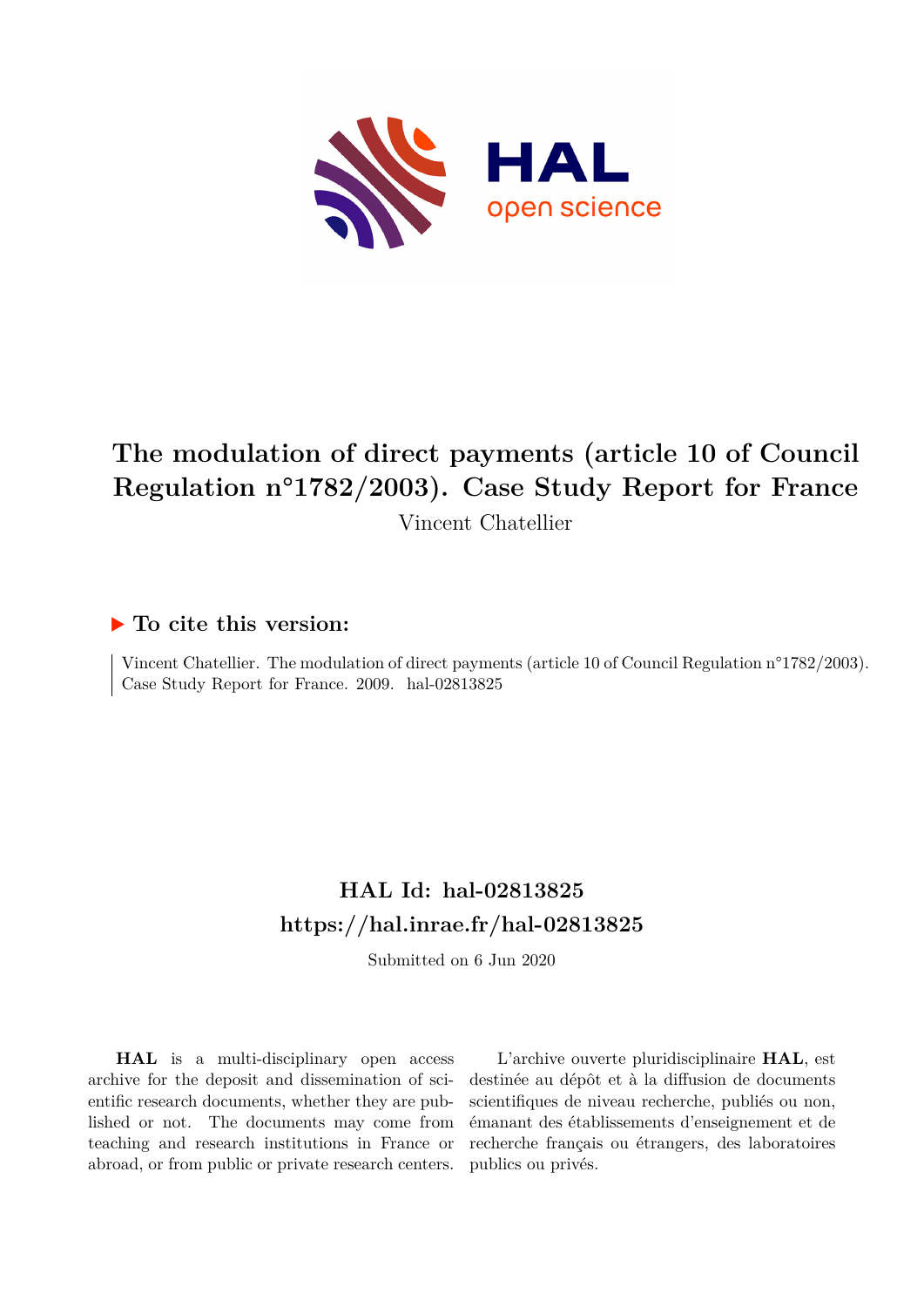# The modulation of direct payments (article 10 of Council Regulation n°1782/2003). Case Study Report for France

Vincent Chatellier

## ▶ To cite this version:

Vincent Chatellier. The modulation of direct payments (article 10 of Council Regulation n°1782/2003). Case Study Report for France. 2009. hal-02813825

## HAL Id: hal-02813825

## https://hal.inrae.fr/hal-02813825

Submitted on 6 Jun 2020

**HAL** is a multi-disciplinary open access archive for the deposit and dissemination of scientific research documents, whether they are published or not. The documents may come from teaching and research institutions in France or abroad, or from public or private research centers.

L'archive ouverte pluridisciplinaire **HAL**, est destinée au dépôt et à la diffusion de documents scientifiques de niveau recherche, publiés ou non, émanant des établissements d'enseignement et de recherche français ou étrangers, des laboratoires publics ou privés.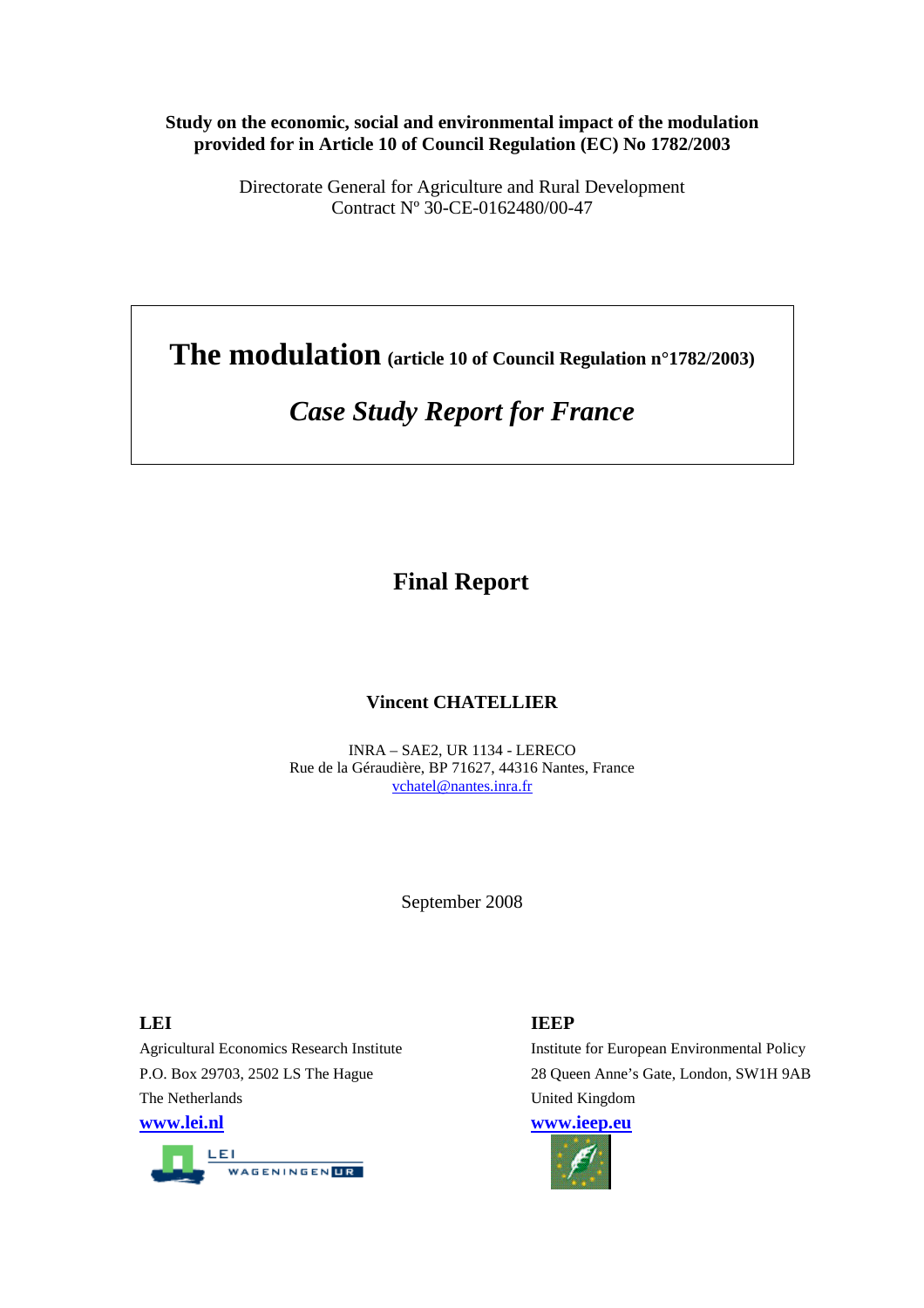**Study on the economic, social and environmental impact of the modulation provided for in Article 10 of Council Regulation (EC) No 1782/2003**

Directorate General for Agriculture and Rural Development
Contract Nº 30-CE-0162480/00-47

# The modulation (article 10 of Council Regulation n°1782/2003)

## *Case Study Report for France*

## Final Report

**Vincent CHATELLIER**

INRA – SAE2, UR 1134 - LERECO
Rue de la Géraudière, BP 71627, 44316 Nantes, France
vchatel@nantes.inra.fr

September 2008

**LEI**
Agricultural Economics Research Institute
P.O. Box 29703, 2502 LS The Hague
The Netherlands
**www.lei.nl**

**IEEP**
Institute for European Environmental Policy
28 Queen Anne's Gate, London, SW1H 9AB
United Kingdom
**www.ieep.eu**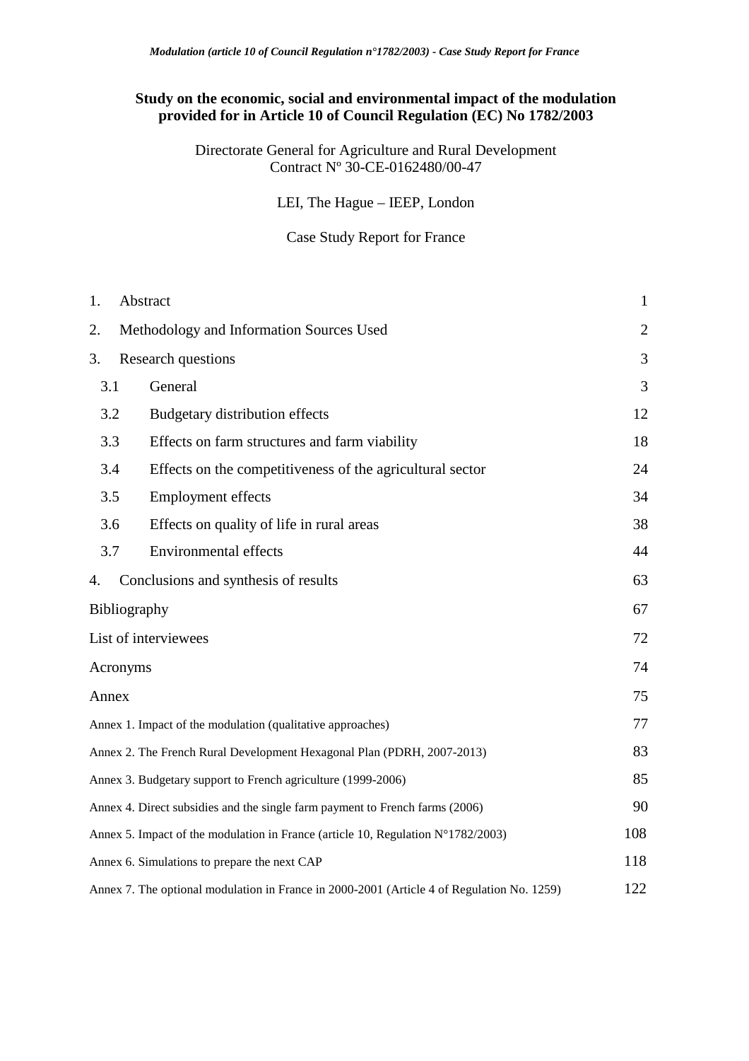**Study on the economic, social and environmental impact of the modulation provided for in Article 10 of Council Regulation (EC) No 1782/2003**

Directorate General for Agriculture and Rural Development
Contract Nº 30-CE-0162480/00-47

LEI, The Hague – IEEP, London

Case Study Report for France

| | |
|---|---|
| 1. Abstract | 1 |
| 2. Methodology and Information Sources Used | 2 |
| 3. Research questions | 3 |
| 3.1 General | 3 |
| 3.2 Budgetary distribution effects | 12 |
| 3.3 Effects on farm structures and farm viability | 18 |
| 3.4 Effects on the competitiveness of the agricultural sector | 24 |
| 3.5 Employment effects | 34 |
| 3.6 Effects on quality of life in rural areas | 38 |
| 3.7 Environmental effects | 44 |
| 4. Conclusions and synthesis of results | 63 |
| Bibliography | 67 |
| List of interviewees | 72 |
| Acronyms | 74 |
| Annex | 75 |
| Annex 1. Impact of the modulation (qualitative approaches) | 77 |
| Annex 2. The French Rural Development Hexagonal Plan (PDRH, 2007-2013) | 83 |
| Annex 3. Budgetary support to French agriculture (1999-2006) | 85 |
| Annex 4. Direct subsidies and the single farm payment to French farms (2006) | 90 |
| Annex 5. Impact of the modulation in France (article 10, Regulation N°1782/2003) | 108 |
| Annex 6. Simulations to prepare the next CAP | 118 |
| Annex 7. The optional modulation in France in 2000-2001 (Article 4 of Regulation No. 1259) | 122 |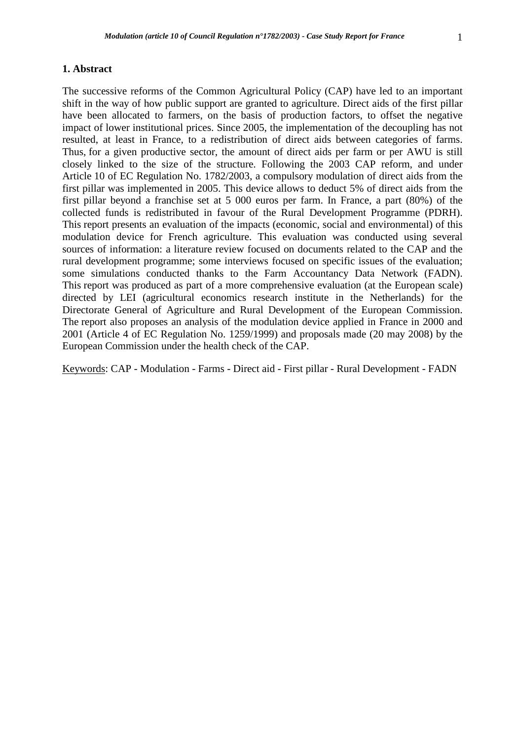## 1. Abstract

The successive reforms of the Common Agricultural Policy (CAP) have led to an important shift in the way of how public support are granted to agriculture. Direct aids of the first pillar have been allocated to farmers, on the basis of production factors, to offset the negative impact of lower institutional prices. Since 2005, the implementation of the decoupling has not resulted, at least in France, to a redistribution of direct aids between categories of farms. Thus, for a given productive sector, the amount of direct aids per farm or per AWU is still closely linked to the size of the structure. Following the 2003 CAP reform, and under Article 10 of EC Regulation No. 1782/2003, a compulsory modulation of direct aids from the first pillar was implemented in 2005. This device allows to deduct 5% of direct aids from the first pillar beyond a franchise set at 5 000 euros per farm. In France, a part (80%) of the collected funds is redistributed in favour of the Rural Development Programme (PDRH). This report presents an evaluation of the impacts (economic, social and environmental) of this modulation device for French agriculture. This evaluation was conducted using several sources of information: a literature review focused on documents related to the CAP and the rural development programme; some interviews focused on specific issues of the evaluation; some simulations conducted thanks to the Farm Accountancy Data Network (FADN). This report was produced as part of a more comprehensive evaluation (at the European scale) directed by LEI (agricultural economics research institute in the Netherlands) for the Directorate General of Agriculture and Rural Development of the European Commission. The report also proposes an analysis of the modulation device applied in France in 2000 and 2001 (Article 4 of EC Regulation No. 1259/1999) and proposals made (20 may 2008) by the European Commission under the health check of the CAP.

Keywords: CAP - Modulation - Farms - Direct aid - First pillar - Rural Development - FADN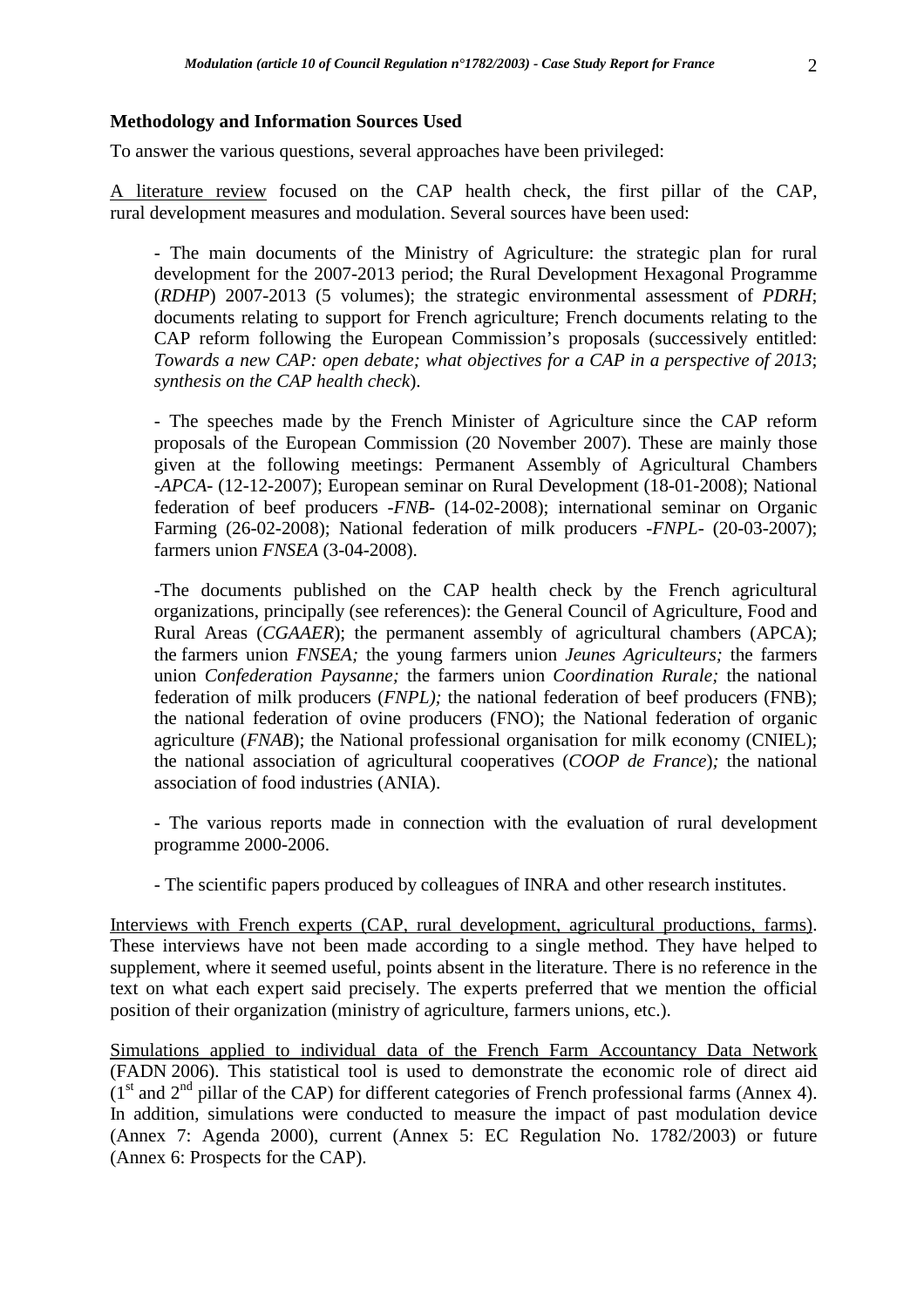**Methodology and Information Sources Used**

To answer the various questions, several approaches have been privileged:

A literature review focused on the CAP health check, the first pillar of the CAP, rural development measures and modulation. Several sources have been used:

- The main documents of the Ministry of Agriculture: the strategic plan for rural development for the 2007-2013 period; the Rural Development Hexagonal Programme (*RDHP*) 2007-2013 (5 volumes); the strategic environmental assessment of *PDRH*; documents relating to support for French agriculture; French documents relating to the CAP reform following the European Commission's proposals (successively entitled: *Towards a new CAP: open debate; what objectives for a CAP in a perspective of 2013*; *synthesis on the CAP health check*).

- The speeches made by the French Minister of Agriculture since the CAP reform proposals of the European Commission (20 November 2007). These are mainly those given at the following meetings: Permanent Assembly of Agricultural Chambers -*APCA*- (12-12-2007); European seminar on Rural Development (18-01-2008); National federation of beef producers -*FNB*- (14-02-2008); international seminar on Organic Farming (26-02-2008); National federation of milk producers -*FNPL*- (20-03-2007); farmers union *FNSEA* (3-04-2008).

-The documents published on the CAP health check by the French agricultural organizations, principally (see references): the General Council of Agriculture, Food and Rural Areas (*CGAAER*); the permanent assembly of agricultural chambers (APCA); the farmers union *FNSEA;* the young farmers union *Jeunes Agriculteurs;* the farmers union *Confederation Paysanne;* the farmers union *Coordination Rurale;* the national federation of milk producers (*FNPL);* the national federation of beef producers (FNB); the national federation of ovine producers (FNO); the National federation of organic agriculture (*FNAB*); the National professional organisation for milk economy (CNIEL); the national association of agricultural cooperatives (*COOP de France*)*;* the national association of food industries (ANIA).

- The various reports made in connection with the evaluation of rural development programme 2000-2006.

- The scientific papers produced by colleagues of INRA and other research institutes.

Interviews with French experts (CAP, rural development, agricultural productions, farms). These interviews have not been made according to a single method. They have helped to supplement, where it seemed useful, points absent in the literature. There is no reference in the text on what each expert said precisely. The experts preferred that we mention the official position of their organization (ministry of agriculture, farmers unions, etc.).

Simulations applied to individual data of the French Farm Accountancy Data Network (FADN 2006). This statistical tool is used to demonstrate the economic role of direct aid (1st and 2nd pillar of the CAP) for different categories of French professional farms (Annex 4). In addition, simulations were conducted to measure the impact of past modulation device (Annex 7: Agenda 2000), current (Annex 5: EC Regulation No. 1782/2003) or future (Annex 6: Prospects for the CAP).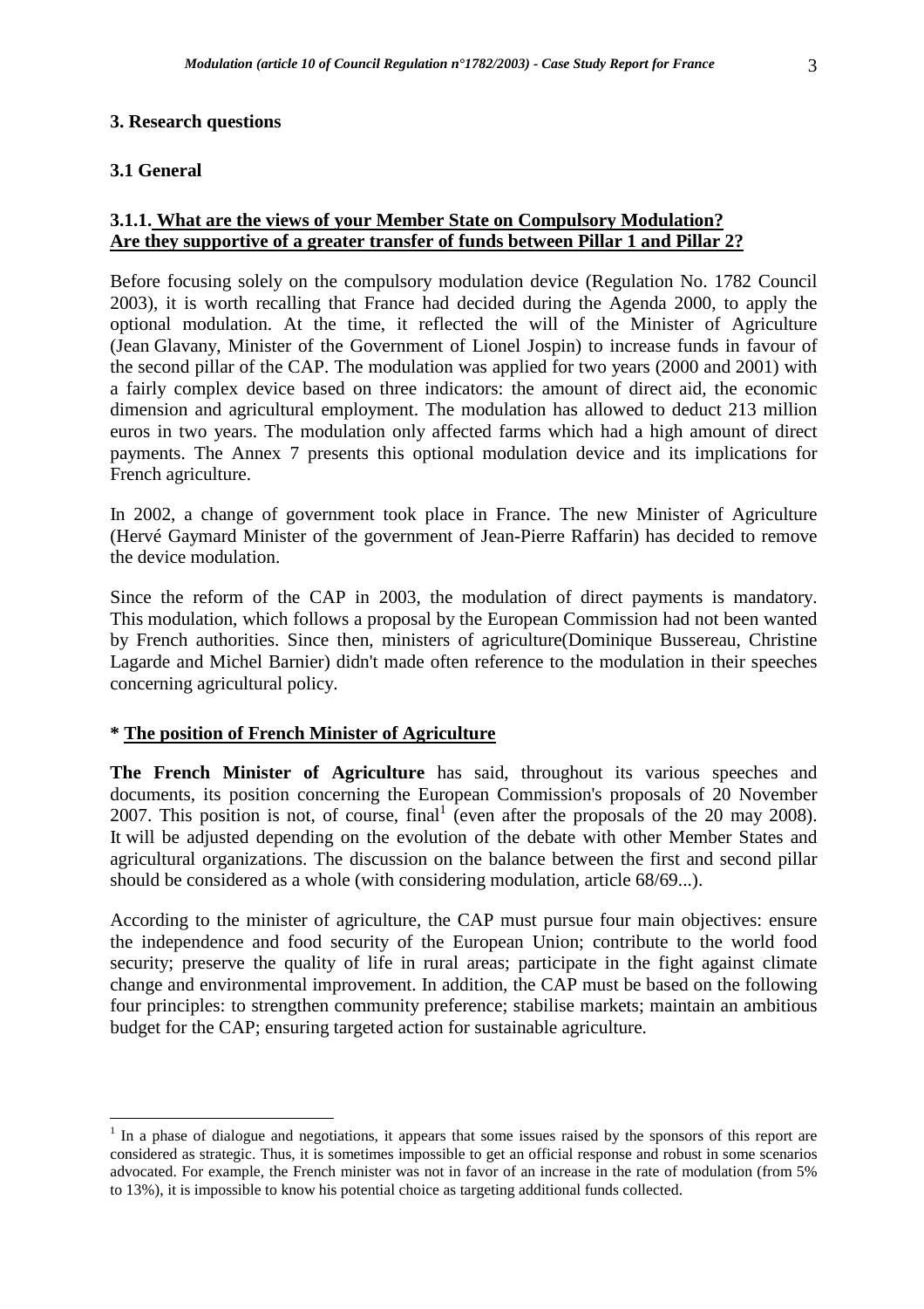## 3. Research questions

### 3.1 General

#### 3.1.1. What are the views of your Member State on Compulsory Modulation? Are they supportive of a greater transfer of funds between Pillar 1 and Pillar 2?

Before focusing solely on the compulsory modulation device (Regulation No. 1782 Council 2003), it is worth recalling that France had decided during the Agenda 2000, to apply the optional modulation. At the time, it reflected the will of the Minister of Agriculture (Jean Glavany, Minister of the Government of Lionel Jospin) to increase funds in favour of the second pillar of the CAP. The modulation was applied for two years (2000 and 2001) with a fairly complex device based on three indicators: the amount of direct aid, the economic dimension and agricultural employment. The modulation has allowed to deduct 213 million euros in two years. The modulation only affected farms which had a high amount of direct payments. The Annex 7 presents this optional modulation device and its implications for French agriculture.

In 2002, a change of government took place in France. The new Minister of Agriculture (Hervé Gaymard Minister of the government of Jean-Pierre Raffarin) has decided to remove the device modulation.

Since the reform of the CAP in 2003, the modulation of direct payments is mandatory. This modulation, which follows a proposal by the European Commission had not been wanted by French authorities. Since then, ministers of agriculture(Dominique Bussereau, Christine Lagarde and Michel Barnier) didn't made often reference to the modulation in their speeches concerning agricultural policy.

**\* The position of French Minister of Agriculture**

**The French Minister of Agriculture** has said, throughout its various speeches and documents, its position concerning the European Commission's proposals of 20 November 2007. This position is not, of course, final[1] (even after the proposals of the 20 may 2008). It will be adjusted depending on the evolution of the debate with other Member States and agricultural organizations. The discussion on the balance between the first and second pillar should be considered as a whole (with considering modulation, article 68/69...).

According to the minister of agriculture, the CAP must pursue four main objectives: ensure the independence and food security of the European Union; contribute to the world food security; preserve the quality of life in rural areas; participate in the fight against climate change and environmental improvement. In addition, the CAP must be based on the following four principles: to strengthen community preference; stabilise markets; maintain an ambitious budget for the CAP; ensuring targeted action for sustainable agriculture.

---

[1] In a phase of dialogue and negotiations, it appears that some issues raised by the sponsors of this report are considered as strategic. Thus, it is sometimes impossible to get an official response and robust in some scenarios advocated. For example, the French minister was not in favor of an increase in the rate of modulation (from 5% to 13%), it is impossible to know his potential choice as targeting additional funds collected.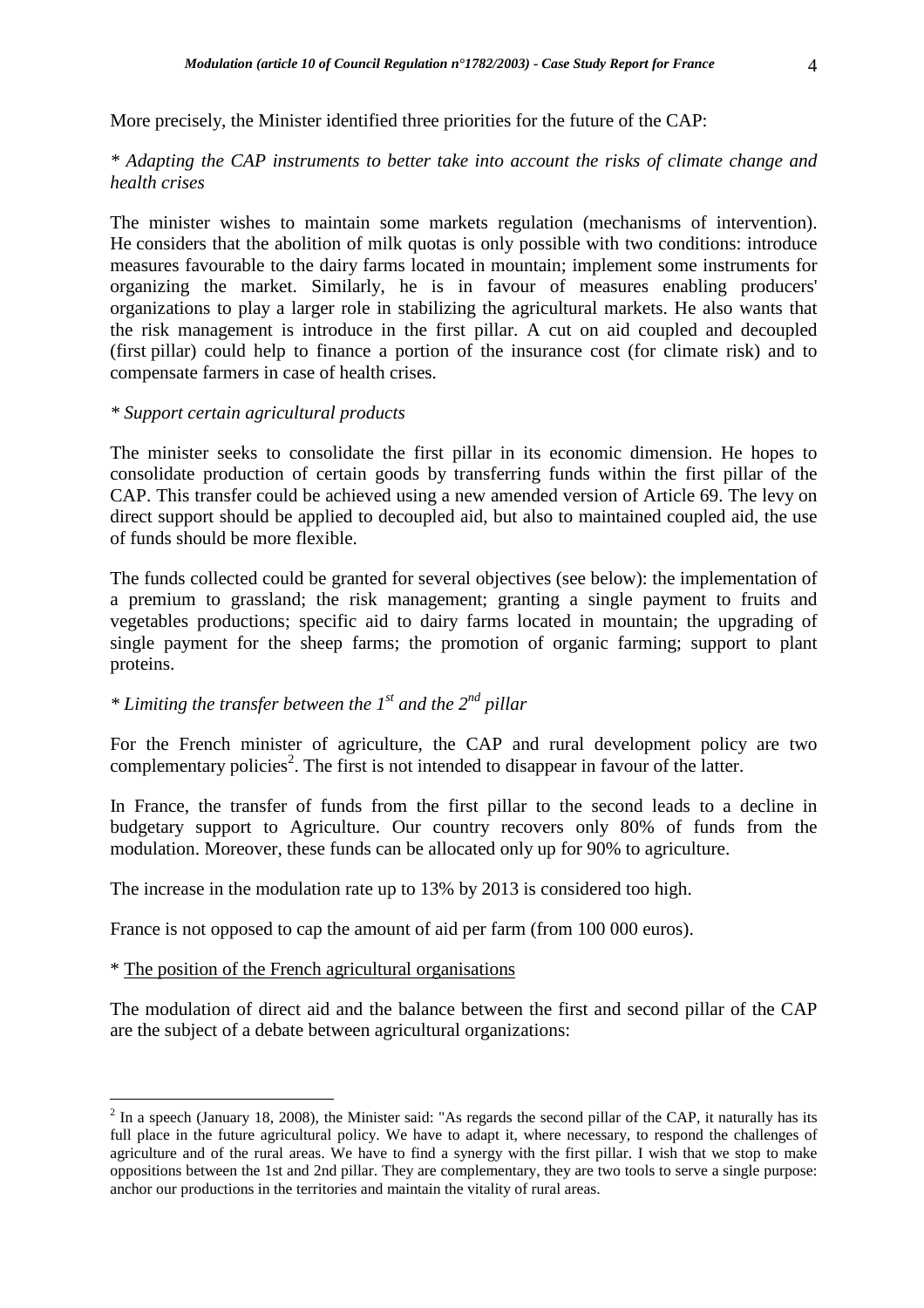More precisely, the Minister identified three priorities for the future of the CAP:

*\* Adapting the CAP instruments to better take into account the risks of climate change and health crises*

The minister wishes to maintain some markets regulation (mechanisms of intervention). He considers that the abolition of milk quotas is only possible with two conditions: introduce measures favourable to the dairy farms located in mountain; implement some instruments for organizing the market. Similarly, he is in favour of measures enabling producers' organizations to play a larger role in stabilizing the agricultural markets. He also wants that the risk management is introduce in the first pillar. A cut on aid coupled and decoupled (first pillar) could help to finance a portion of the insurance cost (for climate risk) and to compensate farmers in case of health crises.

*\* Support certain agricultural products*

The minister seeks to consolidate the first pillar in its economic dimension. He hopes to consolidate production of certain goods by transferring funds within the first pillar of the CAP. This transfer could be achieved using a new amended version of Article 69. The levy on direct support should be applied to decoupled aid, but also to maintained coupled aid, the use of funds should be more flexible.

The funds collected could be granted for several objectives (see below): the implementation of a premium to grassland; the risk management; granting a single payment to fruits and vegetables productions; specific aid to dairy farms located in mountain; the upgrading of single payment for the sheep farms; the promotion of organic farming; support to plant proteins.

*\* Limiting the transfer between the 1st and the 2nd pillar*

For the French minister of agriculture, the CAP and rural development policy are two complementary policies[2]. The first is not intended to disappear in favour of the latter.

In France, the transfer of funds from the first pillar to the second leads to a decline in budgetary support to Agriculture. Our country recovers only 80% of funds from the modulation. Moreover, these funds can be allocated only up for 90% to agriculture.

The increase in the modulation rate up to 13% by 2013 is considered too high.

France is not opposed to cap the amount of aid per farm (from 100 000 euros).

\* <u>The position of the French agricultural organisations</u>

The modulation of direct aid and the balance between the first and second pillar of the CAP are the subject of a debate between agricultural organizations:

---

[2] In a speech (January 18, 2008), the Minister said: "As regards the second pillar of the CAP, it naturally has its full place in the future agricultural policy. We have to adapt it, where necessary, to respond the challenges of agriculture and of the rural areas. We have to find a synergy with the first pillar. I wish that we stop to make oppositions between the 1st and 2nd pillar. They are complementary, they are two tools to serve a single purpose: anchor our productions in the territories and maintain the vitality of rural areas.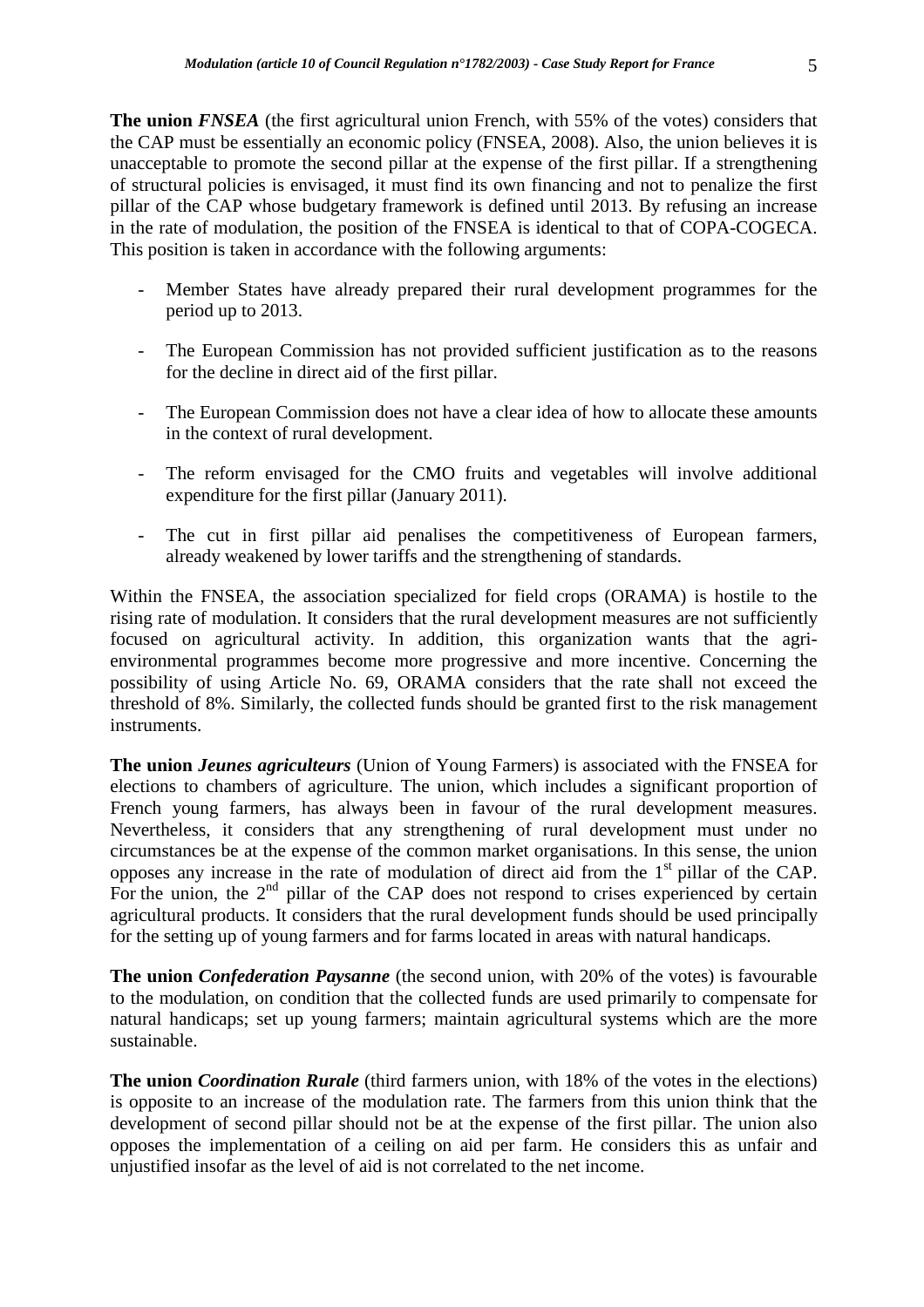**The union *FNSEA*** (the first agricultural union French, with 55% of the votes) considers that the CAP must be essentially an economic policy (FNSEA, 2008). Also, the union believes it is unacceptable to promote the second pillar at the expense of the first pillar. If a strengthening of structural policies is envisaged, it must find its own financing and not to penalize the first pillar of the CAP whose budgetary framework is defined until 2013. By refusing an increase in the rate of modulation, the position of the FNSEA is identical to that of COPA-COGECA. This position is taken in accordance with the following arguments:

- Member States have already prepared their rural development programmes for the period up to 2013.
- The European Commission has not provided sufficient justification as to the reasons for the decline in direct aid of the first pillar.
- The European Commission does not have a clear idea of how to allocate these amounts in the context of rural development.
- The reform envisaged for the CMO fruits and vegetables will involve additional expenditure for the first pillar (January 2011).
- The cut in first pillar aid penalises the competitiveness of European farmers, already weakened by lower tariffs and the strengthening of standards.

Within the FNSEA, the association specialized for field crops (ORAMA) is hostile to the rising rate of modulation. It considers that the rural development measures are not sufficiently focused on agricultural activity. In addition, this organization wants that the agri-environmental programmes become more progressive and more incentive. Concerning the possibility of using Article No. 69, ORAMA considers that the rate shall not exceed the threshold of 8%. Similarly, the collected funds should be granted first to the risk management instruments.

**The union *Jeunes agriculteurs*** (Union of Young Farmers) is associated with the FNSEA for elections to chambers of agriculture. The union, which includes a significant proportion of French young farmers, has always been in favour of the rural development measures. Nevertheless, it considers that any strengthening of rural development must under no circumstances be at the expense of the common market organisations. In this sense, the union opposes any increase in the rate of modulation of direct aid from the 1st pillar of the CAP. For the union, the 2nd pillar of the CAP does not respond to crises experienced by certain agricultural products. It considers that the rural development funds should be used principally for the setting up of young farmers and for farms located in areas with natural handicaps.

**The union *Confederation Paysanne*** (the second union, with 20% of the votes) is favourable to the modulation, on condition that the collected funds are used primarily to compensate for natural handicaps; set up young farmers; maintain agricultural systems which are the more sustainable.

**The union *Coordination Rurale*** (third farmers union, with 18% of the votes in the elections) is opposite to an increase of the modulation rate. The farmers from this union think that the development of second pillar should not be at the expense of the first pillar. The union also opposes the implementation of a ceiling on aid per farm. He considers this as unfair and unjustified insofar as the level of aid is not correlated to the net income.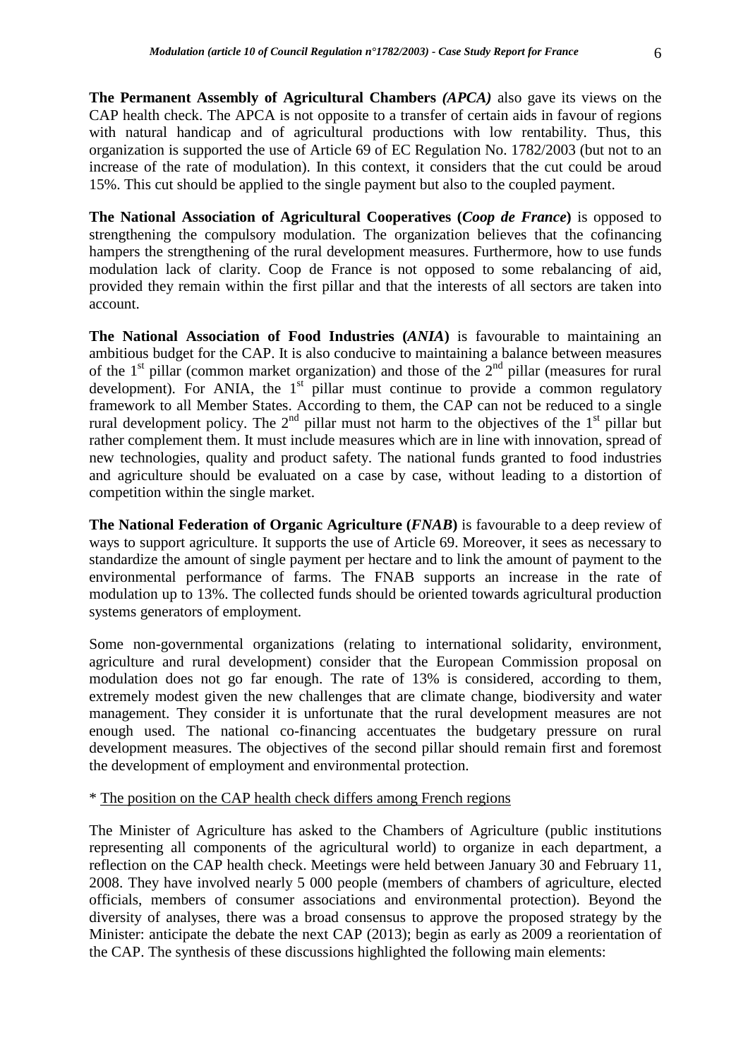**The Permanent Assembly of Agricultural Chambers *(APCA)*** also gave its views on the CAP health check. The APCA is not opposite to a transfer of certain aids in favour of regions with natural handicap and of agricultural productions with low rentability. Thus, this organization is supported the use of Article 69 of EC Regulation No. 1782/2003 (but not to an increase of the rate of modulation). In this context, it considers that the cut could be aroud 15%. This cut should be applied to the single payment but also to the coupled payment.

**The National Association of Agricultural Cooperatives (*Coop de France*)** is opposed to strengthening the compulsory modulation. The organization believes that the cofinancing hampers the strengthening of the rural development measures. Furthermore, how to use funds modulation lack of clarity. Coop de France is not opposed to some rebalancing of aid, provided they remain within the first pillar and that the interests of all sectors are taken into account.

**The National Association of Food Industries (*ANIA*)** is favourable to maintaining an ambitious budget for the CAP. It is also conducive to maintaining a balance between measures of the 1st pillar (common market organization) and those of the 2nd pillar (measures for rural development). For ANIA, the 1st pillar must continue to provide a common regulatory framework to all Member States. According to them, the CAP can not be reduced to a single rural development policy. The 2nd pillar must not harm to the objectives of the 1st pillar but rather complement them. It must include measures which are in line with innovation, spread of new technologies, quality and product safety. The national funds granted to food industries and agriculture should be evaluated on a case by case, without leading to a distortion of competition within the single market.

**The National Federation of Organic Agriculture (*FNAB*)** is favourable to a deep review of ways to support agriculture. It supports the use of Article 69. Moreover, it sees as necessary to standardize the amount of single payment per hectare and to link the amount of payment to the environmental performance of farms. The FNAB supports an increase in the rate of modulation up to 13%. The collected funds should be oriented towards agricultural production systems generators of employment.

Some non-governmental organizations (relating to international solidarity, environment, agriculture and rural development) consider that the European Commission proposal on modulation does not go far enough. The rate of 13% is considered, according to them, extremely modest given the new challenges that are climate change, biodiversity and water management. They consider it is unfortunate that the rural development measures are not enough used. The national co-financing accentuates the budgetary pressure on rural development measures. The objectives of the second pillar should remain first and foremost the development of employment and environmental protection.

\* The position on the CAP health check differs among French regions

The Minister of Agriculture has asked to the Chambers of Agriculture (public institutions representing all components of the agricultural world) to organize in each department, a reflection on the CAP health check. Meetings were held between January 30 and February 11, 2008. They have involved nearly 5 000 people (members of chambers of agriculture, elected officials, members of consumer associations and environmental protection). Beyond the diversity of analyses, there was a broad consensus to approve the proposed strategy by the Minister: anticipate the debate the next CAP (2013); begin as early as 2009 a reorientation of the CAP. The synthesis of these discussions highlighted the following main elements: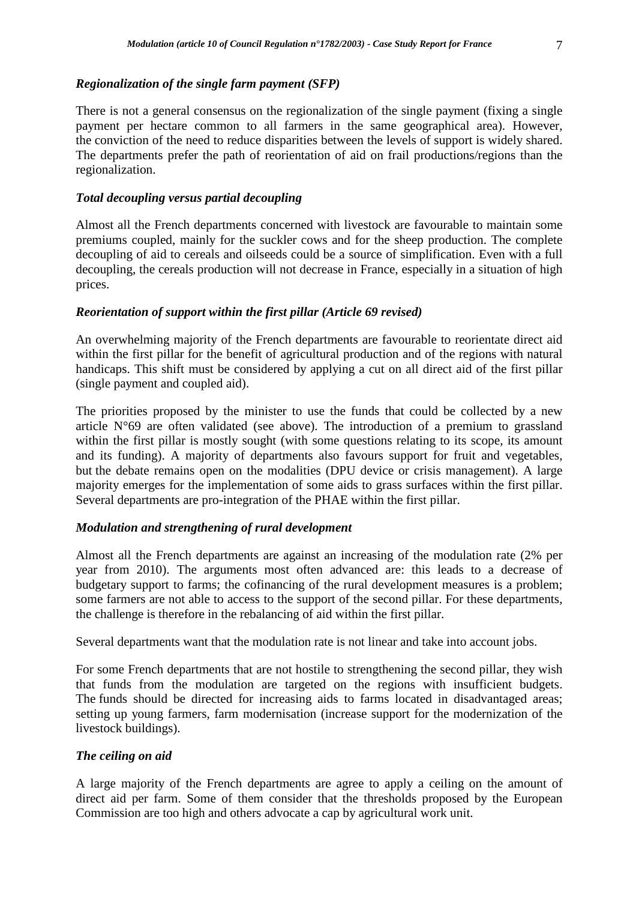### *Regionalization of the single farm payment (SFP)*

There is not a general consensus on the regionalization of the single payment (fixing a single payment per hectare common to all farmers in the same geographical area). However, the conviction of the need to reduce disparities between the levels of support is widely shared. The departments prefer the path of reorientation of aid on frail productions/regions than the regionalization.

### *Total decoupling versus partial decoupling*

Almost all the French departments concerned with livestock are favourable to maintain some premiums coupled, mainly for the suckler cows and for the sheep production. The complete decoupling of aid to cereals and oilseeds could be a source of simplification. Even with a full decoupling, the cereals production will not decrease in France, especially in a situation of high prices.

### *Reorientation of support within the first pillar (Article 69 revised)*

An overwhelming majority of the French departments are favourable to reorientate direct aid within the first pillar for the benefit of agricultural production and of the regions with natural handicaps. This shift must be considered by applying a cut on all direct aid of the first pillar (single payment and coupled aid).

The priorities proposed by the minister to use the funds that could be collected by a new article N°69 are often validated (see above). The introduction of a premium to grassland within the first pillar is mostly sought (with some questions relating to its scope, its amount and its funding). A majority of departments also favours support for fruit and vegetables, but the debate remains open on the modalities (DPU device or crisis management). A large majority emerges for the implementation of some aids to grass surfaces within the first pillar. Several departments are pro-integration of the PHAE within the first pillar.

### *Modulation and strengthening of rural development*

Almost all the French departments are against an increasing of the modulation rate (2% per year from 2010). The arguments most often advanced are: this leads to a decrease of budgetary support to farms; the cofinancing of the rural development measures is a problem; some farmers are not able to access to the support of the second pillar. For these departments, the challenge is therefore in the rebalancing of aid within the first pillar.

Several departments want that the modulation rate is not linear and take into account jobs.

For some French departments that are not hostile to strengthening the second pillar, they wish that funds from the modulation are targeted on the regions with insufficient budgets. The funds should be directed for increasing aids to farms located in disadvantaged areas; setting up young farmers, farm modernisation (increase support for the modernization of the livestock buildings).

### *The ceiling on aid*

A large majority of the French departments are agree to apply a ceiling on the amount of direct aid per farm. Some of them consider that the thresholds proposed by the European Commission are too high and others advocate a cap by agricultural work unit.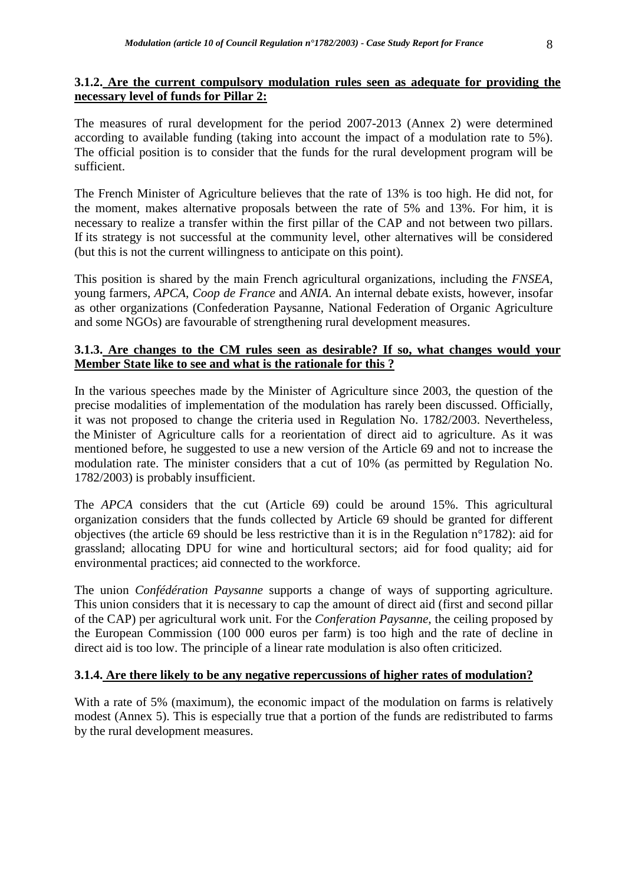### 3.1.2. Are the current compulsory modulation rules seen as adequate for providing the necessary level of funds for Pillar 2:

The measures of rural development for the period 2007-2013 (Annex 2) were determined according to available funding (taking into account the impact of a modulation rate to 5%). The official position is to consider that the funds for the rural development program will be sufficient.

The French Minister of Agriculture believes that the rate of 13% is too high. He did not, for the moment, makes alternative proposals between the rate of 5% and 13%. For him, it is necessary to realize a transfer within the first pillar of the CAP and not between two pillars. If its strategy is not successful at the community level, other alternatives will be considered (but this is not the current willingness to anticipate on this point).

This position is shared by the main French agricultural organizations, including the *FNSEA*, young farmers, *APCA*, *Coop de France* and *ANIA*. An internal debate exists, however, insofar as other organizations (Confederation Paysanne, National Federation of Organic Agriculture and some NGOs) are favourable of strengthening rural development measures.

### 3.1.3. Are changes to the CM rules seen as desirable? If so, what changes would your Member State like to see and what is the rationale for this ?

In the various speeches made by the Minister of Agriculture since 2003, the question of the precise modalities of implementation of the modulation has rarely been discussed. Officially, it was not proposed to change the criteria used in Regulation No. 1782/2003. Nevertheless, the Minister of Agriculture calls for a reorientation of direct aid to agriculture. As it was mentioned before, he suggested to use a new version of the Article 69 and not to increase the modulation rate. The minister considers that a cut of 10% (as permitted by Regulation No. 1782/2003) is probably insufficient.

The *APCA* considers that the cut (Article 69) could be around 15%. This agricultural organization considers that the funds collected by Article 69 should be granted for different objectives (the article 69 should be less restrictive than it is in the Regulation n°1782): aid for grassland; allocating DPU for wine and horticultural sectors; aid for food quality; aid for environmental practices; aid connected to the workforce.

The union *Confédération Paysanne* supports a change of ways of supporting agriculture. This union considers that it is necessary to cap the amount of direct aid (first and second pillar of the CAP) per agricultural work unit. For the *Conferation Paysanne*, the ceiling proposed by the European Commission (100 000 euros per farm) is too high and the rate of decline in direct aid is too low. The principle of a linear rate modulation is also often criticized.

### 3.1.4. Are there likely to be any negative repercussions of higher rates of modulation?

With a rate of 5% (maximum), the economic impact of the modulation on farms is relatively modest (Annex 5). This is especially true that a portion of the funds are redistributed to farms by the rural development measures.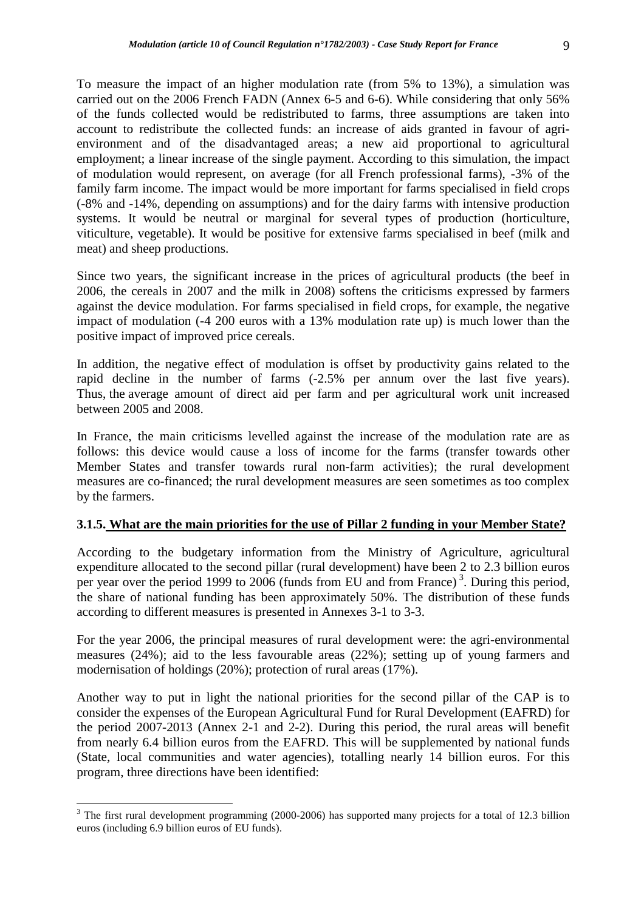To measure the impact of an higher modulation rate (from 5% to 13%), a simulation was carried out on the 2006 French FADN (Annex 6-5 and 6-6). While considering that only 56% of the funds collected would be redistributed to farms, three assumptions are taken into account to redistribute the collected funds: an increase of aids granted in favour of agri-environment and of the disadvantaged areas; a new aid proportional to agricultural employment; a linear increase of the single payment. According to this simulation, the impact of modulation would represent, on average (for all French professional farms), -3% of the family farm income. The impact would be more important for farms specialised in field crops (-8% and -14%, depending on assumptions) and for the dairy farms with intensive production systems. It would be neutral or marginal for several types of production (horticulture, viticulture, vegetable). It would be positive for extensive farms specialised in beef (milk and meat) and sheep productions.

Since two years, the significant increase in the prices of agricultural products (the beef in 2006, the cereals in 2007 and the milk in 2008) softens the criticisms expressed by farmers against the device modulation. For farms specialised in field crops, for example, the negative impact of modulation (-4 200 euros with a 13% modulation rate up) is much lower than the positive impact of improved price cereals.

In addition, the negative effect of modulation is offset by productivity gains related to the rapid decline in the number of farms (-2.5% per annum over the last five years). Thus, the average amount of direct aid per farm and per agricultural work unit increased between 2005 and 2008.

In France, the main criticisms levelled against the increase of the modulation rate are as follows: this device would cause a loss of income for the farms (transfer towards other Member States and transfer towards rural non-farm activities); the rural development measures are co-financed; the rural development measures are seen sometimes as too complex by the farmers.

### 3.1.5. What are the main priorities for the use of Pillar 2 funding in your Member State?

According to the budgetary information from the Ministry of Agriculture, agricultural expenditure allocated to the second pillar (rural development) have been 2 to 2.3 billion euros per year over the period 1999 to 2006 (funds from EU and from France)[3]. During this period, the share of national funding has been approximately 50%. The distribution of these funds according to different measures is presented in Annexes 3-1 to 3-3.

For the year 2006, the principal measures of rural development were: the agri-environmental measures (24%); aid to the less favourable areas (22%); setting up of young farmers and modernisation of holdings (20%); protection of rural areas (17%).

Another way to put in light the national priorities for the second pillar of the CAP is to consider the expenses of the European Agricultural Fund for Rural Development (EAFRD) for the period 2007-2013 (Annex 2-1 and 2-2). During this period, the rural areas will benefit from nearly 6.4 billion euros from the EAFRD. This will be supplemented by national funds (State, local communities and water agencies), totalling nearly 14 billion euros. For this program, three directions have been identified:

[3] The first rural development programming (2000-2006) has supported many projects for a total of 12.3 billion euros (including 6.9 billion euros of EU funds).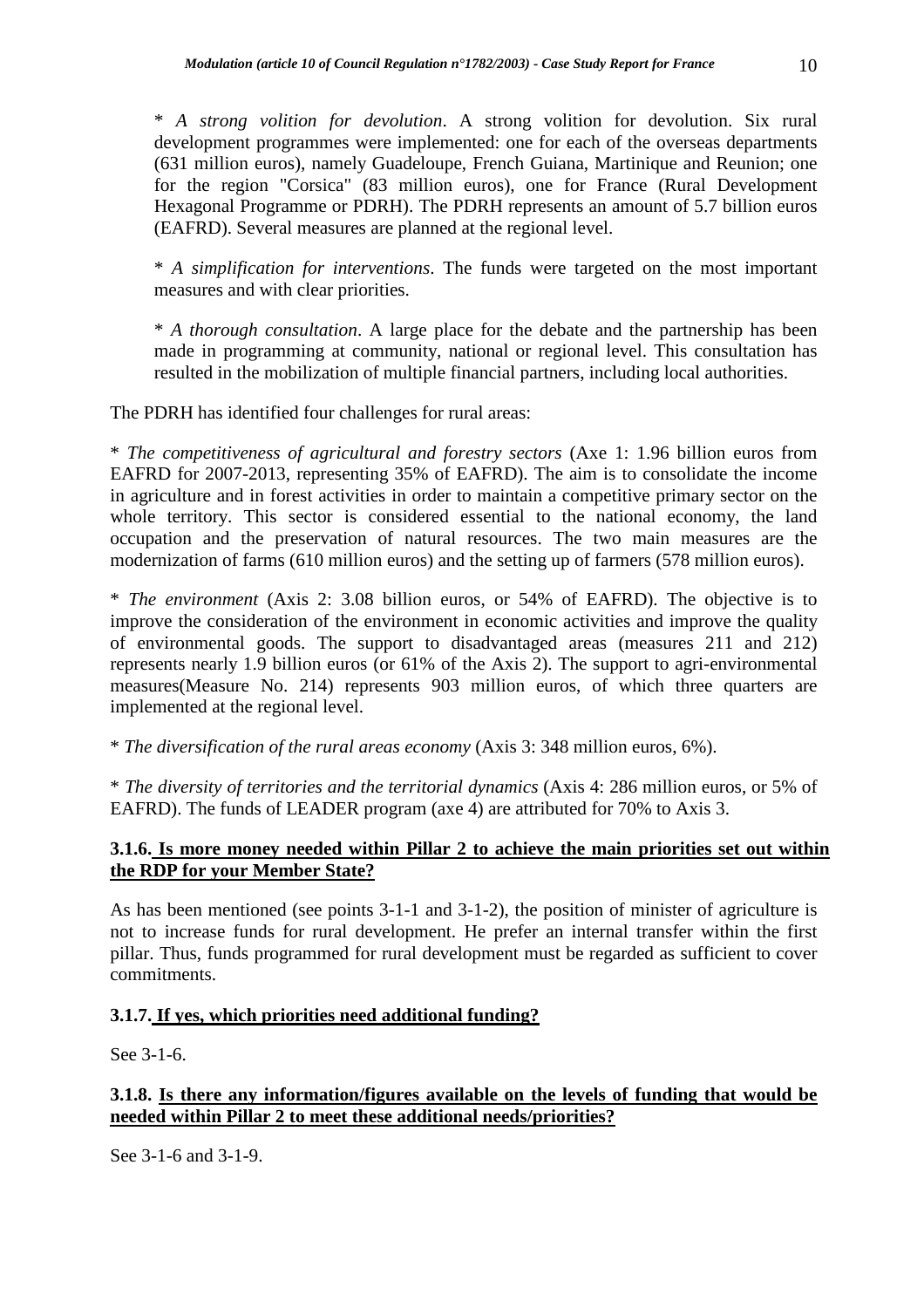* *A strong volition for devolution*. A strong volition for devolution. Six rural development programmes were implemented: one for each of the overseas departments (631 million euros), namely Guadeloupe, French Guiana, Martinique and Reunion; one for the region "Corsica" (83 million euros), one for France (Rural Development Hexagonal Programme or PDRH). The PDRH represents an amount of 5.7 billion euros (EAFRD). Several measures are planned at the regional level.

* *A simplification for interventions*. The funds were targeted on the most important measures and with clear priorities.

* *A thorough consultation*. A large place for the debate and the partnership has been made in programming at community, national or regional level. This consultation has resulted in the mobilization of multiple financial partners, including local authorities.

The PDRH has identified four challenges for rural areas:

* *The competitiveness of agricultural and forestry sectors* (Axe 1: 1.96 billion euros from EAFRD for 2007-2013, representing 35% of EAFRD). The aim is to consolidate the income in agriculture and in forest activities in order to maintain a competitive primary sector on the whole territory. This sector is considered essential to the national economy, the land occupation and the preservation of natural resources. The two main measures are the modernization of farms (610 million euros) and the setting up of farmers (578 million euros).

* *The environment* (Axis 2: 3.08 billion euros, or 54% of EAFRD). The objective is to improve the consideration of the environment in economic activities and improve the quality of environmental goods. The support to disadvantaged areas (measures 211 and 212) represents nearly 1.9 billion euros (or 61% of the Axis 2). The support to agri-environmental measures(Measure No. 214) represents 903 million euros, of which three quarters are implemented at the regional level.

* *The diversification of the rural areas economy* (Axis 3: 348 million euros, 6%).

* *The diversity of territories and the territorial dynamics* (Axis 4: 286 million euros, or 5% of EAFRD). The funds of LEADER program (axe 4) are attributed for 70% to Axis 3.

### 3.1.6. Is more money needed within Pillar 2 to achieve the main priorities set out within the RDP for your Member State?

As has been mentioned (see points 3-1-1 and 3-1-2), the position of minister of agriculture is not to increase funds for rural development. He prefer an internal transfer within the first pillar. Thus, funds programmed for rural development must be regarded as sufficient to cover commitments.

### 3.1.7. If yes, which priorities need additional funding?

See 3-1-6.

### 3.1.8. Is there any information/figures available on the levels of funding that would be needed within Pillar 2 to meet these additional needs/priorities?

See 3-1-6 and 3-1-9.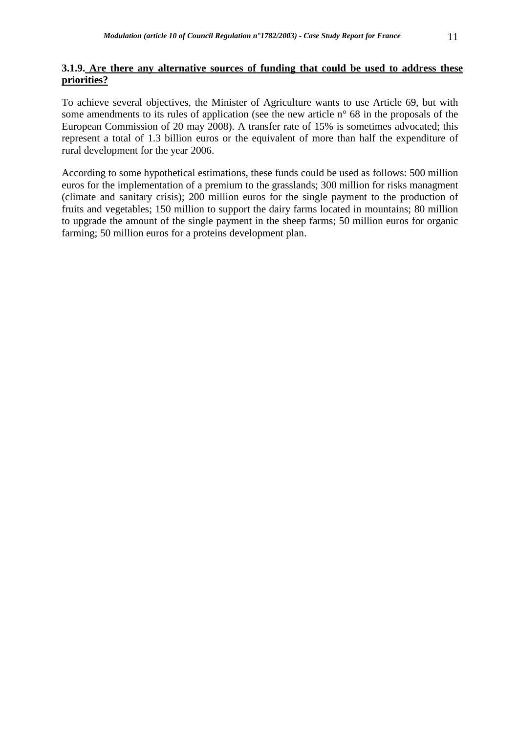### 3.1.9. Are there any alternative sources of funding that could be used to address these priorities?

To achieve several objectives, the Minister of Agriculture wants to use Article 69, but with some amendments to its rules of application (see the new article n° 68 in the proposals of the European Commission of 20 may 2008). A transfer rate of 15% is sometimes advocated; this represent a total of 1.3 billion euros or the equivalent of more than half the expenditure of rural development for the year 2006.

According to some hypothetical estimations, these funds could be used as follows: 500 million euros for the implementation of a premium to the grasslands; 300 million for risks managment (climate and sanitary crisis); 200 million euros for the single payment to the production of fruits and vegetables; 150 million to support the dairy farms located in mountains; 80 million to upgrade the amount of the single payment in the sheep farms; 50 million euros for organic farming; 50 million euros for a proteins development plan.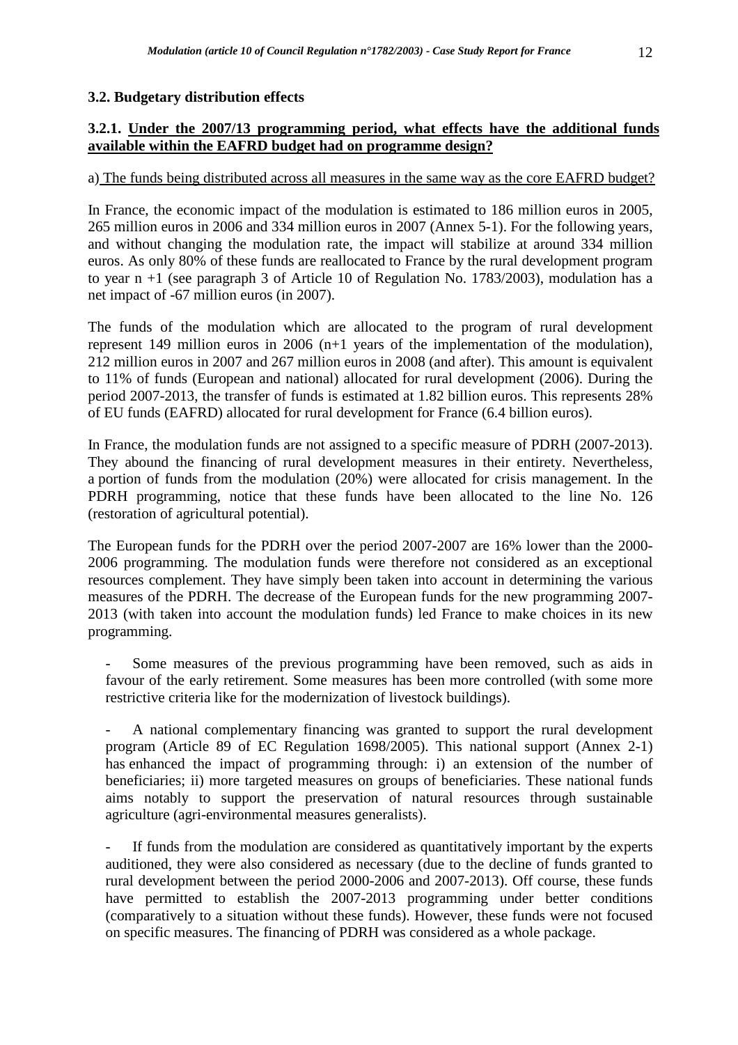### 3.2. Budgetary distribution effects

#### 3.2.1. Under the 2007/13 programming period, what effects have the additional funds available within the EAFRD budget had on programme design?

a) The funds being distributed across all measures in the same way as the core EAFRD budget?

In France, the economic impact of the modulation is estimated to 186 million euros in 2005, 265 million euros in 2006 and 334 million euros in 2007 (Annex 5-1). For the following years, and without changing the modulation rate, the impact will stabilize at around 334 million euros. As only 80% of these funds are reallocated to France by the rural development program to year n +1 (see paragraph 3 of Article 10 of Regulation No. 1783/2003), modulation has a net impact of -67 million euros (in 2007).

The funds of the modulation which are allocated to the program of rural development represent 149 million euros in 2006 (n+1 years of the implementation of the modulation), 212 million euros in 2007 and 267 million euros in 2008 (and after). This amount is equivalent to 11% of funds (European and national) allocated for rural development (2006). During the period 2007-2013, the transfer of funds is estimated at 1.82 billion euros. This represents 28% of EU funds (EAFRD) allocated for rural development for France (6.4 billion euros).

In France, the modulation funds are not assigned to a specific measure of PDRH (2007-2013). They abound the financing of rural development measures in their entirety. Nevertheless, a portion of funds from the modulation (20%) were allocated for crisis management. In the PDRH programming, notice that these funds have been allocated to the line No. 126 (restoration of agricultural potential).

The European funds for the PDRH over the period 2007-2007 are 16% lower than the 2000-2006 programming. The modulation funds were therefore not considered as an exceptional resources complement. They have simply been taken into account in determining the various measures of the PDRH. The decrease of the European funds for the new programming 2007-2013 (with taken into account the modulation funds) led France to make choices in its new programming.

- Some measures of the previous programming have been removed, such as aids in favour of the early retirement. Some measures has been more controlled (with some more restrictive criteria like for the modernization of livestock buildings).

- A national complementary financing was granted to support the rural development program (Article 89 of EC Regulation 1698/2005). This national support (Annex 2-1) has enhanced the impact of programming through: i) an extension of the number of beneficiaries; ii) more targeted measures on groups of beneficiaries. These national funds aims notably to support the preservation of natural resources through sustainable agriculture (agri-environmental measures generalists).

- If funds from the modulation are considered as quantitatively important by the experts auditioned, they were also considered as necessary (due to the decline of funds granted to rural development between the period 2000-2006 and 2007-2013). Off course, these funds have permitted to establish the 2007-2013 programming under better conditions (comparatively to a situation without these funds). However, these funds were not focused on specific measures. The financing of PDRH was considered as a whole package.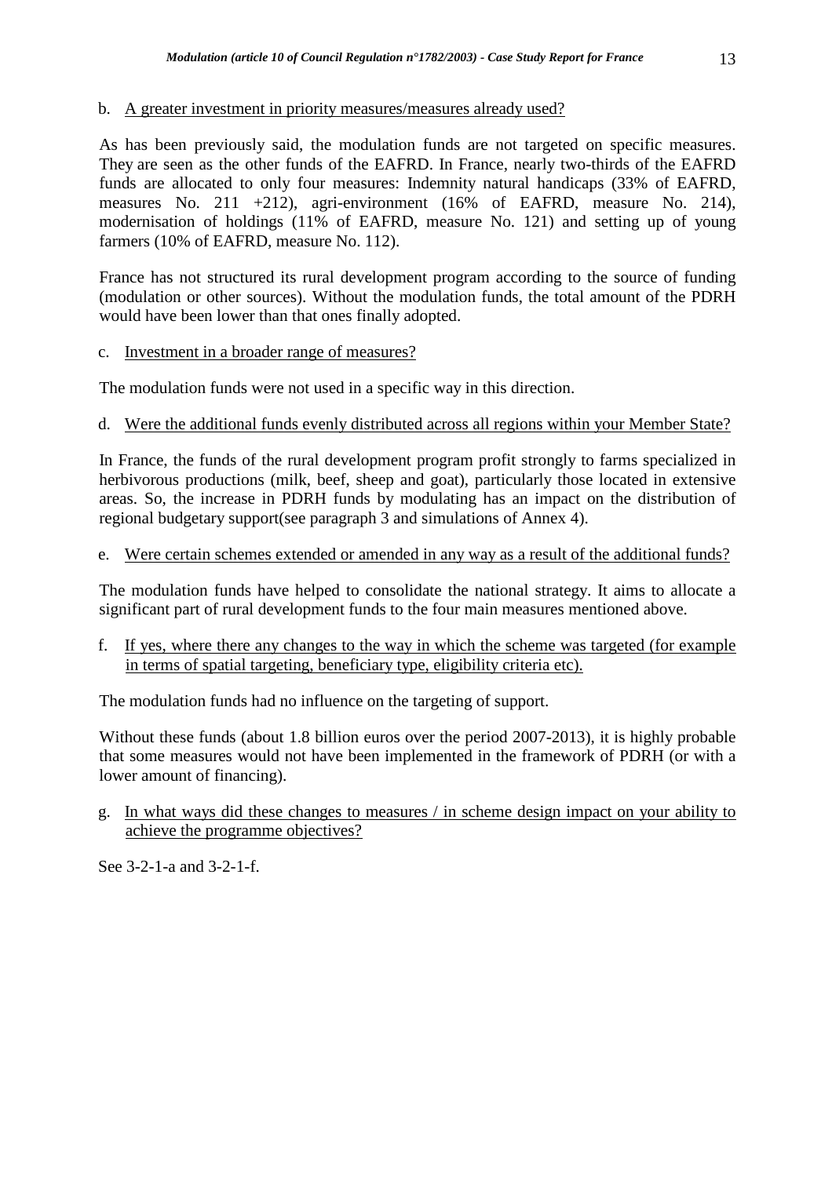b. <u>A greater investment in priority measures/measures already used?</u>

As has been previously said, the modulation funds are not targeted on specific measures. They are seen as the other funds of the EAFRD. In France, nearly two-thirds of the EAFRD funds are allocated to only four measures: Indemnity natural handicaps (33% of EAFRD, measures No. 211 +212), agri-environment (16% of EAFRD, measure No. 214), modernisation of holdings (11% of EAFRD, measure No. 121) and setting up of young farmers (10% of EAFRD, measure No. 112).

France has not structured its rural development program according to the source of funding (modulation or other sources). Without the modulation funds, the total amount of the PDRH would have been lower than that ones finally adopted.

c. <u>Investment in a broader range of measures?</u>

The modulation funds were not used in a specific way in this direction.

d. <u>Were the additional funds evenly distributed across all regions within your Member State?</u>

In France, the funds of the rural development program profit strongly to farms specialized in herbivorous productions (milk, beef, sheep and goat), particularly those located in extensive areas. So, the increase in PDRH funds by modulating has an impact on the distribution of regional budgetary support(see paragraph 3 and simulations of Annex 4).

e. <u>Were certain schemes extended or amended in any way as a result of the additional funds?</u>

The modulation funds have helped to consolidate the national strategy. It aims to allocate a significant part of rural development funds to the four main measures mentioned above.

f. <u>If yes, where there any changes to the way in which the scheme was targeted (for example in terms of spatial targeting, beneficiary type, eligibility criteria etc).</u>

The modulation funds had no influence on the targeting of support.

Without these funds (about 1.8 billion euros over the period 2007-2013), it is highly probable that some measures would not have been implemented in the framework of PDRH (or with a lower amount of financing).

g. <u>In what ways did these changes to measures / in scheme design impact on your ability to achieve the programme objectives?</u>

See 3-2-1-a and 3-2-1-f.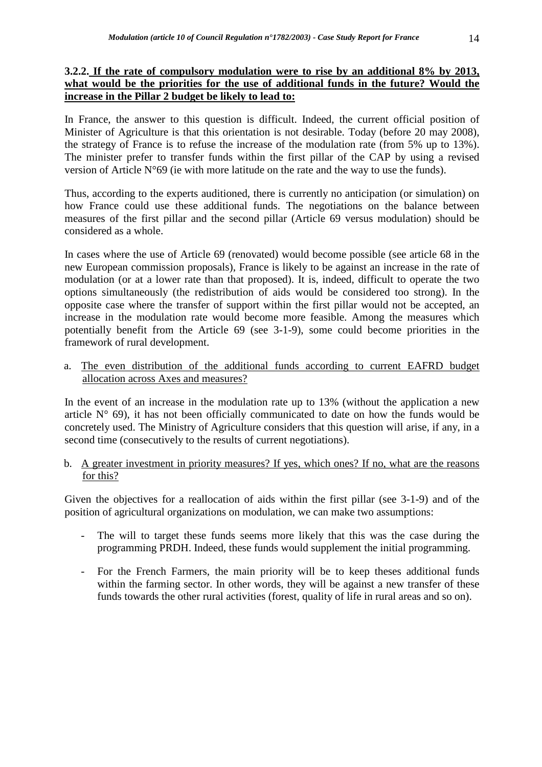### 3.2.2. If the rate of compulsory modulation were to rise by an additional 8% by 2013, what would be the priorities for the use of additional funds in the future? Would the increase in the Pillar 2 budget be likely to lead to:

In France, the answer to this question is difficult. Indeed, the current official position of Minister of Agriculture is that this orientation is not desirable. Today (before 20 may 2008), the strategy of France is to refuse the increase of the modulation rate (from 5% up to 13%). The minister prefer to transfer funds within the first pillar of the CAP by using a revised version of Article N°69 (ie with more latitude on the rate and the way to use the funds).

Thus, according to the experts auditioned, there is currently no anticipation (or simulation) on how France could use these additional funds. The negotiations on the balance between measures of the first pillar and the second pillar (Article 69 versus modulation) should be considered as a whole.

In cases where the use of Article 69 (renovated) would become possible (see article 68 in the new European commission proposals), France is likely to be against an increase in the rate of modulation (or at a lower rate than that proposed). It is, indeed, difficult to operate the two options simultaneously (the redistribution of aids would be considered too strong). In the opposite case where the transfer of support within the first pillar would not be accepted, an increase in the modulation rate would become more feasible. Among the measures which potentially benefit from the Article 69 (see 3-1-9), some could become priorities in the framework of rural development.

a. The even distribution of the additional funds according to current EAFRD budget allocation across Axes and measures?

In the event of an increase in the modulation rate up to 13% (without the application a new article N° 69), it has not been officially communicated to date on how the funds would be concretely used. The Ministry of Agriculture considers that this question will arise, if any, in a second time (consecutively to the results of current negotiations).

b. A greater investment in priority measures? If yes, which ones? If no, what are the reasons for this?

Given the objectives for a reallocation of aids within the first pillar (see 3-1-9) and of the position of agricultural organizations on modulation, we can make two assumptions:

- The will to target these funds seems more likely that this was the case during the programming PRDH. Indeed, these funds would supplement the initial programming.
- For the French Farmers, the main priority will be to keep theses additional funds within the farming sector. In other words, they will be against a new transfer of these funds towards the other rural activities (forest, quality of life in rural areas and so on).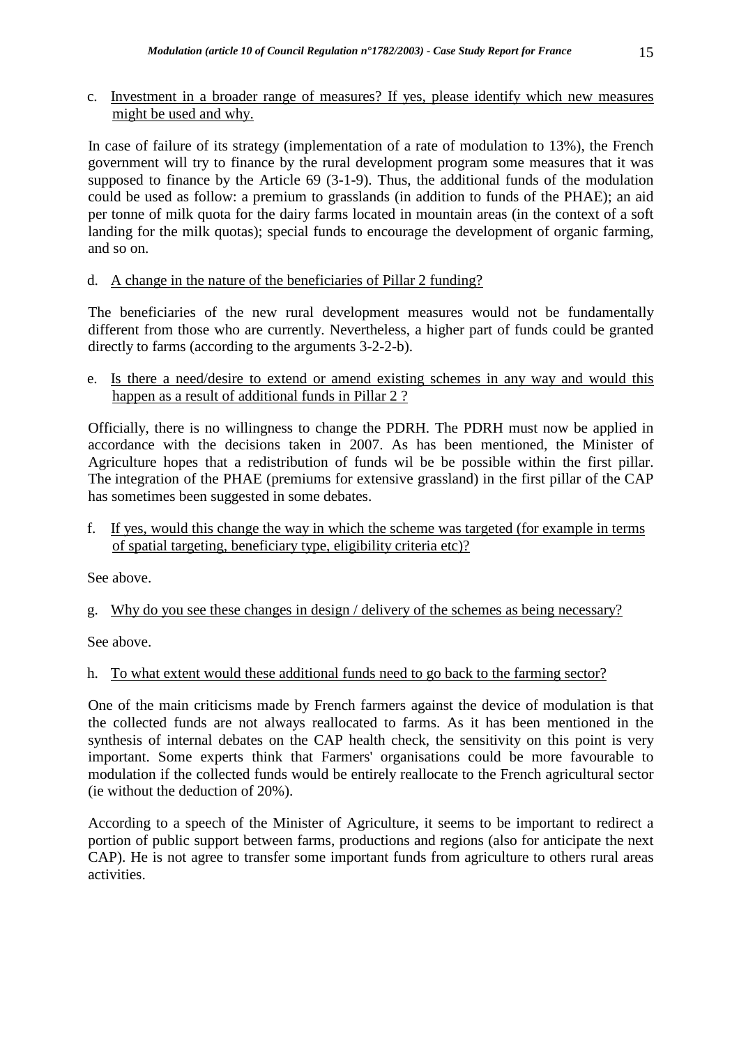c. <u>Investment in a broader range of measures? If yes, please identify which new measures might be used and why.</u>

In case of failure of its strategy (implementation of a rate of modulation to 13%), the French government will try to finance by the rural development program some measures that it was supposed to finance by the Article 69 (3-1-9). Thus, the additional funds of the modulation could be used as follow: a premium to grasslands (in addition to funds of the PHAE); an aid per tonne of milk quota for the dairy farms located in mountain areas (in the context of a soft landing for the milk quotas); special funds to encourage the development of organic farming, and so on.

d. <u>A change in the nature of the beneficiaries of Pillar 2 funding?</u>

The beneficiaries of the new rural development measures would not be fundamentally different from those who are currently. Nevertheless, a higher part of funds could be granted directly to farms (according to the arguments 3-2-2-b).

e. <u>Is there a need/desire to extend or amend existing schemes in any way and would this happen as a result of additional funds in Pillar 2 ?</u>

Officially, there is no willingness to change the PDRH. The PDRH must now be applied in accordance with the decisions taken in 2007. As has been mentioned, the Minister of Agriculture hopes that a redistribution of funds wil be be possible within the first pillar. The integration of the PHAE (premiums for extensive grassland) in the first pillar of the CAP has sometimes been suggested in some debates.

f. <u>If yes, would this change the way in which the scheme was targeted (for example in terms of spatial targeting, beneficiary type, eligibility criteria etc)?</u>

See above.

g. <u>Why do you see these changes in design / delivery of the schemes as being necessary?</u>

See above.

h. <u>To what extent would these additional funds need to go back to the farming sector?</u>

One of the main criticisms made by French farmers against the device of modulation is that the collected funds are not always reallocated to farms. As it has been mentioned in the synthesis of internal debates on the CAP health check, the sensitivity on this point is very important. Some experts think that Farmers' organisations could be more favourable to modulation if the collected funds would be entirely reallocate to the French agricultural sector (ie without the deduction of 20%).

According to a speech of the Minister of Agriculture, it seems to be important to redirect a portion of public support between farms, productions and regions (also for anticipate the next CAP). He is not agree to transfer some important funds from agriculture to others rural areas activities.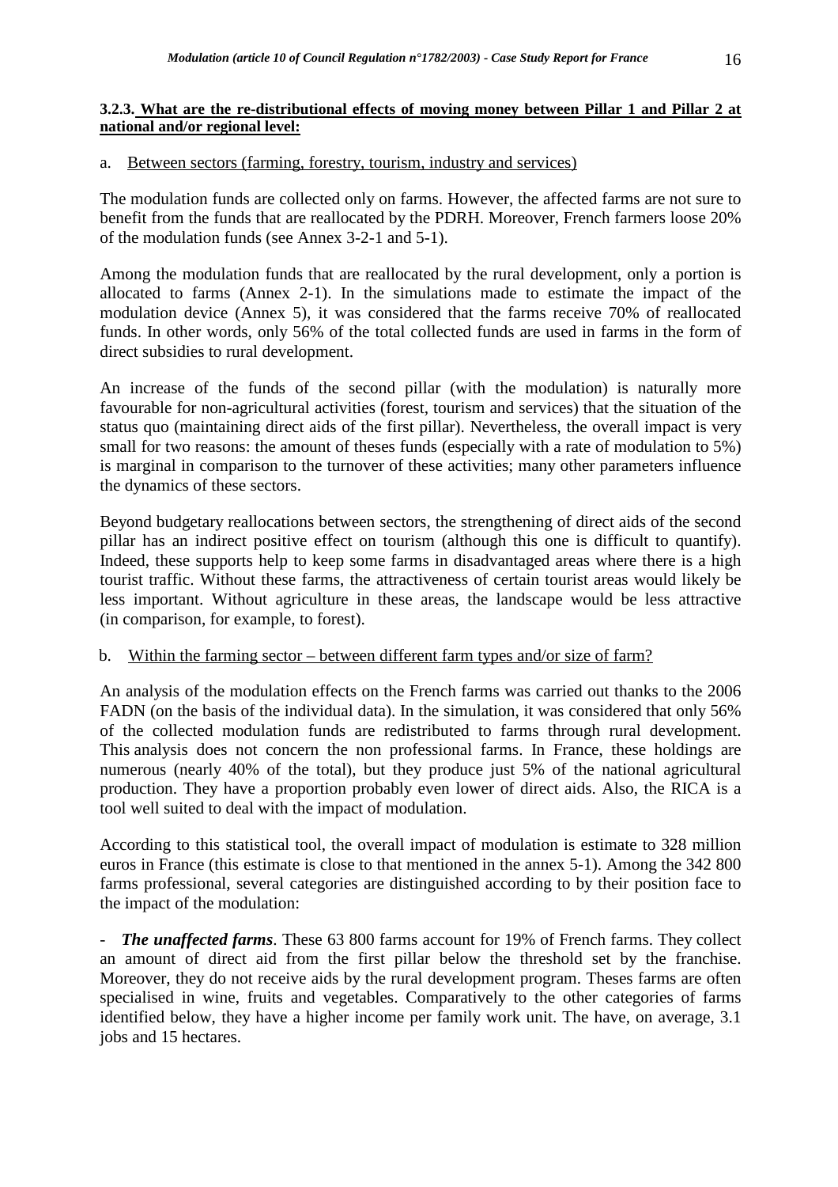**3.2.3. What are the re-distributional effects of moving money between Pillar 1 and Pillar 2 at national and/or regional level:**

a. Between sectors (farming, forestry, tourism, industry and services)

The modulation funds are collected only on farms. However, the affected farms are not sure to benefit from the funds that are reallocated by the PDRH. Moreover, French farmers loose 20% of the modulation funds (see Annex 3-2-1 and 5-1).

Among the modulation funds that are reallocated by the rural development, only a portion is allocated to farms (Annex 2-1). In the simulations made to estimate the impact of the modulation device (Annex 5), it was considered that the farms receive 70% of reallocated funds. In other words, only 56% of the total collected funds are used in farms in the form of direct subsidies to rural development.

An increase of the funds of the second pillar (with the modulation) is naturally more favourable for non-agricultural activities (forest, tourism and services) that the situation of the status quo (maintaining direct aids of the first pillar). Nevertheless, the overall impact is very small for two reasons: the amount of theses funds (especially with a rate of modulation to 5%) is marginal in comparison to the turnover of these activities; many other parameters influence the dynamics of these sectors.

Beyond budgetary reallocations between sectors, the strengthening of direct aids of the second pillar has an indirect positive effect on tourism (although this one is difficult to quantify). Indeed, these supports help to keep some farms in disadvantaged areas where there is a high tourist traffic. Without these farms, the attractiveness of certain tourist areas would likely be less important. Without agriculture in these areas, the landscape would be less attractive (in comparison, for example, to forest).

b. Within the farming sector – between different farm types and/or size of farm?

An analysis of the modulation effects on the French farms was carried out thanks to the 2006 FADN (on the basis of the individual data). In the simulation, it was considered that only 56% of the collected modulation funds are redistributed to farms through rural development. This analysis does not concern the non professional farms. In France, these holdings are numerous (nearly 40% of the total), but they produce just 5% of the national agricultural production. They have a proportion probably even lower of direct aids. Also, the RICA is a tool well suited to deal with the impact of modulation.

According to this statistical tool, the overall impact of modulation is estimate to 328 million euros in France (this estimate is close to that mentioned in the annex 5-1). Among the 342 800 farms professional, several categories are distinguished according to by their position face to the impact of the modulation:

- ***The unaffected farms***. These 63 800 farms account for 19% of French farms. They collect an amount of direct aid from the first pillar below the threshold set by the franchise. Moreover, they do not receive aids by the rural development program. Theses farms are often specialised in wine, fruits and vegetables. Comparatively to the other categories of farms identified below, they have a higher income per family work unit. The have, on average, 3.1 jobs and 15 hectares.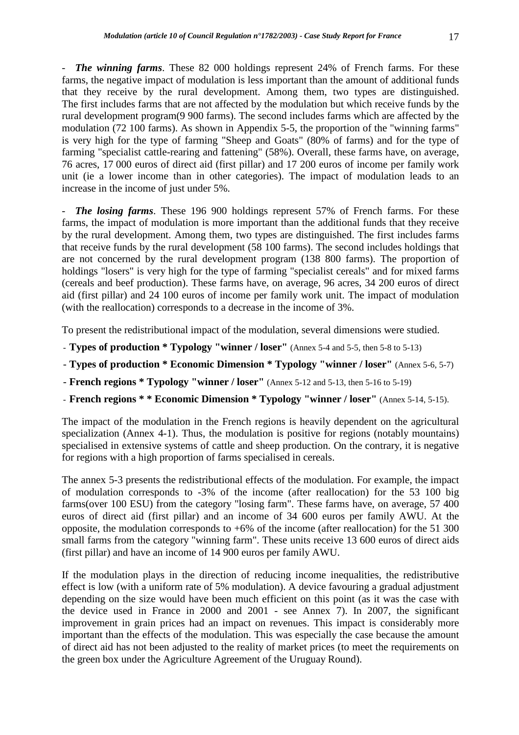- ***The winning farms***. These 82 000 holdings represent 24% of French farms. For these farms, the negative impact of modulation is less important than the amount of additional funds that they receive by the rural development. Among them, two types are distinguished. The first includes farms that are not affected by the modulation but which receive funds by the rural development program(9 900 farms). The second includes farms which are affected by the modulation (72 100 farms). As shown in Appendix 5-5, the proportion of the "winning farms" is very high for the type of farming "Sheep and Goats" (80% of farms) and for the type of farming "specialist cattle-rearing and fattening" (58%). Overall, these farms have, on average, 76 acres, 17 000 euros of direct aid (first pillar) and 17 200 euros of income per family work unit (ie a lower income than in other categories). The impact of modulation leads to an increase in the income of just under 5%.

- ***The losing farms***. These 196 900 holdings represent 57% of French farms. For these farms, the impact of modulation is more important than the additional funds that they receive by the rural development. Among them, two types are distinguished. The first includes farms that receive funds by the rural development (58 100 farms). The second includes holdings that are not concerned by the rural development program (138 800 farms). The proportion of holdings "losers" is very high for the type of farming "specialist cereals" and for mixed farms (cereals and beef production). These farms have, on average, 96 acres, 34 200 euros of direct aid (first pillar) and 24 100 euros of income per family work unit. The impact of modulation (with the reallocation) corresponds to a decrease in the income of 3%.

To present the redistributional impact of the modulation, several dimensions were studied.

- **Types of production * Typology "winner / loser"** (Annex 5-4 and 5-5, then 5-8 to 5-13)
- **Types of production * Economic Dimension * Typology "winner / loser"** (Annex 5-6, 5-7)
- **French regions * Typology "winner / loser"** (Annex 5-12 and 5-13, then 5-16 to 5-19)
- **French regions * * Economic Dimension * Typology "winner / loser"** (Annex 5-14, 5-15).

The impact of the modulation in the French regions is heavily dependent on the agricultural specialization (Annex 4-1). Thus, the modulation is positive for regions (notably mountains) specialised in extensive systems of cattle and sheep production. On the contrary, it is negative for regions with a high proportion of farms specialised in cereals.

The annex 5-3 presents the redistributional effects of the modulation. For example, the impact of modulation corresponds to -3% of the income (after reallocation) for the 53 100 big farms(over 100 ESU) from the category "losing farm". These farms have, on average, 57 400 euros of direct aid (first pillar) and an income of 34 600 euros per family AWU. At the opposite, the modulation corresponds to +6% of the income (after reallocation) for the 51 300 small farms from the category "winning farm". These units receive 13 600 euros of direct aids (first pillar) and have an income of 14 900 euros per family AWU.

If the modulation plays in the direction of reducing income inequalities, the redistributive effect is low (with a uniform rate of 5% modulation). A device favouring a gradual adjustment depending on the size would have been much efficient on this point (as it was the case with the device used in France in 2000 and 2001 - see Annex 7). In 2007, the significant improvement in grain prices had an impact on revenues. This impact is considerably more important than the effects of the modulation. This was especially the case because the amount of direct aid has not been adjusted to the reality of market prices (to meet the requirements on the green box under the Agriculture Agreement of the Uruguay Round).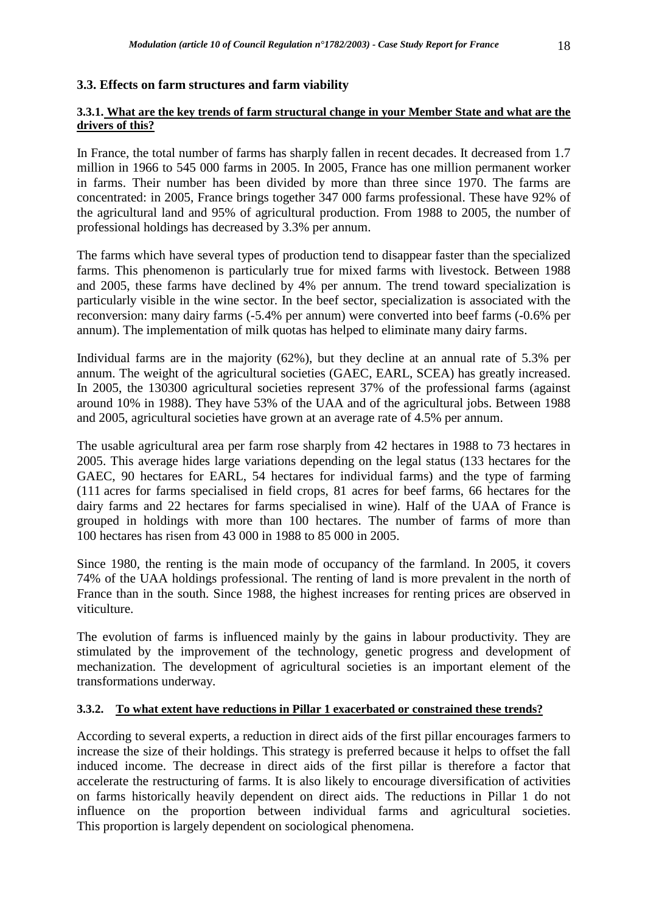## 3.3. Effects on farm structures and farm viability

### 3.3.1. What are the key trends of farm structural change in your Member State and what are the drivers of this?

In France, the total number of farms has sharply fallen in recent decades. It decreased from 1.7 million in 1966 to 545 000 farms in 2005. In 2005, France has one million permanent worker in farms. Their number has been divided by more than three since 1970. The farms are concentrated: in 2005, France brings together 347 000 farms professional. These have 92% of the agricultural land and 95% of agricultural production. From 1988 to 2005, the number of professional holdings has decreased by 3.3% per annum.

The farms which have several types of production tend to disappear faster than the specialized farms. This phenomenon is particularly true for mixed farms with livestock. Between 1988 and 2005, these farms have declined by 4% per annum. The trend toward specialization is particularly visible in the wine sector. In the beef sector, specialization is associated with the reconversion: many dairy farms (-5.4% per annum) were converted into beef farms (-0.6% per annum). The implementation of milk quotas has helped to eliminate many dairy farms.

Individual farms are in the majority (62%), but they decline at an annual rate of 5.3% per annum. The weight of the agricultural societies (GAEC, EARL, SCEA) has greatly increased. In 2005, the 130300 agricultural societies represent 37% of the professional farms (against around 10% in 1988). They have 53% of the UAA and of the agricultural jobs. Between 1988 and 2005, agricultural societies have grown at an average rate of 4.5% per annum.

The usable agricultural area per farm rose sharply from 42 hectares in 1988 to 73 hectares in 2005. This average hides large variations depending on the legal status (133 hectares for the GAEC, 90 hectares for EARL, 54 hectares for individual farms) and the type of farming (111 acres for farms specialised in field crops, 81 acres for beef farms, 66 hectares for the dairy farms and 22 hectares for farms specialised in wine). Half of the UAA of France is grouped in holdings with more than 100 hectares. The number of farms of more than 100 hectares has risen from 43 000 in 1988 to 85 000 in 2005.

Since 1980, the renting is the main mode of occupancy of the farmland. In 2005, it covers 74% of the UAA holdings professional. The renting of land is more prevalent in the north of France than in the south. Since 1988, the highest increases for renting prices are observed in viticulture.

The evolution of farms is influenced mainly by the gains in labour productivity. They are stimulated by the improvement of the technology, genetic progress and development of mechanization. The development of agricultural societies is an important element of the transformations underway.

### 3.3.2. To what extent have reductions in Pillar 1 exacerbated or constrained these trends?

According to several experts, a reduction in direct aids of the first pillar encourages farmers to increase the size of their holdings. This strategy is preferred because it helps to offset the fall induced income. The decrease in direct aids of the first pillar is therefore a factor that accelerate the restructuring of farms. It is also likely to encourage diversification of activities on farms historically heavily dependent on direct aids. The reductions in Pillar 1 do not influence on the proportion between individual farms and agricultural societies. This proportion is largely dependent on sociological phenomena.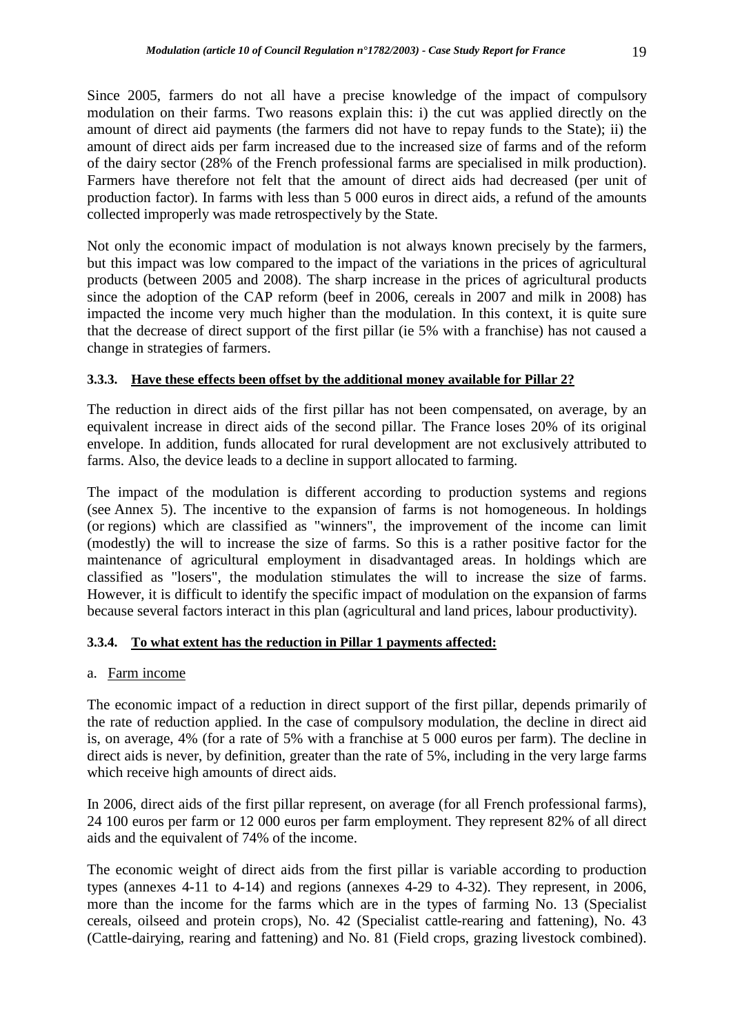Since 2005, farmers do not all have a precise knowledge of the impact of compulsory modulation on their farms. Two reasons explain this: i) the cut was applied directly on the amount of direct aid payments (the farmers did not have to repay funds to the State); ii) the amount of direct aids per farm increased due to the increased size of farms and of the reform of the dairy sector (28% of the French professional farms are specialised in milk production). Farmers have therefore not felt that the amount of direct aids had decreased (per unit of production factor). In farms with less than 5 000 euros in direct aids, a refund of the amounts collected improperly was made retrospectively by the State.

Not only the economic impact of modulation is not always known precisely by the farmers, but this impact was low compared to the impact of the variations in the prices of agricultural products (between 2005 and 2008). The sharp increase in the prices of agricultural products since the adoption of the CAP reform (beef in 2006, cereals in 2007 and milk in 2008) has impacted the income very much higher than the modulation. In this context, it is quite sure that the decrease of direct support of the first pillar (ie 5% with a franchise) has not caused a change in strategies of farmers.

#### 3.3.3. Have these effects been offset by the additional money available for Pillar 2?

The reduction in direct aids of the first pillar has not been compensated, on average, by an equivalent increase in direct aids of the second pillar. The France loses 20% of its original envelope. In addition, funds allocated for rural development are not exclusively attributed to farms. Also, the device leads to a decline in support allocated to farming.

The impact of the modulation is different according to production systems and regions (see Annex 5). The incentive to the expansion of farms is not homogeneous. In holdings (or regions) which are classified as "winners", the improvement of the income can limit (modestly) the will to increase the size of farms. So this is a rather positive factor for the maintenance of agricultural employment in disadvantaged areas. In holdings which are classified as "losers", the modulation stimulates the will to increase the size of farms. However, it is difficult to identify the specific impact of modulation on the expansion of farms because several factors interact in this plan (agricultural and land prices, labour productivity).

#### 3.3.4. To what extent has the reduction in Pillar 1 payments affected:

a. Farm income

The economic impact of a reduction in direct support of the first pillar, depends primarily of the rate of reduction applied. In the case of compulsory modulation, the decline in direct aid is, on average, 4% (for a rate of 5% with a franchise at 5 000 euros per farm). The decline in direct aids is never, by definition, greater than the rate of 5%, including in the very large farms which receive high amounts of direct aids.

In 2006, direct aids of the first pillar represent, on average (for all French professional farms), 24 100 euros per farm or 12 000 euros per farm employment. They represent 82% of all direct aids and the equivalent of 74% of the income.

The economic weight of direct aids from the first pillar is variable according to production types (annexes 4-11 to 4-14) and regions (annexes 4-29 to 4-32). They represent, in 2006, more than the income for the farms which are in the types of farming No. 13 (Specialist cereals, oilseed and protein crops), No. 42 (Specialist cattle-rearing and fattening), No. 43 (Cattle-dairying, rearing and fattening) and No. 81 (Field crops, grazing livestock combined).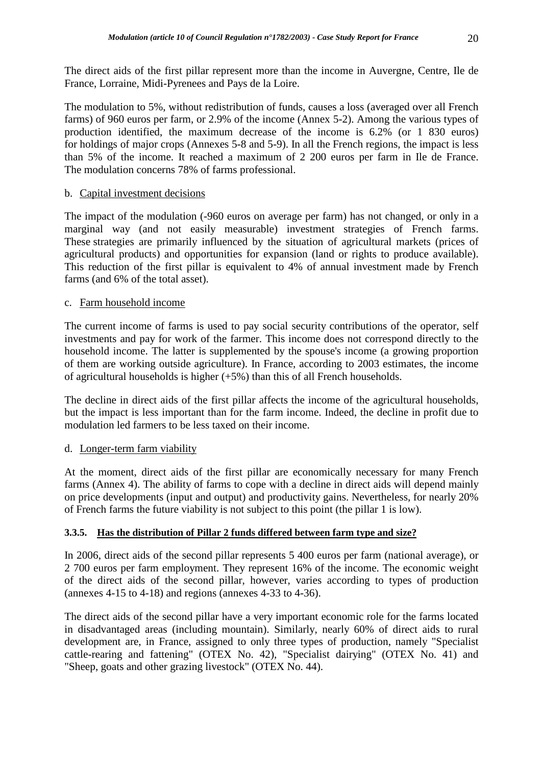The direct aids of the first pillar represent more than the income in Auvergne, Centre, Ile de France, Lorraine, Midi-Pyrenees and Pays de la Loire.

The modulation to 5%, without redistribution of funds, causes a loss (averaged over all French farms) of 960 euros per farm, or 2.9% of the income (Annex 5-2). Among the various types of production identified, the maximum decrease of the income is 6.2% (or 1 830 euros) for holdings of major crops (Annexes 5-8 and 5-9). In all the French regions, the impact is less than 5% of the income. It reached a maximum of 2 200 euros per farm in Ile de France. The modulation concerns 78% of farms professional.

b. Capital investment decisions

The impact of the modulation (-960 euros on average per farm) has not changed, or only in a marginal way (and not easily measurable) investment strategies of French farms. These strategies are primarily influenced by the situation of agricultural markets (prices of agricultural products) and opportunities for expansion (land or rights to produce available). This reduction of the first pillar is equivalent to 4% of annual investment made by French farms (and 6% of the total asset).

c. Farm household income

The current income of farms is used to pay social security contributions of the operator, self investments and pay for work of the farmer. This income does not correspond directly to the household income. The latter is supplemented by the spouse's income (a growing proportion of them are working outside agriculture). In France, according to 2003 estimates, the income of agricultural households is higher (+5%) than this of all French households.

The decline in direct aids of the first pillar affects the income of the agricultural households, but the impact is less important than for the farm income. Indeed, the decline in profit due to modulation led farmers to be less taxed on their income.

d. Longer-term farm viability

At the moment, direct aids of the first pillar are economically necessary for many French farms (Annex 4). The ability of farms to cope with a decline in direct aids will depend mainly on price developments (input and output) and productivity gains. Nevertheless, for nearly 20% of French farms the future viability is not subject to this point (the pillar 1 is low).

#### 3.3.5. Has the distribution of Pillar 2 funds differed between farm type and size?

In 2006, direct aids of the second pillar represents 5 400 euros per farm (national average), or 2 700 euros per farm employment. They represent 16% of the income. The economic weight of the direct aids of the second pillar, however, varies according to types of production (annexes 4-15 to 4-18) and regions (annexes 4-33 to 4-36).

The direct aids of the second pillar have a very important economic role for the farms located in disadvantaged areas (including mountain). Similarly, nearly 60% of direct aids to rural development are, in France, assigned to only three types of production, namely "Specialist cattle-rearing and fattening" (OTEX No. 42), "Specialist dairying" (OTEX No. 41) and "Sheep, goats and other grazing livestock" (OTEX No. 44).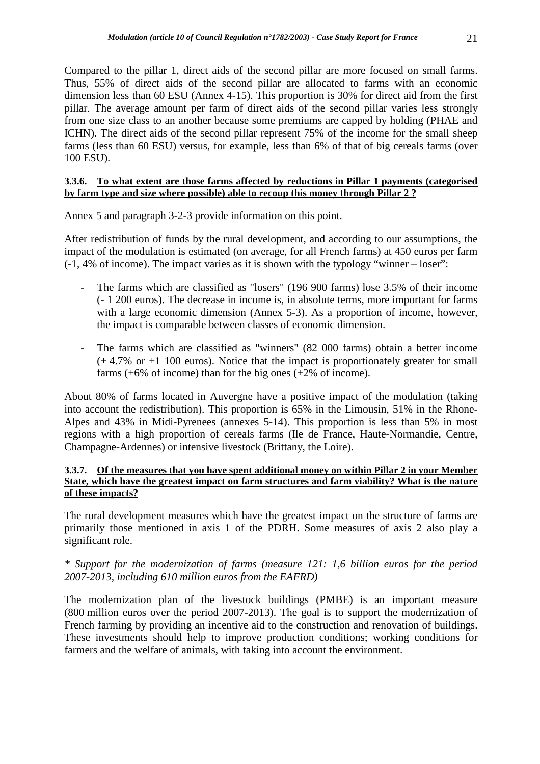Compared to the pillar 1, direct aids of the second pillar are more focused on small farms. Thus, 55% of direct aids of the second pillar are allocated to farms with an economic dimension less than 60 ESU (Annex 4-15). This proportion is 30% for direct aid from the first pillar. The average amount per farm of direct aids of the second pillar varies less strongly from one size class to an another because some premiums are capped by holding (PHAE and ICHN). The direct aids of the second pillar represent 75% of the income for the small sheep farms (less than 60 ESU) versus, for example, less than 6% of that of big cereals farms (over 100 ESU).

### 3.3.6. To what extent are those farms affected by reductions in Pillar 1 payments (categorised by farm type and size where possible) able to recoup this money through Pillar 2 ?

Annex 5 and paragraph 3-2-3 provide information on this point.

After redistribution of funds by the rural development, and according to our assumptions, the impact of the modulation is estimated (on average, for all French farms) at 450 euros per farm (-1, 4% of income). The impact varies as it is shown with the typology "winner – loser":

- The farms which are classified as "losers" (196 900 farms) lose 3.5% of their income (- 1 200 euros). The decrease in income is, in absolute terms, more important for farms with a large economic dimension (Annex 5-3). As a proportion of income, however, the impact is comparable between classes of economic dimension.
- The farms which are classified as "winners" (82 000 farms) obtain a better income (+ 4.7% or +1 100 euros). Notice that the impact is proportionately greater for small farms (+6% of income) than for the big ones (+2% of income).

About 80% of farms located in Auvergne have a positive impact of the modulation (taking into account the redistribution). This proportion is 65% in the Limousin, 51% in the Rhone-Alpes and 43% in Midi-Pyrenees (annexes 5-14). This proportion is less than 5% in most regions with a high proportion of cereals farms (Ile de France, Haute-Normandie, Centre, Champagne-Ardennes) or intensive livestock (Brittany, the Loire).

### 3.3.7. Of the measures that you have spent additional money on within Pillar 2 in your Member State, which have the greatest impact on farm structures and farm viability? What is the nature of these impacts?

The rural development measures which have the greatest impact on the structure of farms are primarily those mentioned in axis 1 of the PDRH. Some measures of axis 2 also play a significant role.

*\* Support for the modernization of farms (measure 121: 1,6 billion euros for the period 2007-2013, including 610 million euros from the EAFRD)*

The modernization plan of the livestock buildings (PMBE) is an important measure (800 million euros over the period 2007-2013). The goal is to support the modernization of French farming by providing an incentive aid to the construction and renovation of buildings. These investments should help to improve production conditions; working conditions for farmers and the welfare of animals, with taking into account the environment.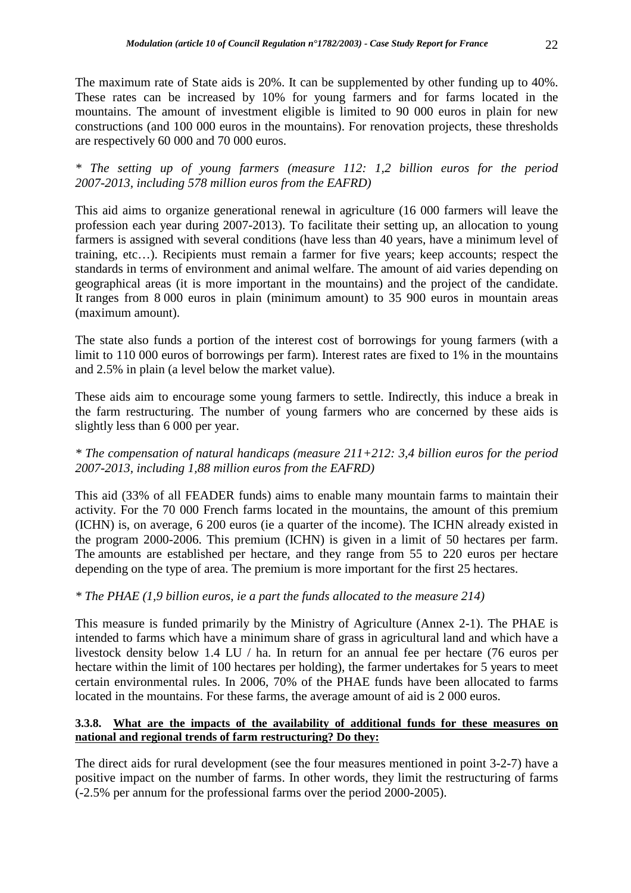The maximum rate of State aids is 20%. It can be supplemented by other funding up to 40%. These rates can be increased by 10% for young farmers and for farms located in the mountains. The amount of investment eligible is limited to 90 000 euros in plain for new constructions (and 100 000 euros in the mountains). For renovation projects, these thresholds are respectively 60 000 and 70 000 euros.

*\* The setting up of young farmers (measure 112: 1,2 billion euros for the period 2007-2013, including 578 million euros from the EAFRD)*

This aid aims to organize generational renewal in agriculture (16 000 farmers will leave the profession each year during 2007-2013). To facilitate their setting up, an allocation to young farmers is assigned with several conditions (have less than 40 years, have a minimum level of training, etc…). Recipients must remain a farmer for five years; keep accounts; respect the standards in terms of environment and animal welfare. The amount of aid varies depending on geographical areas (it is more important in the mountains) and the project of the candidate. It ranges from 8 000 euros in plain (minimum amount) to 35 900 euros in mountain areas (maximum amount).

The state also funds a portion of the interest cost of borrowings for young farmers (with a limit to 110 000 euros of borrowings per farm). Interest rates are fixed to 1% in the mountains and 2.5% in plain (a level below the market value).

These aids aim to encourage some young farmers to settle. Indirectly, this induce a break in the farm restructuring. The number of young farmers who are concerned by these aids is slightly less than 6 000 per year.

*\* The compensation of natural handicaps (measure 211+212: 3,4 billion euros for the period 2007-2013, including 1,88 million euros from the EAFRD)*

This aid (33% of all FEADER funds) aims to enable many mountain farms to maintain their activity. For the 70 000 French farms located in the mountains, the amount of this premium (ICHN) is, on average, 6 200 euros (ie a quarter of the income). The ICHN already existed in the program 2000-2006. This premium (ICHN) is given in a limit of 50 hectares per farm. The amounts are established per hectare, and they range from 55 to 220 euros per hectare depending on the type of area. The premium is more important for the first 25 hectares.

*\* The PHAE (1,9 billion euros, ie a part the funds allocated to the measure 214)*

This measure is funded primarily by the Ministry of Agriculture (Annex 2-1). The PHAE is intended to farms which have a minimum share of grass in agricultural land and which have a livestock density below 1.4 LU / ha. In return for an annual fee per hectare (76 euros per hectare within the limit of 100 hectares per holding), the farmer undertakes for 5 years to meet certain environmental rules. In 2006, 70% of the PHAE funds have been allocated to farms located in the mountains. For these farms, the average amount of aid is 2 000 euros.

#### 3.3.8. <u>What are the impacts of the availability of additional funds for these measures on national and regional trends of farm restructuring? Do they:</u>

The direct aids for rural development (see the four measures mentioned in point 3-2-7) have a positive impact on the number of farms. In other words, they limit the restructuring of farms (-2.5% per annum for the professional farms over the period 2000-2005).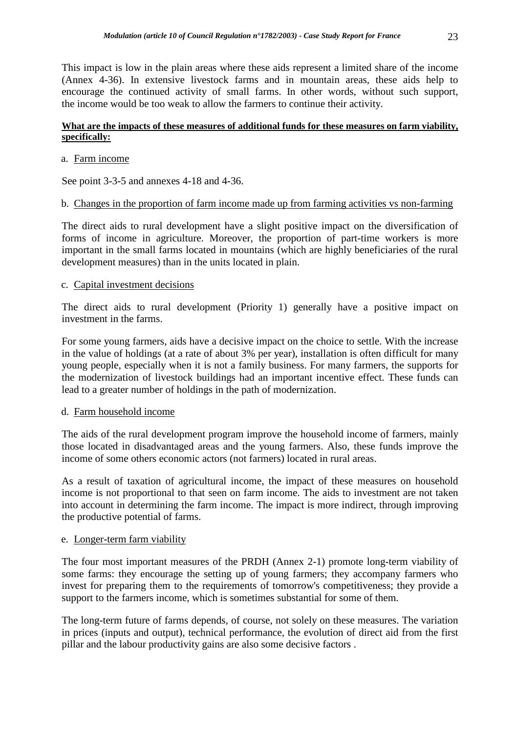This impact is low in the plain areas where these aids represent a limited share of the income (Annex 4-36). In extensive livestock farms and in mountain areas, these aids help to encourage the continued activity of small farms. In other words, without such support, the income would be too weak to allow the farmers to continue their activity.

**What are the impacts of these measures of additional funds for these measures on farm viability, specifically:**

a. Farm income

See point 3-3-5 and annexes 4-18 and 4-36.

b. Changes in the proportion of farm income made up from farming activities vs non-farming

The direct aids to rural development have a slight positive impact on the diversification of forms of income in agriculture. Moreover, the proportion of part-time workers is more important in the small farms located in mountains (which are highly beneficiaries of the rural development measures) than in the units located in plain.

c. Capital investment decisions

The direct aids to rural development (Priority 1) generally have a positive impact on investment in the farms.

For some young farmers, aids have a decisive impact on the choice to settle. With the increase in the value of holdings (at a rate of about 3% per year), installation is often difficult for many young people, especially when it is not a family business. For many farmers, the supports for the modernization of livestock buildings had an important incentive effect. These funds can lead to a greater number of holdings in the path of modernization.

d. Farm household income

The aids of the rural development program improve the household income of farmers, mainly those located in disadvantaged areas and the young farmers. Also, these funds improve the income of some others economic actors (not farmers) located in rural areas.

As a result of taxation of agricultural income, the impact of these measures on household income is not proportional to that seen on farm income. The aids to investment are not taken into account in determining the farm income. The impact is more indirect, through improving the productive potential of farms.

e. Longer-term farm viability

The four most important measures of the PRDH (Annex 2-1) promote long-term viability of some farms: they encourage the setting up of young farmers; they accompany farmers who invest for preparing them to the requirements of tomorrow's competitiveness; they provide a support to the farmers income, which is sometimes substantial for some of them.

The long-term future of farms depends, of course, not solely on these measures. The variation in prices (inputs and output), technical performance, the evolution of direct aid from the first pillar and the labour productivity gains are also some decisive factors .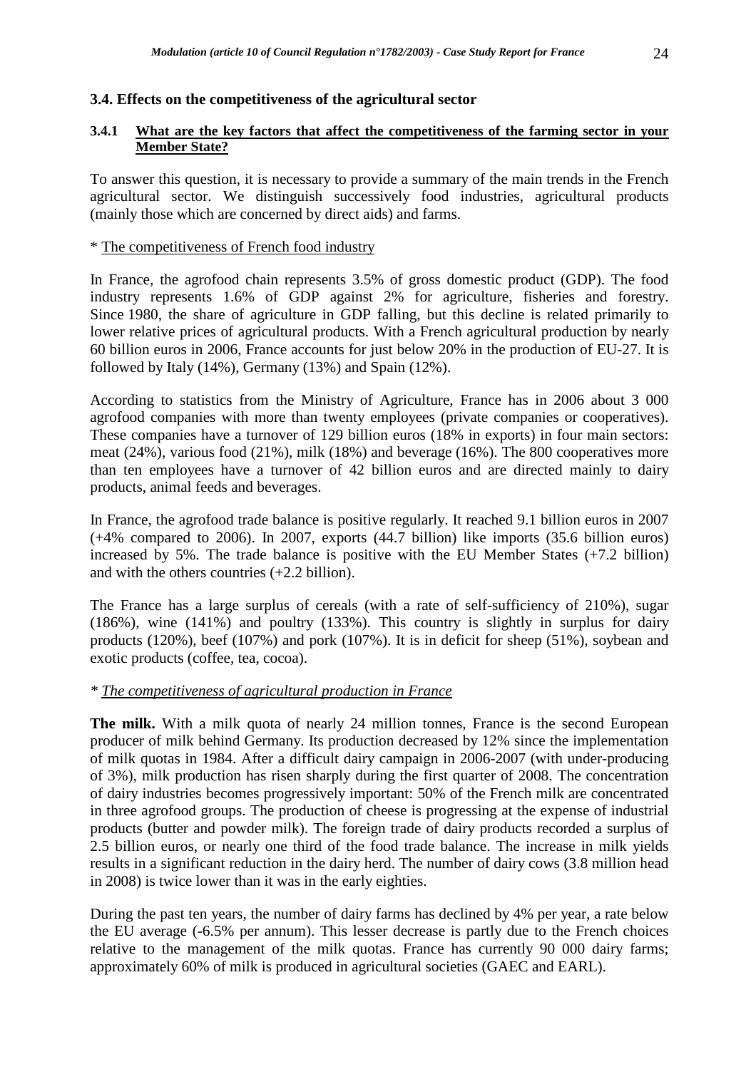## 3.4. Effects on the competitiveness of the agricultural sector

### 3.4.1 <u>What are the key factors that affect the competitiveness of the farming sector in your Member State?</u>

To answer this question, it is necessary to provide a summary of the main trends in the French agricultural sector. We distinguish successively food industries, agricultural products (mainly those which are concerned by direct aids) and farms.

* <u>The competitiveness of French food industry</u>

In France, the agrofood chain represents 3.5% of gross domestic product (GDP). The food industry represents 1.6% of GDP against 2% for agriculture, fisheries and forestry. Since 1980, the share of agriculture in GDP falling, but this decline is related primarily to lower relative prices of agricultural products. With a French agricultural production by nearly 60 billion euros in 2006, France accounts for just below 20% in the production of EU-27. It is followed by Italy (14%), Germany (13%) and Spain (12%).

According to statistics from the Ministry of Agriculture, France has in 2006 about 3 000 agrofood companies with more than twenty employees (private companies or cooperatives). These companies have a turnover of 129 billion euros (18% in exports) in four main sectors: meat (24%), various food (21%), milk (18%) and beverage (16%). The 800 cooperatives more than ten employees have a turnover of 42 billion euros and are directed mainly to dairy products, animal feeds and beverages.

In France, the agrofood trade balance is positive regularly. It reached 9.1 billion euros in 2007 (+4% compared to 2006). In 2007, exports (44.7 billion) like imports (35.6 billion euros) increased by 5%. The trade balance is positive with the EU Member States (+7.2 billion) and with the others countries (+2.2 billion).

The France has a large surplus of cereals (with a rate of self-sufficiency of 210%), sugar (186%), wine (141%) and poultry (133%). This country is slightly in surplus for dairy products (120%), beef (107%) and pork (107%). It is in deficit for sheep (51%), soybean and exotic products (coffee, tea, cocoa).

*\* <u>The competitiveness of agricultural production in France</u>*

**The milk.** With a milk quota of nearly 24 million tonnes, France is the second European producer of milk behind Germany. Its production decreased by 12% since the implementation of milk quotas in 1984. After a difficult dairy campaign in 2006-2007 (with under-producing of 3%), milk production has risen sharply during the first quarter of 2008. The concentration of dairy industries becomes progressively important: 50% of the French milk are concentrated in three agrofood groups. The production of cheese is progressing at the expense of industrial products (butter and powder milk). The foreign trade of dairy products recorded a surplus of 2.5 billion euros, or nearly one third of the food trade balance. The increase in milk yields results in a significant reduction in the dairy herd. The number of dairy cows (3.8 million head in 2008) is twice lower than it was in the early eighties.

During the past ten years, the number of dairy farms has declined by 4% per year, a rate below the EU average (-6.5% per annum). This lesser decrease is partly due to the French choices relative to the management of the milk quotas. France has currently 90 000 dairy farms; approximately 60% of milk is produced in agricultural societies (GAEC and EARL).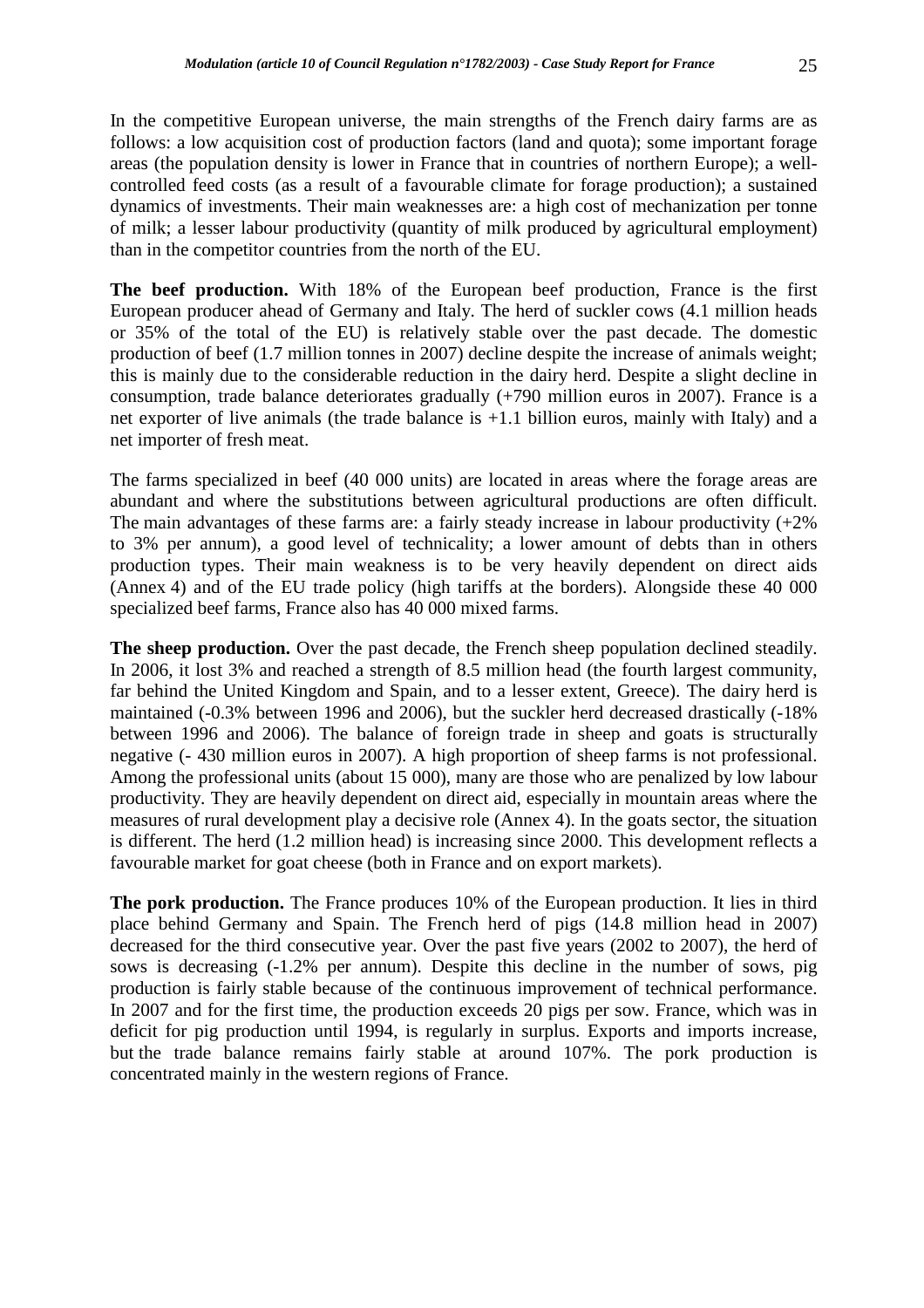In the competitive European universe, the main strengths of the French dairy farms are as follows: a low acquisition cost of production factors (land and quota); some important forage areas (the population density is lower in France that in countries of northern Europe); a well-controlled feed costs (as a result of a favourable climate for forage production); a sustained dynamics of investments. Their main weaknesses are: a high cost of mechanization per tonne of milk; a lesser labour productivity (quantity of milk produced by agricultural employment) than in the competitor countries from the north of the EU.

**The beef production.** With 18% of the European beef production, France is the first European producer ahead of Germany and Italy. The herd of suckler cows (4.1 million heads or 35% of the total of the EU) is relatively stable over the past decade. The domestic production of beef (1.7 million tonnes in 2007) decline despite the increase of animals weight; this is mainly due to the considerable reduction in the dairy herd. Despite a slight decline in consumption, trade balance deteriorates gradually (+790 million euros in 2007). France is a net exporter of live animals (the trade balance is +1.1 billion euros, mainly with Italy) and a net importer of fresh meat.

The farms specialized in beef (40 000 units) are located in areas where the forage areas are abundant and where the substitutions between agricultural productions are often difficult. The main advantages of these farms are: a fairly steady increase in labour productivity (+2% to 3% per annum), a good level of technicality; a lower amount of debts than in others production types. Their main weakness is to be very heavily dependent on direct aids (Annex 4) and of the EU trade policy (high tariffs at the borders). Alongside these 40 000 specialized beef farms, France also has 40 000 mixed farms.

**The sheep production.** Over the past decade, the French sheep population declined steadily. In 2006, it lost 3% and reached a strength of 8.5 million head (the fourth largest community, far behind the United Kingdom and Spain, and to a lesser extent, Greece). The dairy herd is maintained (-0.3% between 1996 and 2006), but the suckler herd decreased drastically (-18% between 1996 and 2006). The balance of foreign trade in sheep and goats is structurally negative (- 430 million euros in 2007). A high proportion of sheep farms is not professional. Among the professional units (about 15 000), many are those who are penalized by low labour productivity. They are heavily dependent on direct aid, especially in mountain areas where the measures of rural development play a decisive role (Annex 4). In the goats sector, the situation is different. The herd (1.2 million head) is increasing since 2000. This development reflects a favourable market for goat cheese (both in France and on export markets).

**The pork production.** The France produces 10% of the European production. It lies in third place behind Germany and Spain. The French herd of pigs (14.8 million head in 2007) decreased for the third consecutive year. Over the past five years (2002 to 2007), the herd of sows is decreasing (-1.2% per annum). Despite this decline in the number of sows, pig production is fairly stable because of the continuous improvement of technical performance. In 2007 and for the first time, the production exceeds 20 pigs per sow. France, which was in deficit for pig production until 1994, is regularly in surplus. Exports and imports increase, but the trade balance remains fairly stable at around 107%. The pork production is concentrated mainly in the western regions of France.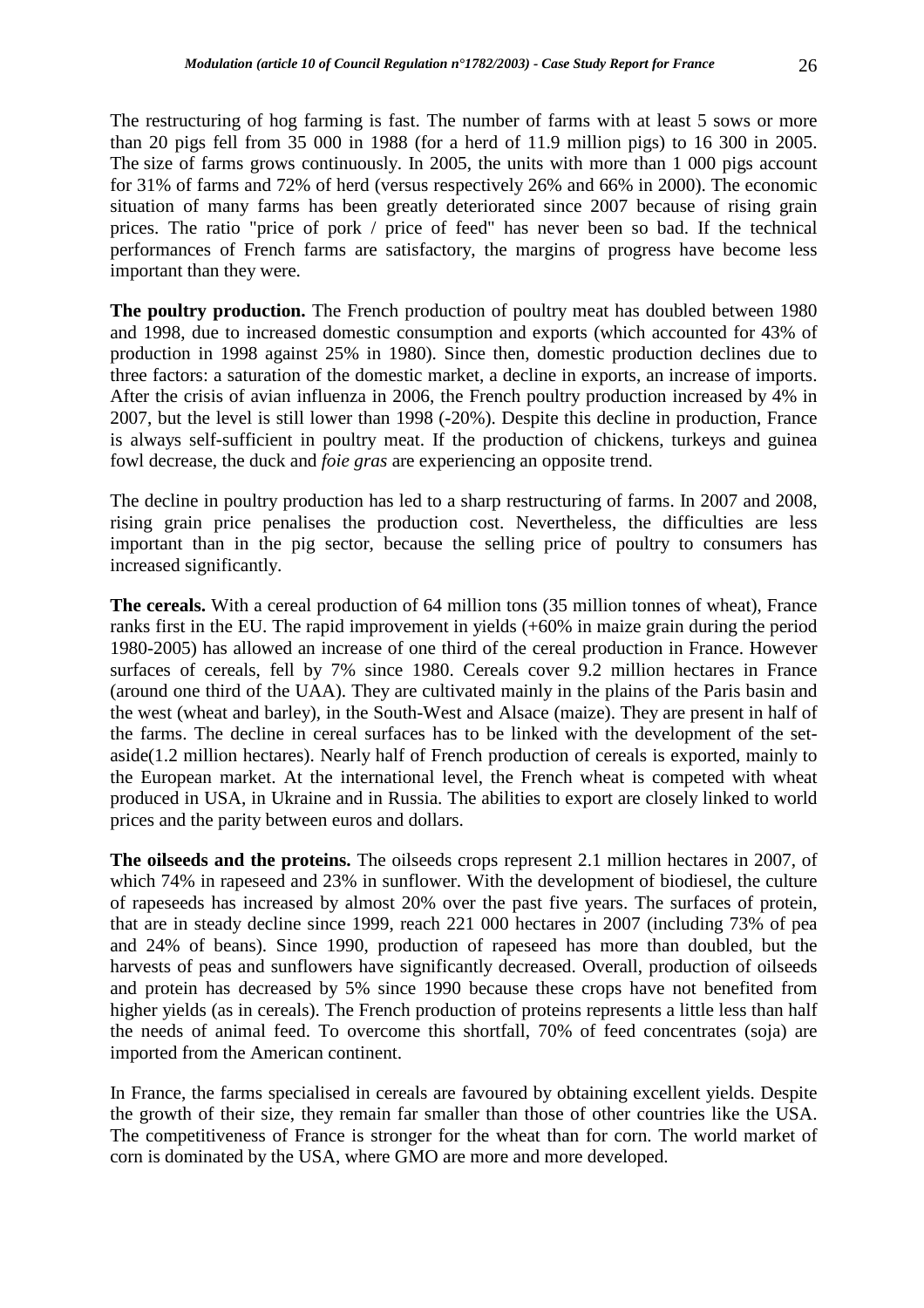The restructuring of hog farming is fast. The number of farms with at least 5 sows or more than 20 pigs fell from 35 000 in 1988 (for a herd of 11.9 million pigs) to 16 300 in 2005. The size of farms grows continuously. In 2005, the units with more than 1 000 pigs account for 31% of farms and 72% of herd (versus respectively 26% and 66% in 2000). The economic situation of many farms has been greatly deteriorated since 2007 because of rising grain prices. The ratio "price of pork / price of feed" has never been so bad. If the technical performances of French farms are satisfactory, the margins of progress have become less important than they were.

**The poultry production.** The French production of poultry meat has doubled between 1980 and 1998, due to increased domestic consumption and exports (which accounted for 43% of production in 1998 against 25% in 1980). Since then, domestic production declines due to three factors: a saturation of the domestic market, a decline in exports, an increase of imports. After the crisis of avian influenza in 2006, the French poultry production increased by 4% in 2007, but the level is still lower than 1998 (-20%). Despite this decline in production, France is always self-sufficient in poultry meat. If the production of chickens, turkeys and guinea fowl decrease, the duck and *foie gras* are experiencing an opposite trend.

The decline in poultry production has led to a sharp restructuring of farms. In 2007 and 2008, rising grain price penalises the production cost. Nevertheless, the difficulties are less important than in the pig sector, because the selling price of poultry to consumers has increased significantly.

**The cereals.** With a cereal production of 64 million tons (35 million tonnes of wheat), France ranks first in the EU. The rapid improvement in yields (+60% in maize grain during the period 1980-2005) has allowed an increase of one third of the cereal production in France. However surfaces of cereals, fell by 7% since 1980. Cereals cover 9.2 million hectares in France (around one third of the UAA). They are cultivated mainly in the plains of the Paris basin and the west (wheat and barley), in the South-West and Alsace (maize). They are present in half of the farms. The decline in cereal surfaces has to be linked with the development of the set-aside(1.2 million hectares). Nearly half of French production of cereals is exported, mainly to the European market. At the international level, the French wheat is competed with wheat produced in USA, in Ukraine and in Russia. The abilities to export are closely linked to world prices and the parity between euros and dollars.

**The oilseeds and the proteins.** The oilseeds crops represent 2.1 million hectares in 2007, of which 74% in rapeseed and 23% in sunflower. With the development of biodiesel, the culture of rapeseeds has increased by almost 20% over the past five years. The surfaces of protein, that are in steady decline since 1999, reach 221 000 hectares in 2007 (including 73% of pea and 24% of beans). Since 1990, production of rapeseed has more than doubled, but the harvests of peas and sunflowers have significantly decreased. Overall, production of oilseeds and protein has decreased by 5% since 1990 because these crops have not benefited from higher yields (as in cereals). The French production of proteins represents a little less than half the needs of animal feed. To overcome this shortfall, 70% of feed concentrates (soja) are imported from the American continent.

In France, the farms specialised in cereals are favoured by obtaining excellent yields. Despite the growth of their size, they remain far smaller than those of other countries like the USA. The competitiveness of France is stronger for the wheat than for corn. The world market of corn is dominated by the USA, where GMO are more and more developed.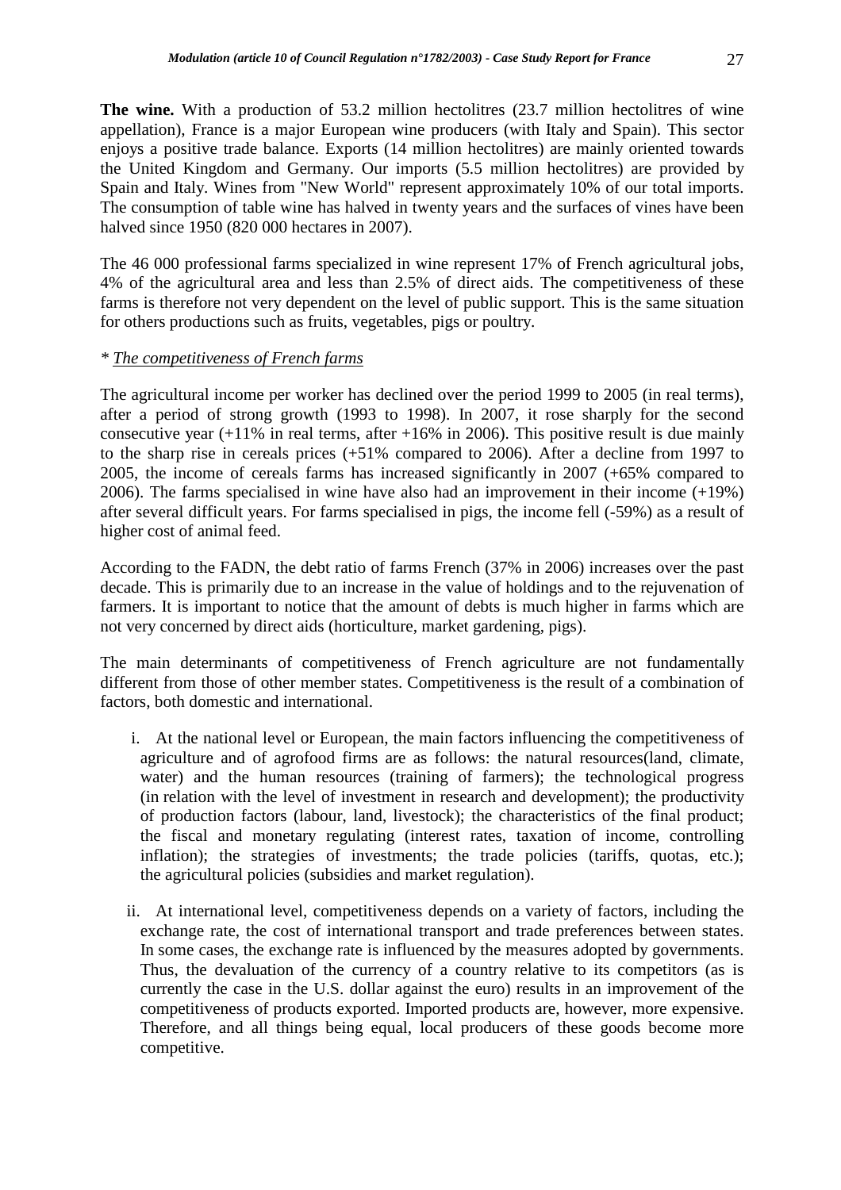**The wine.** With a production of 53.2 million hectolitres (23.7 million hectolitres of wine appellation), France is a major European wine producers (with Italy and Spain). This sector enjoys a positive trade balance. Exports (14 million hectolitres) are mainly oriented towards the United Kingdom and Germany. Our imports (5.5 million hectolitres) are provided by Spain and Italy. Wines from "New World" represent approximately 10% of our total imports. The consumption of table wine has halved in twenty years and the surfaces of vines have been halved since 1950 (820 000 hectares in 2007).

The 46 000 professional farms specialized in wine represent 17% of French agricultural jobs, 4% of the agricultural area and less than 2.5% of direct aids. The competitiveness of these farms is therefore not very dependent on the level of public support. This is the same situation for others productions such as fruits, vegetables, pigs or poultry.

*\* The competitiveness of French farms*

The agricultural income per worker has declined over the period 1999 to 2005 (in real terms), after a period of strong growth (1993 to 1998). In 2007, it rose sharply for the second consecutive year (+11% in real terms, after +16% in 2006). This positive result is due mainly to the sharp rise in cereals prices (+51% compared to 2006). After a decline from 1997 to 2005, the income of cereals farms has increased significantly in 2007 (+65% compared to 2006). The farms specialised in wine have also had an improvement in their income (+19%) after several difficult years. For farms specialised in pigs, the income fell (-59%) as a result of higher cost of animal feed.

According to the FADN, the debt ratio of farms French (37% in 2006) increases over the past decade. This is primarily due to an increase in the value of holdings and to the rejuvenation of farmers. It is important to notice that the amount of debts is much higher in farms which are not very concerned by direct aids (horticulture, market gardening, pigs).

The main determinants of competitiveness of French agriculture are not fundamentally different from those of other member states. Competitiveness is the result of a combination of factors, both domestic and international.

i. At the national level or European, the main factors influencing the competitiveness of agriculture and of agrofood firms are as follows: the natural resources(land, climate, water) and the human resources (training of farmers); the technological progress (in relation with the level of investment in research and development); the productivity of production factors (labour, land, livestock); the characteristics of the final product; the fiscal and monetary regulating (interest rates, taxation of income, controlling inflation); the strategies of investments; the trade policies (tariffs, quotas, etc.); the agricultural policies (subsidies and market regulation).

ii. At international level, competitiveness depends on a variety of factors, including the exchange rate, the cost of international transport and trade preferences between states. In some cases, the exchange rate is influenced by the measures adopted by governments. Thus, the devaluation of the currency of a country relative to its competitors (as is currently the case in the U.S. dollar against the euro) results in an improvement of the competitiveness of products exported. Imported products are, however, more expensive. Therefore, and all things being equal, local producers of these goods become more competitive.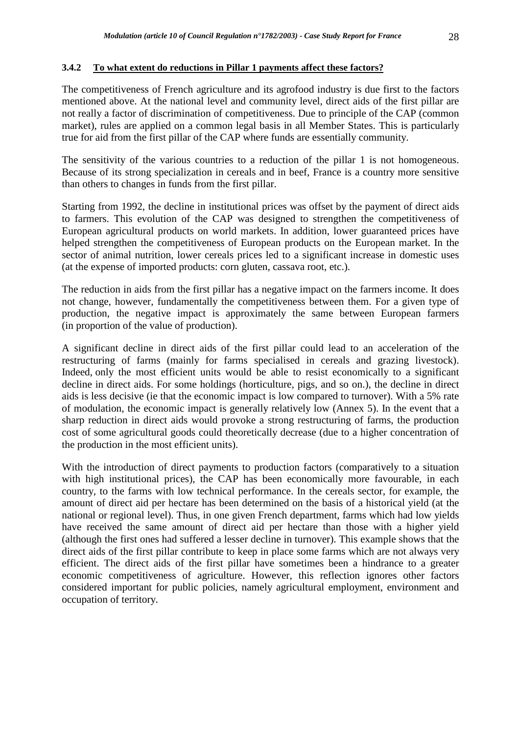### 3.4.2 To what extent do reductions in Pillar 1 payments affect these factors?

The competitiveness of French agriculture and its agrofood industry is due first to the factors mentioned above. At the national level and community level, direct aids of the first pillar are not really a factor of discrimination of competitiveness. Due to principle of the CAP (common market), rules are applied on a common legal basis in all Member States. This is particularly true for aid from the first pillar of the CAP where funds are essentially community.

The sensitivity of the various countries to a reduction of the pillar 1 is not homogeneous. Because of its strong specialization in cereals and in beef, France is a country more sensitive than others to changes in funds from the first pillar.

Starting from 1992, the decline in institutional prices was offset by the payment of direct aids to farmers. This evolution of the CAP was designed to strengthen the competitiveness of European agricultural products on world markets. In addition, lower guaranteed prices have helped strengthen the competitiveness of European products on the European market. In the sector of animal nutrition, lower cereals prices led to a significant increase in domestic uses (at the expense of imported products: corn gluten, cassava root, etc.).

The reduction in aids from the first pillar has a negative impact on the farmers income. It does not change, however, fundamentally the competitiveness between them. For a given type of production, the negative impact is approximately the same between European farmers (in proportion of the value of production).

A significant decline in direct aids of the first pillar could lead to an acceleration of the restructuring of farms (mainly for farms specialised in cereals and grazing livestock). Indeed, only the most efficient units would be able to resist economically to a significant decline in direct aids. For some holdings (horticulture, pigs, and so on.), the decline in direct aids is less decisive (ie that the economic impact is low compared to turnover). With a 5% rate of modulation, the economic impact is generally relatively low (Annex 5). In the event that a sharp reduction in direct aids would provoke a strong restructuring of farms, the production cost of some agricultural goods could theoretically decrease (due to a higher concentration of the production in the most efficient units).

With the introduction of direct payments to production factors (comparatively to a situation with high institutional prices), the CAP has been economically more favourable, in each country, to the farms with low technical performance. In the cereals sector, for example, the amount of direct aid per hectare has been determined on the basis of a historical yield (at the national or regional level). Thus, in one given French department, farms which had low yields have received the same amount of direct aid per hectare than those with a higher yield (although the first ones had suffered a lesser decline in turnover). This example shows that the direct aids of the first pillar contribute to keep in place some farms which are not always very efficient. The direct aids of the first pillar have sometimes been a hindrance to a greater economic competitiveness of agriculture. However, this reflection ignores other factors considered important for public policies, namely agricultural employment, environment and occupation of territory.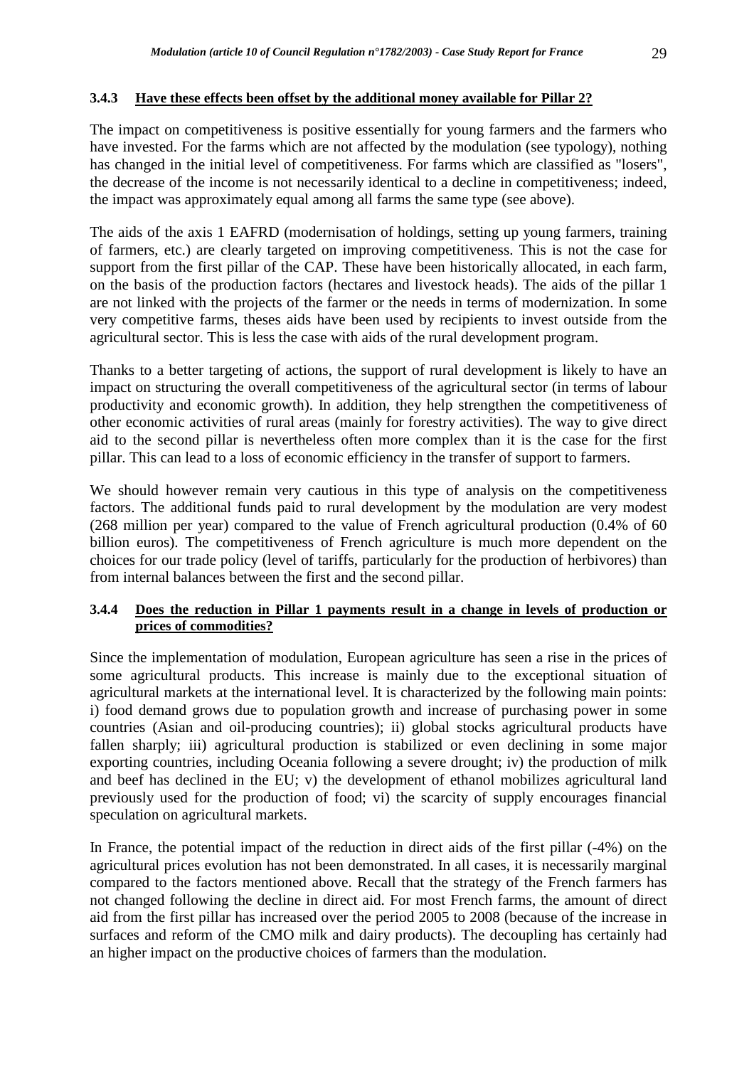### 3.4.3 Have these effects been offset by the additional money available for Pillar 2?

The impact on competitiveness is positive essentially for young farmers and the farmers who have invested. For the farms which are not affected by the modulation (see typology), nothing has changed in the initial level of competitiveness. For farms which are classified as "losers", the decrease of the income is not necessarily identical to a decline in competitiveness; indeed, the impact was approximately equal among all farms the same type (see above).

The aids of the axis 1 EAFRD (modernisation of holdings, setting up young farmers, training of farmers, etc.) are clearly targeted on improving competitiveness. This is not the case for support from the first pillar of the CAP. These have been historically allocated, in each farm, on the basis of the production factors (hectares and livestock heads). The aids of the pillar 1 are not linked with the projects of the farmer or the needs in terms of modernization. In some very competitive farms, theses aids have been used by recipients to invest outside from the agricultural sector. This is less the case with aids of the rural development program.

Thanks to a better targeting of actions, the support of rural development is likely to have an impact on structuring the overall competitiveness of the agricultural sector (in terms of labour productivity and economic growth). In addition, they help strengthen the competitiveness of other economic activities of rural areas (mainly for forestry activities). The way to give direct aid to the second pillar is nevertheless often more complex than it is the case for the first pillar. This can lead to a loss of economic efficiency in the transfer of support to farmers.

We should however remain very cautious in this type of analysis on the competitiveness factors. The additional funds paid to rural development by the modulation are very modest (268 million per year) compared to the value of French agricultural production (0.4% of 60 billion euros). The competitiveness of French agriculture is much more dependent on the choices for our trade policy (level of tariffs, particularly for the production of herbivores) than from internal balances between the first and the second pillar.

### 3.4.4 Does the reduction in Pillar 1 payments result in a change in levels of production or prices of commodities?

Since the implementation of modulation, European agriculture has seen a rise in the prices of some agricultural products. This increase is mainly due to the exceptional situation of agricultural markets at the international level. It is characterized by the following main points: i) food demand grows due to population growth and increase of purchasing power in some countries (Asian and oil-producing countries); ii) global stocks agricultural products have fallen sharply; iii) agricultural production is stabilized or even declining in some major exporting countries, including Oceania following a severe drought; iv) the production of milk and beef has declined in the EU; v) the development of ethanol mobilizes agricultural land previously used for the production of food; vi) the scarcity of supply encourages financial speculation on agricultural markets.

In France, the potential impact of the reduction in direct aids of the first pillar (-4%) on the agricultural prices evolution has not been demonstrated. In all cases, it is necessarily marginal compared to the factors mentioned above. Recall that the strategy of the French farmers has not changed following the decline in direct aid. For most French farms, the amount of direct aid from the first pillar has increased over the period 2005 to 2008 (because of the increase in surfaces and reform of the CMO milk and dairy products). The decoupling has certainly had an higher impact on the productive choices of farmers than the modulation.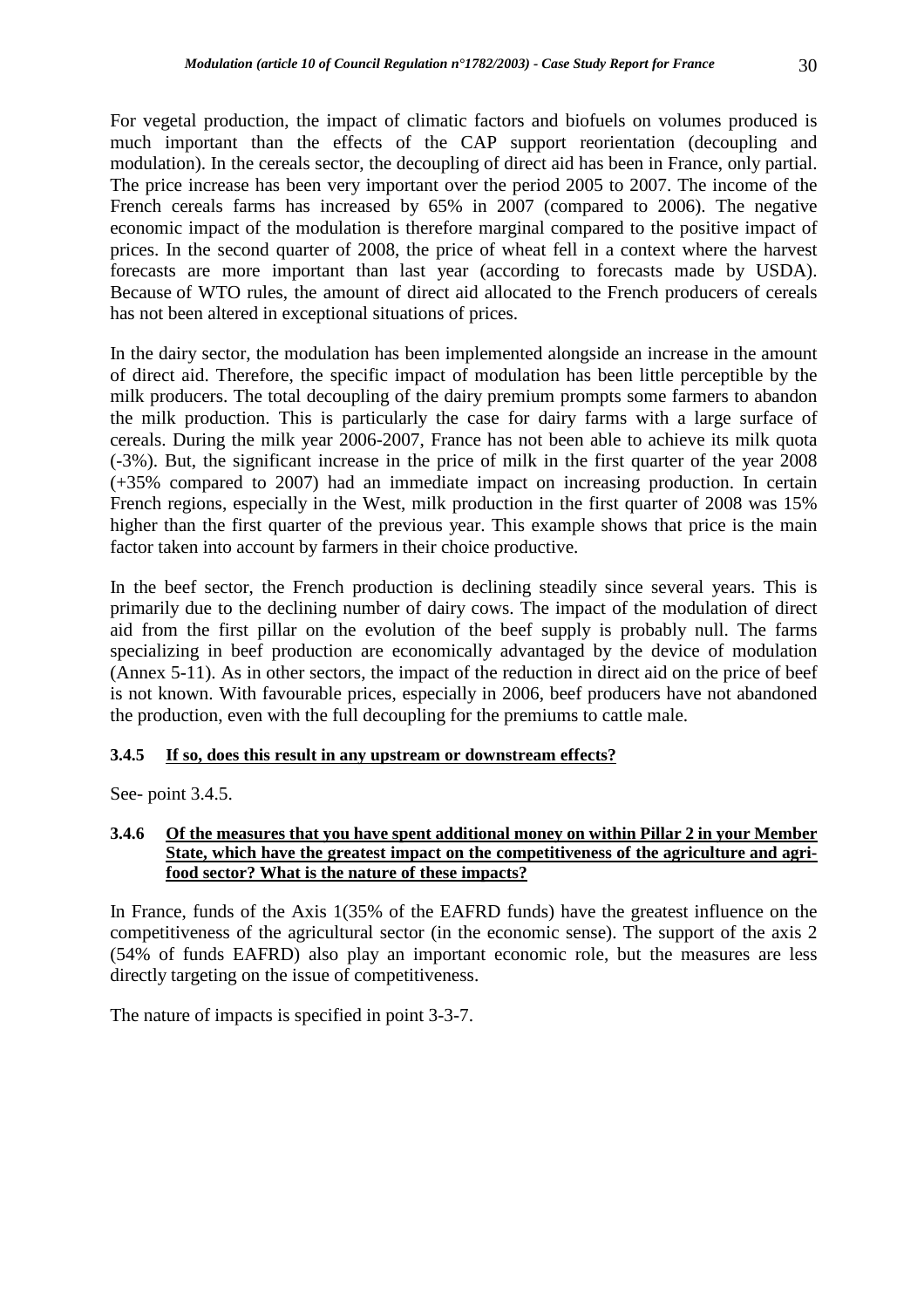For vegetal production, the impact of climatic factors and biofuels on volumes produced is much important than the effects of the CAP support reorientation (decoupling and modulation). In the cereals sector, the decoupling of direct aid has been in France, only partial. The price increase has been very important over the period 2005 to 2007. The income of the French cereals farms has increased by 65% in 2007 (compared to 2006). The negative economic impact of the modulation is therefore marginal compared to the positive impact of prices. In the second quarter of 2008, the price of wheat fell in a context where the harvest forecasts are more important than last year (according to forecasts made by USDA). Because of WTO rules, the amount of direct aid allocated to the French producers of cereals has not been altered in exceptional situations of prices.

In the dairy sector, the modulation has been implemented alongside an increase in the amount of direct aid. Therefore, the specific impact of modulation has been little perceptible by the milk producers. The total decoupling of the dairy premium prompts some farmers to abandon the milk production. This is particularly the case for dairy farms with a large surface of cereals. During the milk year 2006-2007, France has not been able to achieve its milk quota (-3%). But, the significant increase in the price of milk in the first quarter of the year 2008 (+35% compared to 2007) had an immediate impact on increasing production. In certain French regions, especially in the West, milk production in the first quarter of 2008 was 15% higher than the first quarter of the previous year. This example shows that price is the main factor taken into account by farmers in their choice productive.

In the beef sector, the French production is declining steadily since several years. This is primarily due to the declining number of dairy cows. The impact of the modulation of direct aid from the first pillar on the evolution of the beef supply is probably null. The farms specializing in beef production are economically advantaged by the device of modulation (Annex 5-11). As in other sectors, the impact of the reduction in direct aid on the price of beef is not known. With favourable prices, especially in 2006, beef producers have not abandoned the production, even with the full decoupling for the premiums to cattle male.

#### 3.4.5 If so, does this result in any upstream or downstream effects?

See- point 3.4.5.

#### 3.4.6 Of the measures that you have spent additional money on within Pillar 2 in your Member State, which have the greatest impact on the competitiveness of the agriculture and agri-food sector? What is the nature of these impacts?

In France, funds of the Axis 1(35% of the EAFRD funds) have the greatest influence on the competitiveness of the agricultural sector (in the economic sense). The support of the axis 2 (54% of funds EAFRD) also play an important economic role, but the measures are less directly targeting on the issue of competitiveness.

The nature of impacts is specified in point 3-3-7.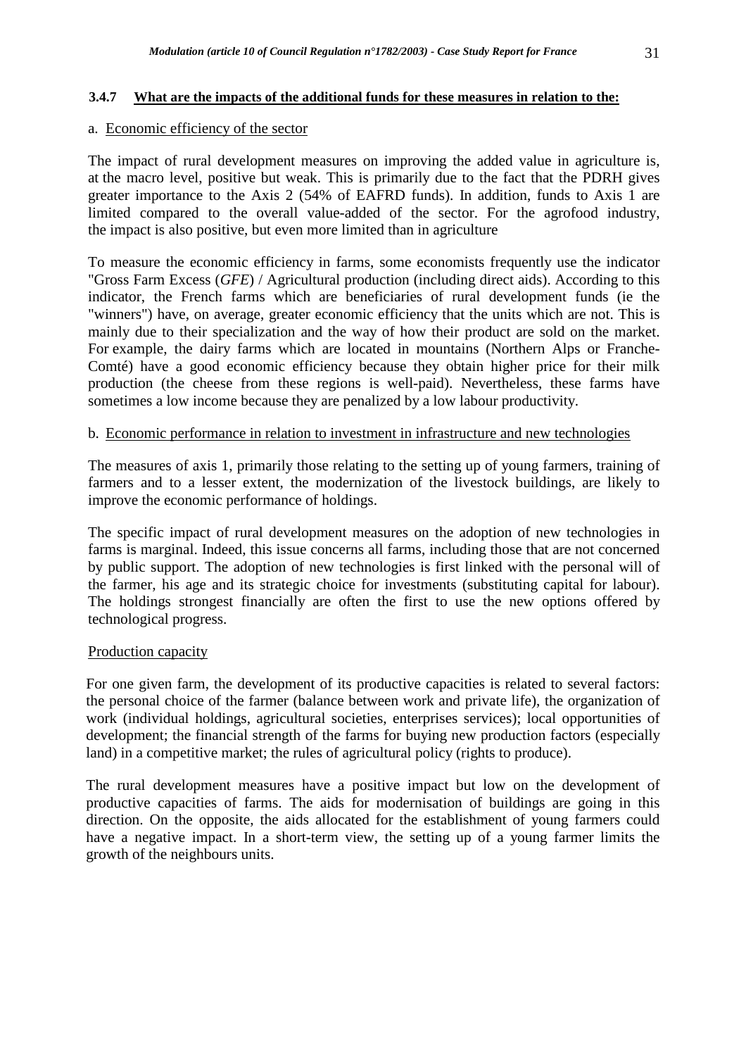#### 3.4.7 What are the impacts of the additional funds for these measures in relation to the:

a. Economic efficiency of the sector

The impact of rural development measures on improving the added value in agriculture is, at the macro level, positive but weak. This is primarily due to the fact that the PDRH gives greater importance to the Axis 2 (54% of EAFRD funds). In addition, funds to Axis 1 are limited compared to the overall value-added of the sector. For the agrofood industry, the impact is also positive, but even more limited than in agriculture

To measure the economic efficiency in farms, some economists frequently use the indicator "Gross Farm Excess (*GFE*) / Agricultural production (including direct aids). According to this indicator, the French farms which are beneficiaries of rural development funds (ie the "winners") have, on average, greater economic efficiency that the units which are not. This is mainly due to their specialization and the way of how their product are sold on the market. For example, the dairy farms which are located in mountains (Northern Alps or Franche-Comté) have a good economic efficiency because they obtain higher price for their milk production (the cheese from these regions is well-paid). Nevertheless, these farms have sometimes a low income because they are penalized by a low labour productivity.

b. Economic performance in relation to investment in infrastructure and new technologies

The measures of axis 1, primarily those relating to the setting up of young farmers, training of farmers and to a lesser extent, the modernization of the livestock buildings, are likely to improve the economic performance of holdings.

The specific impact of rural development measures on the adoption of new technologies in farms is marginal. Indeed, this issue concerns all farms, including those that are not concerned by public support. The adoption of new technologies is first linked with the personal will of the farmer, his age and its strategic choice for investments (substituting capital for labour). The holdings strongest financially are often the first to use the new options offered by technological progress.

Production capacity

For one given farm, the development of its productive capacities is related to several factors: the personal choice of the farmer (balance between work and private life), the organization of work (individual holdings, agricultural societies, enterprises services); local opportunities of development; the financial strength of the farms for buying new production factors (especially land) in a competitive market; the rules of agricultural policy (rights to produce).

The rural development measures have a positive impact but low on the development of productive capacities of farms. The aids for modernisation of buildings are going in this direction. On the opposite, the aids allocated for the establishment of young farmers could have a negative impact. In a short-term view, the setting up of a young farmer limits the growth of the neighbours units.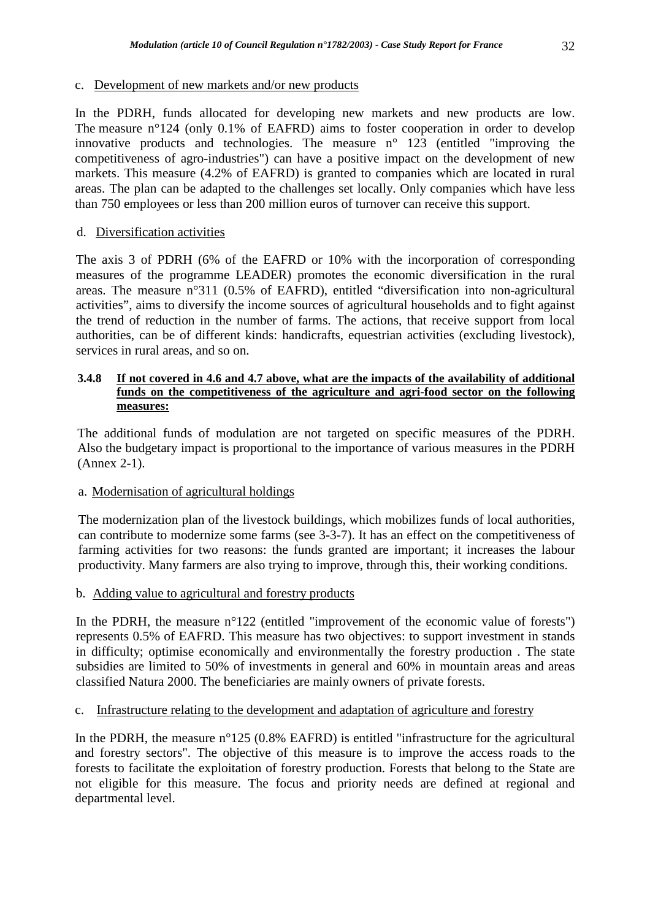c. Development of new markets and/or new products

In the PDRH, funds allocated for developing new markets and new products are low. The measure n°124 (only 0.1% of EAFRD) aims to foster cooperation in order to develop innovative products and technologies. The measure n° 123 (entitled "improving the competitiveness of agro-industries") can have a positive impact on the development of new markets. This measure (4.2% of EAFRD) is granted to companies which are located in rural areas. The plan can be adapted to the challenges set locally. Only companies which have less than 750 employees or less than 200 million euros of turnover can receive this support.

d. Diversification activities

The axis 3 of PDRH (6% of the EAFRD or 10% with the incorporation of corresponding measures of the programme LEADER) promotes the economic diversification in the rural areas. The measure n°311 (0.5% of EAFRD), entitled "diversification into non-agricultural activities", aims to diversify the income sources of agricultural households and to fight against the trend of reduction in the number of farms. The actions, that receive support from local authorities, can be of different kinds: handicrafts, equestrian activities (excluding livestock), services in rural areas, and so on.

### 3.4.8 If not covered in 4.6 and 4.7 above, what are the impacts of the availability of additional funds on the competitiveness of the agriculture and agri-food sector on the following measures:

The additional funds of modulation are not targeted on specific measures of the PDRH. Also the budgetary impact is proportional to the importance of various measures in the PDRH (Annex 2-1).

a. Modernisation of agricultural holdings

The modernization plan of the livestock buildings, which mobilizes funds of local authorities, can contribute to modernize some farms (see 3-3-7). It has an effect on the competitiveness of farming activities for two reasons: the funds granted are important; it increases the labour productivity. Many farmers are also trying to improve, through this, their working conditions.

b. Adding value to agricultural and forestry products

In the PDRH, the measure n°122 (entitled "improvement of the economic value of forests") represents 0.5% of EAFRD. This measure has two objectives: to support investment in stands in difficulty; optimise economically and environmentally the forestry production . The state subsidies are limited to 50% of investments in general and 60% in mountain areas and areas classified Natura 2000. The beneficiaries are mainly owners of private forests.

c. Infrastructure relating to the development and adaptation of agriculture and forestry

In the PDRH, the measure n°125 (0.8% EAFRD) is entitled "infrastructure for the agricultural and forestry sectors". The objective of this measure is to improve the access roads to the forests to facilitate the exploitation of forestry production. Forests that belong to the State are not eligible for this measure. The focus and priority needs are defined at regional and departmental level.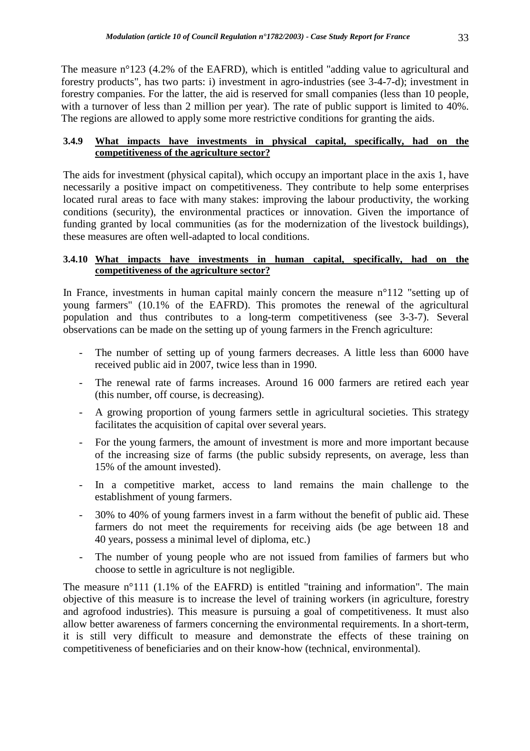The measure n°123 (4.2% of the EAFRD), which is entitled "adding value to agricultural and forestry products", has two parts: i) investment in agro-industries (see 3-4-7-d); investment in forestry companies. For the latter, the aid is reserved for small companies (less than 10 people, with a turnover of less than 2 million per year). The rate of public support is limited to 40%. The regions are allowed to apply some more restrictive conditions for granting the aids.

### 3.4.9 What impacts have investments in physical capital, specifically, had on the competitiveness of the agriculture sector?

The aids for investment (physical capital), which occupy an important place in the axis 1, have necessarily a positive impact on competitiveness. They contribute to help some enterprises located rural areas to face with many stakes: improving the labour productivity, the working conditions (security), the environmental practices or innovation. Given the importance of funding granted by local communities (as for the modernization of the livestock buildings), these measures are often well-adapted to local conditions.

### 3.4.10 What impacts have investments in human capital, specifically, had on the competitiveness of the agriculture sector?

In France, investments in human capital mainly concern the measure n°112 "setting up of young farmers" (10.1% of the EAFRD). This promotes the renewal of the agricultural population and thus contributes to a long-term competitiveness (see 3-3-7). Several observations can be made on the setting up of young farmers in the French agriculture:

- The number of setting up of young farmers decreases. A little less than 6000 have received public aid in 2007, twice less than in 1990.
- The renewal rate of farms increases. Around 16 000 farmers are retired each year (this number, off course, is decreasing).
- A growing proportion of young farmers settle in agricultural societies. This strategy facilitates the acquisition of capital over several years.
- For the young farmers, the amount of investment is more and more important because of the increasing size of farms (the public subsidy represents, on average, less than 15% of the amount invested).
- In a competitive market, access to land remains the main challenge to the establishment of young farmers.
- 30% to 40% of young farmers invest in a farm without the benefit of public aid. These farmers do not meet the requirements for receiving aids (be age between 18 and 40 years, possess a minimal level of diploma, etc.)
- The number of young people who are not issued from families of farmers but who choose to settle in agriculture is not negligible.

The measure n°111 (1.1% of the EAFRD) is entitled "training and information". The main objective of this measure is to increase the level of training workers (in agriculture, forestry and agrofood industries). This measure is pursuing a goal of competitiveness. It must also allow better awareness of farmers concerning the environmental requirements. In a short-term, it is still very difficult to measure and demonstrate the effects of these training on competitiveness of beneficiaries and on their know-how (technical, environmental).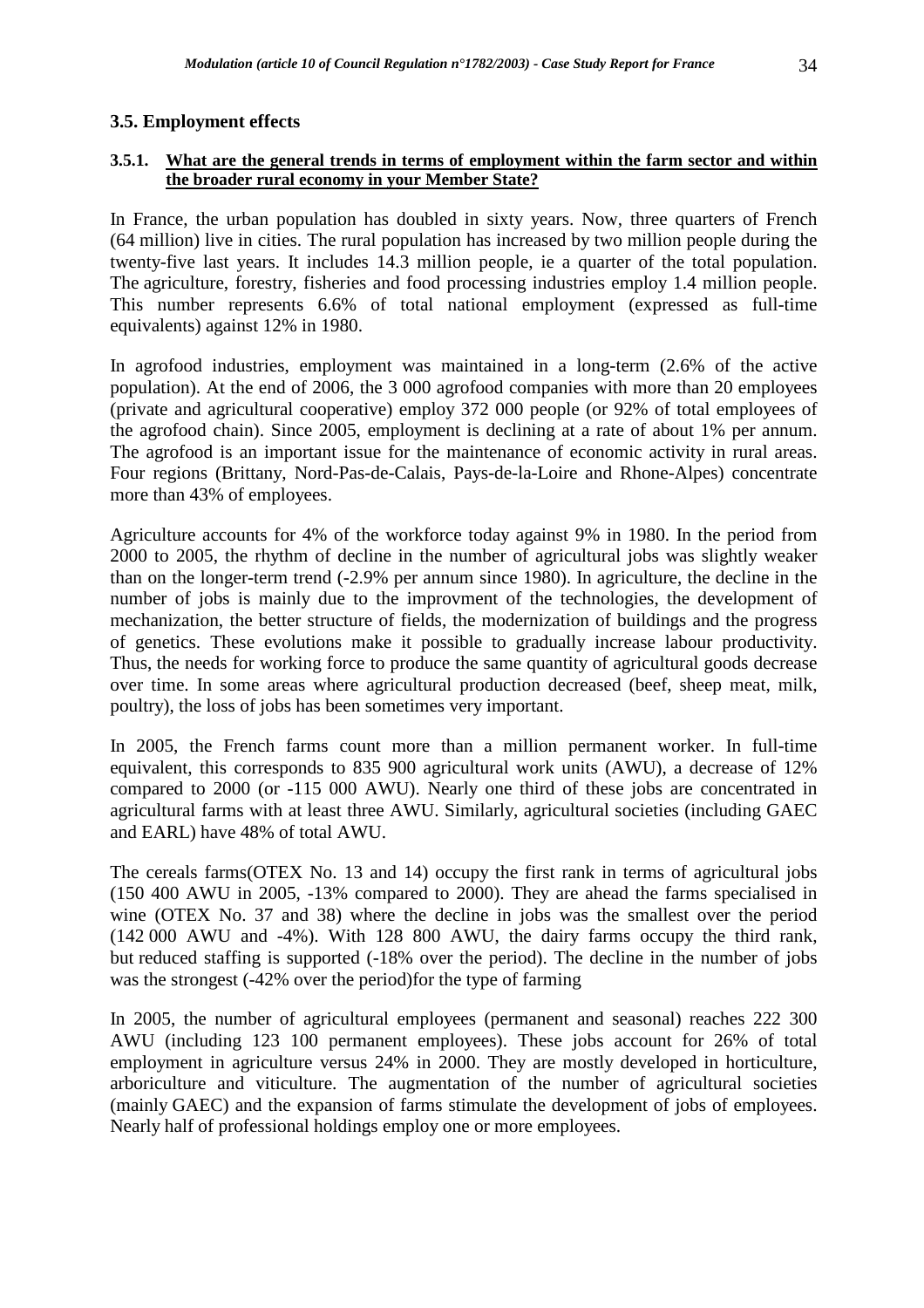## 3.5. Employment effects

### 3.5.1. What are the general trends in terms of employment within the farm sector and within the broader rural economy in your Member State?

In France, the urban population has doubled in sixty years. Now, three quarters of French (64 million) live in cities. The rural population has increased by two million people during the twenty-five last years. It includes 14.3 million people, ie a quarter of the total population. The agriculture, forestry, fisheries and food processing industries employ 1.4 million people. This number represents 6.6% of total national employment (expressed as full-time equivalents) against 12% in 1980.

In agrofood industries, employment was maintained in a long-term (2.6% of the active population). At the end of 2006, the 3 000 agrofood companies with more than 20 employees (private and agricultural cooperative) employ 372 000 people (or 92% of total employees of the agrofood chain). Since 2005, employment is declining at a rate of about 1% per annum. The agrofood is an important issue for the maintenance of economic activity in rural areas. Four regions (Brittany, Nord-Pas-de-Calais, Pays-de-la-Loire and Rhone-Alpes) concentrate more than 43% of employees.

Agriculture accounts for 4% of the workforce today against 9% in 1980. In the period from 2000 to 2005, the rhythm of decline in the number of agricultural jobs was slightly weaker than on the longer-term trend (-2.9% per annum since 1980). In agriculture, the decline in the number of jobs is mainly due to the improvment of the technologies, the development of mechanization, the better structure of fields, the modernization of buildings and the progress of genetics. These evolutions make it possible to gradually increase labour productivity. Thus, the needs for working force to produce the same quantity of agricultural goods decrease over time. In some areas where agricultural production decreased (beef, sheep meat, milk, poultry), the loss of jobs has been sometimes very important.

In 2005, the French farms count more than a million permanent worker. In full-time equivalent, this corresponds to 835 900 agricultural work units (AWU), a decrease of 12% compared to 2000 (or -115 000 AWU). Nearly one third of these jobs are concentrated in agricultural farms with at least three AWU. Similarly, agricultural societies (including GAEC and EARL) have 48% of total AWU.

The cereals farms(OTEX No. 13 and 14) occupy the first rank in terms of agricultural jobs (150 400 AWU in 2005, -13% compared to 2000). They are ahead the farms specialised in wine (OTEX No. 37 and 38) where the decline in jobs was the smallest over the period (142 000 AWU and -4%). With 128 800 AWU, the dairy farms occupy the third rank, but reduced staffing is supported (-18% over the period). The decline in the number of jobs was the strongest (-42% over the period)for the type of farming

In 2005, the number of agricultural employees (permanent and seasonal) reaches 222 300 AWU (including 123 100 permanent employees). These jobs account for 26% of total employment in agriculture versus 24% in 2000. They are mostly developed in horticulture, arboriculture and viticulture. The augmentation of the number of agricultural societies (mainly GAEC) and the expansion of farms stimulate the development of jobs of employees. Nearly half of professional holdings employ one or more employees.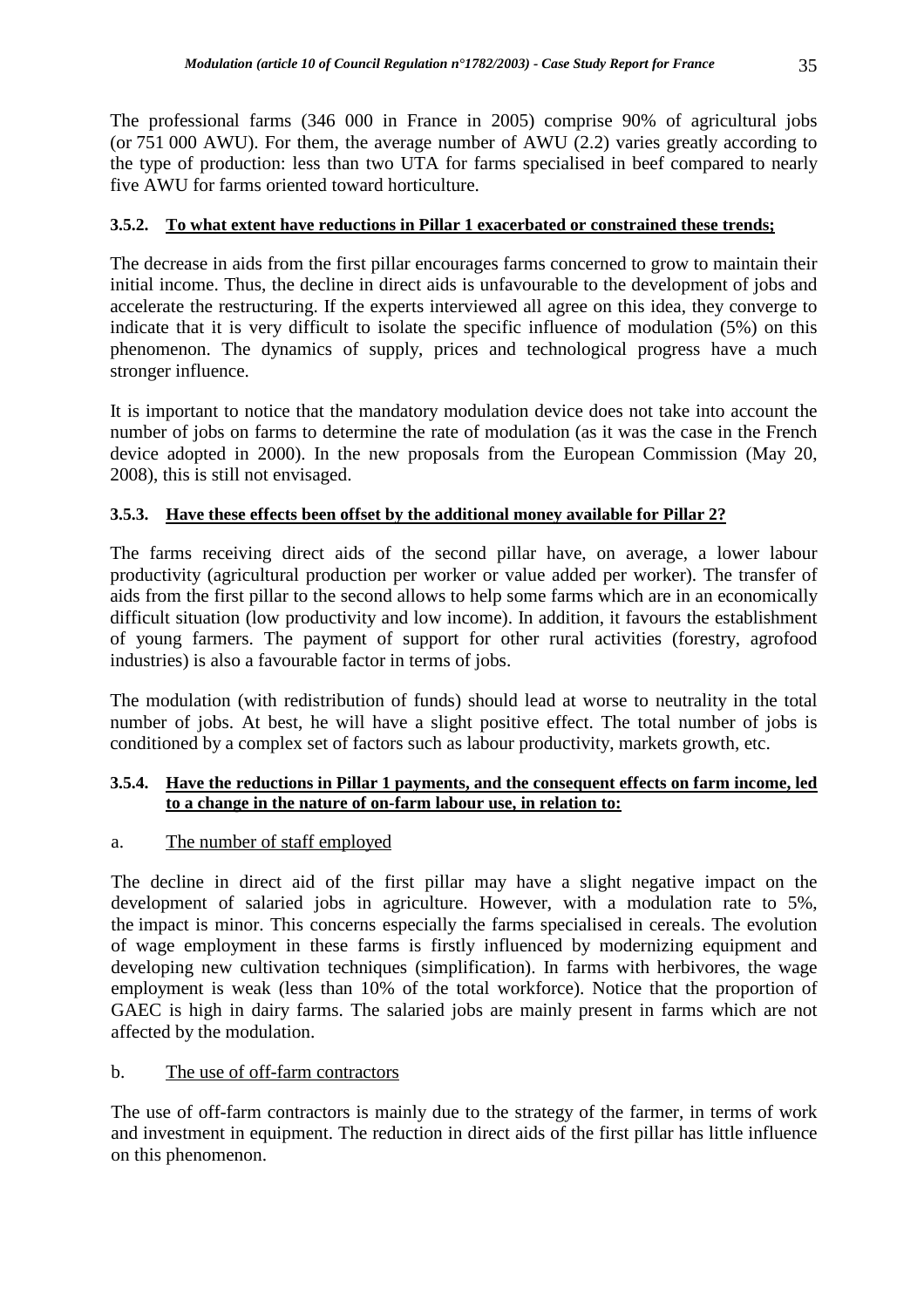The professional farms (346 000 in France in 2005) comprise 90% of agricultural jobs (or 751 000 AWU). For them, the average number of AWU (2.2) varies greatly according to the type of production: less than two UTA for farms specialised in beef compared to nearly five AWU for farms oriented toward horticulture.

### 3.5.2. To what extent have reductions in Pillar 1 exacerbated or constrained these trends;

The decrease in aids from the first pillar encourages farms concerned to grow to maintain their initial income. Thus, the decline in direct aids is unfavourable to the development of jobs and accelerate the restructuring. If the experts interviewed all agree on this idea, they converge to indicate that it is very difficult to isolate the specific influence of modulation (5%) on this phenomenon. The dynamics of supply, prices and technological progress have a much stronger influence.

It is important to notice that the mandatory modulation device does not take into account the number of jobs on farms to determine the rate of modulation (as it was the case in the French device adopted in 2000). In the new proposals from the European Commission (May 20, 2008), this is still not envisaged.

### 3.5.3. Have these effects been offset by the additional money available for Pillar 2?

The farms receiving direct aids of the second pillar have, on average, a lower labour productivity (agricultural production per worker or value added per worker). The transfer of aids from the first pillar to the second allows to help some farms which are in an economically difficult situation (low productivity and low income). In addition, it favours the establishment of young farmers. The payment of support for other rural activities (forestry, agrofood industries) is also a favourable factor in terms of jobs.

The modulation (with redistribution of funds) should lead at worse to neutrality in the total number of jobs. At best, he will have a slight positive effect. The total number of jobs is conditioned by a complex set of factors such as labour productivity, markets growth, etc.

### 3.5.4. Have the reductions in Pillar 1 payments, and the consequent effects on farm income, led to a change in the nature of on-farm labour use, in relation to:

a. The number of staff employed

The decline in direct aid of the first pillar may have a slight negative impact on the development of salaried jobs in agriculture. However, with a modulation rate to 5%, the impact is minor. This concerns especially the farms specialised in cereals. The evolution of wage employment in these farms is firstly influenced by modernizing equipment and developing new cultivation techniques (simplification). In farms with herbivores, the wage employment is weak (less than 10% of the total workforce). Notice that the proportion of GAEC is high in dairy farms. The salaried jobs are mainly present in farms which are not affected by the modulation.

b. The use of off-farm contractors

The use of off-farm contractors is mainly due to the strategy of the farmer, in terms of work and investment in equipment. The reduction in direct aids of the first pillar has little influence on this phenomenon.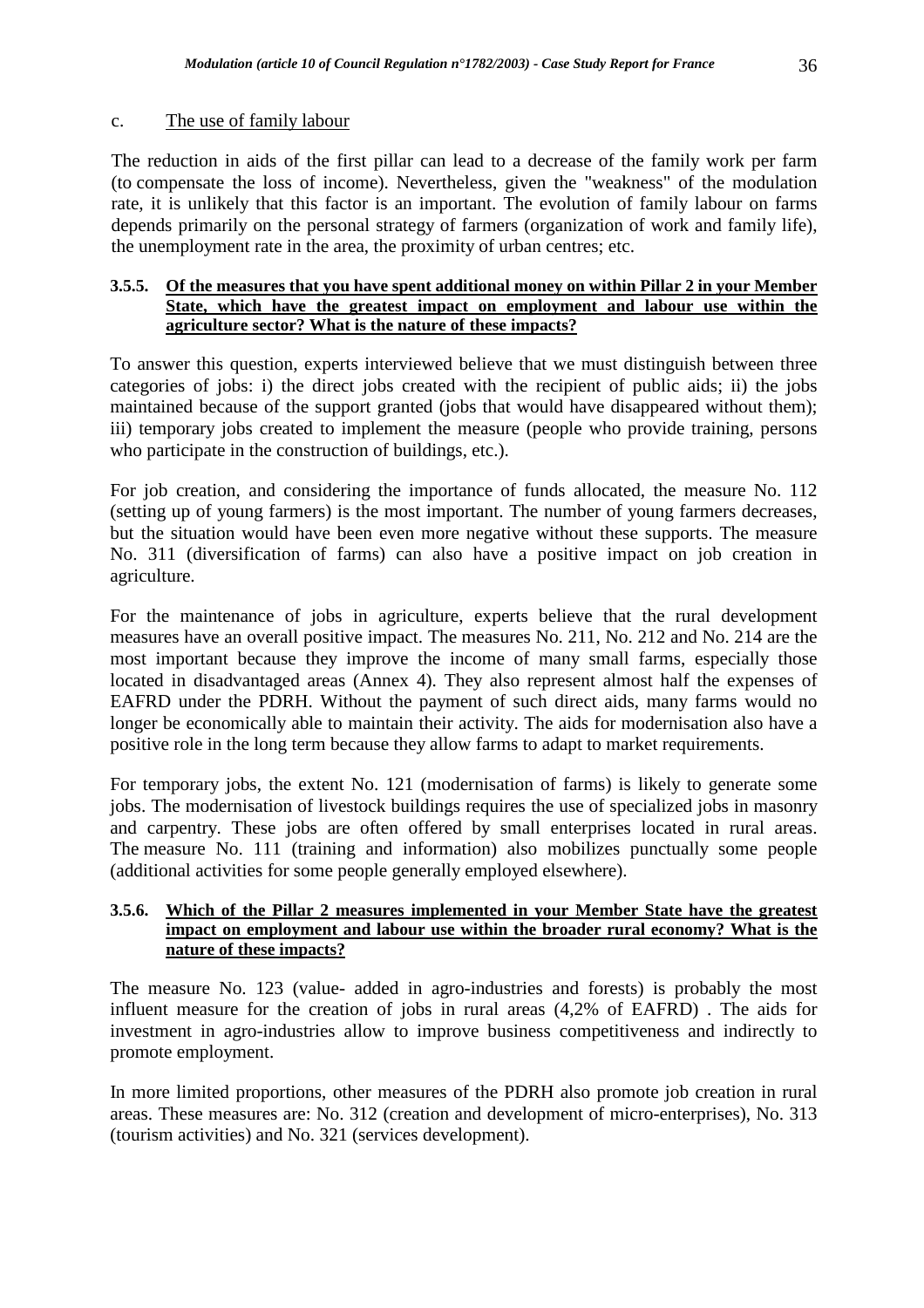c. The use of family labour

The reduction in aids of the first pillar can lead to a decrease of the family work per farm (to compensate the loss of income). Nevertheless, given the "weakness" of the modulation rate, it is unlikely that this factor is an important. The evolution of family labour on farms depends primarily on the personal strategy of farmers (organization of work and family life), the unemployment rate in the area, the proximity of urban centres; etc.

### 3.5.5. Of the measures that you have spent additional money on within Pillar 2 in your Member State, which have the greatest impact on employment and labour use within the agriculture sector? What is the nature of these impacts?

To answer this question, experts interviewed believe that we must distinguish between three categories of jobs: i) the direct jobs created with the recipient of public aids; ii) the jobs maintained because of the support granted (jobs that would have disappeared without them); iii) temporary jobs created to implement the measure (people who provide training, persons who participate in the construction of buildings, etc.).

For job creation, and considering the importance of funds allocated, the measure No. 112 (setting up of young farmers) is the most important. The number of young farmers decreases, but the situation would have been even more negative without these supports. The measure No. 311 (diversification of farms) can also have a positive impact on job creation in agriculture.

For the maintenance of jobs in agriculture, experts believe that the rural development measures have an overall positive impact. The measures No. 211, No. 212 and No. 214 are the most important because they improve the income of many small farms, especially those located in disadvantaged areas (Annex 4). They also represent almost half the expenses of EAFRD under the PDRH. Without the payment of such direct aids, many farms would no longer be economically able to maintain their activity. The aids for modernisation also have a positive role in the long term because they allow farms to adapt to market requirements.

For temporary jobs, the extent No. 121 (modernisation of farms) is likely to generate some jobs. The modernisation of livestock buildings requires the use of specialized jobs in masonry and carpentry. These jobs are often offered by small enterprises located in rural areas. The measure No. 111 (training and information) also mobilizes punctually some people (additional activities for some people generally employed elsewhere).

### 3.5.6. Which of the Pillar 2 measures implemented in your Member State have the greatest impact on employment and labour use within the broader rural economy? What is the nature of these impacts?

The measure No. 123 (value- added in agro-industries and forests) is probably the most influent measure for the creation of jobs in rural areas (4,2% of EAFRD) . The aids for investment in agro-industries allow to improve business competitiveness and indirectly to promote employment.

In more limited proportions, other measures of the PDRH also promote job creation in rural areas. These measures are: No. 312 (creation and development of micro-enterprises), No. 313 (tourism activities) and No. 321 (services development).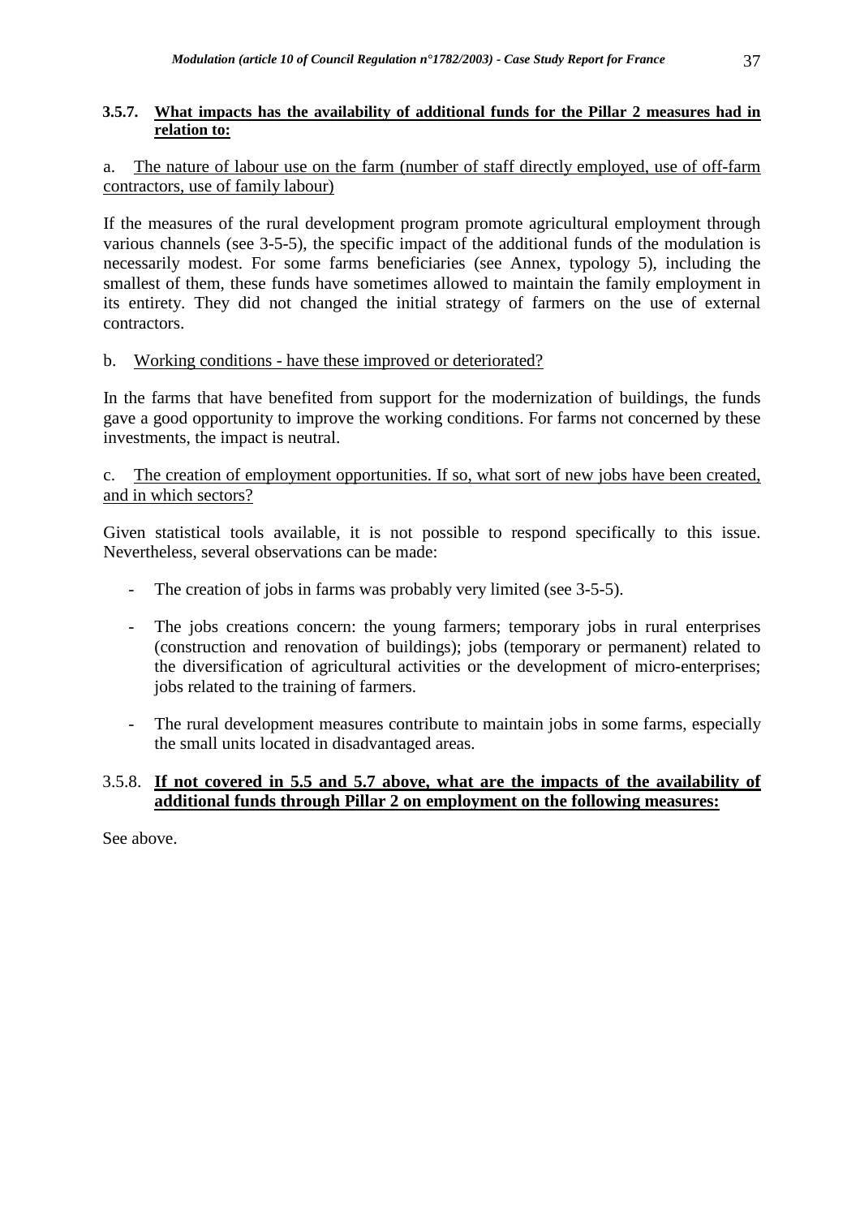#### 3.5.7. <u>What impacts has the availability of additional funds for the Pillar 2 measures had in relation to:</u>

a. <u>The nature of labour use on the farm (number of staff directly employed, use of off-farm contractors, use of family labour)</u>

If the measures of the rural development program promote agricultural employment through various channels (see 3-5-5), the specific impact of the additional funds of the modulation is necessarily modest. For some farms beneficiaries (see Annex, typology 5), including the smallest of them, these funds have sometimes allowed to maintain the family employment in its entirety. They did not changed the initial strategy of farmers on the use of external contractors.

b. <u>Working conditions - have these improved or deteriorated?</u>

In the farms that have benefited from support for the modernization of buildings, the funds gave a good opportunity to improve the working conditions. For farms not concerned by these investments, the impact is neutral.

c. <u>The creation of employment opportunities. If so, what sort of new jobs have been created, and in which sectors?</u>

Given statistical tools available, it is not possible to respond specifically to this issue. Nevertheless, several observations can be made:

- The creation of jobs in farms was probably very limited (see 3-5-5).
- The jobs creations concern: the young farmers; temporary jobs in rural enterprises (construction and renovation of buildings); jobs (temporary or permanent) related to the diversification of agricultural activities or the development of micro-enterprises; jobs related to the training of farmers.
- The rural development measures contribute to maintain jobs in some farms, especially the small units located in disadvantaged areas.

#### 3.5.8. <u>**If not covered in 5.5 and 5.7 above, what are the impacts of the availability of additional funds through Pillar 2 on employment on the following measures:**</u>

See above.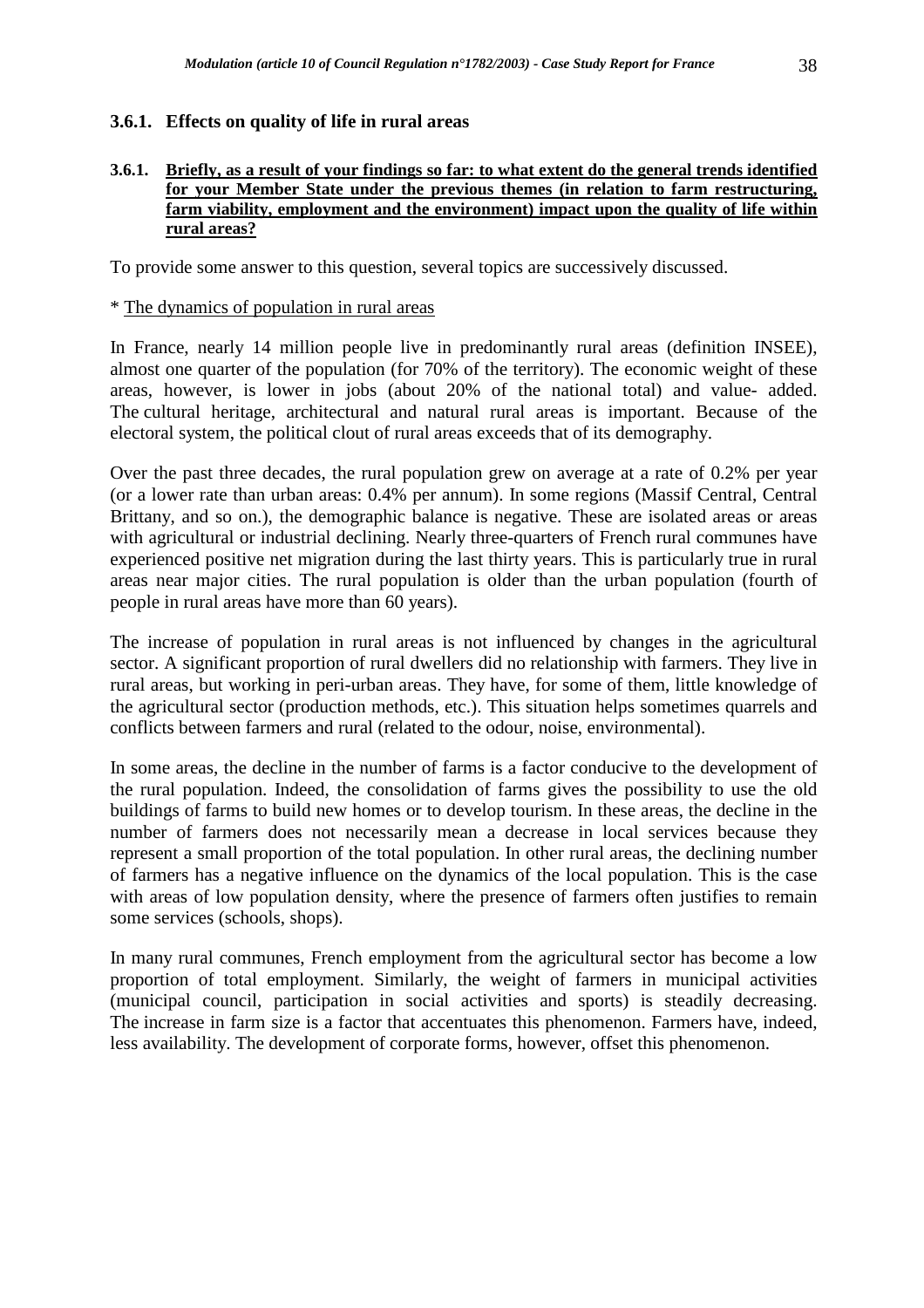### 3.6.1. Effects on quality of life in rural areas

**3.6.1. <u>Briefly, as a result of your findings so far: to what extent do the general trends identified for your Member State under the previous themes (in relation to farm restructuring, farm viability, employment and the environment) impact upon the quality of life within rural areas?</u>**

To provide some answer to this question, several topics are successively discussed.

\* <u>The dynamics of population in rural areas</u>

In France, nearly 14 million people live in predominantly rural areas (definition INSEE), almost one quarter of the population (for 70% of the territory). The economic weight of these areas, however, is lower in jobs (about 20% of the national total) and value- added. The cultural heritage, architectural and natural rural areas is important. Because of the electoral system, the political clout of rural areas exceeds that of its demography.

Over the past three decades, the rural population grew on average at a rate of 0.2% per year (or a lower rate than urban areas: 0.4% per annum). In some regions (Massif Central, Central Brittany, and so on.), the demographic balance is negative. These are isolated areas or areas with agricultural or industrial declining. Nearly three-quarters of French rural communes have experienced positive net migration during the last thirty years. This is particularly true in rural areas near major cities. The rural population is older than the urban population (fourth of people in rural areas have more than 60 years).

The increase of population in rural areas is not influenced by changes in the agricultural sector. A significant proportion of rural dwellers did no relationship with farmers. They live in rural areas, but working in peri-urban areas. They have, for some of them, little knowledge of the agricultural sector (production methods, etc.). This situation helps sometimes quarrels and conflicts between farmers and rural (related to the odour, noise, environmental).

In some areas, the decline in the number of farms is a factor conducive to the development of the rural population. Indeed, the consolidation of farms gives the possibility to use the old buildings of farms to build new homes or to develop tourism. In these areas, the decline in the number of farmers does not necessarily mean a decrease in local services because they represent a small proportion of the total population. In other rural areas, the declining number of farmers has a negative influence on the dynamics of the local population. This is the case with areas of low population density, where the presence of farmers often justifies to remain some services (schools, shops).

In many rural communes, French employment from the agricultural sector has become a low proportion of total employment. Similarly, the weight of farmers in municipal activities (municipal council, participation in social activities and sports) is steadily decreasing. The increase in farm size is a factor that accentuates this phenomenon. Farmers have, indeed, less availability. The development of corporate forms, however, offset this phenomenon.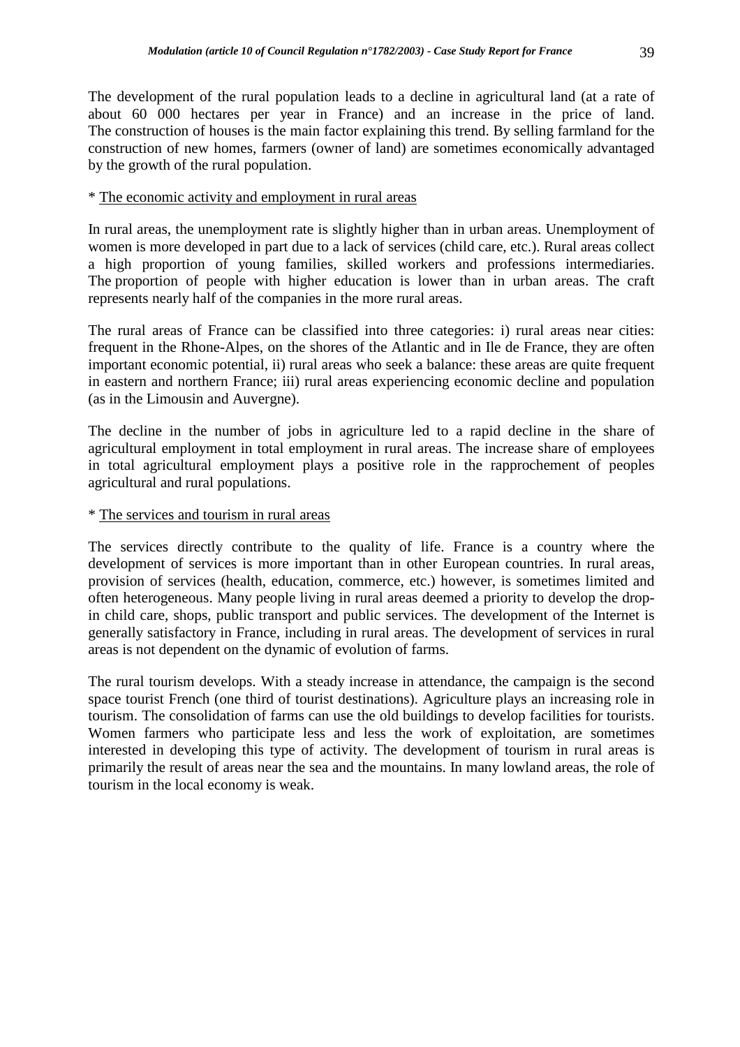The development of the rural population leads to a decline in agricultural land (at a rate of about 60 000 hectares per year in France) and an increase in the price of land. The construction of houses is the main factor explaining this trend. By selling farmland for the construction of new homes, farmers (owner of land) are sometimes economically advantaged by the growth of the rural population.

\* <u>The economic activity and employment in rural areas</u>

In rural areas, the unemployment rate is slightly higher than in urban areas. Unemployment of women is more developed in part due to a lack of services (child care, etc.). Rural areas collect a high proportion of young families, skilled workers and professions intermediaries. The proportion of people with higher education is lower than in urban areas. The craft represents nearly half of the companies in the more rural areas.

The rural areas of France can be classified into three categories: i) rural areas near cities: frequent in the Rhone-Alpes, on the shores of the Atlantic and in Ile de France, they are often important economic potential, ii) rural areas who seek a balance: these areas are quite frequent in eastern and northern France; iii) rural areas experiencing economic decline and population (as in the Limousin and Auvergne).

The decline in the number of jobs in agriculture led to a rapid decline in the share of agricultural employment in total employment in rural areas. The increase share of employees in total agricultural employment plays a positive role in the rapprochement of peoples agricultural and rural populations.

\* <u>The services and tourism in rural areas</u>

The services directly contribute to the quality of life. France is a country where the development of services is more important than in other European countries. In rural areas, provision of services (health, education, commerce, etc.) however, is sometimes limited and often heterogeneous. Many people living in rural areas deemed a priority to develop the drop-in child care, shops, public transport and public services. The development of the Internet is generally satisfactory in France, including in rural areas. The development of services in rural areas is not dependent on the dynamic of evolution of farms.

The rural tourism develops. With a steady increase in attendance, the campaign is the second space tourist French (one third of tourist destinations). Agriculture plays an increasing role in tourism. The consolidation of farms can use the old buildings to develop facilities for tourists. Women farmers who participate less and less the work of exploitation, are sometimes interested in developing this type of activity. The development of tourism in rural areas is primarily the result of areas near the sea and the mountains. In many lowland areas, the role of tourism in the local economy is weak.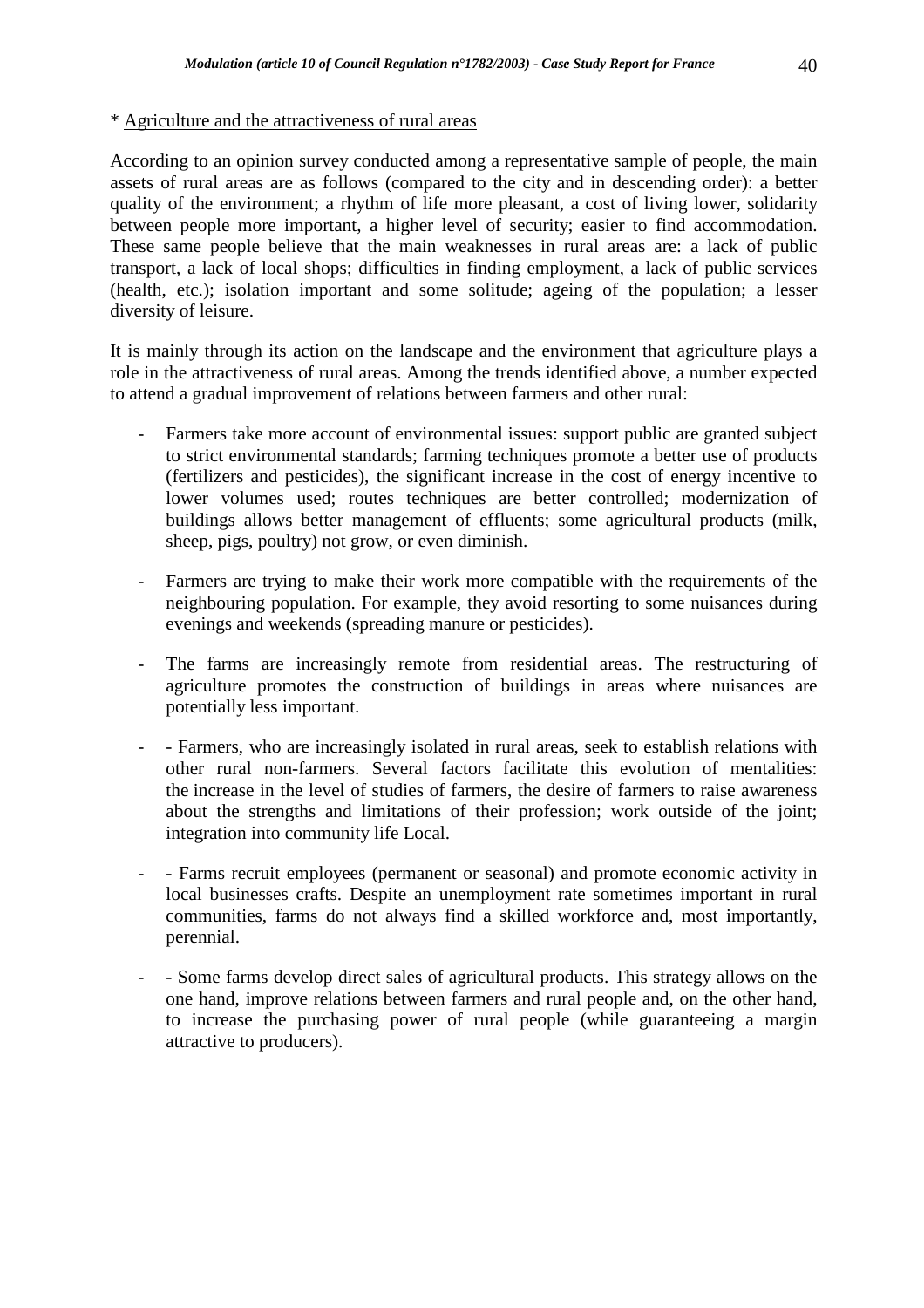\* Agriculture and the attractiveness of rural areas

According to an opinion survey conducted among a representative sample of people, the main assets of rural areas are as follows (compared to the city and in descending order): a better quality of the environment; a rhythm of life more pleasant, a cost of living lower, solidarity between people more important, a higher level of security; easier to find accommodation. These same people believe that the main weaknesses in rural areas are: a lack of public transport, a lack of local shops; difficulties in finding employment, a lack of public services (health, etc.); isolation important and some solitude; ageing of the population; a lesser diversity of leisure.

It is mainly through its action on the landscape and the environment that agriculture plays a role in the attractiveness of rural areas. Among the trends identified above, a number expected to attend a gradual improvement of relations between farmers and other rural:

- Farmers take more account of environmental issues: support public are granted subject to strict environmental standards; farming techniques promote a better use of products (fertilizers and pesticides), the significant increase in the cost of energy incentive to lower volumes used; routes techniques are better controlled; modernization of buildings allows better management of effluents; some agricultural products (milk, sheep, pigs, poultry) not grow, or even diminish.

- Farmers are trying to make their work more compatible with the requirements of the neighbouring population. For example, they avoid resorting to some nuisances during evenings and weekends (spreading manure or pesticides).

- The farms are increasingly remote from residential areas. The restructuring of agriculture promotes the construction of buildings in areas where nuisances are potentially less important.

- - Farmers, who are increasingly isolated in rural areas, seek to establish relations with other rural non-farmers. Several factors facilitate this evolution of mentalities: the increase in the level of studies of farmers, the desire of farmers to raise awareness about the strengths and limitations of their profession; work outside of the joint; integration into community life Local.

- - Farms recruit employees (permanent or seasonal) and promote economic activity in local businesses crafts. Despite an unemployment rate sometimes important in rural communities, farms do not always find a skilled workforce and, most importantly, perennial.

- - Some farms develop direct sales of agricultural products. This strategy allows on the one hand, improve relations between farmers and rural people and, on the other hand, to increase the purchasing power of rural people (while guaranteeing a margin attractive to producers).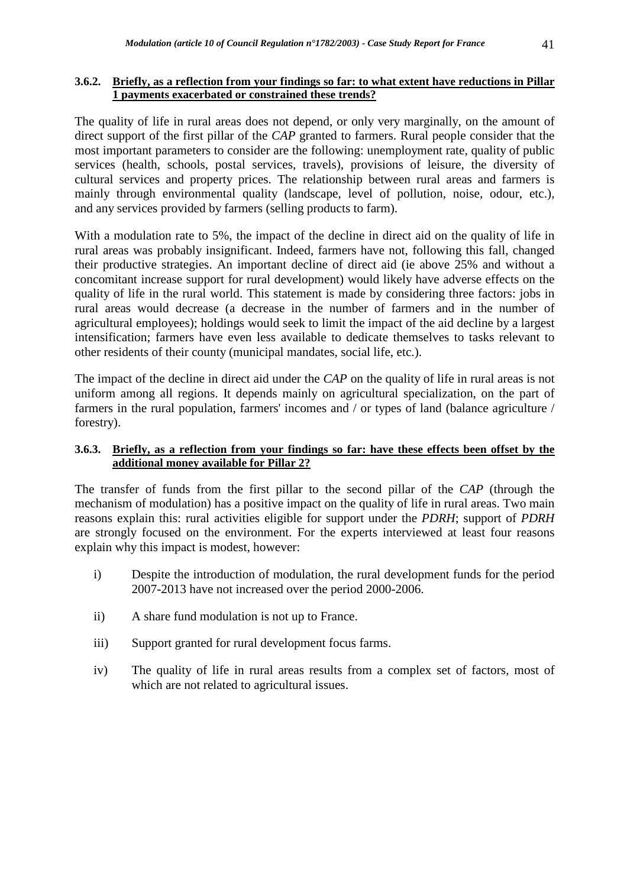### 3.6.2. Briefly, as a reflection from your findings so far: to what extent have reductions in Pillar 1 payments exacerbated or constrained these trends?

The quality of life in rural areas does not depend, or only very marginally, on the amount of direct support of the first pillar of the *CAP* granted to farmers. Rural people consider that the most important parameters to consider are the following: unemployment rate, quality of public services (health, schools, postal services, travels), provisions of leisure, the diversity of cultural services and property prices. The relationship between rural areas and farmers is mainly through environmental quality (landscape, level of pollution, noise, odour, etc.), and any services provided by farmers (selling products to farm).

With a modulation rate to 5%, the impact of the decline in direct aid on the quality of life in rural areas was probably insignificant. Indeed, farmers have not, following this fall, changed their productive strategies. An important decline of direct aid (ie above 25% and without a concomitant increase support for rural development) would likely have adverse effects on the quality of life in the rural world. This statement is made by considering three factors: jobs in rural areas would decrease (a decrease in the number of farmers and in the number of agricultural employees); holdings would seek to limit the impact of the aid decline by a largest intensification; farmers have even less available to dedicate themselves to tasks relevant to other residents of their county (municipal mandates, social life, etc.).

The impact of the decline in direct aid under the *CAP* on the quality of life in rural areas is not uniform among all regions. It depends mainly on agricultural specialization, on the part of farmers in the rural population, farmers' incomes and / or types of land (balance agriculture / forestry).

### 3.6.3. Briefly, as a reflection from your findings so far: have these effects been offset by the additional money available for Pillar 2?

The transfer of funds from the first pillar to the second pillar of the *CAP* (through the mechanism of modulation) has a positive impact on the quality of life in rural areas. Two main reasons explain this: rural activities eligible for support under the *PDRH*; support of *PDRH* are strongly focused on the environment. For the experts interviewed at least four reasons explain why this impact is modest, however:

i) Despite the introduction of modulation, the rural development funds for the period 2007-2013 have not increased over the period 2000-2006.

ii) A share fund modulation is not up to France.

iii) Support granted for rural development focus farms.

iv) The quality of life in rural areas results from a complex set of factors, most of which are not related to agricultural issues.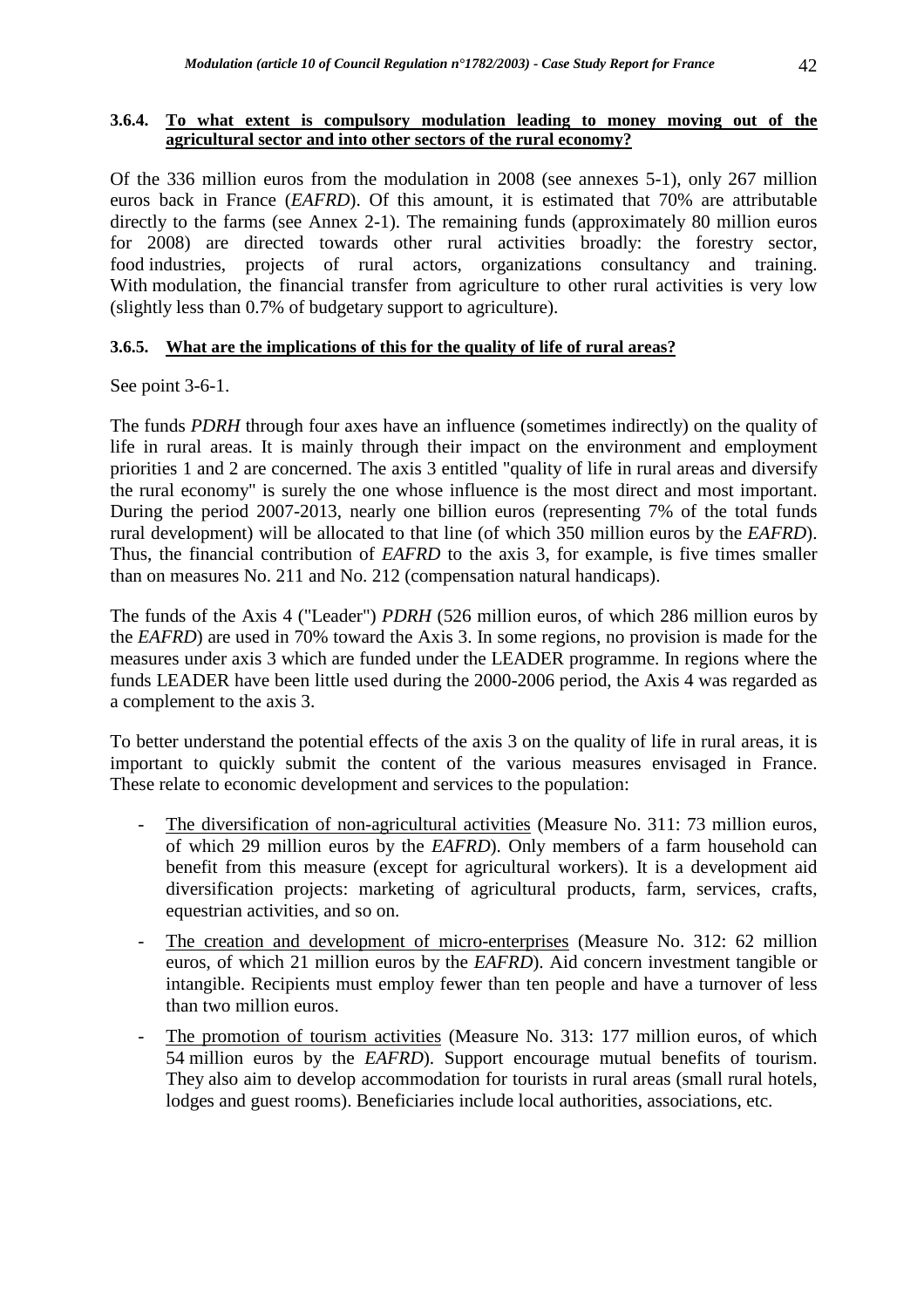### 3.6.4. To what extent is compulsory modulation leading to money moving out of the agricultural sector and into other sectors of the rural economy?

Of the 336 million euros from the modulation in 2008 (see annexes 5-1), only 267 million euros back in France (*EAFRD*). Of this amount, it is estimated that 70% are attributable directly to the farms (see Annex 2-1). The remaining funds (approximately 80 million euros for 2008) are directed towards other rural activities broadly: the forestry sector, food industries, projects of rural actors, organizations consultancy and training. With modulation, the financial transfer from agriculture to other rural activities is very low (slightly less than 0.7% of budgetary support to agriculture).

### 3.6.5. What are the implications of this for the quality of life of rural areas?

See point 3-6-1.

The funds *PDRH* through four axes have an influence (sometimes indirectly) on the quality of life in rural areas. It is mainly through their impact on the environment and employment priorities 1 and 2 are concerned. The axis 3 entitled "quality of life in rural areas and diversify the rural economy" is surely the one whose influence is the most direct and most important. During the period 2007-2013, nearly one billion euros (representing 7% of the total funds rural development) will be allocated to that line (of which 350 million euros by the *EAFRD*). Thus, the financial contribution of *EAFRD* to the axis 3, for example, is five times smaller than on measures No. 211 and No. 212 (compensation natural handicaps).

The funds of the Axis 4 ("Leader") *PDRH* (526 million euros, of which 286 million euros by the *EAFRD*) are used in 70% toward the Axis 3. In some regions, no provision is made for the measures under axis 3 which are funded under the LEADER programme. In regions where the funds LEADER have been little used during the 2000-2006 period, the Axis 4 was regarded as a complement to the axis 3.

To better understand the potential effects of the axis 3 on the quality of life in rural areas, it is important to quickly submit the content of the various measures envisaged in France. These relate to economic development and services to the population:

- The diversification of non-agricultural activities (Measure No. 311: 73 million euros, of which 29 million euros by the *EAFRD*). Only members of a farm household can benefit from this measure (except for agricultural workers). It is a development aid diversification projects: marketing of agricultural products, farm, services, crafts, equestrian activities, and so on.
- The creation and development of micro-enterprises (Measure No. 312: 62 million euros, of which 21 million euros by the *EAFRD*). Aid concern investment tangible or intangible. Recipients must employ fewer than ten people and have a turnover of less than two million euros.
- The promotion of tourism activities (Measure No. 313: 177 million euros, of which 54 million euros by the *EAFRD*). Support encourage mutual benefits of tourism. They also aim to develop accommodation for tourists in rural areas (small rural hotels, lodges and guest rooms). Beneficiaries include local authorities, associations, etc.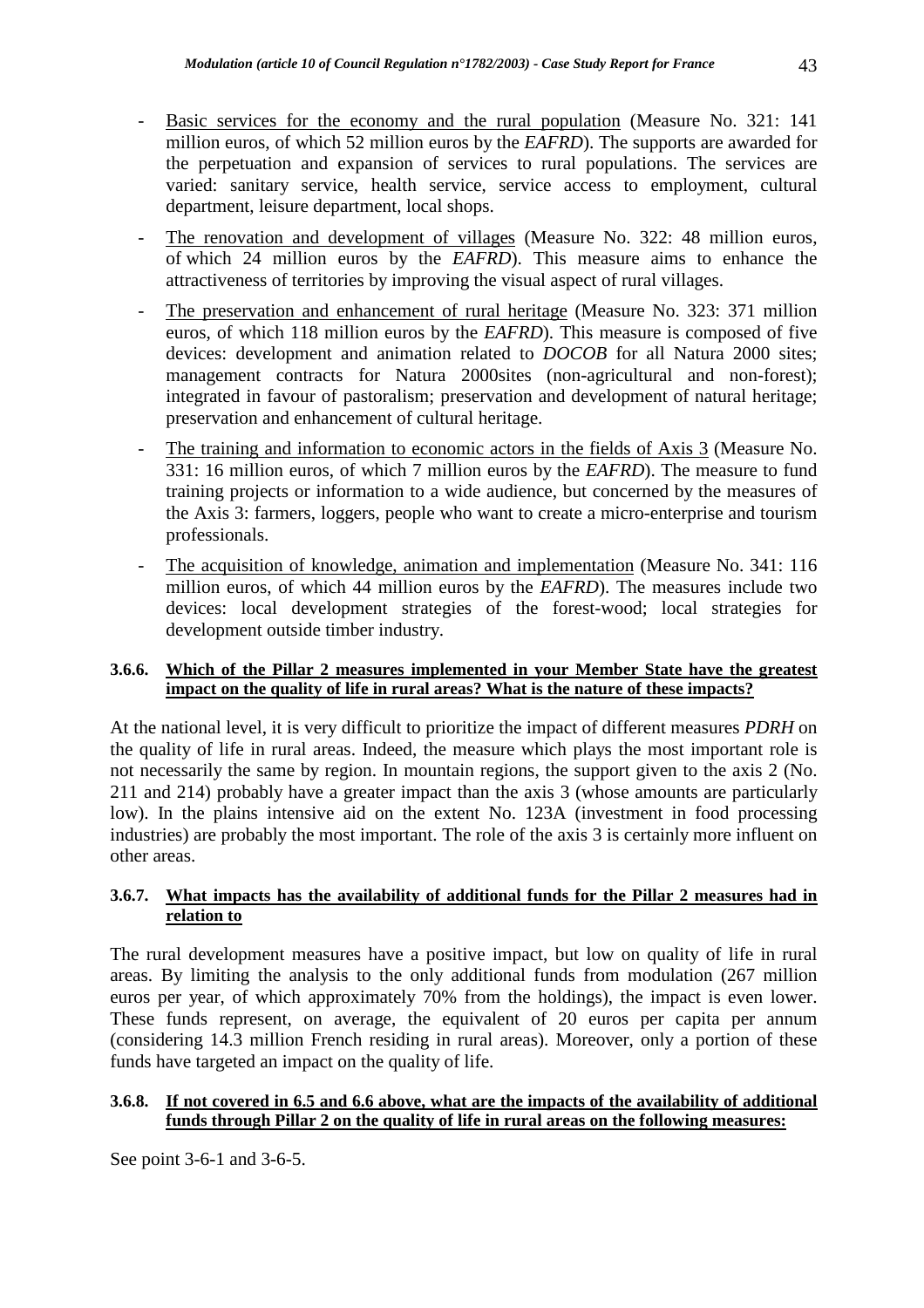- <u>Basic services for the economy and the rural population</u> (Measure No. 321: 141 million euros, of which 52 million euros by the *EAFRD*). The supports are awarded for the perpetuation and expansion of services to rural populations. The services are varied: sanitary service, health service, service access to employment, cultural department, leisure department, local shops.

- <u>The renovation and development of villages</u> (Measure No. 322: 48 million euros, of which 24 million euros by the *EAFRD*). This measure aims to enhance the attractiveness of territories by improving the visual aspect of rural villages.

- <u>The preservation and enhancement of rural heritage</u> (Measure No. 323: 371 million euros, of which 118 million euros by the *EAFRD*). This measure is composed of five devices: development and animation related to *DOCOB* for all Natura 2000 sites; management contracts for Natura 2000sites (non-agricultural and non-forest); integrated in favour of pastoralism; preservation and development of natural heritage; preservation and enhancement of cultural heritage.

- <u>The training and information to economic actors in the fields of Axis 3</u> (Measure No. 331: 16 million euros, of which 7 million euros by the *EAFRD*). The measure to fund training projects or information to a wide audience, but concerned by the measures of the Axis 3: farmers, loggers, people who want to create a micro-enterprise and tourism professionals.

- <u>The acquisition of knowledge, animation and implementation</u> (Measure No. 341: 116 million euros, of which 44 million euros by the *EAFRD*). The measures include two devices: local development strategies of the forest-wood; local strategies for development outside timber industry.

#### 3.6.6. Which of the Pillar 2 measures implemented in your Member State have the greatest impact on the quality of life in rural areas? What is the nature of these impacts?

At the national level, it is very difficult to prioritize the impact of different measures *PDRH* on the quality of life in rural areas. Indeed, the measure which plays the most important role is not necessarily the same by region. In mountain regions, the support given to the axis 2 (No. 211 and 214) probably have a greater impact than the axis 3 (whose amounts are particularly low). In the plains intensive aid on the extent No. 123A (investment in food processing industries) are probably the most important. The role of the axis 3 is certainly more influent on other areas.

#### 3.6.7. What impacts has the availability of additional funds for the Pillar 2 measures had in relation to

The rural development measures have a positive impact, but low on quality of life in rural areas. By limiting the analysis to the only additional funds from modulation (267 million euros per year, of which approximately 70% from the holdings), the impact is even lower. These funds represent, on average, the equivalent of 20 euros per capita per annum (considering 14.3 million French residing in rural areas). Moreover, only a portion of these funds have targeted an impact on the quality of life.

#### 3.6.8. If not covered in 6.5 and 6.6 above, what are the impacts of the availability of additional funds through Pillar 2 on the quality of life in rural areas on the following measures:

See point 3-6-1 and 3-6-5.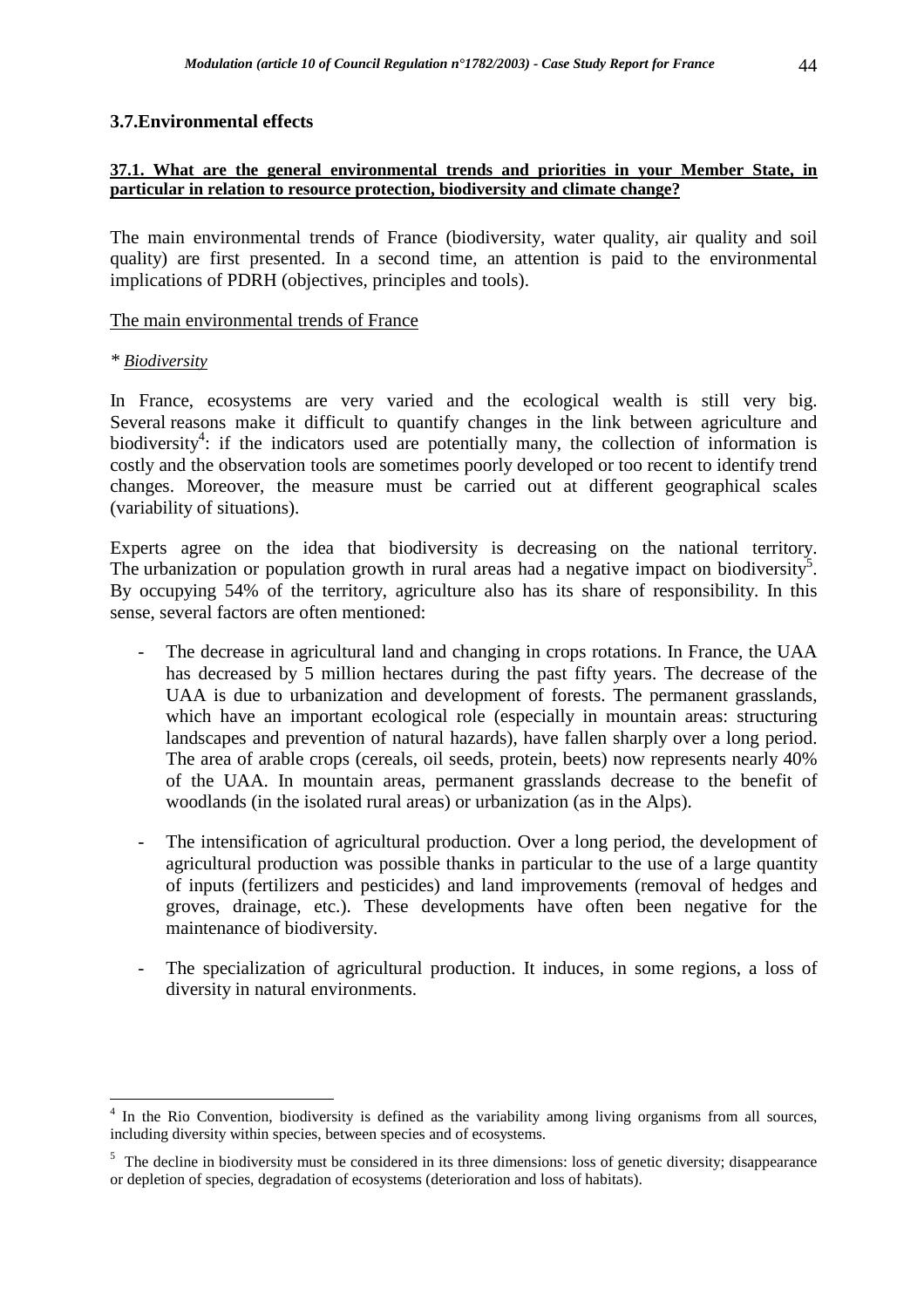### 3.7.Environmental effects

**37.1. What are the general environmental trends and priorities in your Member State, in particular in relation to resource protection, biodiversity and climate change?**

The main environmental trends of France (biodiversity, water quality, air quality and soil quality) are first presented. In a second time, an attention is paid to the environmental implications of PDRH (objectives, principles and tools).

The main environmental trends of France

*\* Biodiversity*

In France, ecosystems are very varied and the ecological wealth is still very big. Several reasons make it difficult to quantify changes in the link between agriculture and biodiversity[4]: if the indicators used are potentially many, the collection of information is costly and the observation tools are sometimes poorly developed or too recent to identify trend changes. Moreover, the measure must be carried out at different geographical scales (variability of situations).

Experts agree on the idea that biodiversity is decreasing on the national territory. The urbanization or population growth in rural areas had a negative impact on biodiversity[5]. By occupying 54% of the territory, agriculture also has its share of responsibility. In this sense, several factors are often mentioned:

- The decrease in agricultural land and changing in crops rotations. In France, the UAA has decreased by 5 million hectares during the past fifty years. The decrease of the UAA is due to urbanization and development of forests. The permanent grasslands, which have an important ecological role (especially in mountain areas: structuring landscapes and prevention of natural hazards), have fallen sharply over a long period. The area of arable crops (cereals, oil seeds, protein, beets) now represents nearly 40% of the UAA. In mountain areas, permanent grasslands decrease to the benefit of woodlands (in the isolated rural areas) or urbanization (as in the Alps).

- The intensification of agricultural production. Over a long period, the development of agricultural production was possible thanks in particular to the use of a large quantity of inputs (fertilizers and pesticides) and land improvements (removal of hedges and groves, drainage, etc.). These developments have often been negative for the maintenance of biodiversity.

- The specialization of agricultural production. It induces, in some regions, a loss of diversity in natural environments.

---

[4] In the Rio Convention, biodiversity is defined as the variability among living organisms from all sources, including diversity within species, between species and of ecosystems.

[5] The decline in biodiversity must be considered in its three dimensions: loss of genetic diversity; disappearance or depletion of species, degradation of ecosystems (deterioration and loss of habitats).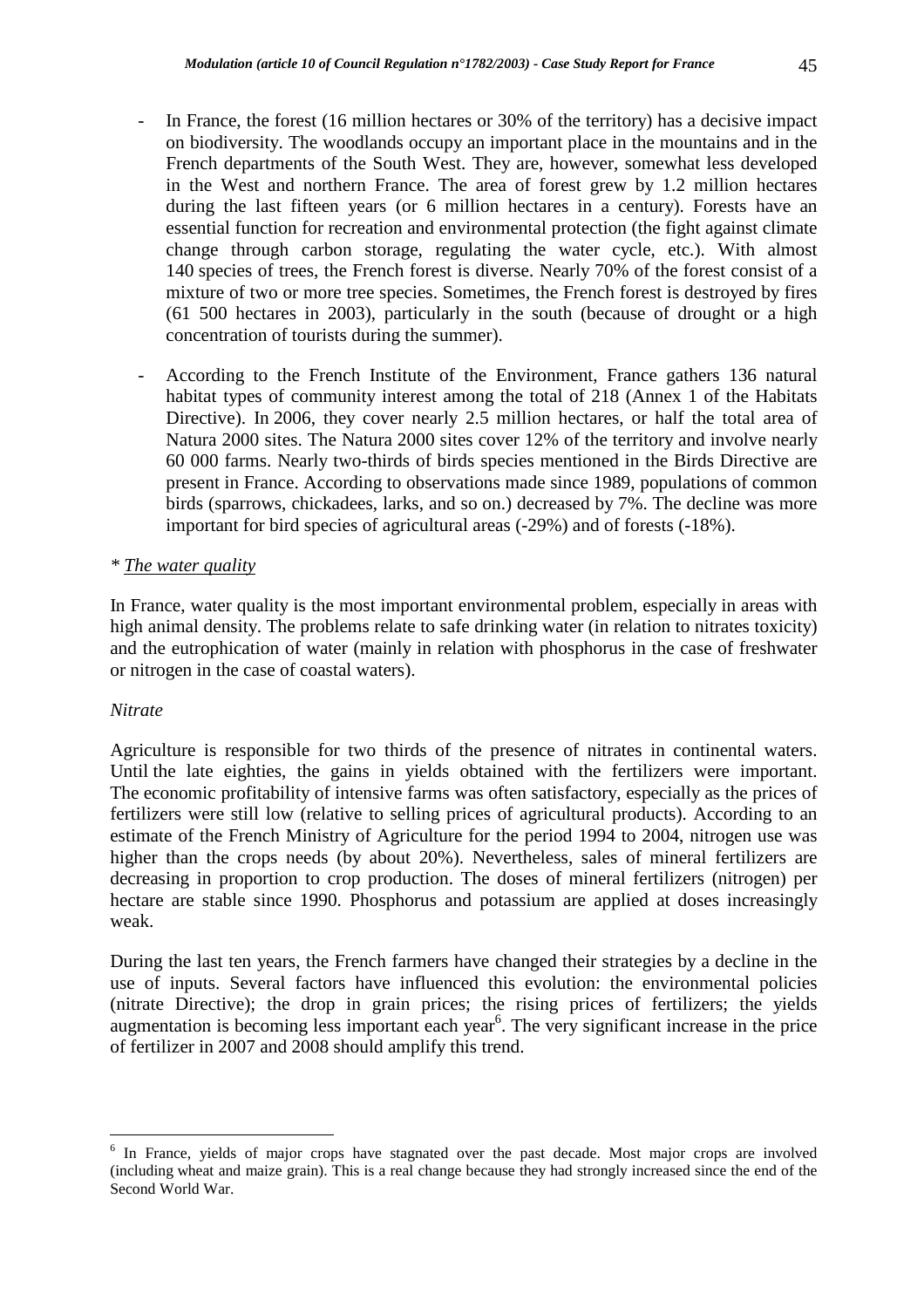- In France, the forest (16 million hectares or 30% of the territory) has a decisive impact on biodiversity. The woodlands occupy an important place in the mountains and in the French departments of the South West. They are, however, somewhat less developed in the West and northern France. The area of forest grew by 1.2 million hectares during the last fifteen years (or 6 million hectares in a century). Forests have an essential function for recreation and environmental protection (the fight against climate change through carbon storage, regulating the water cycle, etc.). With almost 140 species of trees, the French forest is diverse. Nearly 70% of the forest consist of a mixture of two or more tree species. Sometimes, the French forest is destroyed by fires (61 500 hectares in 2003), particularly in the south (because of drought or a high concentration of tourists during the summer).

- According to the French Institute of the Environment, France gathers 136 natural habitat types of community interest among the total of 218 (Annex 1 of the Habitats Directive). In 2006, they cover nearly 2.5 million hectares, or half the total area of Natura 2000 sites. The Natura 2000 sites cover 12% of the territory and involve nearly 60 000 farms. Nearly two-thirds of birds species mentioned in the Birds Directive are present in France. According to observations made since 1989, populations of common birds (sparrows, chickadees, larks, and so on.) decreased by 7%. The decline was more important for bird species of agricultural areas (-29%) and of forests (-18%).

*\* <u>The water quality</u>*

In France, water quality is the most important environmental problem, especially in areas with high animal density. The problems relate to safe drinking water (in relation to nitrates toxicity) and the eutrophication of water (mainly in relation with phosphorus in the case of freshwater or nitrogen in the case of coastal waters).

*Nitrate*

Agriculture is responsible for two thirds of the presence of nitrates in continental waters. Until the late eighties, the gains in yields obtained with the fertilizers were important. The economic profitability of intensive farms was often satisfactory, especially as the prices of fertilizers were still low (relative to selling prices of agricultural products). According to an estimate of the French Ministry of Agriculture for the period 1994 to 2004, nitrogen use was higher than the crops needs (by about 20%). Nevertheless, sales of mineral fertilizers are decreasing in proportion to crop production. The doses of mineral fertilizers (nitrogen) per hectare are stable since 1990. Phosphorus and potassium are applied at doses increasingly weak.

During the last ten years, the French farmers have changed their strategies by a decline in the use of inputs. Several factors have influenced this evolution: the environmental policies (nitrate Directive); the drop in grain prices; the rising prices of fertilizers; the yields augmentation is becoming less important each year[6]. The very significant increase in the price of fertilizer in 2007 and 2008 should amplify this trend.

---

[6] In France, yields of major crops have stagnated over the past decade. Most major crops are involved (including wheat and maize grain). This is a real change because they had strongly increased since the end of the Second World War.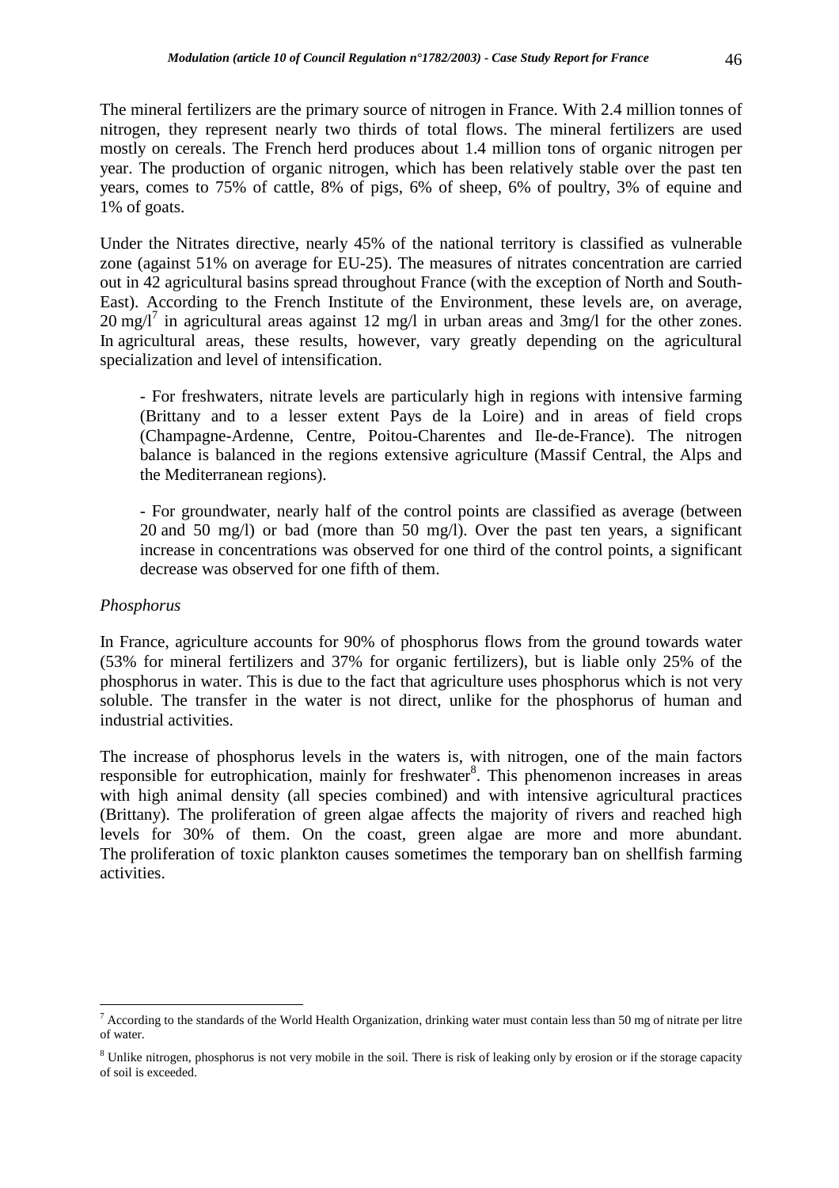The mineral fertilizers are the primary source of nitrogen in France. With 2.4 million tonnes of nitrogen, they represent nearly two thirds of total flows. The mineral fertilizers are used mostly on cereals. The French herd produces about 1.4 million tons of organic nitrogen per year. The production of organic nitrogen, which has been relatively stable over the past ten years, comes to 75% of cattle, 8% of pigs, 6% of sheep, 6% of poultry, 3% of equine and 1% of goats.

Under the Nitrates directive, nearly 45% of the national territory is classified as vulnerable zone (against 51% on average for EU-25). The measures of nitrates concentration are carried out in 42 agricultural basins spread throughout France (with the exception of North and South-East). According to the French Institute of the Environment, these levels are, on average, 20 mg/l[7] in agricultural areas against 12 mg/l in urban areas and 3mg/l for the other zones. In agricultural areas, these results, however, vary greatly depending on the agricultural specialization and level of intensification.

> - For freshwaters, nitrate levels are particularly high in regions with intensive farming (Brittany and to a lesser extent Pays de la Loire) and in areas of field crops (Champagne-Ardenne, Centre, Poitou-Charentes and Ile-de-France). The nitrogen balance is balanced in the regions extensive agriculture (Massif Central, the Alps and the Mediterranean regions).
>
> - For groundwater, nearly half of the control points are classified as average (between 20 and 50 mg/l) or bad (more than 50 mg/l). Over the past ten years, a significant increase in concentrations was observed for one third of the control points, a significant decrease was observed for one fifth of them.

*Phosphorus*

In France, agriculture accounts for 90% of phosphorus flows from the ground towards water (53% for mineral fertilizers and 37% for organic fertilizers), but is liable only 25% of the phosphorus in water. This is due to the fact that agriculture uses phosphorus which is not very soluble. The transfer in the water is not direct, unlike for the phosphorus of human and industrial activities.

The increase of phosphorus levels in the waters is, with nitrogen, one of the main factors responsible for eutrophication, mainly for freshwater[8]. This phenomenon increases in areas with high animal density (all species combined) and with intensive agricultural practices (Brittany). The proliferation of green algae affects the majority of rivers and reached high levels for 30% of them. On the coast, green algae are more and more abundant. The proliferation of toxic plankton causes sometimes the temporary ban on shellfish farming activities.

---

[7] According to the standards of the World Health Organization, drinking water must contain less than 50 mg of nitrate per litre of water.

[8] Unlike nitrogen, phosphorus is not very mobile in the soil. There is risk of leaking only by erosion or if the storage capacity of soil is exceeded.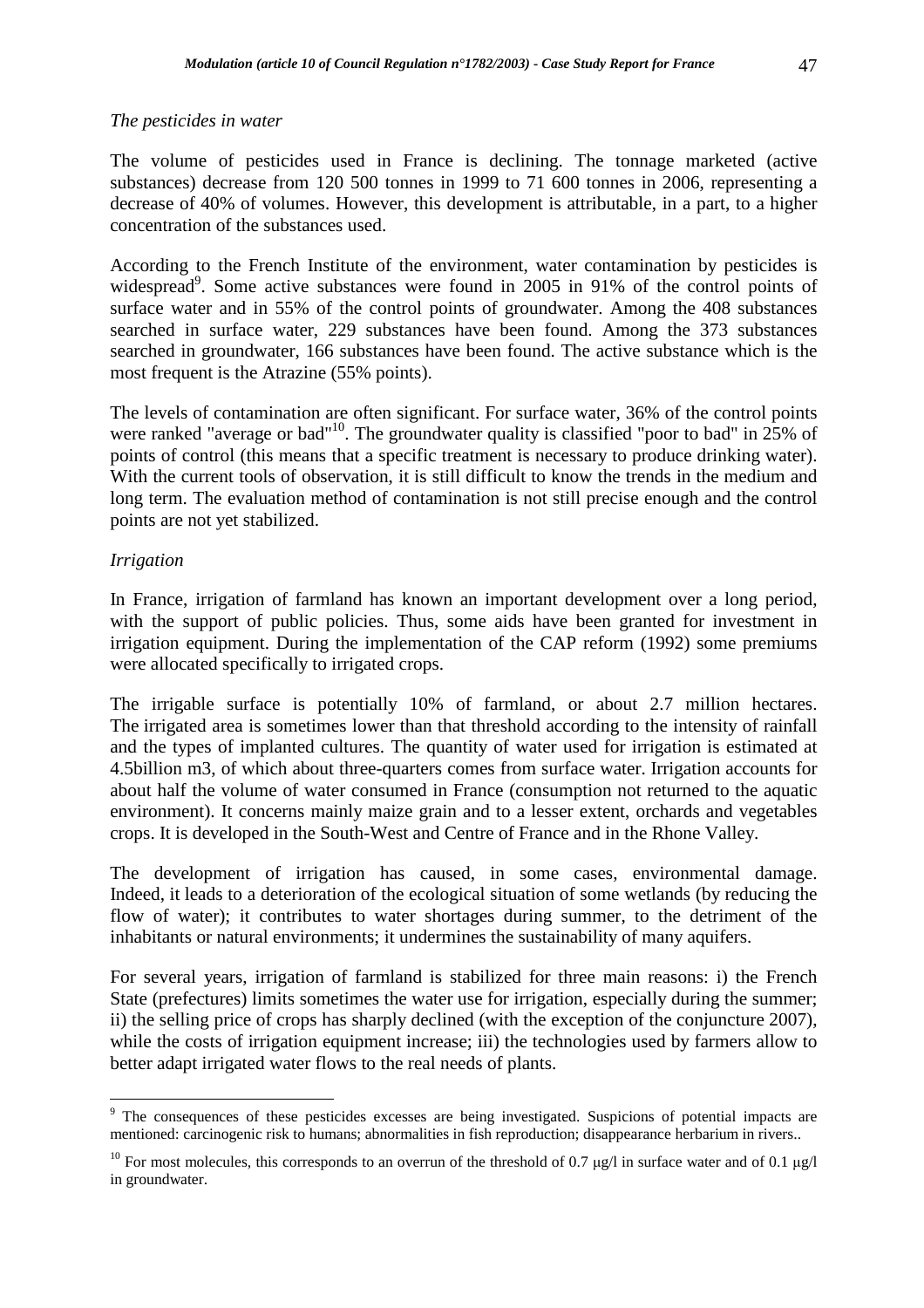*The pesticides in water*

The volume of pesticides used in France is declining. The tonnage marketed (active substances) decrease from 120 500 tonnes in 1999 to 71 600 tonnes in 2006, representing a decrease of 40% of volumes. However, this development is attributable, in a part, to a higher concentration of the substances used.

According to the French Institute of the environment, water contamination by pesticides is widespread[9]. Some active substances were found in 2005 in 91% of the control points of surface water and in 55% of the control points of groundwater. Among the 408 substances searched in surface water, 229 substances have been found. Among the 373 substances searched in groundwater, 166 substances have been found. The active substance which is the most frequent is the Atrazine (55% points).

The levels of contamination are often significant. For surface water, 36% of the control points were ranked "average or bad"[10]. The groundwater quality is classified "poor to bad" in 25% of points of control (this means that a specific treatment is necessary to produce drinking water). With the current tools of observation, it is still difficult to know the trends in the medium and long term. The evaluation method of contamination is not still precise enough and the control points are not yet stabilized.

*Irrigation*

In France, irrigation of farmland has known an important development over a long period, with the support of public policies. Thus, some aids have been granted for investment in irrigation equipment. During the implementation of the CAP reform (1992) some premiums were allocated specifically to irrigated crops.

The irrigable surface is potentially 10% of farmland, or about 2.7 million hectares. The irrigated area is sometimes lower than that threshold according to the intensity of rainfall and the types of implanted cultures. The quantity of water used for irrigation is estimated at 4.5billion m3, of which about three-quarters comes from surface water. Irrigation accounts for about half the volume of water consumed in France (consumption not returned to the aquatic environment). It concerns mainly maize grain and to a lesser extent, orchards and vegetables crops. It is developed in the South-West and Centre of France and in the Rhone Valley.

The development of irrigation has caused, in some cases, environmental damage. Indeed, it leads to a deterioration of the ecological situation of some wetlands (by reducing the flow of water); it contributes to water shortages during summer, to the detriment of the inhabitants or natural environments; it undermines the sustainability of many aquifers.

For several years, irrigation of farmland is stabilized for three main reasons: i) the French State (prefectures) limits sometimes the water use for irrigation, especially during the summer; ii) the selling price of crops has sharply declined (with the exception of the conjuncture 2007), while the costs of irrigation equipment increase; iii) the technologies used by farmers allow to better adapt irrigated water flows to the real needs of plants.

---

[9] The consequences of these pesticides excesses are being investigated. Suspicions of potential impacts are mentioned: carcinogenic risk to humans; abnormalities in fish reproduction; disappearance herbarium in rivers..

[10] For most molecules, this corresponds to an overrun of the threshold of 0.7 µg/l in surface water and of 0.1 µg/l in groundwater.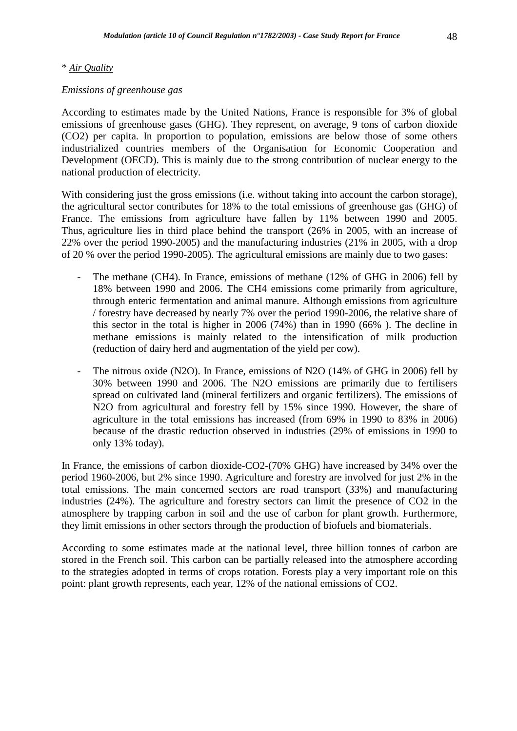\* *Air Quality*

*Emissions of greenhouse gas*

According to estimates made by the United Nations, France is responsible for 3% of global emissions of greenhouse gases (GHG). They represent, on average, 9 tons of carbon dioxide ($CO_2$) per capita. In proportion to population, emissions are below those of some others industrialized countries members of the Organisation for Economic Cooperation and Development (OECD). This is mainly due to the strong contribution of nuclear energy to the national production of electricity.

With considering just the gross emissions (i.e. without taking into account the carbon storage), the agricultural sector contributes for 18% to the total emissions of greenhouse gas (GHG) of France. The emissions from agriculture have fallen by 11% between 1990 and 2005. Thus, agriculture lies in third place behind the transport (26% in 2005, with an increase of 22% over the period 1990-2005) and the manufacturing industries (21% in 2005, with a drop of 20 % over the period 1990-2005). The agricultural emissions are mainly due to two gases:

- The methane ($CH_4$). In France, emissions of methane (12% of GHG in 2006) fell by 18% between 1990 and 2006. The $CH_4$ emissions come primarily from agriculture, through enteric fermentation and animal manure. Although emissions from agriculture / forestry have decreased by nearly 7% over the period 1990-2006, the relative share of this sector in the total is higher in 2006 (74%) than in 1990 (66% ). The decline in methane emissions is mainly related to the intensification of milk production (reduction of dairy herd and augmentation of the yield per cow).

- The nitrous oxide ($N_2O$). In France, emissions of $N_2O$ (14% of GHG in 2006) fell by 30% between 1990 and 2006. The $N_2O$ emissions are primarily due to fertilisers spread on cultivated land (mineral fertilizers and organic fertilizers). The emissions of $N_2O$ from agricultural and forestry fell by 15% since 1990. However, the share of agriculture in the total emissions has increased (from 69% in 1990 to 83% in 2006) because of the drastic reduction observed in industries (29% of emissions in 1990 to only 13% today).

In France, the emissions of carbon dioxide-$CO_2$-(70% GHG) have increased by 34% over the period 1960-2006, but 2% since 1990. Agriculture and forestry are involved for just 2% in the total emissions. The main concerned sectors are road transport (33%) and manufacturing industries (24%). The agriculture and forestry sectors can limit the presence of $CO_2$ in the atmosphere by trapping carbon in soil and the use of carbon for plant growth. Furthermore, they limit emissions in other sectors through the production of biofuels and biomaterials.

According to some estimates made at the national level, three billion tonnes of carbon are stored in the French soil. This carbon can be partially released into the atmosphere according to the strategies adopted in terms of crops rotation. Forests play a very important role on this point: plant growth represents, each year, 12% of the national emissions of $CO_2$.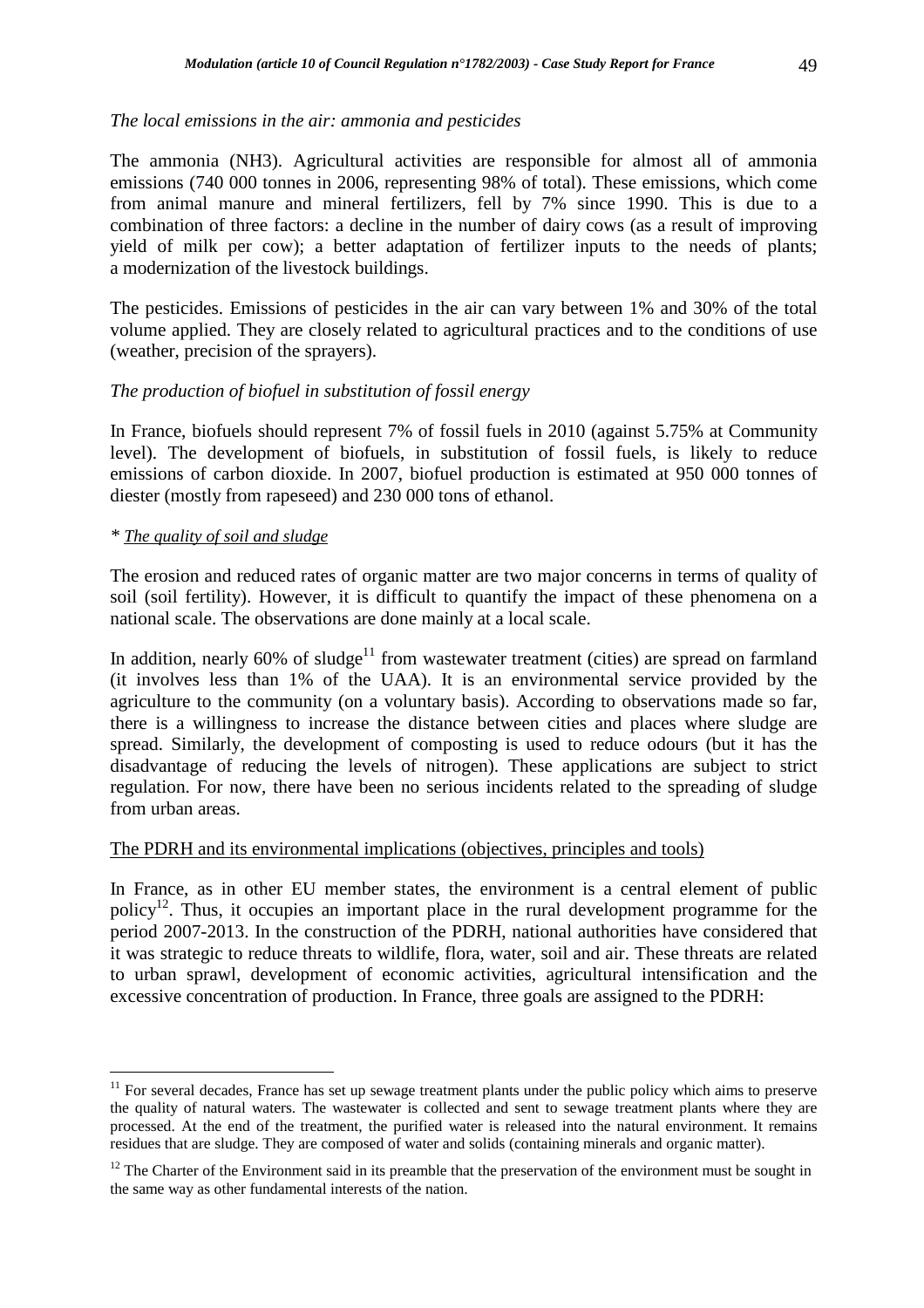*The local emissions in the air: ammonia and pesticides*

The ammonia ($NH_3$). Agricultural activities are responsible for almost all of ammonia emissions (740 000 tonnes in 2006, representing 98% of total). These emissions, which come from animal manure and mineral fertilizers, fell by 7% since 1990. This is due to a combination of three factors: a decline in the number of dairy cows (as a result of improving yield of milk per cow); a better adaptation of fertilizer inputs to the needs of plants; a modernization of the livestock buildings.

The pesticides. Emissions of pesticides in the air can vary between 1% and 30% of the total volume applied. They are closely related to agricultural practices and to the conditions of use (weather, precision of the sprayers).

*The production of biofuel in substitution of fossil energy*

In France, biofuels should represent 7% of fossil fuels in 2010 (against 5.75% at Community level). The development of biofuels, in substitution of fossil fuels, is likely to reduce emissions of carbon dioxide. In 2007, biofuel production is estimated at 950 000 tonnes of diester (mostly from rapeseed) and 230 000 tons of ethanol.

*\* The quality of soil and sludge*

The erosion and reduced rates of organic matter are two major concerns in terms of quality of soil (soil fertility). However, it is difficult to quantify the impact of these phenomena on a national scale. The observations are done mainly at a local scale.

In addition, nearly 60% of sludge[11] from wastewater treatment (cities) are spread on farmland (it involves less than 1% of the UAA). It is an environmental service provided by the agriculture to the community (on a voluntary basis). According to observations made so far, there is a willingness to increase the distance between cities and places where sludge are spread. Similarly, the development of composting is used to reduce odours (but it has the disadvantage of reducing the levels of nitrogen). These applications are subject to strict regulation. For now, there have been no serious incidents related to the spreading of sludge from urban areas.

The PDRH and its environmental implications (objectives, principles and tools)

In France, as in other EU member states, the environment is a central element of public policy[12]. Thus, it occupies an important place in the rural development programme for the period 2007-2013. In the construction of the PDRH, national authorities have considered that it was strategic to reduce threats to wildlife, flora, water, soil and air. These threats are related to urban sprawl, development of economic activities, agricultural intensification and the excessive concentration of production. In France, three goals are assigned to the PDRH:

---

[11] For several decades, France has set up sewage treatment plants under the public policy which aims to preserve the quality of natural waters. The wastewater is collected and sent to sewage treatment plants where they are processed. At the end of the treatment, the purified water is released into the natural environment. It remains residues that are sludge. They are composed of water and solids (containing minerals and organic matter).

[12] The Charter of the Environment said in its preamble that the preservation of the environment must be sought in the same way as other fundamental interests of the nation.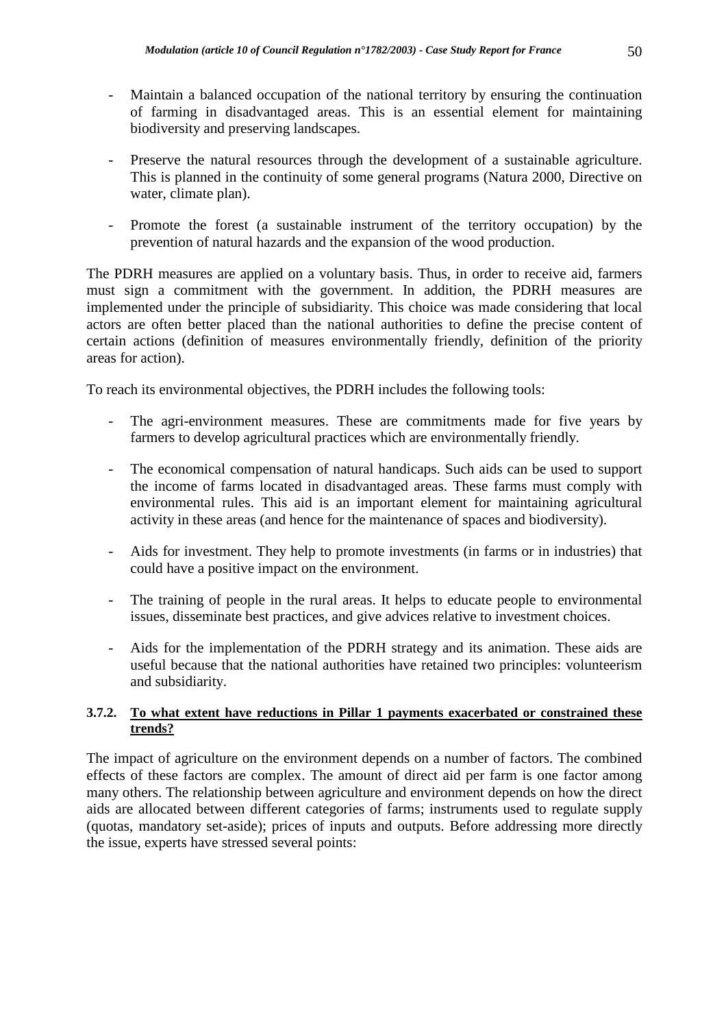- Maintain a balanced occupation of the national territory by ensuring the continuation of farming in disadvantaged areas. This is an essential element for maintaining biodiversity and preserving landscapes.

- Preserve the natural resources through the development of a sustainable agriculture. This is planned in the continuity of some general programs (Natura 2000, Directive on water, climate plan).

- Promote the forest (a sustainable instrument of the territory occupation) by the prevention of natural hazards and the expansion of the wood production.

The PDRH measures are applied on a voluntary basis. Thus, in order to receive aid, farmers must sign a commitment with the government. In addition, the PDRH measures are implemented under the principle of subsidiarity. This choice was made considering that local actors are often better placed than the national authorities to define the precise content of certain actions (definition of measures environmentally friendly, definition of the priority areas for action).

To reach its environmental objectives, the PDRH includes the following tools:

- The agri-environment measures. These are commitments made for five years by farmers to develop agricultural practices which are environmentally friendly.

- The economical compensation of natural handicaps. Such aids can be used to support the income of farms located in disadvantaged areas. These farms must comply with environmental rules. This aid is an important element for maintaining agricultural activity in these areas (and hence for the maintenance of spaces and biodiversity).

- Aids for investment. They help to promote investments (in farms or in industries) that could have a positive impact on the environment.

- The training of people in the rural areas. It helps to educate people to environmental issues, disseminate best practices, and give advices relative to investment choices.

- Aids for the implementation of the PDRH strategy and its animation. These aids are useful because that the national authorities have retained two principles: volunteerism and subsidiarity.

#### 3.7.2. To what extent have reductions in Pillar 1 payments exacerbated or constrained these trends?

The impact of agriculture on the environment depends on a number of factors. The combined effects of these factors are complex. The amount of direct aid per farm is one factor among many others. The relationship between agriculture and environment depends on how the direct aids are allocated between different categories of farms; instruments used to regulate supply (quotas, mandatory set-aside); prices of inputs and outputs. Before addressing more directly the issue, experts have stressed several points: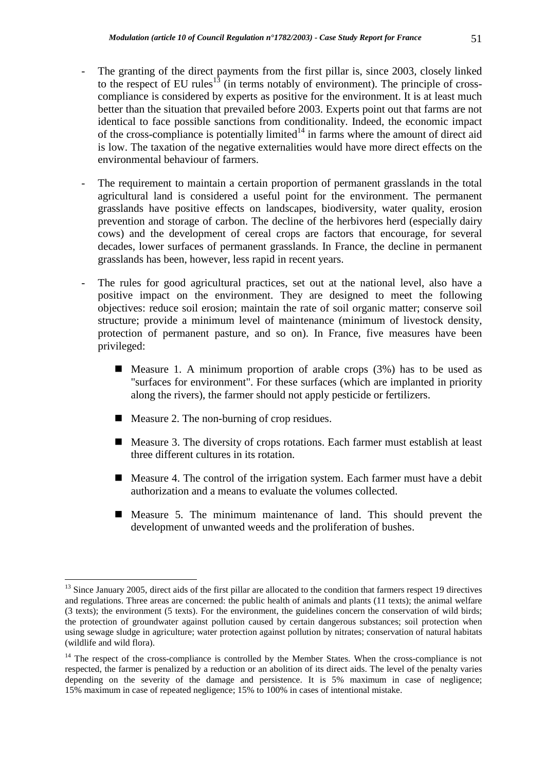- The granting of the direct payments from the first pillar is, since 2003, closely linked to the respect of EU rules[13] (in terms notably of environment). The principle of cross-compliance is considered by experts as positive for the environment. It is at least much better than the situation that prevailed before 2003. Experts point out that farms are not identical to face possible sanctions from conditionality. Indeed, the economic impact of the cross-compliance is potentially limited[14] in farms where the amount of direct aid is low. The taxation of the negative externalities would have more direct effects on the environmental behaviour of farmers.

- The requirement to maintain a certain proportion of permanent grasslands in the total agricultural land is considered a useful point for the environment. The permanent grasslands have positive effects on landscapes, biodiversity, water quality, erosion prevention and storage of carbon. The decline of the herbivores herd (especially dairy cows) and the development of cereal crops are factors that encourage, for several decades, lower surfaces of permanent grasslands. In France, the decline in permanent grasslands has been, however, less rapid in recent years.

- The rules for good agricultural practices, set out at the national level, also have a positive impact on the environment. They are designed to meet the following objectives: reduce soil erosion; maintain the rate of soil organic matter; conserve soil structure; provide a minimum level of maintenance (minimum of livestock density, protection of permanent pasture, and so on). In France, five measures have been privileged:

  - Measure 1. A minimum proportion of arable crops (3%) has to be used as "surfaces for environment". For these surfaces (which are implanted in priority along the rivers), the farmer should not apply pesticide or fertilizers.

  - Measure 2. The non-burning of crop residues.

  - Measure 3. The diversity of crops rotations. Each farmer must establish at least three different cultures in its rotation.

  - Measure 4. The control of the irrigation system. Each farmer must have a debit authorization and a means to evaluate the volumes collected.

  - Measure 5. The minimum maintenance of land. This should prevent the development of unwanted weeds and the proliferation of bushes.

---

[13] Since January 2005, direct aids of the first pillar are allocated to the condition that farmers respect 19 directives and regulations. Three areas are concerned: the public health of animals and plants (11 texts); the animal welfare (3 texts); the environment (5 texts). For the environment, the guidelines concern the conservation of wild birds; the protection of groundwater against pollution caused by certain dangerous substances; soil protection when using sewage sludge in agriculture; water protection against pollution by nitrates; conservation of natural habitats (wildlife and wild flora).

[14] The respect of the cross-compliance is controlled by the Member States. When the cross-compliance is not respected, the farmer is penalized by a reduction or an abolition of its direct aids. The level of the penalty varies depending on the severity of the damage and persistence. It is 5% maximum in case of negligence; 15% maximum in case of repeated negligence; 15% to 100% in cases of intentional mistake.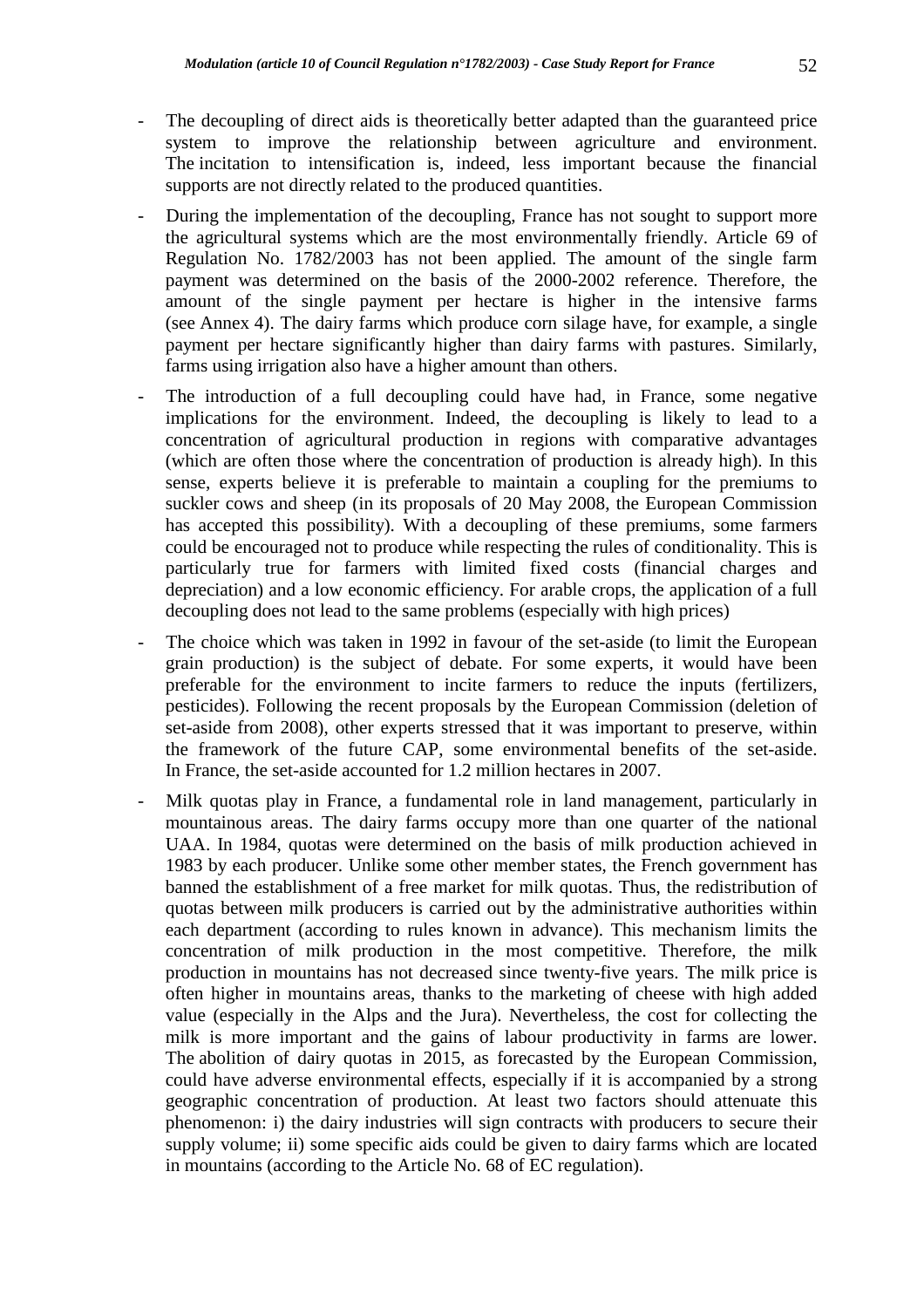- The decoupling of direct aids is theoretically better adapted than the guaranteed price system to improve the relationship between agriculture and environment. The incitation to intensification is, indeed, less important because the financial supports are not directly related to the produced quantities.

- During the implementation of the decoupling, France has not sought to support more the agricultural systems which are the most environmentally friendly. Article 69 of Regulation No. 1782/2003 has not been applied. The amount of the single farm payment was determined on the basis of the 2000-2002 reference. Therefore, the amount of the single payment per hectare is higher in the intensive farms (see Annex 4). The dairy farms which produce corn silage have, for example, a single payment per hectare significantly higher than dairy farms with pastures. Similarly, farms using irrigation also have a higher amount than others.

- The introduction of a full decoupling could have had, in France, some negative implications for the environment. Indeed, the decoupling is likely to lead to a concentration of agricultural production in regions with comparative advantages (which are often those where the concentration of production is already high). In this sense, experts believe it is preferable to maintain a coupling for the premiums to suckler cows and sheep (in its proposals of 20 May 2008, the European Commission has accepted this possibility). With a decoupling of these premiums, some farmers could be encouraged not to produce while respecting the rules of conditionality. This is particularly true for farmers with limited fixed costs (financial charges and depreciation) and a low economic efficiency. For arable crops, the application of a full decoupling does not lead to the same problems (especially with high prices)

- The choice which was taken in 1992 in favour of the set-aside (to limit the European grain production) is the subject of debate. For some experts, it would have been preferable for the environment to incite farmers to reduce the inputs (fertilizers, pesticides). Following the recent proposals by the European Commission (deletion of set-aside from 2008), other experts stressed that it was important to preserve, within the framework of the future CAP, some environmental benefits of the set-aside. In France, the set-aside accounted for 1.2 million hectares in 2007.

- Milk quotas play in France, a fundamental role in land management, particularly in mountainous areas. The dairy farms occupy more than one quarter of the national UAA. In 1984, quotas were determined on the basis of milk production achieved in 1983 by each producer. Unlike some other member states, the French government has banned the establishment of a free market for milk quotas. Thus, the redistribution of quotas between milk producers is carried out by the administrative authorities within each department (according to rules known in advance). This mechanism limits the concentration of milk production in the most competitive. Therefore, the milk production in mountains has not decreased since twenty-five years. The milk price is often higher in mountains areas, thanks to the marketing of cheese with high added value (especially in the Alps and the Jura). Nevertheless, the cost for collecting the milk is more important and the gains of labour productivity in farms are lower. The abolition of dairy quotas in 2015, as forecasted by the European Commission, could have adverse environmental effects, especially if it is accompanied by a strong geographic concentration of production. At least two factors should attenuate this phenomenon: i) the dairy industries will sign contracts with producers to secure their supply volume; ii) some specific aids could be given to dairy farms which are located in mountains (according to the Article No. 68 of EC regulation).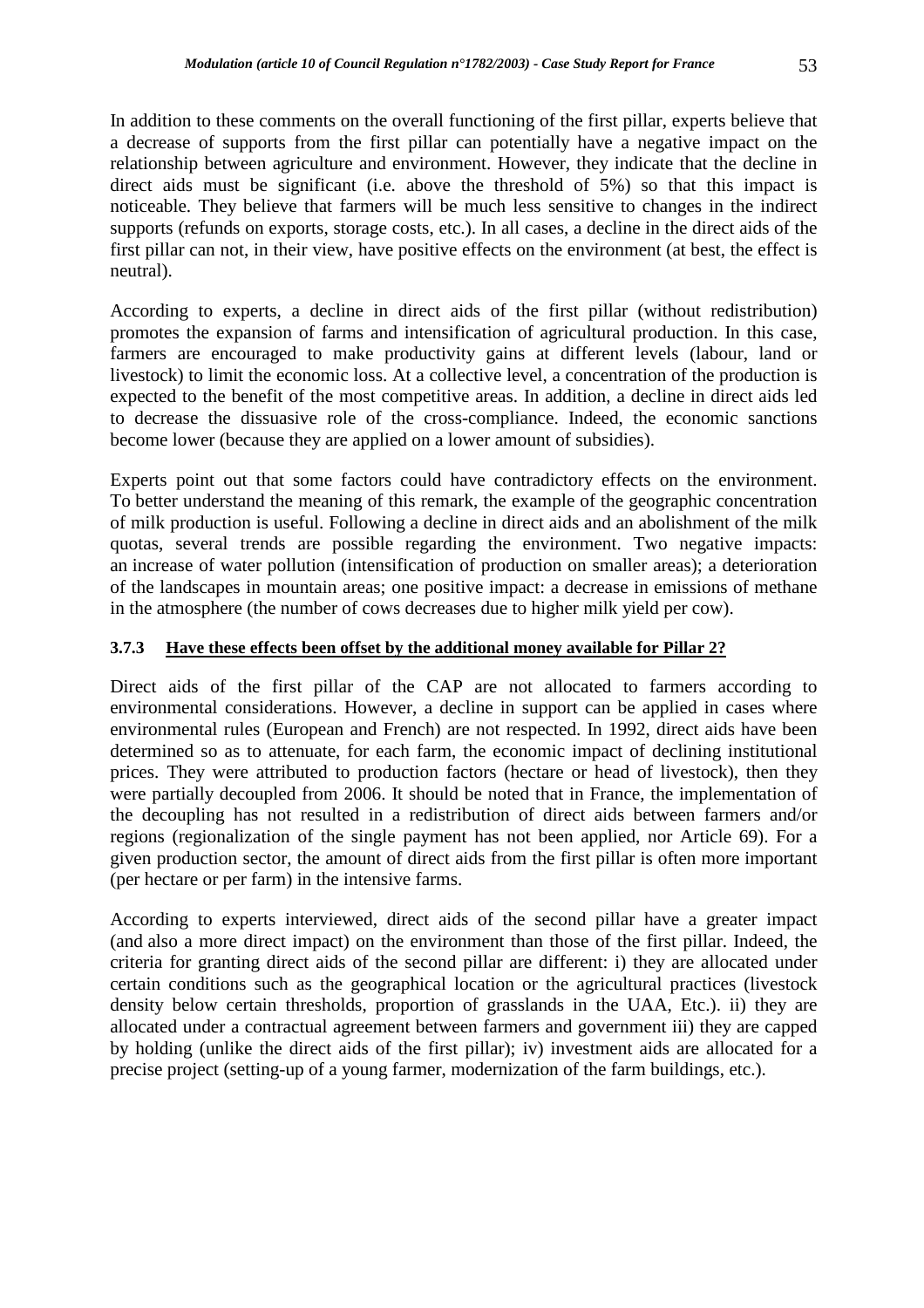In addition to these comments on the overall functioning of the first pillar, experts believe that a decrease of supports from the first pillar can potentially have a negative impact on the relationship between agriculture and environment. However, they indicate that the decline in direct aids must be significant (i.e. above the threshold of 5%) so that this impact is noticeable. They believe that farmers will be much less sensitive to changes in the indirect supports (refunds on exports, storage costs, etc.). In all cases, a decline in the direct aids of the first pillar can not, in their view, have positive effects on the environment (at best, the effect is neutral).

According to experts, a decline in direct aids of the first pillar (without redistribution) promotes the expansion of farms and intensification of agricultural production. In this case, farmers are encouraged to make productivity gains at different levels (labour, land or livestock) to limit the economic loss. At a collective level, a concentration of the production is expected to the benefit of the most competitive areas. In addition, a decline in direct aids led to decrease the dissuasive role of the cross-compliance. Indeed, the economic sanctions become lower (because they are applied on a lower amount of subsidies).

Experts point out that some factors could have contradictory effects on the environment. To better understand the meaning of this remark, the example of the geographic concentration of milk production is useful. Following a decline in direct aids and an abolishment of the milk quotas, several trends are possible regarding the environment. Two negative impacts: an increase of water pollution (intensification of production on smaller areas); a deterioration of the landscapes in mountain areas; one positive impact: a decrease in emissions of methane in the atmosphere (the number of cows decreases due to higher milk yield per cow).

### 3.7.3 Have these effects been offset by the additional money available for Pillar 2?

Direct aids of the first pillar of the CAP are not allocated to farmers according to environmental considerations. However, a decline in support can be applied in cases where environmental rules (European and French) are not respected. In 1992, direct aids have been determined so as to attenuate, for each farm, the economic impact of declining institutional prices. They were attributed to production factors (hectare or head of livestock), then they were partially decoupled from 2006. It should be noted that in France, the implementation of the decoupling has not resulted in a redistribution of direct aids between farmers and/or regions (regionalization of the single payment has not been applied, nor Article 69). For a given production sector, the amount of direct aids from the first pillar is often more important (per hectare or per farm) in the intensive farms.

According to experts interviewed, direct aids of the second pillar have a greater impact (and also a more direct impact) on the environment than those of the first pillar. Indeed, the criteria for granting direct aids of the second pillar are different: i) they are allocated under certain conditions such as the geographical location or the agricultural practices (livestock density below certain thresholds, proportion of grasslands in the UAA, Etc.). ii) they are allocated under a contractual agreement between farmers and government iii) they are capped by holding (unlike the direct aids of the first pillar); iv) investment aids are allocated for a precise project (setting-up of a young farmer, modernization of the farm buildings, etc.).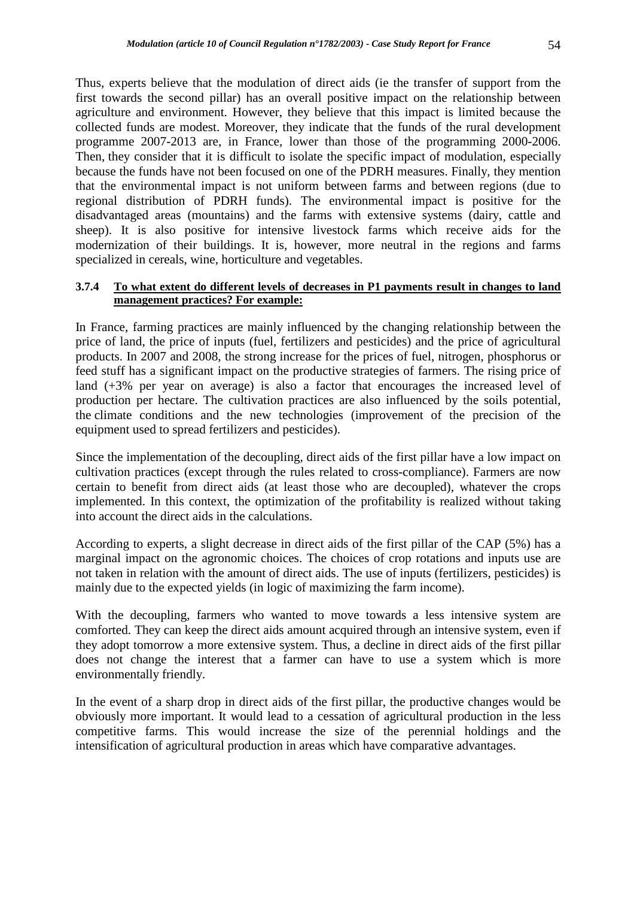Thus, experts believe that the modulation of direct aids (ie the transfer of support from the first towards the second pillar) has an overall positive impact on the relationship between agriculture and environment. However, they believe that this impact is limited because the collected funds are modest. Moreover, they indicate that the funds of the rural development programme 2007-2013 are, in France, lower than those of the programming 2000-2006. Then, they consider that it is difficult to isolate the specific impact of modulation, especially because the funds have not been focused on one of the PDRH measures. Finally, they mention that the environmental impact is not uniform between farms and between regions (due to regional distribution of PDRH funds). The environmental impact is positive for the disadvantaged areas (mountains) and the farms with extensive systems (dairy, cattle and sheep). It is also positive for intensive livestock farms which receive aids for the modernization of their buildings. It is, however, more neutral in the regions and farms specialized in cereals, wine, horticulture and vegetables.

#### 3.7.4 To what extent do different levels of decreases in P1 payments result in changes to land management practices? For example:

In France, farming practices are mainly influenced by the changing relationship between the price of land, the price of inputs (fuel, fertilizers and pesticides) and the price of agricultural products. In 2007 and 2008, the strong increase for the prices of fuel, nitrogen, phosphorus or feed stuff has a significant impact on the productive strategies of farmers. The rising price of land (+3% per year on average) is also a factor that encourages the increased level of production per hectare. The cultivation practices are also influenced by the soils potential, the climate conditions and the new technologies (improvement of the precision of the equipment used to spread fertilizers and pesticides).

Since the implementation of the decoupling, direct aids of the first pillar have a low impact on cultivation practices (except through the rules related to cross-compliance). Farmers are now certain to benefit from direct aids (at least those who are decoupled), whatever the crops implemented. In this context, the optimization of the profitability is realized without taking into account the direct aids in the calculations.

According to experts, a slight decrease in direct aids of the first pillar of the CAP (5%) has a marginal impact on the agronomic choices. The choices of crop rotations and inputs use are not taken in relation with the amount of direct aids. The use of inputs (fertilizers, pesticides) is mainly due to the expected yields (in logic of maximizing the farm income).

With the decoupling, farmers who wanted to move towards a less intensive system are comforted. They can keep the direct aids amount acquired through an intensive system, even if they adopt tomorrow a more extensive system. Thus, a decline in direct aids of the first pillar does not change the interest that a farmer can have to use a system which is more environmentally friendly.

In the event of a sharp drop in direct aids of the first pillar, the productive changes would be obviously more important. It would lead to a cessation of agricultural production in the less competitive farms. This would increase the size of the perennial holdings and the intensification of agricultural production in areas which have comparative advantages.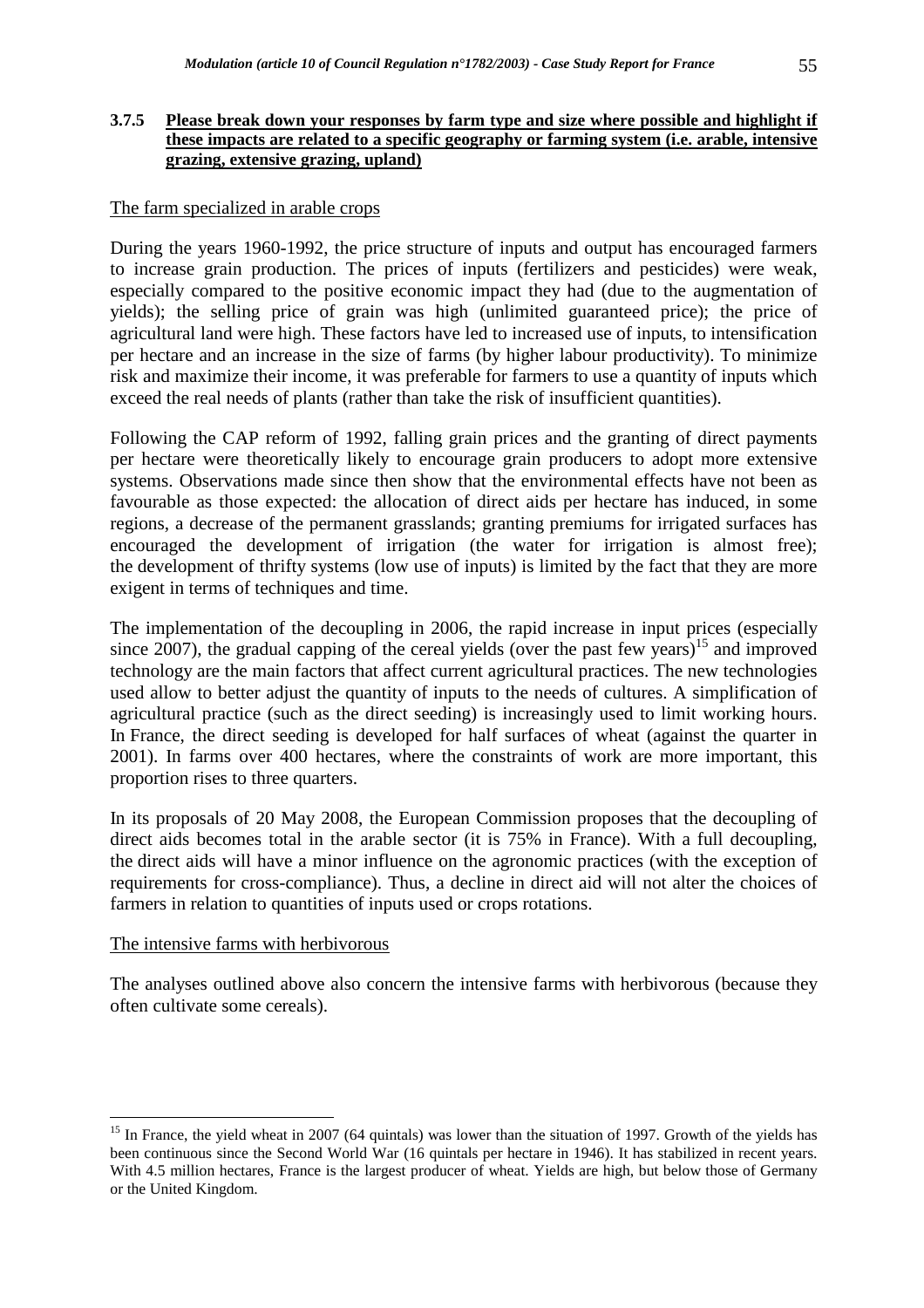### 3.7.5 **Please break down your responses by farm type and size where possible and highlight if these impacts are related to a specific geography or farming system (i.e. arable, intensive grazing, extensive grazing, upland)**

The farm specialized in arable crops

During the years 1960-1992, the price structure of inputs and output has encouraged farmers to increase grain production. The prices of inputs (fertilizers and pesticides) were weak, especially compared to the positive economic impact they had (due to the augmentation of yields); the selling price of grain was high (unlimited guaranteed price); the price of agricultural land were high. These factors have led to increased use of inputs, to intensification per hectare and an increase in the size of farms (by higher labour productivity). To minimize risk and maximize their income, it was preferable for farmers to use a quantity of inputs which exceed the real needs of plants (rather than take the risk of insufficient quantities).

Following the CAP reform of 1992, falling grain prices and the granting of direct payments per hectare were theoretically likely to encourage grain producers to adopt more extensive systems. Observations made since then show that the environmental effects have not been as favourable as those expected: the allocation of direct aids per hectare has induced, in some regions, a decrease of the permanent grasslands; granting premiums for irrigated surfaces has encouraged the development of irrigation (the water for irrigation is almost free); the development of thrifty systems (low use of inputs) is limited by the fact that they are more exigent in terms of techniques and time.

The implementation of the decoupling in 2006, the rapid increase in input prices (especially since 2007), the gradual capping of the cereal yields (over the past few years)[15] and improved technology are the main factors that affect current agricultural practices. The new technologies used allow to better adjust the quantity of inputs to the needs of cultures. A simplification of agricultural practice (such as the direct seeding) is increasingly used to limit working hours. In France, the direct seeding is developed for half surfaces of wheat (against the quarter in 2001). In farms over 400 hectares, where the constraints of work are more important, this proportion rises to three quarters.

In its proposals of 20 May 2008, the European Commission proposes that the decoupling of direct aids becomes total in the arable sector (it is 75% in France). With a full decoupling, the direct aids will have a minor influence on the agronomic practices (with the exception of requirements for cross-compliance). Thus, a decline in direct aid will not alter the choices of farmers in relation to quantities of inputs used or crops rotations.

The intensive farms with herbivorous

The analyses outlined above also concern the intensive farms with herbivorous (because they often cultivate some cereals).

[15] In France, the yield wheat in 2007 (64 quintals) was lower than the situation of 1997. Growth of the yields has been continuous since the Second World War (16 quintals per hectare in 1946). It has stabilized in recent years. With 4.5 million hectares, France is the largest producer of wheat. Yields are high, but below those of Germany or the United Kingdom.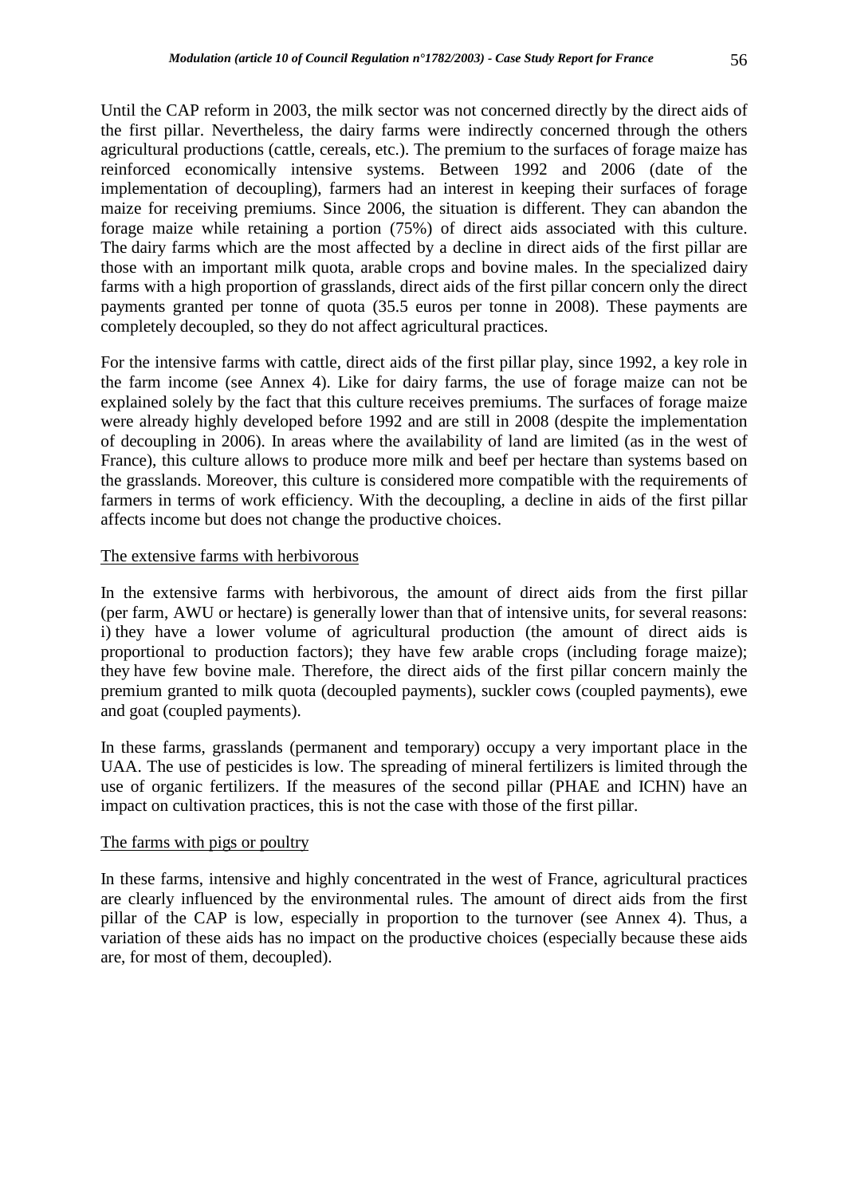Until the CAP reform in 2003, the milk sector was not concerned directly by the direct aids of the first pillar. Nevertheless, the dairy farms were indirectly concerned through the others agricultural productions (cattle, cereals, etc.). The premium to the surfaces of forage maize has reinforced economically intensive systems. Between 1992 and 2006 (date of the implementation of decoupling), farmers had an interest in keeping their surfaces of forage maize for receiving premiums. Since 2006, the situation is different. They can abandon the forage maize while retaining a portion (75%) of direct aids associated with this culture. The dairy farms which are the most affected by a decline in direct aids of the first pillar are those with an important milk quota, arable crops and bovine males. In the specialized dairy farms with a high proportion of grasslands, direct aids of the first pillar concern only the direct payments granted per tonne of quota (35.5 euros per tonne in 2008). These payments are completely decoupled, so they do not affect agricultural practices.

For the intensive farms with cattle, direct aids of the first pillar play, since 1992, a key role in the farm income (see Annex 4). Like for dairy farms, the use of forage maize can not be explained solely by the fact that this culture receives premiums. The surfaces of forage maize were already highly developed before 1992 and are still in 2008 (despite the implementation of decoupling in 2006). In areas where the availability of land are limited (as in the west of France), this culture allows to produce more milk and beef per hectare than systems based on the grasslands. Moreover, this culture is considered more compatible with the requirements of farmers in terms of work efficiency. With the decoupling, a decline in aids of the first pillar affects income but does not change the productive choices.

The extensive farms with herbivorous

In the extensive farms with herbivorous, the amount of direct aids from the first pillar (per farm, AWU or hectare) is generally lower than that of intensive units, for several reasons: i) they have a lower volume of agricultural production (the amount of direct aids is proportional to production factors); they have few arable crops (including forage maize); they have few bovine male. Therefore, the direct aids of the first pillar concern mainly the premium granted to milk quota (decoupled payments), suckler cows (coupled payments), ewe and goat (coupled payments).

In these farms, grasslands (permanent and temporary) occupy a very important place in the UAA. The use of pesticides is low. The spreading of mineral fertilizers is limited through the use of organic fertilizers. If the measures of the second pillar (PHAE and ICHN) have an impact on cultivation practices, this is not the case with those of the first pillar.

The farms with pigs or poultry

In these farms, intensive and highly concentrated in the west of France, agricultural practices are clearly influenced by the environmental rules. The amount of direct aids from the first pillar of the CAP is low, especially in proportion to the turnover (see Annex 4). Thus, a variation of these aids has no impact on the productive choices (especially because these aids are, for most of them, decoupled).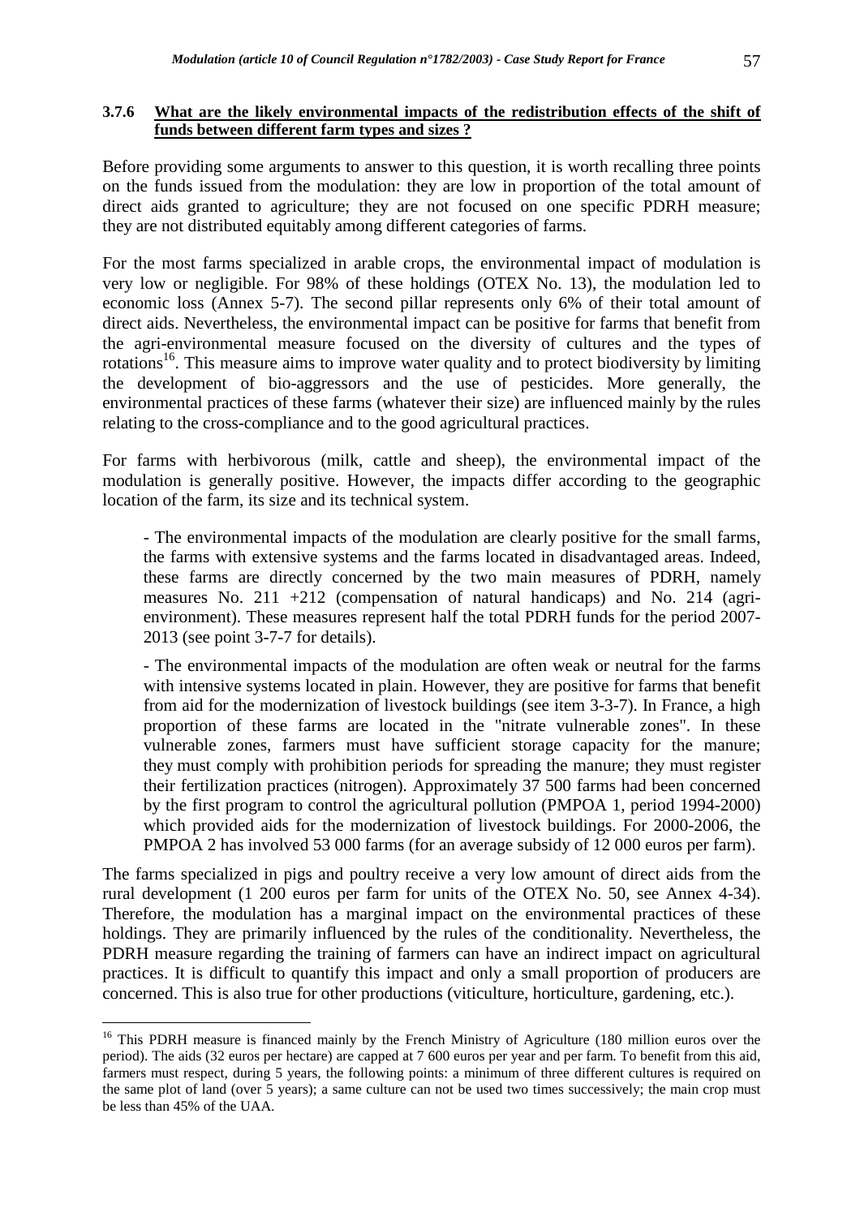### 3.7.6 What are the likely environmental impacts of the redistribution effects of the shift of funds between different farm types and sizes ?

Before providing some arguments to answer to this question, it is worth recalling three points on the funds issued from the modulation: they are low in proportion of the total amount of direct aids granted to agriculture; they are not focused on one specific PDRH measure; they are not distributed equitably among different categories of farms.

For the most farms specialized in arable crops, the environmental impact of modulation is very low or negligible. For 98% of these holdings (OTEX No. 13), the modulation led to economic loss (Annex 5-7). The second pillar represents only 6% of their total amount of direct aids. Nevertheless, the environmental impact can be positive for farms that benefit from the agri-environmental measure focused on the diversity of cultures and the types of rotations[16]. This measure aims to improve water quality and to protect biodiversity by limiting the development of bio-aggressors and the use of pesticides. More generally, the environmental practices of these farms (whatever their size) are influenced mainly by the rules relating to the cross-compliance and to the good agricultural practices.

For farms with herbivorous (milk, cattle and sheep), the environmental impact of the modulation is generally positive. However, the impacts differ according to the geographic location of the farm, its size and its technical system.

- The environmental impacts of the modulation are clearly positive for the small farms, the farms with extensive systems and the farms located in disadvantaged areas. Indeed, these farms are directly concerned by the two main measures of PDRH, namely measures No. 211 +212 (compensation of natural handicaps) and No. 214 (agri-environment). These measures represent half the total PDRH funds for the period 2007-2013 (see point 3-7-7 for details).

- The environmental impacts of the modulation are often weak or neutral for the farms with intensive systems located in plain. However, they are positive for farms that benefit from aid for the modernization of livestock buildings (see item 3-3-7). In France, a high proportion of these farms are located in the "nitrate vulnerable zones". In these vulnerable zones, farmers must have sufficient storage capacity for the manure; they must comply with prohibition periods for spreading the manure; they must register their fertilization practices (nitrogen). Approximately 37 500 farms had been concerned by the first program to control the agricultural pollution (PMPOA 1, period 1994-2000) which provided aids for the modernization of livestock buildings. For 2000-2006, the PMPOA 2 has involved 53 000 farms (for an average subsidy of 12 000 euros per farm).

The farms specialized in pigs and poultry receive a very low amount of direct aids from the rural development (1 200 euros per farm for units of the OTEX No. 50, see Annex 4-34). Therefore, the modulation has a marginal impact on the environmental practices of these holdings. They are primarily influenced by the rules of the conditionality. Nevertheless, the PDRH measure regarding the training of farmers can have an indirect impact on agricultural practices. It is difficult to quantify this impact and only a small proportion of producers are concerned. This is also true for other productions (viticulture, horticulture, gardening, etc.).

---

[16] This PDRH measure is financed mainly by the French Ministry of Agriculture (180 million euros over the period). The aids (32 euros per hectare) are capped at 7 600 euros per year and per farm. To benefit from this aid, farmers must respect, during 5 years, the following points: a minimum of three different cultures is required on the same plot of land (over 5 years); a same culture can not be used two times successively; the main crop must be less than 45% of the UAA.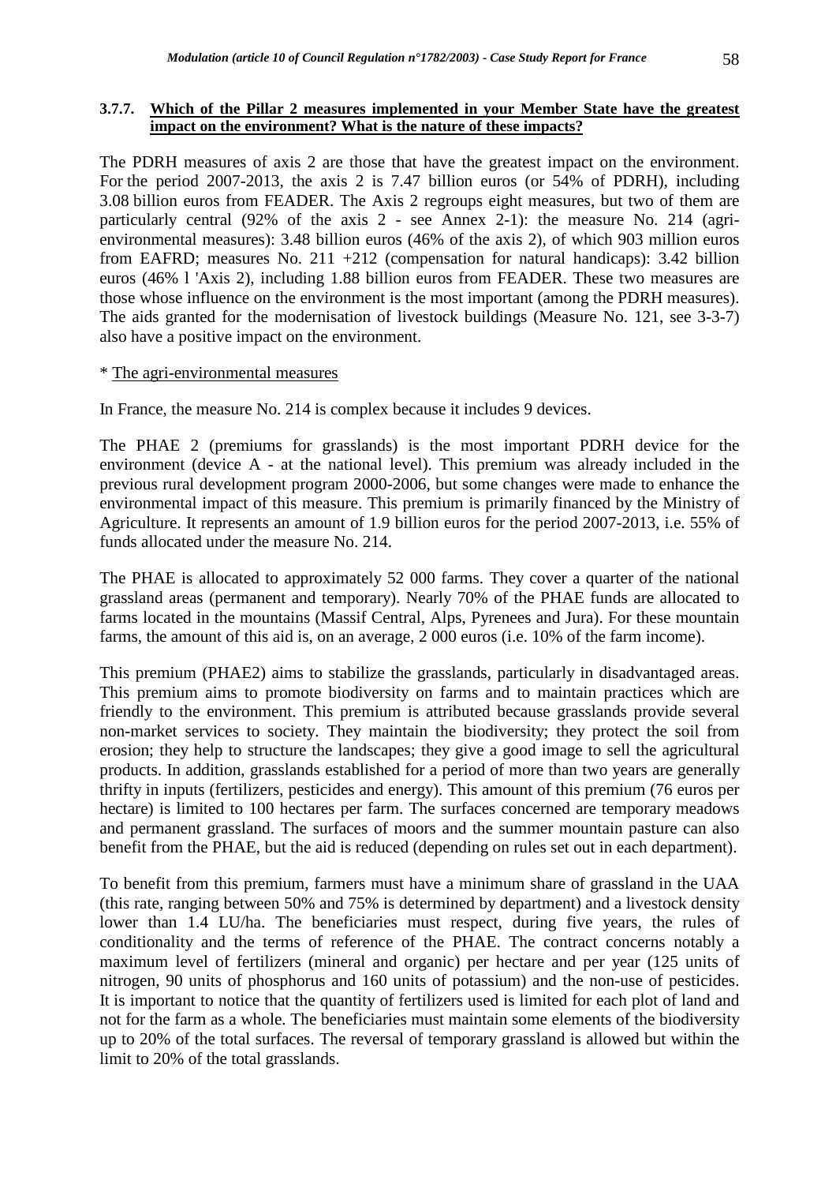### 3.7.7. Which of the Pillar 2 measures implemented in your Member State have the greatest impact on the environment? What is the nature of these impacts?

The PDRH measures of axis 2 are those that have the greatest impact on the environment. For the period 2007-2013, the axis 2 is 7.47 billion euros (or 54% of PDRH), including 3.08 billion euros from FEADER. The Axis 2 regroups eight measures, but two of them are particularly central (92% of the axis 2 - see Annex 2-1): the measure No. 214 (agri-environmental measures): 3.48 billion euros (46% of the axis 2), of which 903 million euros from EAFRD; measures No. 211 +212 (compensation for natural handicaps): 3.42 billion euros (46% l 'Axis 2), including 1.88 billion euros from FEADER. These two measures are those whose influence on the environment is the most important (among the PDRH measures). The aids granted for the modernisation of livestock buildings (Measure No. 121, see 3-3-7) also have a positive impact on the environment.

\* <u>The agri-environmental measures</u>

In France, the measure No. 214 is complex because it includes 9 devices.

The PHAE 2 (premiums for grasslands) is the most important PDRH device for the environment (device A - at the national level). This premium was already included in the previous rural development program 2000-2006, but some changes were made to enhance the environmental impact of this measure. This premium is primarily financed by the Ministry of Agriculture. It represents an amount of 1.9 billion euros for the period 2007-2013, i.e. 55% of funds allocated under the measure No. 214.

The PHAE is allocated to approximately 52 000 farms. They cover a quarter of the national grassland areas (permanent and temporary). Nearly 70% of the PHAE funds are allocated to farms located in the mountains (Massif Central, Alps, Pyrenees and Jura). For these mountain farms, the amount of this aid is, on an average, 2 000 euros (i.e. 10% of the farm income).

This premium (PHAE2) aims to stabilize the grasslands, particularly in disadvantaged areas. This premium aims to promote biodiversity on farms and to maintain practices which are friendly to the environment. This premium is attributed because grasslands provide several non-market services to society. They maintain the biodiversity; they protect the soil from erosion; they help to structure the landscapes; they give a good image to sell the agricultural products. In addition, grasslands established for a period of more than two years are generally thrifty in inputs (fertilizers, pesticides and energy). This amount of this premium (76 euros per hectare) is limited to 100 hectares per farm. The surfaces concerned are temporary meadows and permanent grassland. The surfaces of moors and the summer mountain pasture can also benefit from the PHAE, but the aid is reduced (depending on rules set out in each department).

To benefit from this premium, farmers must have a minimum share of grassland in the UAA (this rate, ranging between 50% and 75% is determined by department) and a livestock density lower than 1.4 LU/ha. The beneficiaries must respect, during five years, the rules of conditionality and the terms of reference of the PHAE. The contract concerns notably a maximum level of fertilizers (mineral and organic) per hectare and per year (125 units of nitrogen, 90 units of phosphorus and 160 units of potassium) and the non-use of pesticides. It is important to notice that the quantity of fertilizers used is limited for each plot of land and not for the farm as a whole. The beneficiaries must maintain some elements of the biodiversity up to 20% of the total surfaces. The reversal of temporary grassland is allowed but within the limit to 20% of the total grasslands.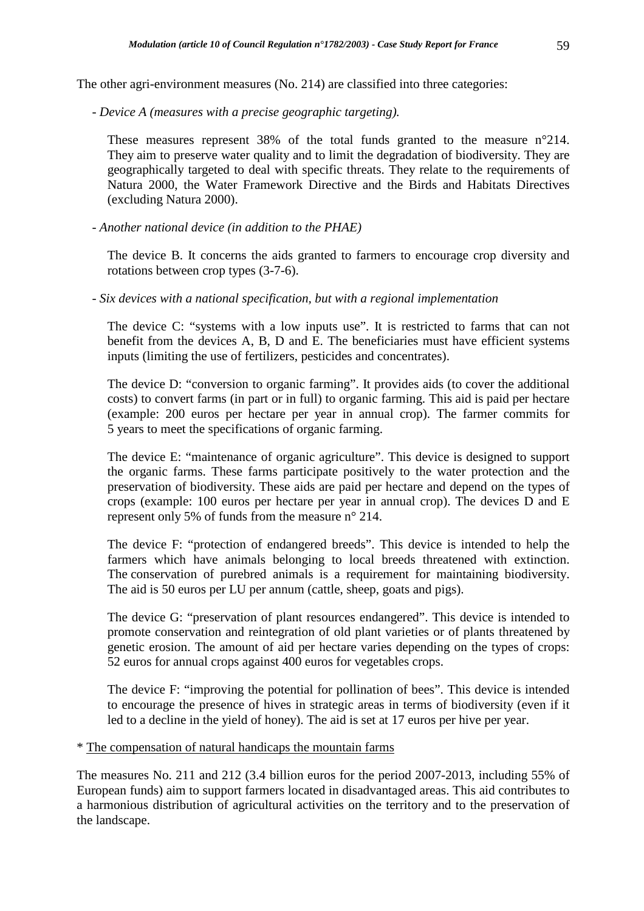The other agri-environment measures (No. 214) are classified into three categories:

- *Device A (measures with a precise geographic targeting).*

  These measures represent 38% of the total funds granted to the measure n°214. They aim to preserve water quality and to limit the degradation of biodiversity. They are geographically targeted to deal with specific threats. They relate to the requirements of Natura 2000, the Water Framework Directive and the Birds and Habitats Directives (excluding Natura 2000).

- *Another national device (in addition to the PHAE)*

  The device B. It concerns the aids granted to farmers to encourage crop diversity and rotations between crop types (3-7-6).

- *Six devices with a national specification, but with a regional implementation*

  The device C: "systems with a low inputs use". It is restricted to farms that can not benefit from the devices A, B, D and E. The beneficiaries must have efficient systems inputs (limiting the use of fertilizers, pesticides and concentrates).

  The device D: "conversion to organic farming". It provides aids (to cover the additional costs) to convert farms (in part or in full) to organic farming. This aid is paid per hectare (example: 200 euros per hectare per year in annual crop). The farmer commits for 5 years to meet the specifications of organic farming.

  The device E: "maintenance of organic agriculture". This device is designed to support the organic farms. These farms participate positively to the water protection and the preservation of biodiversity. These aids are paid per hectare and depend on the types of crops (example: 100 euros per hectare per year in annual crop). The devices D and E represent only 5% of funds from the measure n° 214.

  The device F: "protection of endangered breeds". This device is intended to help the farmers which have animals belonging to local breeds threatened with extinction. The conservation of purebred animals is a requirement for maintaining biodiversity. The aid is 50 euros per LU per annum (cattle, sheep, goats and pigs).

  The device G: "preservation of plant resources endangered". This device is intended to promote conservation and reintegration of old plant varieties or of plants threatened by genetic erosion. The amount of aid per hectare varies depending on the types of crops: 52 euros for annual crops against 400 euros for vegetables crops.

  The device F: "improving the potential for pollination of bees". This device is intended to encourage the presence of hives in strategic areas in terms of biodiversity (even if it led to a decline in the yield of honey). The aid is set at 17 euros per hive per year.

* <u>The compensation of natural handicaps the mountain farms</u>

The measures No. 211 and 212 (3.4 billion euros for the period 2007-2013, including 55% of European funds) aim to support farmers located in disadvantaged areas. This aid contributes to a harmonious distribution of agricultural activities on the territory and to the preservation of the landscape.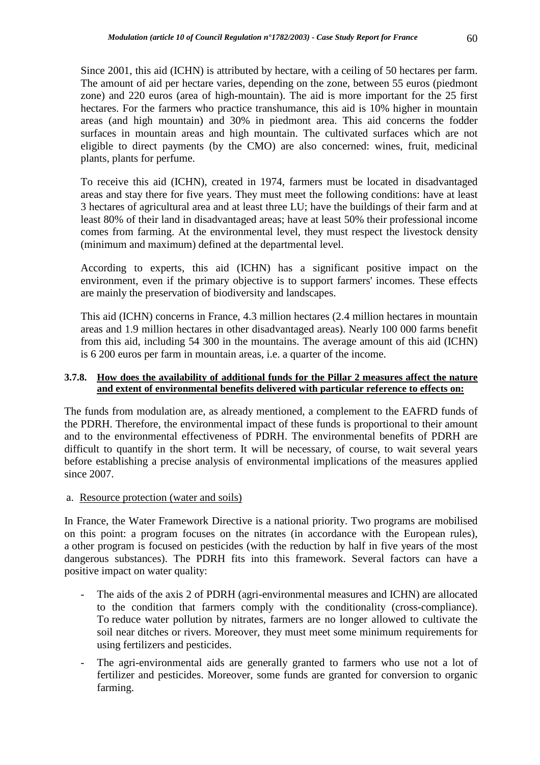Since 2001, this aid (ICHN) is attributed by hectare, with a ceiling of 50 hectares per farm. The amount of aid per hectare varies, depending on the zone, between 55 euros (piedmont zone) and 220 euros (area of high-mountain). The aid is more important for the 25 first hectares. For the farmers who practice transhumance, this aid is 10% higher in mountain areas (and high mountain) and 30% in piedmont area. This aid concerns the fodder surfaces in mountain areas and high mountain. The cultivated surfaces which are not eligible to direct payments (by the CMO) are also concerned: wines, fruit, medicinal plants, plants for perfume.

To receive this aid (ICHN), created in 1974, farmers must be located in disadvantaged areas and stay there for five years. They must meet the following conditions: have at least 3 hectares of agricultural area and at least three LU; have the buildings of their farm and at least 80% of their land in disadvantaged areas; have at least 50% their professional income comes from farming. At the environmental level, they must respect the livestock density (minimum and maximum) defined at the departmental level.

According to experts, this aid (ICHN) has a significant positive impact on the environment, even if the primary objective is to support farmers' incomes. These effects are mainly the preservation of biodiversity and landscapes.

This aid (ICHN) concerns in France, 4.3 million hectares (2.4 million hectares in mountain areas and 1.9 million hectares in other disadvantaged areas). Nearly 100 000 farms benefit from this aid, including 54 300 in the mountains. The average amount of this aid (ICHN) is 6 200 euros per farm in mountain areas, i.e. a quarter of the income.

#### 3.7.8. How does the availability of additional funds for the Pillar 2 measures affect the nature and extent of environmental benefits delivered with particular reference to effects on:

The funds from modulation are, as already mentioned, a complement to the EAFRD funds of the PDRH. Therefore, the environmental impact of these funds is proportional to their amount and to the environmental effectiveness of PDRH. The environmental benefits of PDRH are difficult to quantify in the short term. It will be necessary, of course, to wait several years before establishing a precise analysis of environmental implications of the measures applied since 2007.

a. Resource protection (water and soils)

In France, the Water Framework Directive is a national priority. Two programs are mobilised on this point: a program focuses on the nitrates (in accordance with the European rules), a other program is focused on pesticides (with the reduction by half in five years of the most dangerous substances). The PDRH fits into this framework. Several factors can have a positive impact on water quality:

- The aids of the axis 2 of PDRH (agri-environmental measures and ICHN) are allocated to the condition that farmers comply with the conditionality (cross-compliance). To reduce water pollution by nitrates, farmers are no longer allowed to cultivate the soil near ditches or rivers. Moreover, they must meet some minimum requirements for using fertilizers and pesticides.
- The agri-environmental aids are generally granted to farmers who use not a lot of fertilizer and pesticides. Moreover, some funds are granted for conversion to organic farming.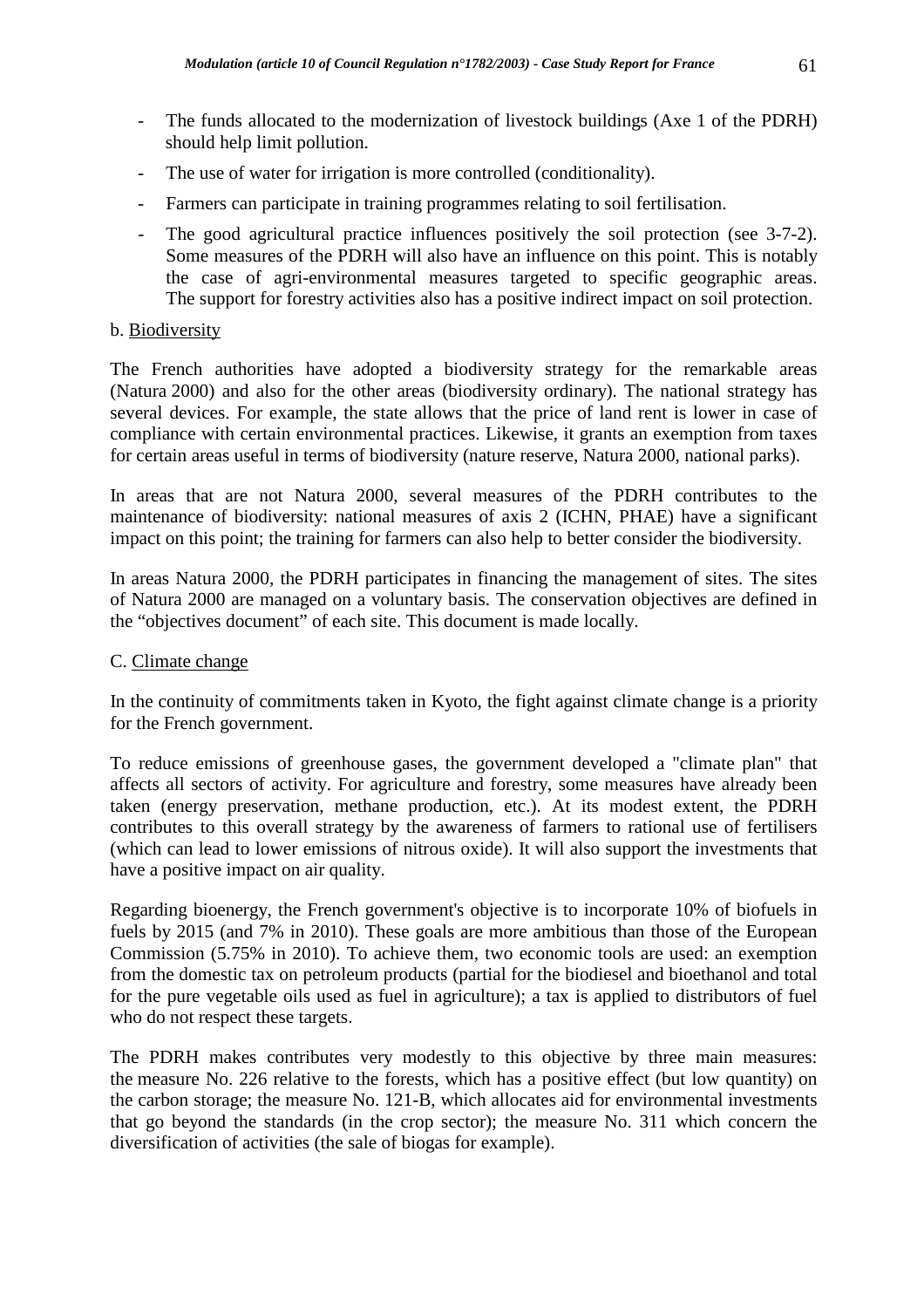- The funds allocated to the modernization of livestock buildings (Axe 1 of the PDRH) should help limit pollution.
- The use of water for irrigation is more controlled (conditionality).
- Farmers can participate in training programmes relating to soil fertilisation.
- The good agricultural practice influences positively the soil protection (see 3-7-2). Some measures of the PDRH will also have an influence on this point. This is notably the case of agri-environmental measures targeted to specific geographic areas. The support for forestry activities also has a positive indirect impact on soil protection.

b. Biodiversity

The French authorities have adopted a biodiversity strategy for the remarkable areas (Natura 2000) and also for the other areas (biodiversity ordinary). The national strategy has several devices. For example, the state allows that the price of land rent is lower in case of compliance with certain environmental practices. Likewise, it grants an exemption from taxes for certain areas useful in terms of biodiversity (nature reserve, Natura 2000, national parks).

In areas that are not Natura 2000, several measures of the PDRH contributes to the maintenance of biodiversity: national measures of axis 2 (ICHN, PHAE) have a significant impact on this point; the training for farmers can also help to better consider the biodiversity.

In areas Natura 2000, the PDRH participates in financing the management of sites. The sites of Natura 2000 are managed on a voluntary basis. The conservation objectives are defined in the "objectives document" of each site. This document is made locally.

C. Climate change

In the continuity of commitments taken in Kyoto, the fight against climate change is a priority for the French government.

To reduce emissions of greenhouse gases, the government developed a "climate plan" that affects all sectors of activity. For agriculture and forestry, some measures have already been taken (energy preservation, methane production, etc.). At its modest extent, the PDRH contributes to this overall strategy by the awareness of farmers to rational use of fertilisers (which can lead to lower emissions of nitrous oxide). It will also support the investments that have a positive impact on air quality.

Regarding bioenergy, the French government's objective is to incorporate 10% of biofuels in fuels by 2015 (and 7% in 2010). These goals are more ambitious than those of the European Commission (5.75% in 2010). To achieve them, two economic tools are used: an exemption from the domestic tax on petroleum products (partial for the biodiesel and bioethanol and total for the pure vegetable oils used as fuel in agriculture); a tax is applied to distributors of fuel who do not respect these targets.

The PDRH makes contributes very modestly to this objective by three main measures: the measure No. 226 relative to the forests, which has a positive effect (but low quantity) on the carbon storage; the measure No. 121-B, which allocates aid for environmental investments that go beyond the standards (in the crop sector); the measure No. 311 which concern the diversification of activities (the sale of biogas for example).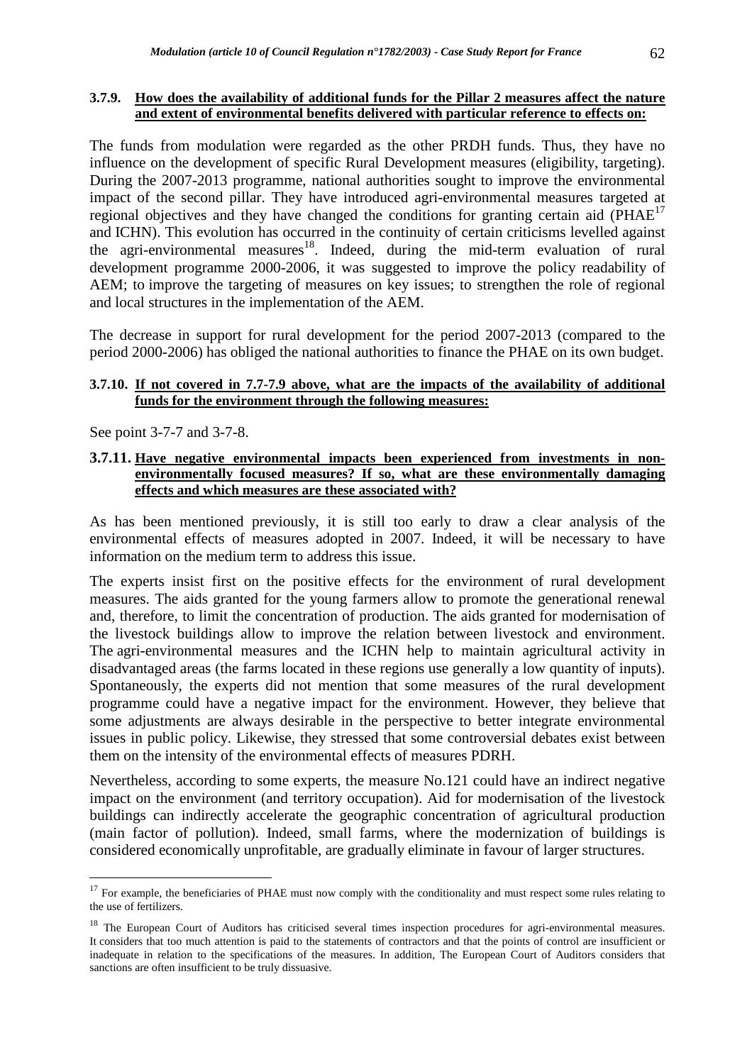### 3.7.9. How does the availability of additional funds for the Pillar 2 measures affect the nature and extent of environmental benefits delivered with particular reference to effects on:

The funds from modulation were regarded as the other PRDH funds. Thus, they have no influence on the development of specific Rural Development measures (eligibility, targeting). During the 2007-2013 programme, national authorities sought to improve the environmental impact of the second pillar. They have introduced agri-environmental measures targeted at regional objectives and they have changed the conditions for granting certain aid (PHAE[17] and ICHN). This evolution has occurred in the continuity of certain criticisms levelled against the agri-environmental measures[18]. Indeed, during the mid-term evaluation of rural development programme 2000-2006, it was suggested to improve the policy readability of AEM; to improve the targeting of measures on key issues; to strengthen the role of regional and local structures in the implementation of the AEM.

The decrease in support for rural development for the period 2007-2013 (compared to the period 2000-2006) has obliged the national authorities to finance the PHAE on its own budget.

### 3.7.10. If not covered in 7.7-7.9 above, what are the impacts of the availability of additional funds for the environment through the following measures:

See point 3-7-7 and 3-7-8.

### 3.7.11. Have negative environmental impacts been experienced from investments in non-environmentally focused measures? If so, what are these environmentally damaging effects and which measures are these associated with?

As has been mentioned previously, it is still too early to draw a clear analysis of the environmental effects of measures adopted in 2007. Indeed, it will be necessary to have information on the medium term to address this issue.

The experts insist first on the positive effects for the environment of rural development measures. The aids granted for the young farmers allow to promote the generational renewal and, therefore, to limit the concentration of production. The aids granted for modernisation of the livestock buildings allow to improve the relation between livestock and environment. The agri-environmental measures and the ICHN help to maintain agricultural activity in disadvantaged areas (the farms located in these regions use generally a low quantity of inputs). Spontaneously, the experts did not mention that some measures of the rural development programme could have a negative impact for the environment. However, they believe that some adjustments are always desirable in the perspective to better integrate environmental issues in public policy. Likewise, they stressed that some controversial debates exist between them on the intensity of the environmental effects of measures PDRH.

Nevertheless, according to some experts, the measure No.121 could have an indirect negative impact on the environment (and territory occupation). Aid for modernisation of the livestock buildings can indirectly accelerate the geographic concentration of agricultural production (main factor of pollution). Indeed, small farms, where the modernization of buildings is considered economically unprofitable, are gradually eliminate in favour of larger structures.

---

[17] For example, the beneficiaries of PHAE must now comply with the conditionality and must respect some rules relating to the use of fertilizers.

[18] The European Court of Auditors has criticised several times inspection procedures for agri-environmental measures. It considers that too much attention is paid to the statements of contractors and that the points of control are insufficient or inadequate in relation to the specifications of the measures. In addition, The European Court of Auditors considers that sanctions are often insufficient to be truly dissuasive.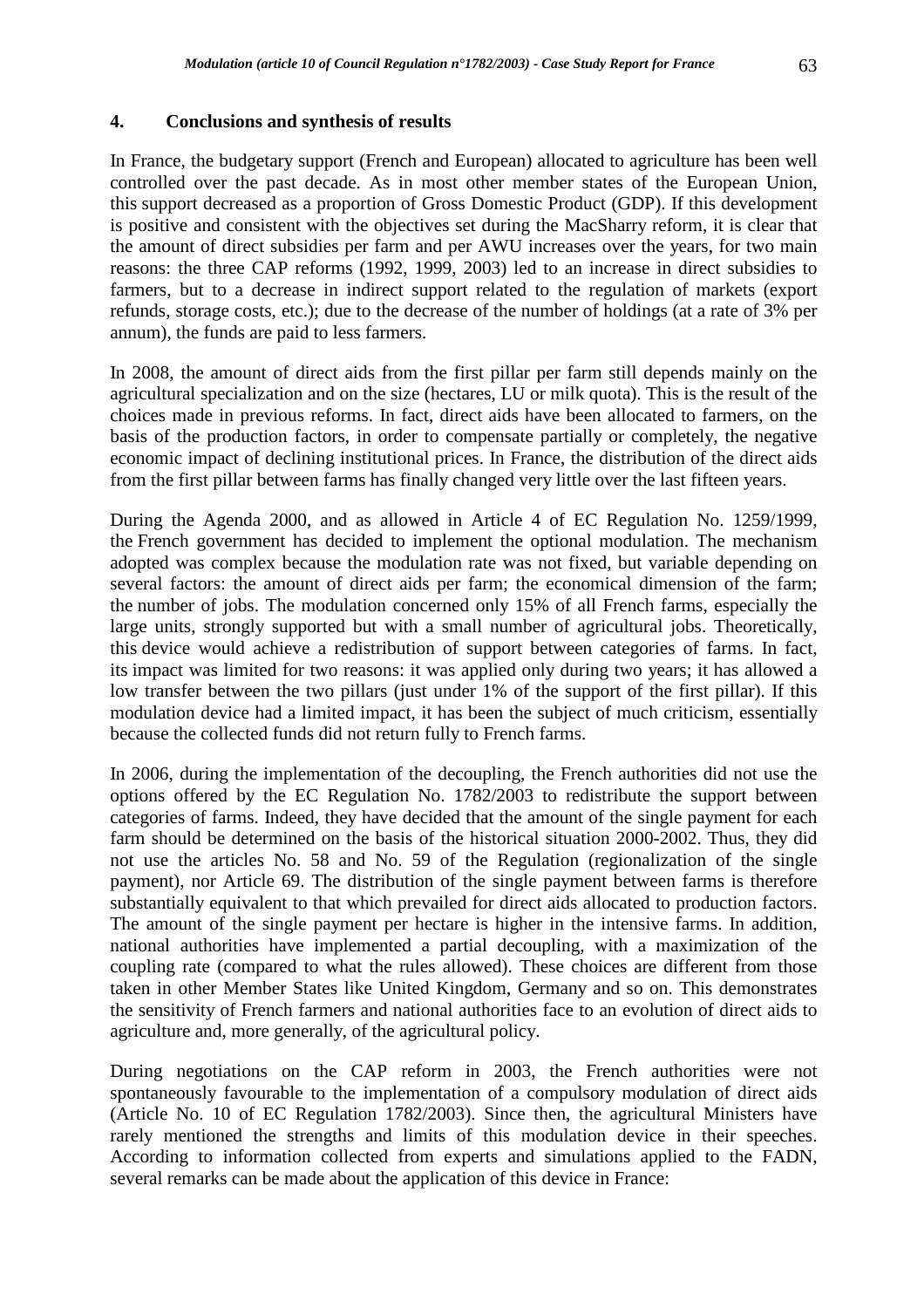## 4. Conclusions and synthesis of results

In France, the budgetary support (French and European) allocated to agriculture has been well controlled over the past decade. As in most other member states of the European Union, this support decreased as a proportion of Gross Domestic Product (GDP). If this development is positive and consistent with the objectives set during the MacSharry reform, it is clear that the amount of direct subsidies per farm and per AWU increases over the years, for two main reasons: the three CAP reforms (1992, 1999, 2003) led to an increase in direct subsidies to farmers, but to a decrease in indirect support related to the regulation of markets (export refunds, storage costs, etc.); due to the decrease of the number of holdings (at a rate of 3% per annum), the funds are paid to less farmers.

In 2008, the amount of direct aids from the first pillar per farm still depends mainly on the agricultural specialization and on the size (hectares, LU or milk quota). This is the result of the choices made in previous reforms. In fact, direct aids have been allocated to farmers, on the basis of the production factors, in order to compensate partially or completely, the negative economic impact of declining institutional prices. In France, the distribution of the direct aids from the first pillar between farms has finally changed very little over the last fifteen years.

During the Agenda 2000, and as allowed in Article 4 of EC Regulation No. 1259/1999, the French government has decided to implement the optional modulation. The mechanism adopted was complex because the modulation rate was not fixed, but variable depending on several factors: the amount of direct aids per farm; the economical dimension of the farm; the number of jobs. The modulation concerned only 15% of all French farms, especially the large units, strongly supported but with a small number of agricultural jobs. Theoretically, this device would achieve a redistribution of support between categories of farms. In fact, its impact was limited for two reasons: it was applied only during two years; it has allowed a low transfer between the two pillars (just under 1% of the support of the first pillar). If this modulation device had a limited impact, it has been the subject of much criticism, essentially because the collected funds did not return fully to French farms.

In 2006, during the implementation of the decoupling, the French authorities did not use the options offered by the EC Regulation No. 1782/2003 to redistribute the support between categories of farms. Indeed, they have decided that the amount of the single payment for each farm should be determined on the basis of the historical situation 2000-2002. Thus, they did not use the articles No. 58 and No. 59 of the Regulation (regionalization of the single payment), nor Article 69. The distribution of the single payment between farms is therefore substantially equivalent to that which prevailed for direct aids allocated to production factors. The amount of the single payment per hectare is higher in the intensive farms. In addition, national authorities have implemented a partial decoupling, with a maximization of the coupling rate (compared to what the rules allowed). These choices are different from those taken in other Member States like United Kingdom, Germany and so on. This demonstrates the sensitivity of French farmers and national authorities face to an evolution of direct aids to agriculture and, more generally, of the agricultural policy.

During negotiations on the CAP reform in 2003, the French authorities were not spontaneously favourable to the implementation of a compulsory modulation of direct aids (Article No. 10 of EC Regulation 1782/2003). Since then, the agricultural Ministers have rarely mentioned the strengths and limits of this modulation device in their speeches. According to information collected from experts and simulations applied to the FADN, several remarks can be made about the application of this device in France: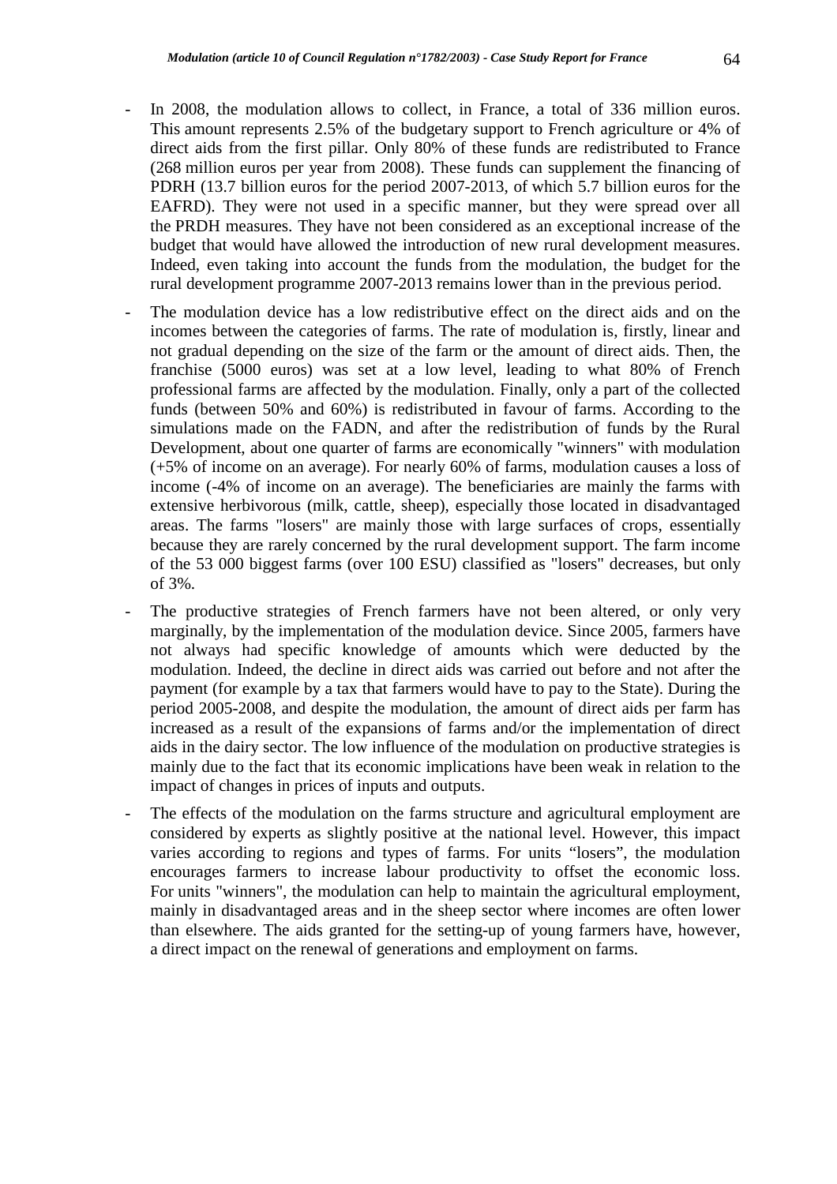- In 2008, the modulation allows to collect, in France, a total of 336 million euros. This amount represents 2.5% of the budgetary support to French agriculture or 4% of direct aids from the first pillar. Only 80% of these funds are redistributed to France (268 million euros per year from 2008). These funds can supplement the financing of PDRH (13.7 billion euros for the period 2007-2013, of which 5.7 billion euros for the EAFRD). They were not used in a specific manner, but they were spread over all the PRDH measures. They have not been considered as an exceptional increase of the budget that would have allowed the introduction of new rural development measures. Indeed, even taking into account the funds from the modulation, the budget for the rural development programme 2007-2013 remains lower than in the previous period.

- The modulation device has a low redistributive effect on the direct aids and on the incomes between the categories of farms. The rate of modulation is, firstly, linear and not gradual depending on the size of the farm or the amount of direct aids. Then, the franchise (5000 euros) was set at a low level, leading to what 80% of French professional farms are affected by the modulation. Finally, only a part of the collected funds (between 50% and 60%) is redistributed in favour of farms. According to the simulations made on the FADN, and after the redistribution of funds by the Rural Development, about one quarter of farms are economically "winners" with modulation (+5% of income on an average). For nearly 60% of farms, modulation causes a loss of income (-4% of income on an average). The beneficiaries are mainly the farms with extensive herbivorous (milk, cattle, sheep), especially those located in disadvantaged areas. The farms "losers" are mainly those with large surfaces of crops, essentially because they are rarely concerned by the rural development support. The farm income of the 53 000 biggest farms (over 100 ESU) classified as "losers" decreases, but only of 3%.

- The productive strategies of French farmers have not been altered, or only very marginally, by the implementation of the modulation device. Since 2005, farmers have not always had specific knowledge of amounts which were deducted by the modulation. Indeed, the decline in direct aids was carried out before and not after the payment (for example by a tax that farmers would have to pay to the State). During the period 2005-2008, and despite the modulation, the amount of direct aids per farm has increased as a result of the expansions of farms and/or the implementation of direct aids in the dairy sector. The low influence of the modulation on productive strategies is mainly due to the fact that its economic implications have been weak in relation to the impact of changes in prices of inputs and outputs.

- The effects of the modulation on the farms structure and agricultural employment are considered by experts as slightly positive at the national level. However, this impact varies according to regions and types of farms. For units "losers", the modulation encourages farmers to increase labour productivity to offset the economic loss. For units "winners", the modulation can help to maintain the agricultural employment, mainly in disadvantaged areas and in the sheep sector where incomes are often lower than elsewhere. The aids granted for the setting-up of young farmers have, however, a direct impact on the renewal of generations and employment on farms.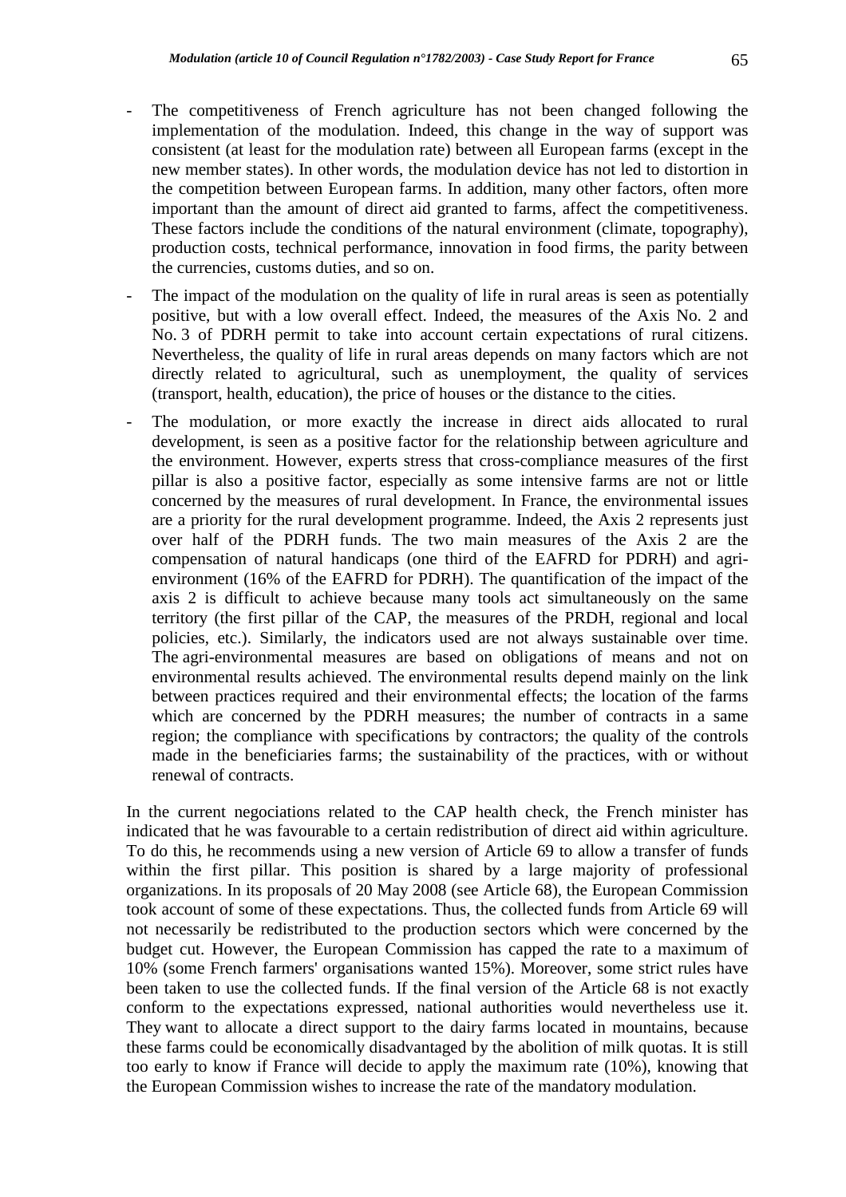- The competitiveness of French agriculture has not been changed following the implementation of the modulation. Indeed, this change in the way of support was consistent (at least for the modulation rate) between all European farms (except in the new member states). In other words, the modulation device has not led to distortion in the competition between European farms. In addition, many other factors, often more important than the amount of direct aid granted to farms, affect the competitiveness. These factors include the conditions of the natural environment (climate, topography), production costs, technical performance, innovation in food firms, the parity between the currencies, customs duties, and so on.
- The impact of the modulation on the quality of life in rural areas is seen as potentially positive, but with a low overall effect. Indeed, the measures of the Axis No. 2 and No. 3 of PDRH permit to take into account certain expectations of rural citizens. Nevertheless, the quality of life in rural areas depends on many factors which are not directly related to agricultural, such as unemployment, the quality of services (transport, health, education), the price of houses or the distance to the cities.
- The modulation, or more exactly the increase in direct aids allocated to rural development, is seen as a positive factor for the relationship between agriculture and the environment. However, experts stress that cross-compliance measures of the first pillar is also a positive factor, especially as some intensive farms are not or little concerned by the measures of rural development. In France, the environmental issues are a priority for the rural development programme. Indeed, the Axis 2 represents just over half of the PDRH funds. The two main measures of the Axis 2 are the compensation of natural handicaps (one third of the EAFRD for PDRH) and agri-environment (16% of the EAFRD for PDRH). The quantification of the impact of the axis 2 is difficult to achieve because many tools act simultaneously on the same territory (the first pillar of the CAP, the measures of the PRDH, regional and local policies, etc.). Similarly, the indicators used are not always sustainable over time. The agri-environmental measures are based on obligations of means and not on environmental results achieved. The environmental results depend mainly on the link between practices required and their environmental effects; the location of the farms which are concerned by the PDRH measures; the number of contracts in a same region; the compliance with specifications by contractors; the quality of the controls made in the beneficiaries farms; the sustainability of the practices, with or without renewal of contracts.

In the current negociations related to the CAP health check, the French minister has indicated that he was favourable to a certain redistribution of direct aid within agriculture. To do this, he recommends using a new version of Article 69 to allow a transfer of funds within the first pillar. This position is shared by a large majority of professional organizations. In its proposals of 20 May 2008 (see Article 68), the European Commission took account of some of these expectations. Thus, the collected funds from Article 69 will not necessarily be redistributed to the production sectors which were concerned by the budget cut. However, the European Commission has capped the rate to a maximum of 10% (some French farmers' organisations wanted 15%). Moreover, some strict rules have been taken to use the collected funds. If the final version of the Article 68 is not exactly conform to the expectations expressed, national authorities would nevertheless use it. They want to allocate a direct support to the dairy farms located in mountains, because these farms could be economically disadvantaged by the abolition of milk quotas. It is still too early to know if France will decide to apply the maximum rate (10%), knowing that the European Commission wishes to increase the rate of the mandatory modulation.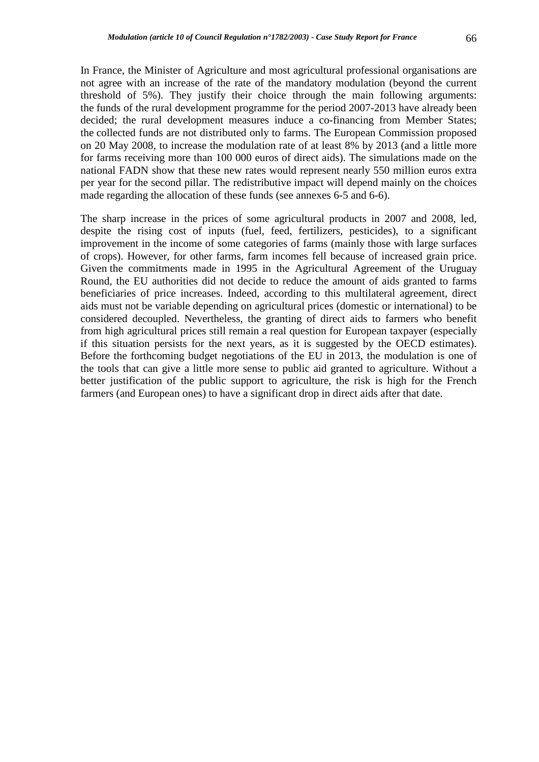In France, the Minister of Agriculture and most agricultural professional organisations are not agree with an increase of the rate of the mandatory modulation (beyond the current threshold of 5%). They justify their choice through the main following arguments: the funds of the rural development programme for the period 2007-2013 have already been decided; the rural development measures induce a co-financing from Member States; the collected funds are not distributed only to farms. The European Commission proposed on 20 May 2008, to increase the modulation rate of at least 8% by 2013 (and a little more for farms receiving more than 100 000 euros of direct aids). The simulations made on the national FADN show that these new rates would represent nearly 550 million euros extra per year for the second pillar. The redistributive impact will depend mainly on the choices made regarding the allocation of these funds (see annexes 6-5 and 6-6).

The sharp increase in the prices of some agricultural products in 2007 and 2008, led, despite the rising cost of inputs (fuel, feed, fertilizers, pesticides), to a significant improvement in the income of some categories of farms (mainly those with large surfaces of crops). However, for other farms, farm incomes fell because of increased grain price. Given the commitments made in 1995 in the Agricultural Agreement of the Uruguay Round, the EU authorities did not decide to reduce the amount of aids granted to farms beneficiaries of price increases. Indeed, according to this multilateral agreement, direct aids must not be variable depending on agricultural prices (domestic or international) to be considered decoupled. Nevertheless, the granting of direct aids to farmers who benefit from high agricultural prices still remain a real question for European taxpayer (especially if this situation persists for the next years, as it is suggested by the OECD estimates). Before the forthcoming budget negotiations of the EU in 2013, the modulation is one of the tools that can give a little more sense to public aid granted to agriculture. Without a better justification of the public support to agriculture, the risk is high for the French farmers (and European ones) to have a significant drop in direct aids after that date.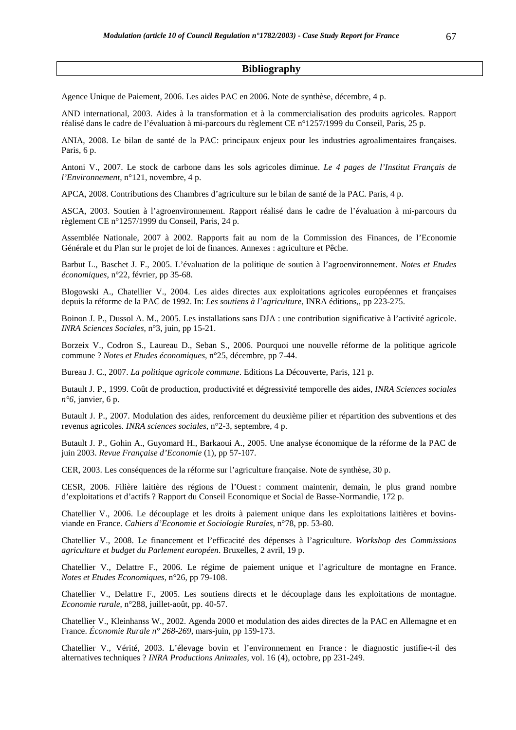## Bibliography

Agence Unique de Paiement, 2006. Les aides PAC en 2006. Note de synthèse, décembre, 4 p.

AND international, 2003. Aides à la transformation et à la commercialisation des produits agricoles. Rapport réalisé dans le cadre de l'évaluation à mi-parcours du règlement CE n°1257/1999 du Conseil, Paris, 25 p.

ANIA, 2008. Le bilan de santé de la PAC: principaux enjeux pour les industries agroalimentaires françaises. Paris, 6 p.

Antoni V., 2007. Le stock de carbone dans les sols agricoles diminue. *Le 4 pages de l'Institut Français de l'Environnement*, n°121, novembre, 4 p.

APCA, 2008. Contributions des Chambres d'agriculture sur le bilan de santé de la PAC. Paris, 4 p.

ASCA, 2003. Soutien à l'agroenvironnement. Rapport réalisé dans le cadre de l'évaluation à mi-parcours du règlement CE n°1257/1999 du Conseil, Paris, 24 p.

Assemblée Nationale, 2007 à 2002. Rapports fait au nom de la Commission des Finances, de l'Economie Générale et du Plan sur le projet de loi de finances. Annexes : agriculture et Pêche.

Barbut L., Baschet J. F., 2005. L'évaluation de la politique de soutien à l'agroenvironnement. *Notes et Etudes économiques*, n°22, février, pp 35-68.

Blogowski A., Chatellier V., 2004. Les aides directes aux exploitations agricoles européennes et françaises depuis la réforme de la PAC de 1992. In: *Les soutiens à l'agriculture*, INRA éditions,, pp 223-275.

Boinon J. P., Dussol A. M., 2005. Les installations sans DJA : une contribution significative à l'activité agricole. *INRA Sciences Sociales*, n°3, juin, pp 15-21.

Borzeix V., Codron S., Laureau D., Seban S., 2006. Pourquoi une nouvelle réforme de la politique agricole commune ? *Notes et Etudes économiques*, n°25, décembre, pp 7-44.

Bureau J. C., 2007. *La politique agricole commune*. Editions La Découverte, Paris, 121 p.

Butault J. P., 1999. Coût de production, productivité et dégressivité temporelle des aides, *INRA Sciences sociales n°6*, janvier, 6 p.

Butault J. P., 2007. Modulation des aides, renforcement du deuxième pilier et répartition des subventions et des revenus agricoles. *INRA sciences sociales*, n°2-3, septembre, 4 p.

Butault J. P., Gohin A., Guyomard H., Barkaoui A., 2005. Une analyse économique de la réforme de la PAC de juin 2003. *Revue Française d'Economie* (1), pp 57-107.

CER, 2003. Les conséquences de la réforme sur l'agriculture française. Note de synthèse, 30 p.

CESR, 2006. Filière laitière des régions de l'Ouest : comment maintenir, demain, le plus grand nombre d'exploitations et d'actifs ? Rapport du Conseil Economique et Social de Basse-Normandie, 172 p.

Chatellier V., 2006. Le découplage et les droits à paiement unique dans les exploitations laitières et bovins-viande en France. *Cahiers d'Economie et Sociologie Rurales*, n°78, pp. 53-80.

Chatellier V., 2008. Le financement et l'efficacité des dépenses à l'agriculture. *Workshop des Commissions agriculture et budget du Parlement européen*. Bruxelles, 2 avril, 19 p.

Chatellier V., Delattre F., 2006. Le régime de paiement unique et l'agriculture de montagne en France. *Notes et Etudes Economiques*, n°26, pp 79-108.

Chatellier V., Delattre F., 2005. Les soutiens directs et le découplage dans les exploitations de montagne. *Economie rurale*, n°288, juillet-août, pp. 40-57.

Chatellier V., Kleinhanss W., 2002. Agenda 2000 et modulation des aides directes de la PAC en Allemagne et en France. *Économie Rurale n° 268-269*, mars-juin, pp 159-173.

Chatellier V., Vérité, 2003. L'élevage bovin et l'environnement en France : le diagnostic justifie-t-il des alternatives techniques ? *INRA Productions Animales*, vol. 16 (4), octobre, pp 231-249.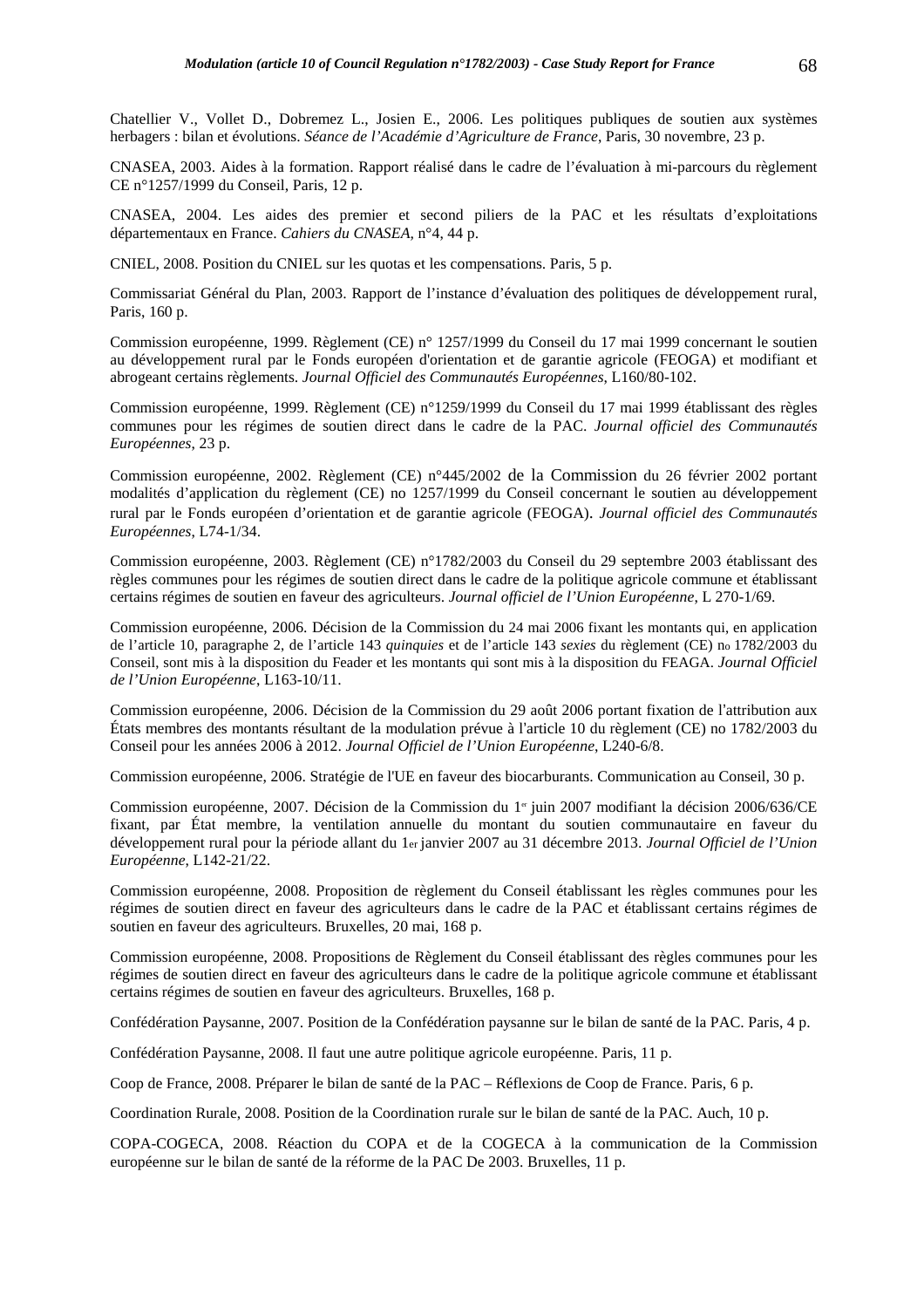Chatellier V., Vollet D., Dobremez L., Josien E., 2006. Les politiques publiques de soutien aux systèmes herbagers : bilan et évolutions. *Séance de l'Académie d'Agriculture de France*, Paris, 30 novembre, 23 p.

CNASEA, 2003. Aides à la formation. Rapport réalisé dans le cadre de l'évaluation à mi-parcours du règlement CE n°1257/1999 du Conseil, Paris, 12 p.

CNASEA, 2004. Les aides des premier et second piliers de la PAC et les résultats d'exploitations départementaux en France. *Cahiers du CNASEA*, n°4, 44 p.

CNIEL, 2008. Position du CNIEL sur les quotas et les compensations. Paris, 5 p.

Commissariat Général du Plan, 2003. Rapport de l'instance d'évaluation des politiques de développement rural, Paris, 160 p.

Commission européenne, 1999. Règlement (CE) n° 1257/1999 du Conseil du 17 mai 1999 concernant le soutien au développement rural par le Fonds européen d'orientation et de garantie agricole (FEOGA) et modifiant et abrogeant certains règlements. *Journal Officiel des Communautés Européennes*, L160/80-102.

Commission européenne, 1999. Règlement (CE) n°1259/1999 du Conseil du 17 mai 1999 établissant des règles communes pour les régimes de soutien direct dans le cadre de la PAC. *Journal officiel des Communautés Européennes*, 23 p.

Commission européenne, 2002. Règlement (CE) n°445/2002 de la Commission du 26 février 2002 portant modalités d'application du règlement (CE) no 1257/1999 du Conseil concernant le soutien au développement rural par le Fonds européen d'orientation et de garantie agricole (FEOGA). *Journal officiel des Communautés Européennes*, L74-1/34.

Commission européenne, 2003. Règlement (CE) n°1782/2003 du Conseil du 29 septembre 2003 établissant des règles communes pour les régimes de soutien direct dans le cadre de la politique agricole commune et établissant certains régimes de soutien en faveur des agriculteurs. *Journal officiel de l'Union Européenne*, L 270-1/69.

Commission européenne, 2006. Décision de la Commission du 24 mai 2006 fixant les montants qui, en application de l'article 10, paragraphe 2, de l'article 143 *quinquies* et de l'article 143 *sexies* du règlement (CE) no 1782/2003 du Conseil, sont mis à la disposition du Feader et les montants qui sont mis à la disposition du FEAGA. *Journal Officiel de l'Union Européenne*, L163-10/11.

Commission européenne, 2006. Décision de la Commission du 29 août 2006 portant fixation de l'attribution aux États membres des montants résultant de la modulation prévue à l'article 10 du règlement (CE) no 1782/2003 du Conseil pour les années 2006 à 2012. *Journal Officiel de l'Union Européenne*, L240-6/8.

Commission européenne, 2006. Stratégie de l'UE en faveur des biocarburants. Communication au Conseil, 30 p.

Commission européenne, 2007. Décision de la Commission du 1er juin 2007 modifiant la décision 2006/636/CE fixant, par État membre, la ventilation annuelle du montant du soutien communautaire en faveur du développement rural pour la période allant du 1er janvier 2007 au 31 décembre 2013. *Journal Officiel de l'Union Européenne*, L142-21/22.

Commission européenne, 2008. Proposition de règlement du Conseil établissant les règles communes pour les régimes de soutien direct en faveur des agriculteurs dans le cadre de la PAC et établissant certains régimes de soutien en faveur des agriculteurs. Bruxelles, 20 mai, 168 p.

Commission européenne, 2008. Propositions de Règlement du Conseil établissant des règles communes pour les régimes de soutien direct en faveur des agriculteurs dans le cadre de la politique agricole commune et établissant certains régimes de soutien en faveur des agriculteurs. Bruxelles, 168 p.

Confédération Paysanne, 2007. Position de la Confédération paysanne sur le bilan de santé de la PAC. Paris, 4 p.

Confédération Paysanne, 2008. Il faut une autre politique agricole européenne. Paris, 11 p.

Coop de France, 2008. Préparer le bilan de santé de la PAC – Réflexions de Coop de France. Paris, 6 p.

Coordination Rurale, 2008. Position de la Coordination rurale sur le bilan de santé de la PAC. Auch, 10 p.

COPA-COGECA, 2008. Réaction du COPA et de la COGECA à la communication de la Commission européenne sur le bilan de santé de la réforme de la PAC De 2003. Bruxelles, 11 p.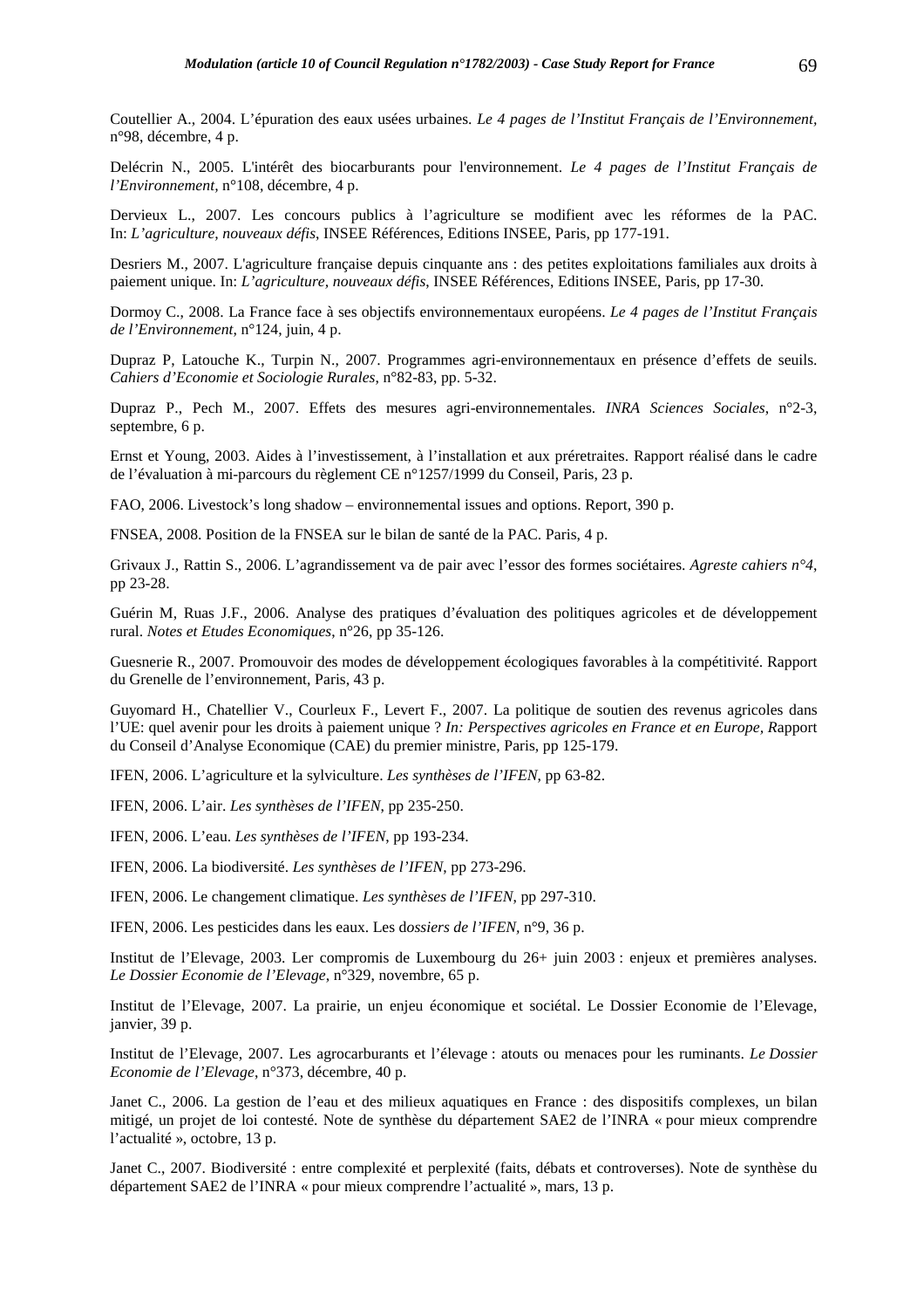Coutellier A., 2004. L'épuration des eaux usées urbaines. *Le 4 pages de l'Institut Français de l'Environnement*, n°98, décembre, 4 p.

Delécrin N., 2005. L'intérêt des biocarburants pour l'environnement. *Le 4 pages de l'Institut Français de l'Environnement*, n°108, décembre, 4 p.

Dervieux L., 2007. Les concours publics à l'agriculture se modifient avec les réformes de la PAC. In: *L'agriculture, nouveaux défis*, INSEE Références, Editions INSEE, Paris, pp 177-191.

Desriers M., 2007. L'agriculture française depuis cinquante ans : des petites exploitations familiales aux droits à paiement unique. In: *L'agriculture, nouveaux défis*, INSEE Références, Editions INSEE, Paris, pp 17-30.

Dormoy C., 2008. La France face à ses objectifs environnementaux européens. *Le 4 pages de l'Institut Français de l'Environnement*, n°124, juin, 4 p.

Dupraz P, Latouche K., Turpin N., 2007. Programmes agri-environnementaux en présence d'effets de seuils. *Cahiers d'Economie et Sociologie Rurales*, n°82-83, pp. 5-32.

Dupraz P., Pech M., 2007. Effets des mesures agri-environnementales. *INRA Sciences Sociales*, n°2-3, septembre, 6 p.

Ernst et Young, 2003. Aides à l'investissement, à l'installation et aux préretraites. Rapport réalisé dans le cadre de l'évaluation à mi-parcours du règlement CE n°1257/1999 du Conseil, Paris, 23 p.

FAO, 2006. Livestock's long shadow – environnemental issues and options. Report, 390 p.

FNSEA, 2008. Position de la FNSEA sur le bilan de santé de la PAC. Paris, 4 p.

Grivaux J., Rattin S., 2006. L'agrandissement va de pair avec l'essor des formes sociétaires. *Agreste cahiers n°4*, pp 23-28.

Guérin M, Ruas J.F., 2006. Analyse des pratiques d'évaluation des politiques agricoles et de développement rural. *Notes et Etudes Economiques*, n°26, pp 35-126.

Guesnerie R., 2007. Promouvoir des modes de développement écologiques favorables à la compétitivité. Rapport du Grenelle de l'environnement, Paris, 43 p.

Guyomard H., Chatellier V., Courleux F., Levert F., 2007. La politique de soutien des revenus agricoles dans l'UE: quel avenir pour les droits à paiement unique ? *In: Perspectives agricoles en France et en Europe*, Rapport du Conseil d'Analyse Economique (CAE) du premier ministre, Paris, pp 125-179.

IFEN, 2006. L'agriculture et la sylviculture. *Les synthèses de l'IFEN*, pp 63-82.

IFEN, 2006. L'air. *Les synthèses de l'IFEN*, pp 235-250.

IFEN, 2006. L'eau. *Les synthèses de l'IFEN*, pp 193-234.

IFEN, 2006. La biodiversité. *Les synthèses de l'IFEN*, pp 273-296.

IFEN, 2006. Le changement climatique. *Les synthèses de l'IFEN*, pp 297-310.

IFEN, 2006. Les pesticides dans les eaux. Les d*ossiers de l'IFEN*, n°9, 36 p.

Institut de l'Elevage, 2003. Ler compromis de Luxembourg du 26+ juin 2003 : enjeux et premières analyses. *Le Dossier Economie de l'Elevage*, n°329, novembre, 65 p.

Institut de l'Elevage, 2007. La prairie, un enjeu économique et sociétal. Le Dossier Economie de l'Elevage, janvier, 39 p.

Institut de l'Elevage, 2007. Les agrocarburants et l'élevage : atouts ou menaces pour les ruminants. *Le Dossier Economie de l'Elevage*, n°373, décembre, 40 p.

Janet C., 2006. La gestion de l'eau et des milieux aquatiques en France : des dispositifs complexes, un bilan mitigé, un projet de loi contesté. Note de synthèse du département SAE2 de l'INRA « pour mieux comprendre l'actualité », octobre, 13 p.

Janet C., 2007. Biodiversité : entre complexité et perplexité (faits, débats et controverses). Note de synthèse du département SAE2 de l'INRA « pour mieux comprendre l'actualité », mars, 13 p.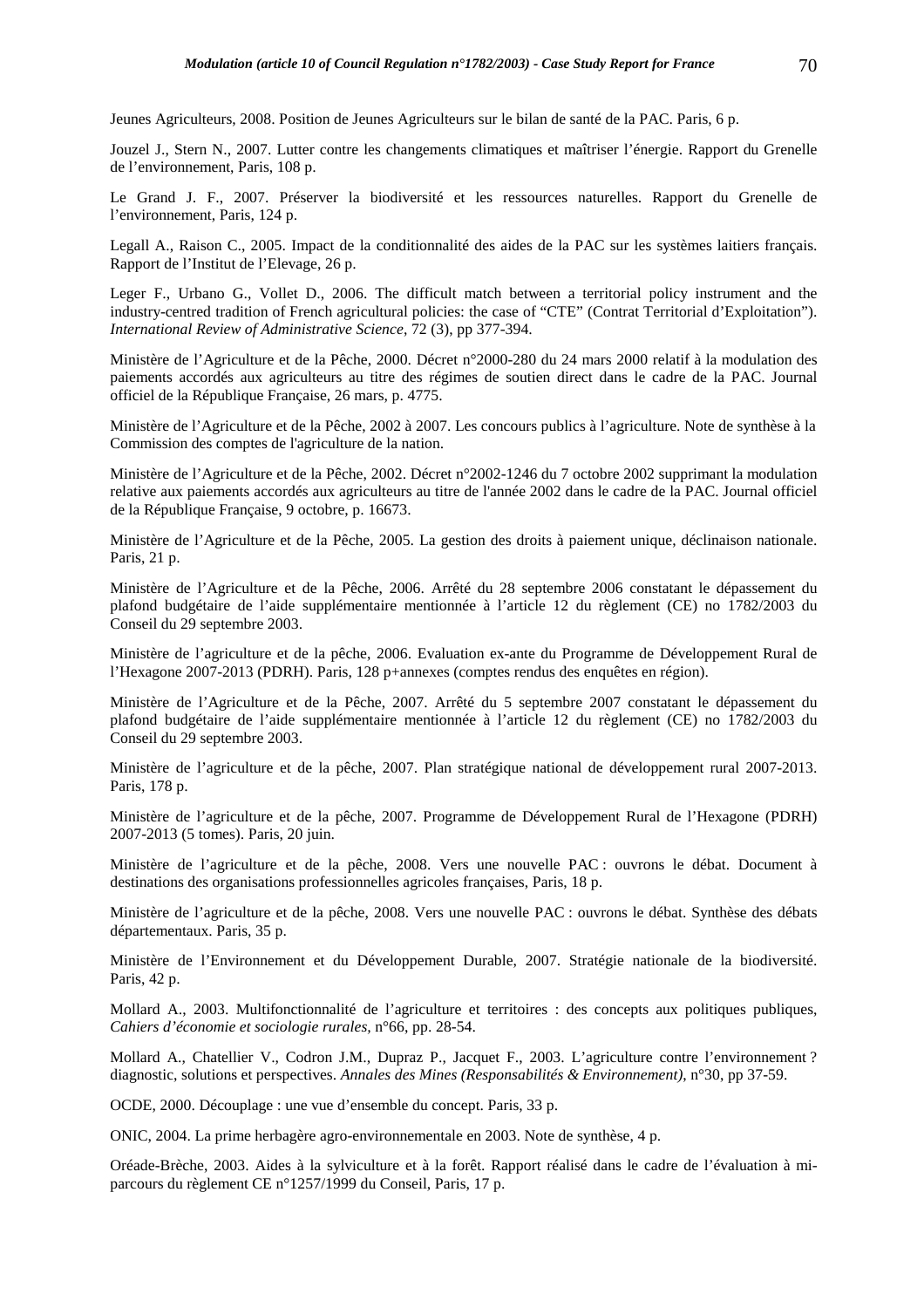Jeunes Agriculteurs, 2008. Position de Jeunes Agriculteurs sur le bilan de santé de la PAC. Paris, 6 p.

Jouzel J., Stern N., 2007. Lutter contre les changements climatiques et maîtriser l'énergie. Rapport du Grenelle de l'environnement, Paris, 108 p.

Le Grand J. F., 2007. Préserver la biodiversité et les ressources naturelles. Rapport du Grenelle de l'environnement, Paris, 124 p.

Legall A., Raison C., 2005. Impact de la conditionnalité des aides de la PAC sur les systèmes laitiers français. Rapport de l'Institut de l'Elevage, 26 p.

Leger F., Urbano G., Vollet D., 2006. The difficult match between a territorial policy instrument and the industry-centred tradition of French agricultural policies: the case of "CTE" (Contrat Territorial d'Exploitation"). *International Review of Administrative Science*, 72 (3), pp 377-394.

Ministère de l'Agriculture et de la Pêche, 2000. Décret n°2000-280 du 24 mars 2000 relatif à la modulation des paiements accordés aux agriculteurs au titre des régimes de soutien direct dans le cadre de la PAC. Journal officiel de la République Française, 26 mars, p. 4775.

Ministère de l'Agriculture et de la Pêche, 2002 à 2007. Les concours publics à l'agriculture. Note de synthèse à la Commission des comptes de l'agriculture de la nation.

Ministère de l'Agriculture et de la Pêche, 2002. Décret n°2002-1246 du 7 octobre 2002 supprimant la modulation relative aux paiements accordés aux agriculteurs au titre de l'année 2002 dans le cadre de la PAC. Journal officiel de la République Française, 9 octobre, p. 16673.

Ministère de l'Agriculture et de la Pêche, 2005. La gestion des droits à paiement unique, déclinaison nationale. Paris, 21 p.

Ministère de l'Agriculture et de la Pêche, 2006. Arrêté du 28 septembre 2006 constatant le dépassement du plafond budgétaire de l'aide supplémentaire mentionnée à l'article 12 du règlement (CE) no 1782/2003 du Conseil du 29 septembre 2003.

Ministère de l'agriculture et de la pêche, 2006. Evaluation ex-ante du Programme de Développement Rural de l'Hexagone 2007-2013 (PDRH). Paris, 128 p+annexes (comptes rendus des enquêtes en région).

Ministère de l'Agriculture et de la Pêche, 2007. Arrêté du 5 septembre 2007 constatant le dépassement du plafond budgétaire de l'aide supplémentaire mentionnée à l'article 12 du règlement (CE) no 1782/2003 du Conseil du 29 septembre 2003.

Ministère de l'agriculture et de la pêche, 2007. Plan stratégique national de développement rural 2007-2013. Paris, 178 p.

Ministère de l'agriculture et de la pêche, 2007. Programme de Développement Rural de l'Hexagone (PDRH) 2007-2013 (5 tomes). Paris, 20 juin.

Ministère de l'agriculture et de la pêche, 2008. Vers une nouvelle PAC : ouvrons le débat. Document à destinations des organisations professionnelles agricoles françaises, Paris, 18 p.

Ministère de l'agriculture et de la pêche, 2008. Vers une nouvelle PAC : ouvrons le débat. Synthèse des débats départementaux. Paris, 35 p.

Ministère de l'Environnement et du Développement Durable, 2007. Stratégie nationale de la biodiversité. Paris, 42 p.

Mollard A., 2003. Multifonctionnalité de l'agriculture et territoires : des concepts aux politiques publiques, *Cahiers d'économie et sociologie rurales*, n°66, pp. 28-54.

Mollard A., Chatellier V., Codron J.M., Dupraz P., Jacquet F., 2003. L'agriculture contre l'environnement ? diagnostic, solutions et perspectives. *Annales des Mines (Responsabilités & Environnement)*, n°30, pp 37-59.

OCDE, 2000. Découplage : une vue d'ensemble du concept. Paris, 33 p.

ONIC, 2004. La prime herbagère agro-environnementale en 2003. Note de synthèse, 4 p.

Oréade-Brèche, 2003. Aides à la sylviculture et à la forêt. Rapport réalisé dans le cadre de l'évaluation à mi-parcours du règlement CE n°1257/1999 du Conseil, Paris, 17 p.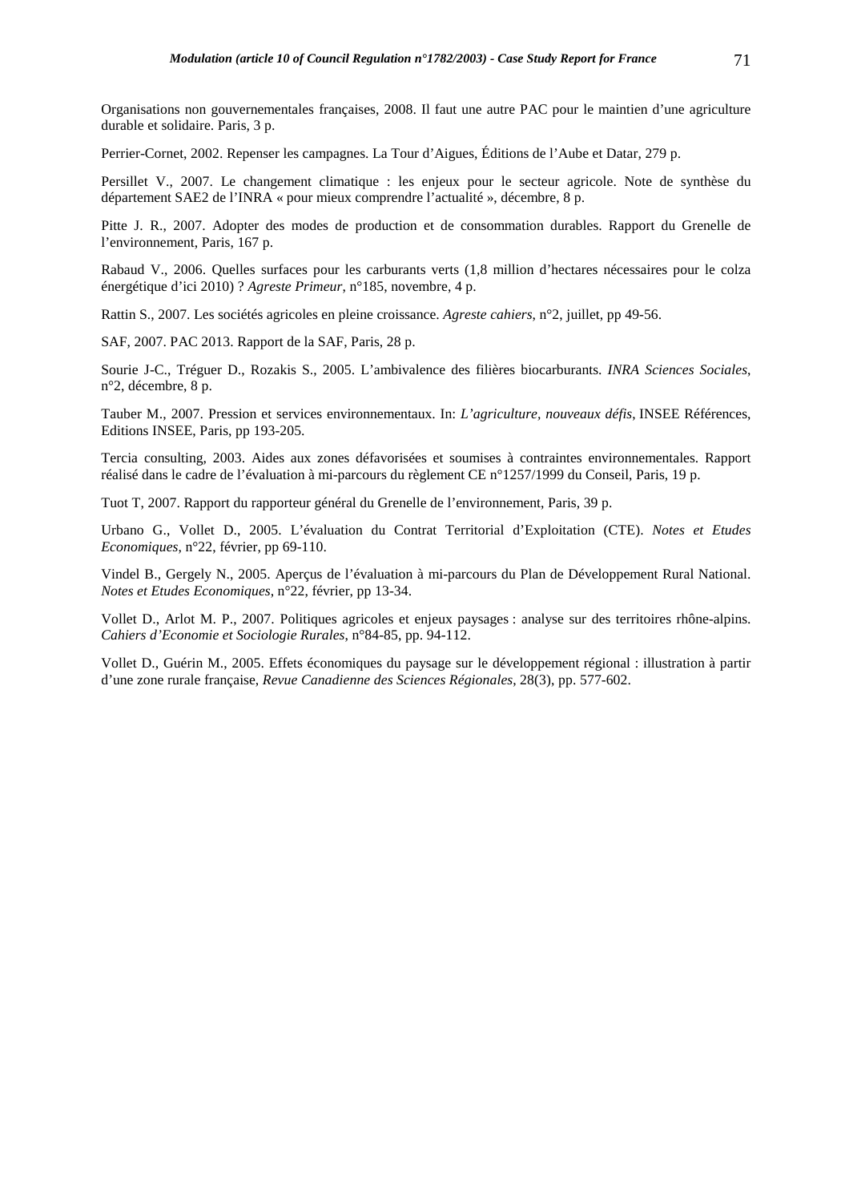Organisations non gouvernementales françaises, 2008. Il faut une autre PAC pour le maintien d'une agriculture durable et solidaire. Paris, 3 p.

Perrier-Cornet, 2002. Repenser les campagnes. La Tour d'Aigues, Éditions de l'Aube et Datar, 279 p.

Persillet V., 2007. Le changement climatique : les enjeux pour le secteur agricole. Note de synthèse du département SAE2 de l'INRA « pour mieux comprendre l'actualité », décembre, 8 p.

Pitte J. R., 2007. Adopter des modes de production et de consommation durables. Rapport du Grenelle de l'environnement, Paris, 167 p.

Rabaud V., 2006. Quelles surfaces pour les carburants verts (1,8 million d'hectares nécessaires pour le colza énergétique d'ici 2010) ? *Agreste Primeur*, n°185, novembre, 4 p.

Rattin S., 2007. Les sociétés agricoles en pleine croissance. *Agreste cahiers*, n°2, juillet, pp 49-56.

SAF, 2007. PAC 2013. Rapport de la SAF, Paris, 28 p.

Sourie J-C., Tréguer D., Rozakis S., 2005. L'ambivalence des filières biocarburants. *INRA Sciences Sociales*, n°2, décembre, 8 p.

Tauber M., 2007. Pression et services environnementaux. In: *L'agriculture, nouveaux défis*, INSEE Références, Editions INSEE, Paris, pp 193-205.

Tercia consulting, 2003. Aides aux zones défavorisées et soumises à contraintes environnementales. Rapport réalisé dans le cadre de l'évaluation à mi-parcours du règlement CE n°1257/1999 du Conseil, Paris, 19 p.

Tuot T, 2007. Rapport du rapporteur général du Grenelle de l'environnement, Paris, 39 p.

Urbano G., Vollet D., 2005. L'évaluation du Contrat Territorial d'Exploitation (CTE). *Notes et Etudes Economiques*, n°22, février, pp 69-110.

Vindel B., Gergely N., 2005. Aperçus de l'évaluation à mi-parcours du Plan de Développement Rural National. *Notes et Etudes Economiques*, n°22, février, pp 13-34.

Vollet D., Arlot M. P., 2007. Politiques agricoles et enjeux paysages : analyse sur des territoires rhône-alpins. *Cahiers d'Economie et Sociologie Rurales*, n°84-85, pp. 94-112.

Vollet D., Guérin M., 2005. Effets économiques du paysage sur le développement régional : illustration à partir d'une zone rurale française, *Revue Canadienne des Sciences Régionales*, 28(3), pp. 577-602.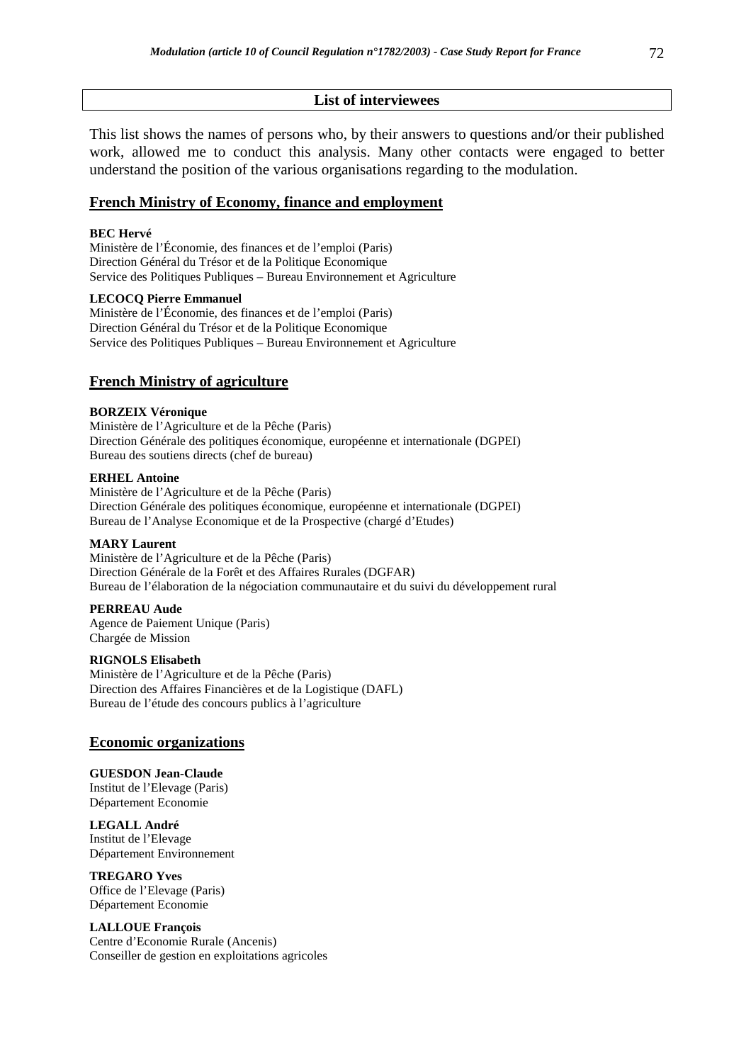## List of interviewees

This list shows the names of persons who, by their answers to questions and/or their published work, allowed me to conduct this analysis. Many other contacts were engaged to better understand the position of the various organisations regarding to the modulation.

### French Ministry of Economy, finance and employment

**BEC Hervé**
Ministère de l'Économie, des finances et de l'emploi (Paris)
Direction Général du Trésor et de la Politique Economique
Service des Politiques Publiques – Bureau Environnement et Agriculture

**LECOCQ Pierre Emmanuel**
Ministère de l'Économie, des finances et de l'emploi (Paris)
Direction Général du Trésor et de la Politique Economique
Service des Politiques Publiques – Bureau Environnement et Agriculture

### French Ministry of agriculture

**BORZEIX Véronique**
Ministère de l'Agriculture et de la Pêche (Paris)
Direction Générale des politiques économique, européenne et internationale (DGPEI)
Bureau des soutiens directs (chef de bureau)

**ERHEL Antoine**
Ministère de l'Agriculture et de la Pêche (Paris)
Direction Générale des politiques économique, européenne et internationale (DGPEI)
Bureau de l'Analyse Economique et de la Prospective (chargé d'Etudes)

**MARY Laurent**
Ministère de l'Agriculture et de la Pêche (Paris)
Direction Générale de la Forêt et des Affaires Rurales (DGFAR)
Bureau de l'élaboration de la négociation communautaire et du suivi du développement rural

**PERREAU Aude**
Agence de Paiement Unique (Paris)
Chargée de Mission

**RIGNOLS Elisabeth**
Ministère de l'Agriculture et de la Pêche (Paris)
Direction des Affaires Financières et de la Logistique (DAFL)
Bureau de l'étude des concours publics à l'agriculture

### Economic organizations

**GUESDON Jean-Claude**
Institut de l'Elevage (Paris)
Département Economie

**LEGALL André**
Institut de l'Elevage
Département Environnement

**TREGARO Yves**
Office de l'Elevage (Paris)
Département Economie

**LALLOUE François**
Centre d'Economie Rurale (Ancenis)
Conseiller de gestion en exploitations agricoles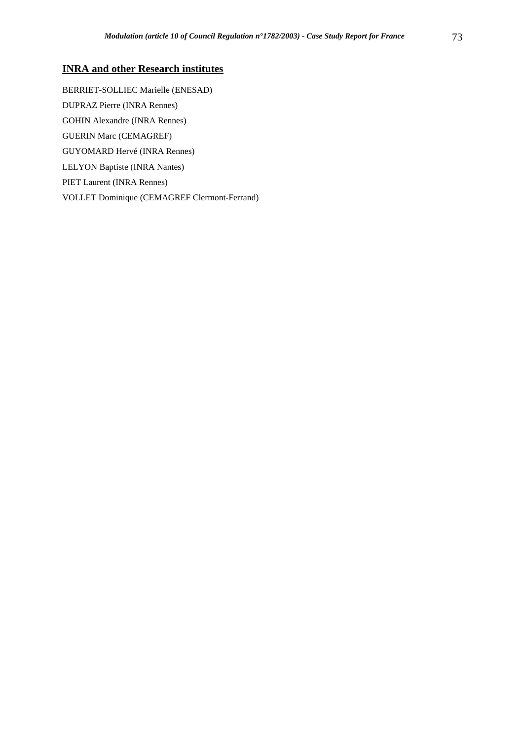**INRA and other Research institutes**

BERRIET-SOLLIEC Marielle (ENESAD)

DUPRAZ Pierre (INRA Rennes)

GOHIN Alexandre (INRA Rennes)

GUERIN Marc (CEMAGREF)

GUYOMARD Hervé (INRA Rennes)

LELYON Baptiste (INRA Nantes)

PIET Laurent (INRA Rennes)

VOLLET Dominique (CEMAGREF Clermont-Ferrand)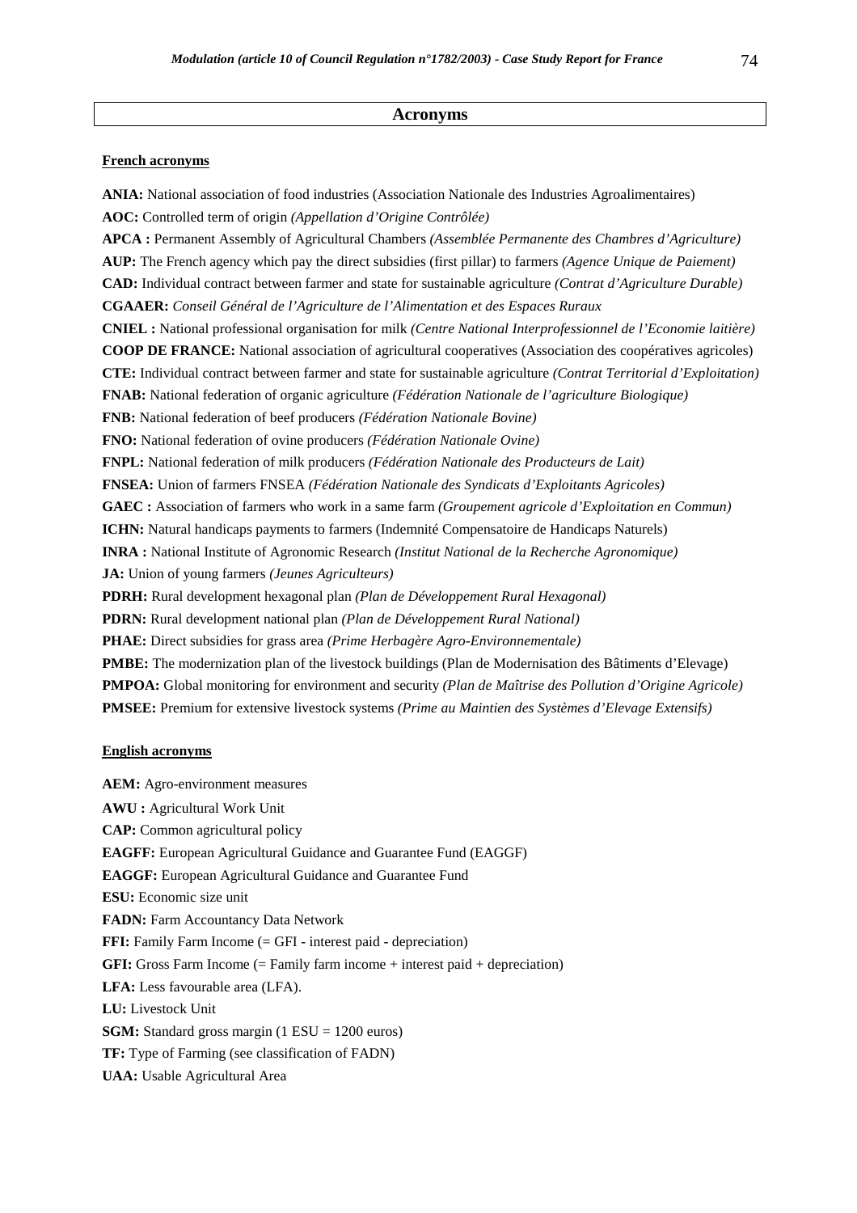# Acronyms

**French acronyms**

**ANIA:** National association of food industries (Association Nationale des Industries Agroalimentaires)
**AOC:** Controlled term of origin *(Appellation d'Origine Contrôlée)*
**APCA :** Permanent Assembly of Agricultural Chambers *(Assemblée Permanente des Chambres d'Agriculture)*
**AUP:** The French agency which pay the direct subsidies (first pillar) to farmers *(Agence Unique de Paiement)*
**CAD:** Individual contract between farmer and state for sustainable agriculture *(Contrat d'Agriculture Durable)*
**CGAAER:** *Conseil Général de l'Agriculture de l'Alimentation et des Espaces Ruraux*
**CNIEL :** National professional organisation for milk *(Centre National Interprofessionnel de l'Economie laitière)*
**COOP DE FRANCE:** National association of agricultural cooperatives (Association des coopératives agricoles)
**CTE:** Individual contract between farmer and state for sustainable agriculture *(Contrat Territorial d'Exploitation)*
**FNAB:** National federation of organic agriculture *(Fédération Nationale de l'agriculture Biologique)*
**FNB:** National federation of beef producers *(Fédération Nationale Bovine)*
**FNO:** National federation of ovine producers *(Fédération Nationale Ovine)*
**FNPL:** National federation of milk producers *(Fédération Nationale des Producteurs de Lait)*
**FNSEA:** Union of farmers FNSEA *(Fédération Nationale des Syndicats d'Exploitants Agricoles)*
**GAEC :** Association of farmers who work in a same farm *(Groupement agricole d'Exploitation en Commun)*
**ICHN:** Natural handicaps payments to farmers (Indemnité Compensatoire de Handicaps Naturels)
**INRA :** National Institute of Agronomic Research *(Institut National de la Recherche Agronomique)*
**JA:** Union of young farmers *(Jeunes Agriculteurs)*
**PDRH:** Rural development hexagonal plan *(Plan de Développement Rural Hexagonal)*
**PDRN:** Rural development national plan *(Plan de Développement Rural National)*
**PHAE:** Direct subsidies for grass area *(Prime Herbagère Agro-Environnementale)*
**PMBE:** The modernization plan of the livestock buildings (Plan de Modernisation des Bâtiments d'Elevage)
**PMPOA:** Global monitoring for environment and security *(Plan de Maîtrise des Pollution d'Origine Agricole)*
**PMSEE:** Premium for extensive livestock systems *(Prime au Maintien des Systèmes d'Elevage Extensifs)*

**English acronyms**

**AEM:** Agro-environment measures
**AWU :** Agricultural Work Unit
**CAP:** Common agricultural policy
**EAGFF:** European Agricultural Guidance and Guarantee Fund (EAGGF)
**EAGGF:** European Agricultural Guidance and Guarantee Fund
**ESU:** Economic size unit
**FADN:** Farm Accountancy Data Network
**FFI:** Family Farm Income (= GFI - interest paid - depreciation)
**GFI:** Gross Farm Income (= Family farm income + interest paid + depreciation)
**LFA:** Less favourable area (LFA).
**LU:** Livestock Unit
**SGM:** Standard gross margin (1 ESU = 1200 euros)
**TF:** Type of Farming (see classification of FADN)
**UAA:** Usable Agricultural Area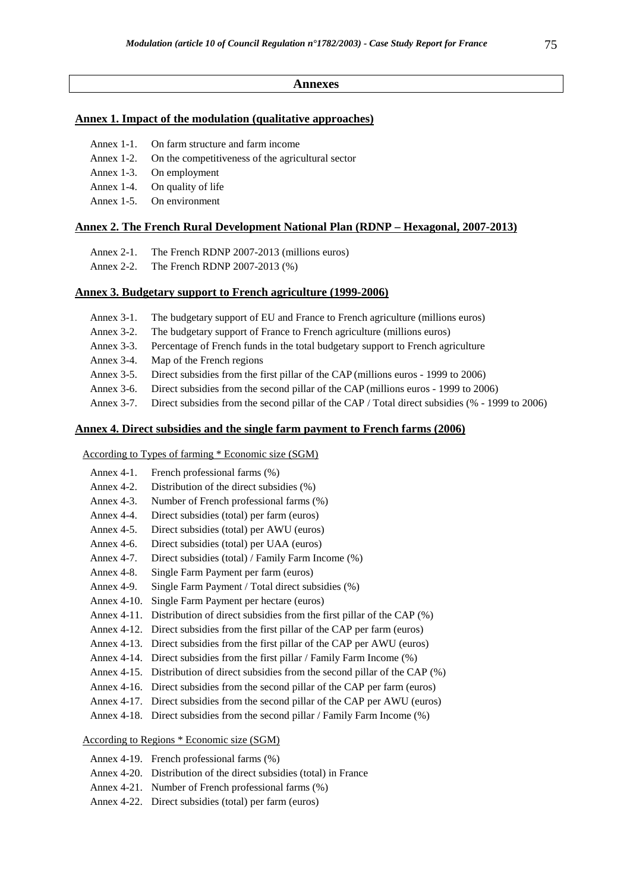# Annexes

## Annex 1. Impact of the modulation (qualitative approaches)

- Annex 1-1. On farm structure and farm income
- Annex 1-2. On the competitiveness of the agricultural sector
- Annex 1-3. On employment
- Annex 1-4. On quality of life
- Annex 1-5. On environment

## Annex 2. The French Rural Development National Plan (RDNP – Hexagonal, 2007-2013)

- Annex 2-1. The French RDNP 2007-2013 (millions euros)
- Annex 2-2. The French RDNP 2007-2013 (%)

## Annex 3. Budgetary support to French agriculture (1999-2006)

- Annex 3-1. The budgetary support of EU and France to French agriculture (millions euros)
- Annex 3-2. The budgetary support of France to French agriculture (millions euros)
- Annex 3-3. Percentage of French funds in the total budgetary support to French agriculture
- Annex 3-4. Map of the French regions
- Annex 3-5. Direct subsidies from the first pillar of the CAP (millions euros - 1999 to 2006)
- Annex 3-6. Direct subsidies from the second pillar of the CAP (millions euros - 1999 to 2006)
- Annex 3-7. Direct subsidies from the second pillar of the CAP / Total direct subsidies (% - 1999 to 2006)

## Annex 4. Direct subsidies and the single farm payment to French farms (2006)

According to Types of farming * Economic size (SGM)

- Annex 4-1. French professional farms (%)
- Annex 4-2. Distribution of the direct subsidies (%)
- Annex 4-3. Number of French professional farms (%)
- Annex 4-4. Direct subsidies (total) per farm (euros)
- Annex 4-5. Direct subsidies (total) per AWU (euros)
- Annex 4-6. Direct subsidies (total) per UAA (euros)
- Annex 4-7. Direct subsidies (total) / Family Farm Income (%)
- Annex 4-8. Single Farm Payment per farm (euros)
- Annex 4-9. Single Farm Payment / Total direct subsidies (%)
- Annex 4-10. Single Farm Payment per hectare (euros)
- Annex 4-11. Distribution of direct subsidies from the first pillar of the CAP (%)
- Annex 4-12. Direct subsidies from the first pillar of the CAP per farm (euros)
- Annex 4-13. Direct subsidies from the first pillar of the CAP per AWU (euros)
- Annex 4-14. Direct subsidies from the first pillar / Family Farm Income (%)
- Annex 4-15. Distribution of direct subsidies from the second pillar of the CAP (%)
- Annex 4-16. Direct subsidies from the second pillar of the CAP per farm (euros)
- Annex 4-17. Direct subsidies from the second pillar of the CAP per AWU (euros)
- Annex 4-18. Direct subsidies from the second pillar / Family Farm Income (%)

According to Regions * Economic size (SGM)

- Annex 4-19. French professional farms (%)
- Annex 4-20. Distribution of the direct subsidies (total) in France
- Annex 4-21. Number of French professional farms (%)
- Annex 4-22. Direct subsidies (total) per farm (euros)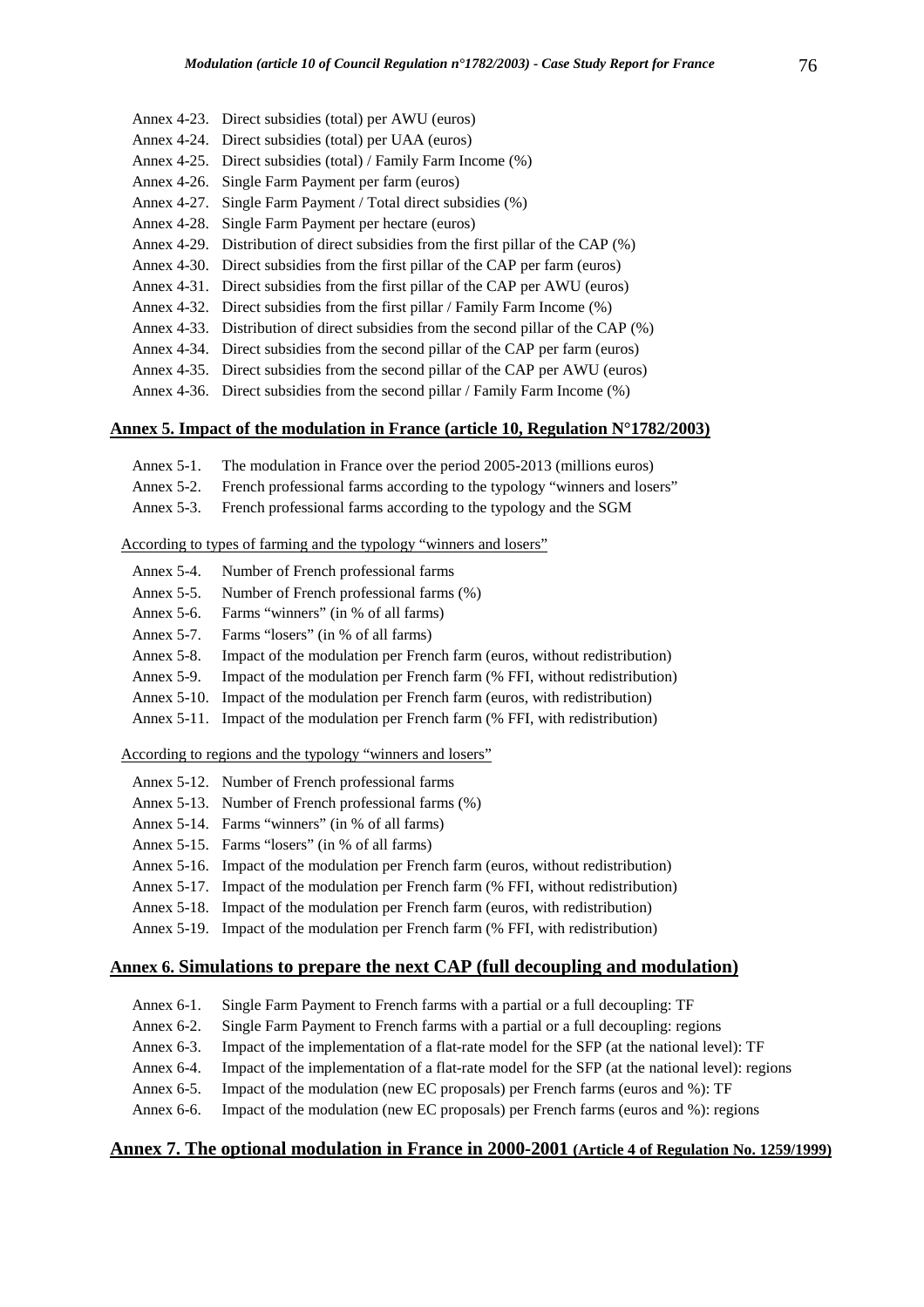Annex 4-23. Direct subsidies (total) per AWU (euros)
Annex 4-24. Direct subsidies (total) per UAA (euros)
Annex 4-25. Direct subsidies (total) / Family Farm Income (%)
Annex 4-26. Single Farm Payment per farm (euros)
Annex 4-27. Single Farm Payment / Total direct subsidies (%)
Annex 4-28. Single Farm Payment per hectare (euros)
Annex 4-29. Distribution of direct subsidies from the first pillar of the CAP (%)
Annex 4-30. Direct subsidies from the first pillar of the CAP per farm (euros)
Annex 4-31. Direct subsidies from the first pillar of the CAP per AWU (euros)
Annex 4-32. Direct subsidies from the first pillar / Family Farm Income (%)
Annex 4-33. Distribution of direct subsidies from the second pillar of the CAP (%)
Annex 4-34. Direct subsidies from the second pillar of the CAP per farm (euros)
Annex 4-35. Direct subsidies from the second pillar of the CAP per AWU (euros)
Annex 4-36. Direct subsidies from the second pillar / Family Farm Income (%)

## Annex 5. Impact of the modulation in France (article 10, Regulation N°1782/2003)

Annex 5-1. The modulation in France over the period 2005-2013 (millions euros)
Annex 5-2. French professional farms according to the typology "winners and losers"
Annex 5-3. French professional farms according to the typology and the SGM

According to types of farming and the typology "winners and losers"

Annex 5-4. Number of French professional farms
Annex 5-5. Number of French professional farms (%)
Annex 5-6. Farms "winners" (in % of all farms)
Annex 5-7. Farms "losers" (in % of all farms)
Annex 5-8. Impact of the modulation per French farm (euros, without redistribution)
Annex 5-9. Impact of the modulation per French farm (% FFI, without redistribution)
Annex 5-10. Impact of the modulation per French farm (euros, with redistribution)
Annex 5-11. Impact of the modulation per French farm (% FFI, with redistribution)

According to regions and the typology "winners and losers"

Annex 5-12. Number of French professional farms
Annex 5-13. Number of French professional farms (%)
Annex 5-14. Farms "winners" (in % of all farms)
Annex 5-15. Farms "losers" (in % of all farms)
Annex 5-16. Impact of the modulation per French farm (euros, without redistribution)
Annex 5-17. Impact of the modulation per French farm (% FFI, without redistribution)
Annex 5-18. Impact of the modulation per French farm (euros, with redistribution)
Annex 5-19. Impact of the modulation per French farm (% FFI, with redistribution)

## Annex 6. Simulations to prepare the next CAP (full decoupling and modulation)

Annex 6-1. Single Farm Payment to French farms with a partial or a full decoupling: TF
Annex 6-2. Single Farm Payment to French farms with a partial or a full decoupling: regions
Annex 6-3. Impact of the implementation of a flat-rate model for the SFP (at the national level): TF
Annex 6-4. Impact of the implementation of a flat-rate model for the SFP (at the national level): regions
Annex 6-5. Impact of the modulation (new EC proposals) per French farms (euros and %): TF
Annex 6-6. Impact of the modulation (new EC proposals) per French farms (euros and %): regions

## Annex 7. The optional modulation in France in 2000-2001 (Article 4 of Regulation No. 1259/1999)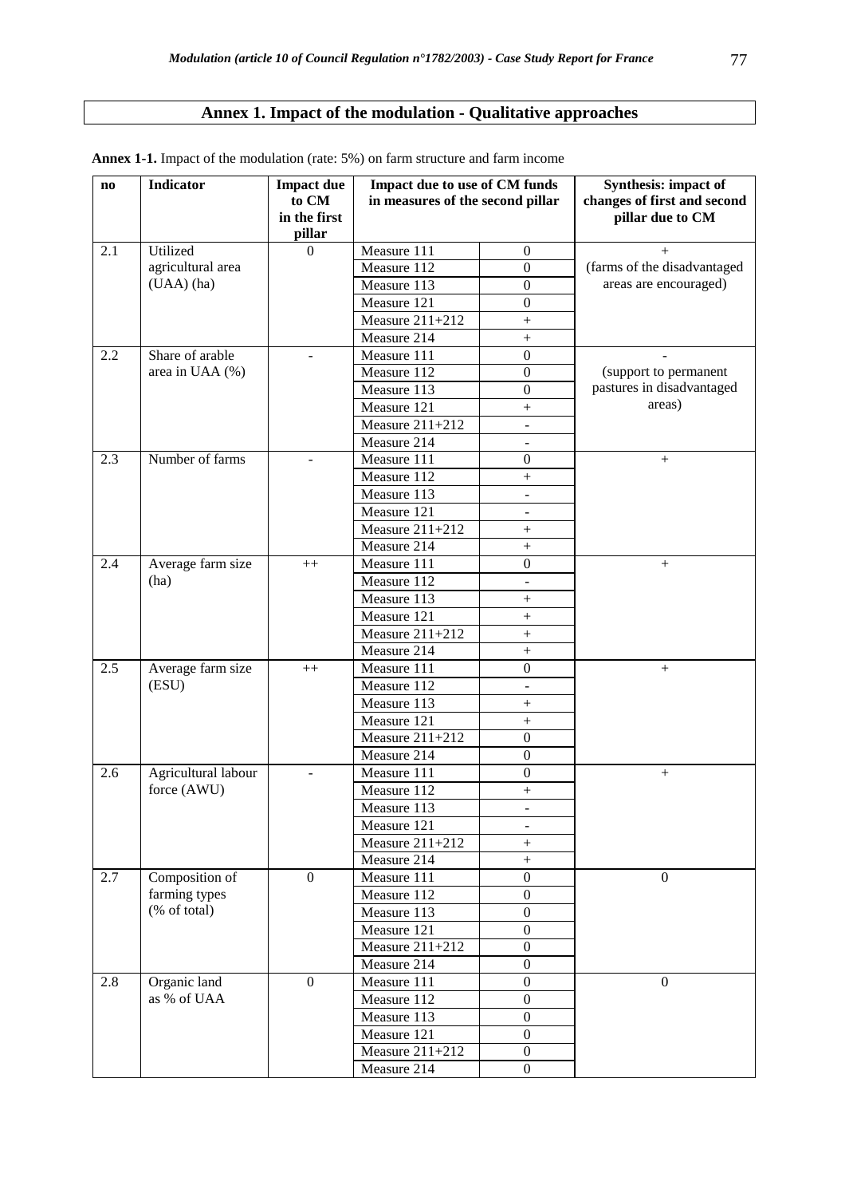# Annex 1. Impact of the modulation - Qualitative approaches

**Annex 1-1.** Impact of the modulation (rate: 5%) on farm structure and farm income

| no | Indicator | Impact due to CM in the first pillar | Impact due to use of CM funds in measures of the second pillar | | Synthesis: impact of changes of first and second pillar due to CM |
|---|---|---|---|---|---|
| 2.1 | Utilized agricultural area (UAA) (ha) | 0 | Measure 111 | 0 | + (farms of the disadvantaged areas are encouraged) |
| | | | Measure 112 | 0 | |
| | | | Measure 113 | 0 | |
| | | | Measure 121 | 0 | |
| | | | Measure 211+212 | + | |
| | | | Measure 214 | + | |
| 2.2 | Share of arable area in UAA (%) | - | Measure 111 | 0 | - (support to permanent pastures in disadvantaged areas) |
| | | | Measure 112 | 0 | |
| | | | Measure 113 | 0 | |
| | | | Measure 121 | + | |
| | | | Measure 211+212 | - | |
| | | | Measure 214 | - | |
| 2.3 | Number of farms | - | Measure 111 | 0 | + |
| | | | Measure 112 | + | |
| | | | Measure 113 | - | |
| | | | Measure 121 | - | |
| | | | Measure 211+212 | + | |
| | | | Measure 214 | + | |
| 2.4 | Average farm size (ha) | ++ | Measure 111 | 0 | + |
| | | | Measure 112 | - | |
| | | | Measure 113 | + | |
| | | | Measure 121 | + | |
| | | | Measure 211+212 | + | |
| | | | Measure 214 | + | |
| 2.5 | Average farm size (ESU) | ++ | Measure 111 | 0 | + |
| | | | Measure 112 | - | |
| | | | Measure 113 | + | |
| | | | Measure 121 | + | |
| | | | Measure 211+212 | 0 | |
| | | | Measure 214 | 0 | |
| 2.6 | Agricultural labour force (AWU) | - | Measure 111 | 0 | + |
| | | | Measure 112 | + | |
| | | | Measure 113 | - | |
| | | | Measure 121 | - | |
| | | | Measure 211+212 | + | |
| | | | Measure 214 | + | |
| 2.7 | Composition of farming types (% of total) | 0 | Measure 111 | 0 | 0 |
| | | | Measure 112 | 0 | |
| | | | Measure 113 | 0 | |
| | | | Measure 121 | 0 | |
| | | | Measure 211+212 | 0 | |
| | | | Measure 214 | 0 | |
| 2.8 | Organic land as % of UAA | 0 | Measure 111 | 0 | 0 |
| | | | Measure 112 | 0 | |
| | | | Measure 113 | 0 | |
| | | | Measure 121 | 0 | |
| | | | Measure 211+212 | 0 | |
| | | | Measure 214 | 0 | |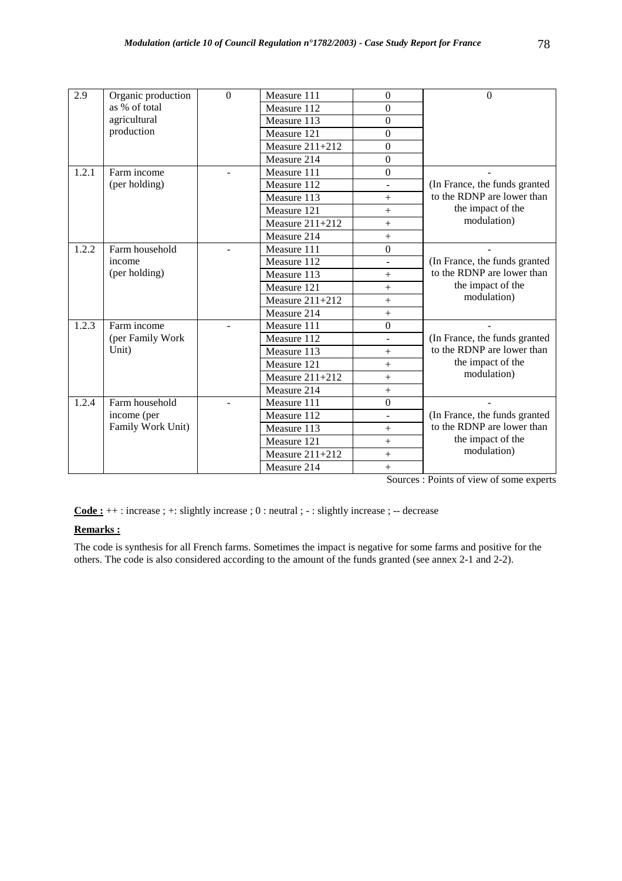| | | | | | |
|---|---|---|---|---|---|
| 2.9 | Organic production as % of total agricultural production | 0 | Measure 111 | 0 | 0 |
| | | | Measure 112 | 0 | |
| | | | Measure 113 | 0 | |
| | | | Measure 121 | 0 | |
| | | | Measure 211+212 | 0 | |
| | | | Measure 214 | 0 | |
| 1.2.1 | Farm income (per holding) | - | Measure 111 | 0 | - (In France, the funds granted to the RDNP are lower than the impact of the modulation) |
| | | | Measure 112 | - | |
| | | | Measure 113 | + | |
| | | | Measure 121 | + | |
| | | | Measure 211+212 | + | |
| | | | Measure 214 | + | |
| 1.2.2 | Farm household income (per holding) | - | Measure 111 | 0 | - (In France, the funds granted to the RDNP are lower than the impact of the modulation) |
| | | | Measure 112 | - | |
| | | | Measure 113 | + | |
| | | | Measure 121 | + | |
| | | | Measure 211+212 | + | |
| | | | Measure 214 | + | |
| 1.2.3 | Farm income (per Family Work Unit) | - | Measure 111 | 0 | - (In France, the funds granted to the RDNP are lower than the impact of the modulation) |
| | | | Measure 112 | - | |
| | | | Measure 113 | + | |
| | | | Measure 121 | + | |
| | | | Measure 211+212 | + | |
| | | | Measure 214 | + | |
| 1.2.4 | Farm household income (per Family Work Unit) | - | Measure 111 | 0 | - (In France, the funds granted to the RDNP are lower than the impact of the modulation) |
| | | | Measure 112 | - | |
| | | | Measure 113 | + | |
| | | | Measure 121 | + | |
| | | | Measure 211+212 | + | |
| | | | Measure 214 | + | |

Sources : Points of view of some experts

**Code :** ++ : increase ; +: slightly increase ; 0 : neutral ; - : slightly increase ; -- decrease

**Remarks :**

The code is synthesis for all French farms. Sometimes the impact is negative for some farms and positive for the others. The code is also considered according to the amount of the funds granted (see annex 2-1 and 2-2).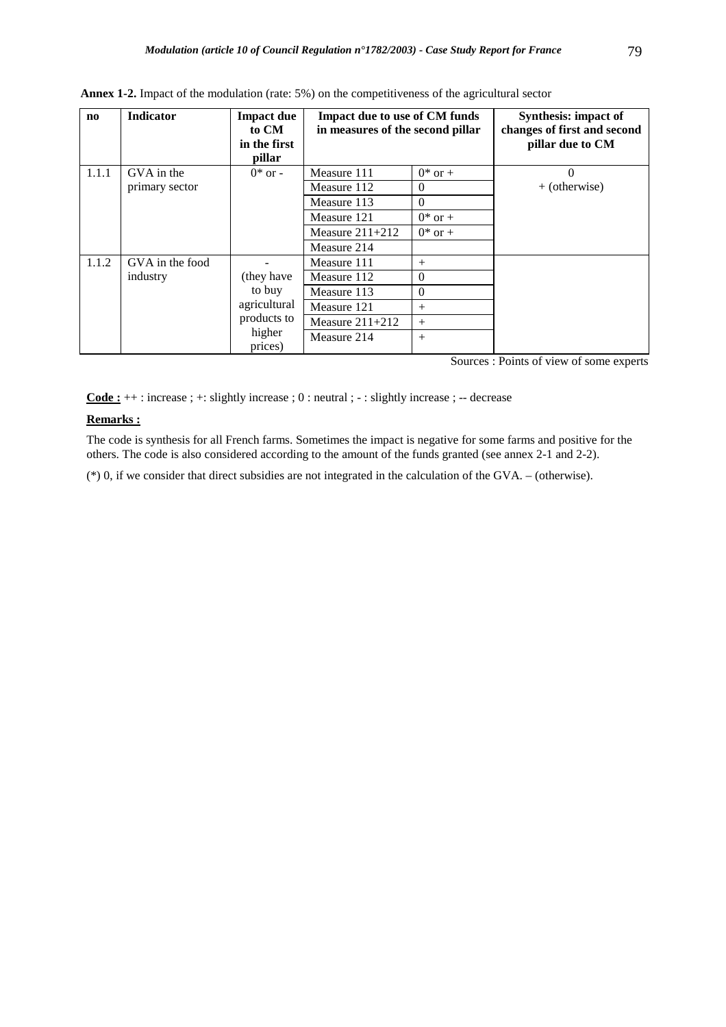**Annex 1-2.** Impact of the modulation (rate: 5%) on the competitiveness of the agricultural sector

| no | Indicator | Impact due to CM in the first pillar | Impact due to use of CM funds in measures of the second pillar | | Synthesis: impact of changes of first and second pillar due to CM |
|---|---|---|---|---|---|
| 1.1.1 | GVA in the primary sector | 0* or - | Measure 111 | 0* or + | 0 + (otherwise) |
| | | | Measure 112 | 0 | |
| | | | Measure 113 | 0 | |
| | | | Measure 121 | 0* or + | |
| | | | Measure 211+212 | 0* or + | |
| | | | Measure 214 | | |
| 1.1.2 | GVA in the food industry | - (they have to buy agricultural products to higher prices) | Measure 111 | + | |
| | | | Measure 112 | 0 | |
| | | | Measure 113 | 0 | |
| | | | Measure 121 | + | |
| | | | Measure 211+212 | + | |
| | | | Measure 214 | + | |

Sources : Points of view of some experts

**Code :** ++ : increase ; +: slightly increase ; 0 : neutral ; - : slightly increase ; -- decrease

**Remarks :**

The code is synthesis for all French farms. Sometimes the impact is negative for some farms and positive for the others. The code is also considered according to the amount of the funds granted (see annex 2-1 and 2-2).

(*) 0, if we consider that direct subsidies are not integrated in the calculation of the GVA. – (otherwise).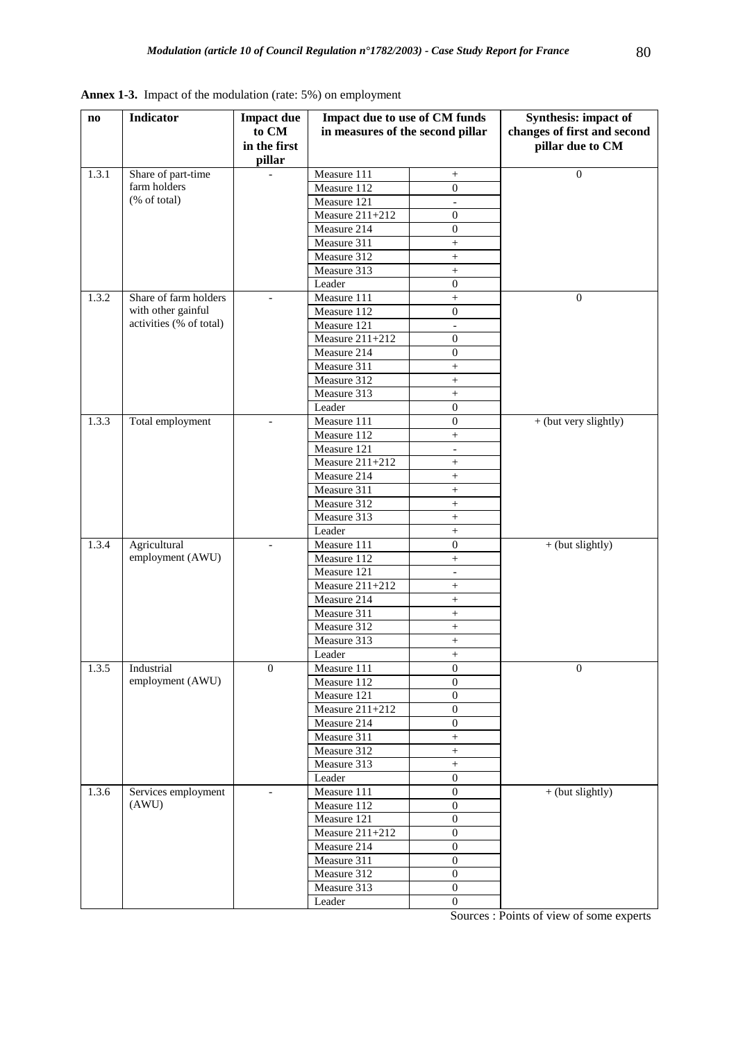**Annex 1-3.** Impact of the modulation (rate: 5%) on employment

| no | Indicator | Impact due to CM in the first pillar | Impact due to use of CM funds in measures of the second pillar | | Synthesis: impact of changes of first and second pillar due to CM |
|---|---|---|---|---|---|
| 1.3.1 | Share of part-time farm holders (% of total) | - | Measure 111 | + | 0 |
| | | | Measure 112 | 0 | |
| | | | Measure 121 | - | |
| | | | Measure 211+212 | 0 | |
| | | | Measure 214 | 0 | |
| | | | Measure 311 | + | |
| | | | Measure 312 | + | |
| | | | Measure 313 | + | |
| | | | Leader | 0 | |
| 1.3.2 | Share of farm holders with other gainful activities (% of total) | - | Measure 111 | + | 0 |
| | | | Measure 112 | 0 | |
| | | | Measure 121 | - | |
| | | | Measure 211+212 | 0 | |
| | | | Measure 214 | 0 | |
| | | | Measure 311 | + | |
| | | | Measure 312 | + | |
| | | | Measure 313 | + | |
| | | | Leader | 0 | |
| 1.3.3 | Total employment | - | Measure 111 | 0 | + (but very slightly) |
| | | | Measure 112 | + | |
| | | | Measure 121 | - | |
| | | | Measure 211+212 | + | |
| | | | Measure 214 | + | |
| | | | Measure 311 | + | |
| | | | Measure 312 | + | |
| | | | Measure 313 | + | |
| | | | Leader | + | |
| 1.3.4 | Agricultural employment (AWU) | - | Measure 111 | 0 | + (but slightly) |
| | | | Measure 112 | + | |
| | | | Measure 121 | - | |
| | | | Measure 211+212 | + | |
| | | | Measure 214 | + | |
| | | | Measure 311 | + | |
| | | | Measure 312 | + | |
| | | | Measure 313 | + | |
| | | | Leader | + | |
| 1.3.5 | Industrial employment (AWU) | 0 | Measure 111 | 0 | 0 |
| | | | Measure 112 | 0 | |
| | | | Measure 121 | 0 | |
| | | | Measure 211+212 | 0 | |
| | | | Measure 214 | 0 | |
| | | | Measure 311 | + | |
| | | | Measure 312 | + | |
| | | | Measure 313 | + | |
| | | | Leader | 0 | |
| 1.3.6 | Services employment (AWU) | - | Measure 111 | 0 | + (but slightly) |
| | | | Measure 112 | 0 | |
| | | | Measure 121 | 0 | |
| | | | Measure 211+212 | 0 | |
| | | | Measure 214 | 0 | |
| | | | Measure 311 | 0 | |
| | | | Measure 312 | 0 | |
| | | | Measure 313 | 0 | |
| | | | Leader | 0 | |

Sources : Points of view of some experts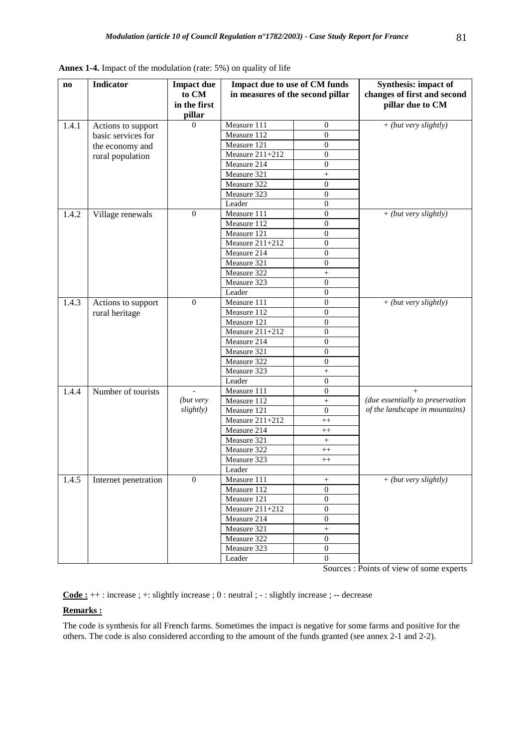**Annex 1-4.** Impact of the modulation (rate: 5%) on quality of life

| no | Indicator | Impact due to CM in the first pillar | Impact due to use of CM funds in measures of the second pillar | | Synthesis: impact of changes of first and second pillar due to CM |
|---|---|---|---|---|---|
| 1.4.1 | Actions to support basic services for the economy and rural population | 0 | Measure 111 | 0 | + *(but very slightly)* |
| | | | Measure 112 | 0 | |
| | | | Measure 121 | 0 | |
| | | | Measure 211+212 | 0 | |
| | | | Measure 214 | 0 | |
| | | | Measure 321 | + | |
| | | | Measure 322 | 0 | |
| | | | Measure 323 | 0 | |
| | | | Leader | 0 | |
| 1.4.2 | Village renewals | 0 | Measure 111 | 0 | + *(but very slightly)* |
| | | | Measure 112 | 0 | |
| | | | Measure 121 | 0 | |
| | | | Measure 211+212 | 0 | |
| | | | Measure 214 | 0 | |
| | | | Measure 321 | 0 | |
| | | | Measure 322 | + | |
| | | | Measure 323 | 0 | |
| | | | Leader | 0 | |
| 1.4.3 | Actions to support rural heritage | 0 | Measure 111 | 0 | + *(but very slightly)* |
| | | | Measure 112 | 0 | |
| | | | Measure 121 | 0 | |
| | | | Measure 211+212 | 0 | |
| | | | Measure 214 | 0 | |
| | | | Measure 321 | 0 | |
| | | | Measure 322 | 0 | |
| | | | Measure 323 | + | |
| | | | Leader | 0 | |
| 1.4.4 | Number of tourists | - *(but very slightly)* | Measure 111 | 0 | + *(due essentially to preservation of the landscape in mountains)* |
| | | | Measure 112 | + | |
| | | | Measure 121 | 0 | |
| | | | Measure 211+212 | ++ | |
| | | | Measure 214 | ++ | |
| | | | Measure 321 | + | |
| | | | Measure 322 | ++ | |
| | | | Measure 323 | ++ | |
| | | | Leader | | |
| 1.4.5 | Internet penetration | 0 | Measure 111 | + | + *(but very slightly)* |
| | | | Measure 112 | 0 | |
| | | | Measure 121 | 0 | |
| | | | Measure 211+212 | 0 | |
| | | | Measure 214 | 0 | |
| | | | Measure 321 | + | |
| | | | Measure 322 | 0 | |
| | | | Measure 323 | 0 | |
| | | | Leader | 0 | |

Sources : Points of view of some experts

**Code :** ++ : increase ; +: slightly increase ; 0 : neutral ; - : slightly increase ; -- decrease

**Remarks :**

The code is synthesis for all French farms. Sometimes the impact is negative for some farms and positive for the others. The code is also considered according to the amount of the funds granted (see annex 2-1 and 2-2).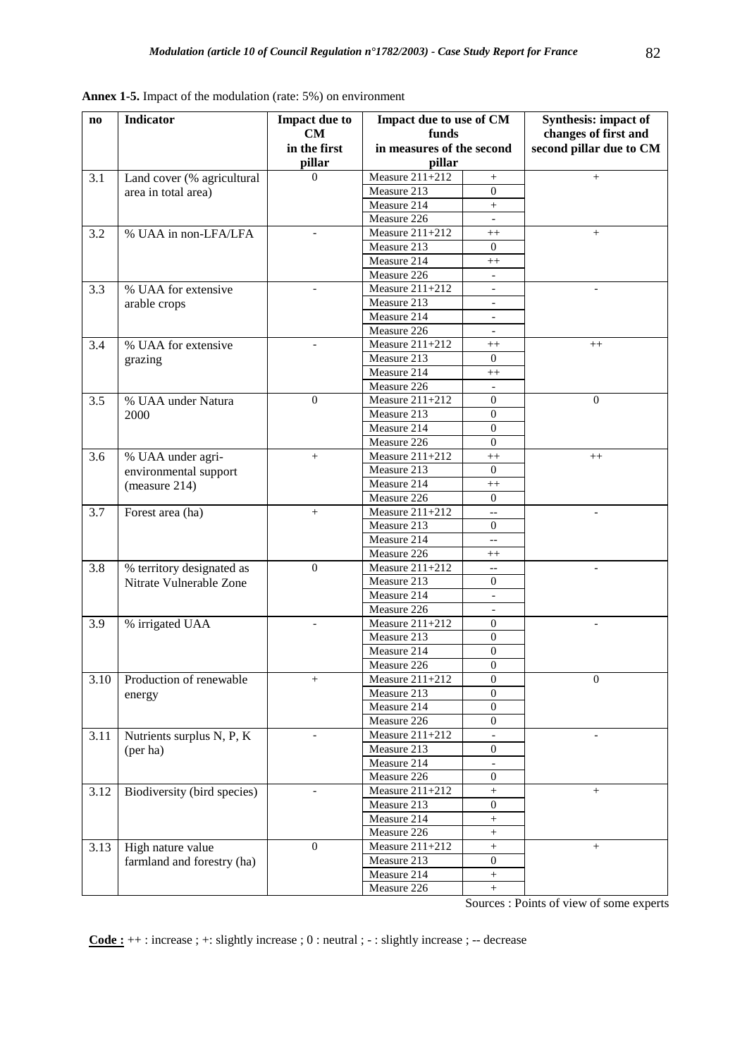**Annex 1-5.** Impact of the modulation (rate: 5%) on environment

| no | Indicator | Impact due to CM in the first pillar | Impact due to use of CM funds in measures of the second pillar | | Synthesis: impact of changes of first and second pillar due to CM |
|---|---|---|---|---|---|
| 3.1 | Land cover (% agricultural area in total area) | 0 | Measure 211+212 | + | + |
| | | | Measure 213 | 0 | |
| | | | Measure 214 | + | |
| | | | Measure 226 | - | |
| 3.2 | % UAA in non-LFA/LFA | - | Measure 211+212 | ++ | + |
| | | | Measure 213 | 0 | |
| | | | Measure 214 | ++ | |
| | | | Measure 226 | - | |
| 3.3 | % UAA for extensive arable crops | - | Measure 211+212 | - | - |
| | | | Measure 213 | - | |
| | | | Measure 214 | - | |
| | | | Measure 226 | - | |
| 3.4 | % UAA for extensive grazing | - | Measure 211+212 | ++ | ++ |
| | | | Measure 213 | 0 | |
| | | | Measure 214 | ++ | |
| | | | Measure 226 | - | |
| 3.5 | % UAA under Natura 2000 | 0 | Measure 211+212 | 0 | 0 |
| | | | Measure 213 | 0 | |
| | | | Measure 214 | 0 | |
| | | | Measure 226 | 0 | |
| 3.6 | % UAA under agri-environmental support (measure 214) | + | Measure 211+212 | ++ | ++ |
| | | | Measure 213 | 0 | |
| | | | Measure 214 | ++ | |
| | | | Measure 226 | 0 | |
| 3.7 | Forest area (ha) | + | Measure 211+212 | -- | - |
| | | | Measure 213 | 0 | |
| | | | Measure 214 | -- | |
| | | | Measure 226 | ++ | |
| 3.8 | % territory designated as Nitrate Vulnerable Zone | 0 | Measure 211+212 | -- | - |
| | | | Measure 213 | 0 | |
| | | | Measure 214 | - | |
| | | | Measure 226 | - | |
| 3.9 | % irrigated UAA | - | Measure 211+212 | 0 | - |
| | | | Measure 213 | 0 | |
| | | | Measure 214 | 0 | |
| | | | Measure 226 | 0 | |
| 3.10 | Production of renewable energy | + | Measure 211+212 | 0 | 0 |
| | | | Measure 213 | 0 | |
| | | | Measure 214 | 0 | |
| | | | Measure 226 | 0 | |
| 3.11 | Nutrients surplus N, P, K (per ha) | - | Measure 211+212 | - | - |
| | | | Measure 213 | 0 | |
| | | | Measure 214 | - | |
| | | | Measure 226 | 0 | |
| 3.12 | Biodiversity (bird species) | - | Measure 211+212 | + | + |
| | | | Measure 213 | 0 | |
| | | | Measure 214 | + | |
| | | | Measure 226 | + | |
| 3.13 | High nature value farmland and forestry (ha) | 0 | Measure 211+212 | + | + |
| | | | Measure 213 | 0 | |
| | | | Measure 214 | + | |
| | | | Measure 226 | + | |

Sources : Points of view of some experts

**Code :** ++ : increase ; +: slightly increase ; 0 : neutral ; - : slightly increase ; -- decrease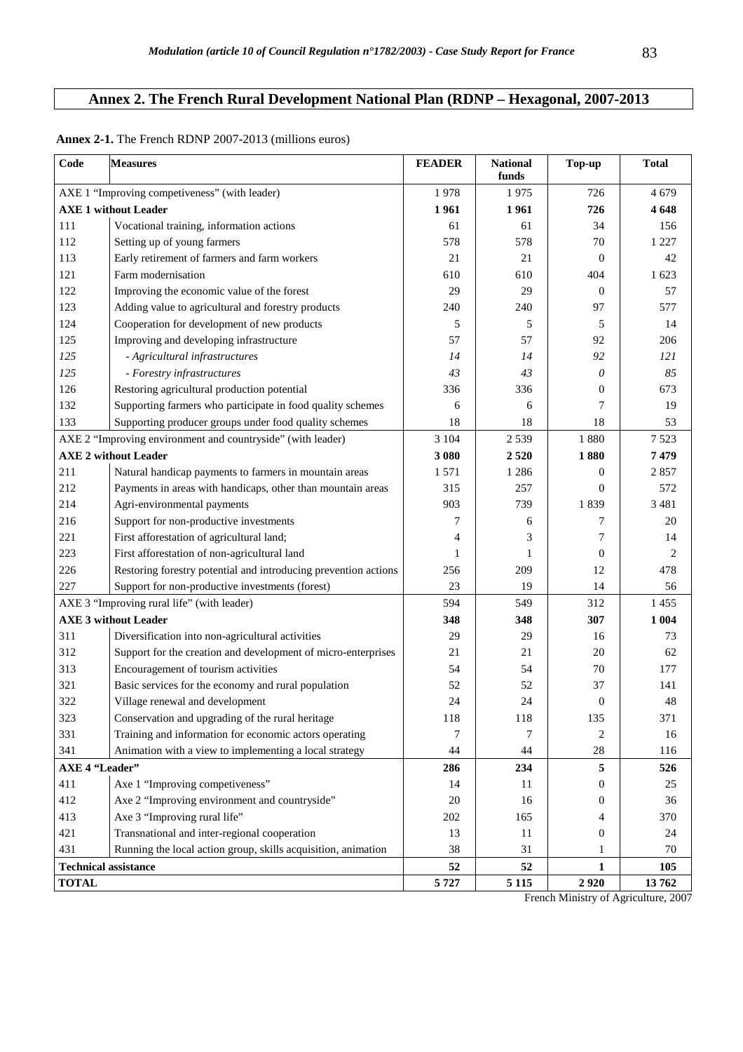# Annex 2. The French Rural Development National Plan (RDNP – Hexagonal, 2007-2013

**Annex 2-1.** The French RDNP 2007-2013 (millions euros)

| Code | Measures | FEADER | National funds | Top-up | Total |
|---|---|---|---|---|---|
| AXE 1 "Improving competiveness" (with leader) | | 1 978 | 1 975 | 726 | 4 679 |
| **AXE 1 without Leader** | | **1 961** | **1 961** | **726** | **4 648** |
| 111 | Vocational training, information actions | 61 | 61 | 34 | 156 |
| 112 | Setting up of young farmers | 578 | 578 | 70 | 1 227 |
| 113 | Early retirement of farmers and farm workers | 21 | 21 | 0 | 42 |
| 121 | Farm modernisation | 610 | 610 | 404 | 1 623 |
| 122 | Improving the economic value of the forest | 29 | 29 | 0 | 57 |
| 123 | Adding value to agricultural and forestry products | 240 | 240 | 97 | 577 |
| 124 | Cooperation for development of new products | 5 | 5 | 5 | 14 |
| 125 | Improving and developing infrastructure | 57 | 57 | 92 | 206 |
| *125* | *- Agricultural infrastructures* | *14* | *14* | *92* | *121* |
| *125* | *- Forestry infrastructures* | *43* | *43* | *0* | *85* |
| 126 | Restoring agricultural production potential | 336 | 336 | 0 | 673 |
| 132 | Supporting farmers who participate in food quality schemes | 6 | 6 | 7 | 19 |
| 133 | Supporting producer groups under food quality schemes | 18 | 18 | 18 | 53 |
| AXE 2 "Improving environment and countryside" (with leader) | | 3 104 | 2 539 | 1 880 | 7 523 |
| **AXE 2 without Leader** | | **3 080** | **2 520** | **1 880** | **7 479** |
| 211 | Natural handicap payments to farmers in mountain areas | 1 571 | 1 286 | 0 | 2 857 |
| 212 | Payments in areas with handicaps, other than mountain areas | 315 | 257 | 0 | 572 |
| 214 | Agri-environmental payments | 903 | 739 | 1 839 | 3 481 |
| 216 | Support for non-productive investments | 7 | 6 | 7 | 20 |
| 221 | First afforestation of agricultural land; | 4 | 3 | 7 | 14 |
| 223 | First afforestation of non-agricultural land | 1 | 1 | 0 | 2 |
| 226 | Restoring forestry potential and introducing prevention actions | 256 | 209 | 12 | 478 |
| 227 | Support for non-productive investments (forest) | 23 | 19 | 14 | 56 |
| AXE 3 "Improving rural life" (with leader) | | 594 | 549 | 312 | 1 455 |
| **AXE 3 without Leader** | | **348** | **348** | **307** | **1 004** |
| 311 | Diversification into non-agricultural activities | 29 | 29 | 16 | 73 |
| 312 | Support for the creation and development of micro-enterprises | 21 | 21 | 20 | 62 |
| 313 | Encouragement of tourism activities | 54 | 54 | 70 | 177 |
| 321 | Basic services for the economy and rural population | 52 | 52 | 37 | 141 |
| 322 | Village renewal and development | 24 | 24 | 0 | 48 |
| 323 | Conservation and upgrading of the rural heritage | 118 | 118 | 135 | 371 |
| 331 | Training and information for economic actors operating | 7 | 7 | 2 | 16 |
| 341 | Animation with a view to implementing a local strategy | 44 | 44 | 28 | 116 |
| **AXE 4 "Leader"** | | **286** | **234** | **5** | **526** |
| 411 | Axe 1 "Improving competiveness" | 14 | 11 | 0 | 25 |
| 412 | Axe 2 "Improving environment and countryside" | 20 | 16 | 0 | 36 |
| 413 | Axe 3 "Improving rural life" | 202 | 165 | 4 | 370 |
| 421 | Transnational and inter-regional cooperation | 13 | 11 | 0 | 24 |
| 431 | Running the local action group, skills acquisition, animation | 38 | 31 | 1 | 70 |
| **Technical assistance** | | **52** | **52** | **1** | **105** |
| **TOTAL** | | **5 727** | **5 115** | **2 920** | **13 762** |

French Ministry of Agriculture, 2007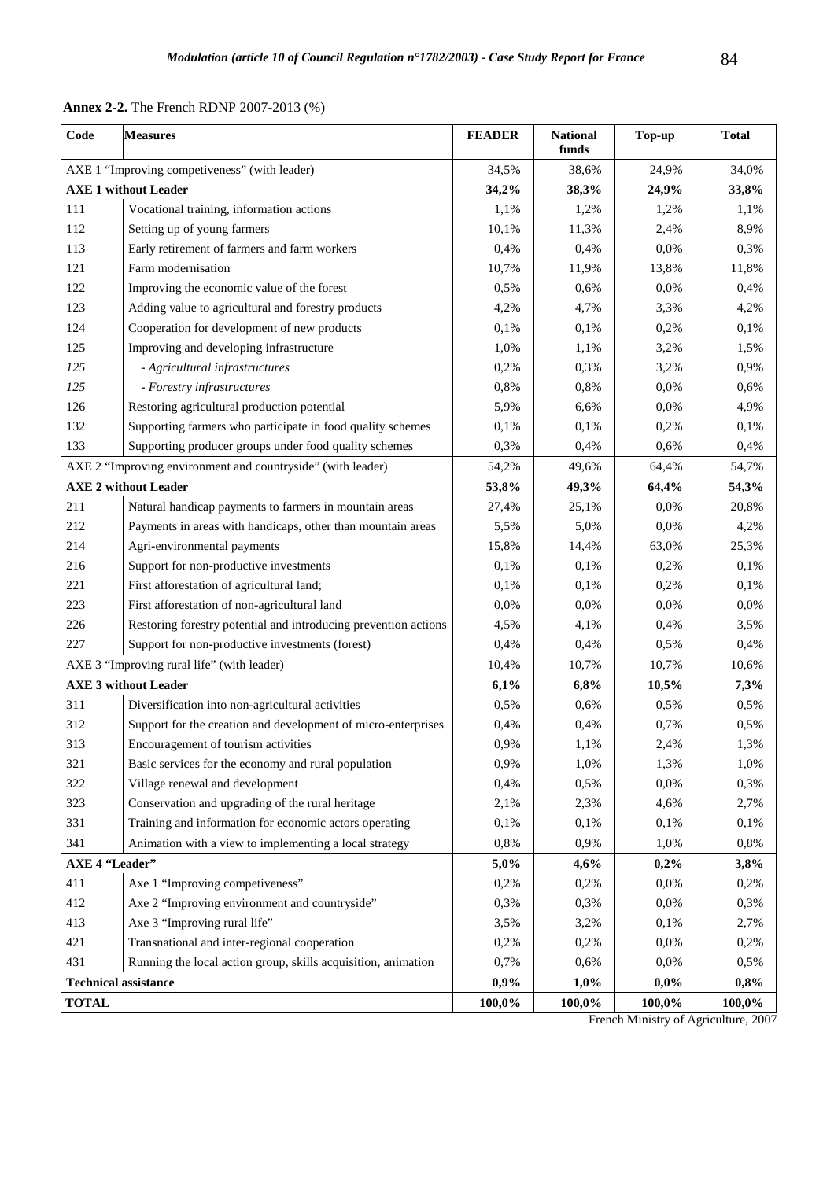**Annex 2-2.** The French RDNP 2007-2013 (%)

| Code | Measures | FEADER | National funds | Top-up | Total |
|---|---|---|---|---|---|
| AXE 1 "Improving competiveness" (with leader) | | 34,5% | 38,6% | 24,9% | 34,0% |
| **AXE 1 without Leader** | | **34,2%** | **38,3%** | **24,9%** | **33,8%** |
| 111 | Vocational training, information actions | 1,1% | 1,2% | 1,2% | 1,1% |
| 112 | Setting up of young farmers | 10,1% | 11,3% | 2,4% | 8,9% |
| 113 | Early retirement of farmers and farm workers | 0,4% | 0,4% | 0,0% | 0,3% |
| 121 | Farm modernisation | 10,7% | 11,9% | 13,8% | 11,8% |
| 122 | Improving the economic value of the forest | 0,5% | 0,6% | 0,0% | 0,4% |
| 123 | Adding value to agricultural and forestry products | 4,2% | 4,7% | 3,3% | 4,2% |
| 124 | Cooperation for development of new products | 0,1% | 0,1% | 0,2% | 0,1% |
| 125 | Improving and developing infrastructure | 1,0% | 1,1% | 3,2% | 1,5% |
| *125* | *- Agricultural infrastructures* | 0,2% | 0,3% | 3,2% | 0,9% |
| *125* | *- Forestry infrastructures* | 0,8% | 0,8% | 0,0% | 0,6% |
| 126 | Restoring agricultural production potential | 5,9% | 6,6% | 0,0% | 4,9% |
| 132 | Supporting farmers who participate in food quality schemes | 0,1% | 0,1% | 0,2% | 0,1% |
| 133 | Supporting producer groups under food quality schemes | 0,3% | 0,4% | 0,6% | 0,4% |
| AXE 2 "Improving environment and countryside" (with leader) | | 54,2% | 49,6% | 64,4% | 54,7% |
| **AXE 2 without Leader** | | **53,8%** | **49,3%** | **64,4%** | **54,3%** |
| 211 | Natural handicap payments to farmers in mountain areas | 27,4% | 25,1% | 0,0% | 20,8% |
| 212 | Payments in areas with handicaps, other than mountain areas | 5,5% | 5,0% | 0,0% | 4,2% |
| 214 | Agri-environmental payments | 15,8% | 14,4% | 63,0% | 25,3% |
| 216 | Support for non-productive investments | 0,1% | 0,1% | 0,2% | 0,1% |
| 221 | First afforestation of agricultural land; | 0,1% | 0,1% | 0,2% | 0,1% |
| 223 | First afforestation of non-agricultural land | 0,0% | 0,0% | 0,0% | 0,0% |
| 226 | Restoring forestry potential and introducing prevention actions | 4,5% | 4,1% | 0,4% | 3,5% |
| 227 | Support for non-productive investments (forest) | 0,4% | 0,4% | 0,5% | 0,4% |
| AXE 3 "Improving rural life" (with leader) | | 10,4% | 10,7% | 10,7% | 10,6% |
| **AXE 3 without Leader** | | **6,1%** | **6,8%** | **10,5%** | **7,3%** |
| 311 | Diversification into non-agricultural activities | 0,5% | 0,6% | 0,5% | 0,5% |
| 312 | Support for the creation and development of micro-enterprises | 0,4% | 0,4% | 0,7% | 0,5% |
| 313 | Encouragement of tourism activities | 0,9% | 1,1% | 2,4% | 1,3% |
| 321 | Basic services for the economy and rural population | 0,9% | 1,0% | 1,3% | 1,0% |
| 322 | Village renewal and development | 0,4% | 0,5% | 0,0% | 0,3% |
| 323 | Conservation and upgrading of the rural heritage | 2,1% | 2,3% | 4,6% | 2,7% |
| 331 | Training and information for economic actors operating | 0,1% | 0,1% | 0,1% | 0,1% |
| 341 | Animation with a view to implementing a local strategy | 0,8% | 0,9% | 1,0% | 0,8% |
| **AXE 4 "Leader"** | | **5,0%** | **4,6%** | **0,2%** | **3,8%** |
| 411 | Axe 1 "Improving competiveness" | 0,2% | 0,2% | 0,0% | 0,2% |
| 412 | Axe 2 "Improving environment and countryside" | 0,3% | 0,3% | 0,0% | 0,3% |
| 413 | Axe 3 "Improving rural life" | 3,5% | 3,2% | 0,1% | 2,7% |
| 421 | Transnational and inter-regional cooperation | 0,2% | 0,2% | 0,0% | 0,2% |
| 431 | Running the local action group, skills acquisition, animation | 0,7% | 0,6% | 0,0% | 0,5% |
| **Technical assistance** | | **0,9%** | **1,0%** | **0,0%** | **0,8%** |
| **TOTAL** | | **100,0%** | **100,0%** | **100,0%** | **100,0%** |

French Ministry of Agriculture, 2007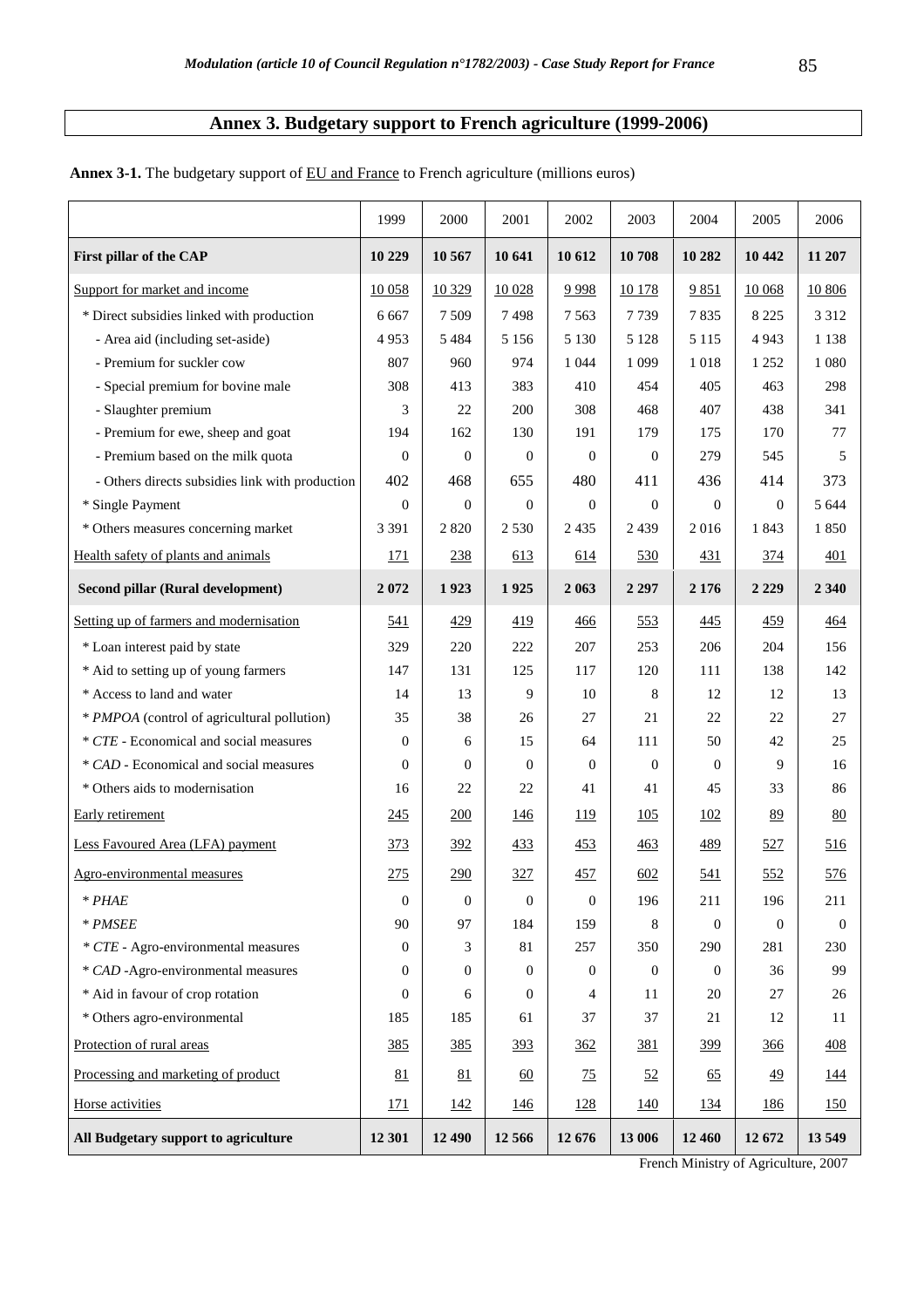# Annex 3. Budgetary support to French agriculture (1999-2006)

**Annex 3-1.** The budgetary support of EU and France to French agriculture (millions euros)

| | 1999 | 2000 | 2001 | 2002 | 2003 | 2004 | 2005 | 2006 |
|---|---|---|---|---|---|---|---|---|
| **First pillar of the CAP** | **10 229** | **10 567** | **10 641** | **10 612** | **10 708** | **10 282** | **10 442** | **11 207** |
| Support for market and income | 10 058 | 10 329 | 10 028 | 9 998 | 10 178 | 9 851 | 10 068 | 10 806 |
| * Direct subsidies linked with production | 6 667 | 7 509 | 7 498 | 7 563 | 7 739 | 7 835 | 8 225 | 3 312 |
| - Area aid (including set-aside) | 4 953 | 5 484 | 5 156 | 5 130 | 5 128 | 5 115 | 4 943 | 1 138 |
| - Premium for suckler cow | 807 | 960 | 974 | 1 044 | 1 099 | 1 018 | 1 252 | 1 080 |
| - Special premium for bovine male | 308 | 413 | 383 | 410 | 454 | 405 | 463 | 298 |
| - Slaughter premium | 3 | 22 | 200 | 308 | 468 | 407 | 438 | 341 |
| - Premium for ewe, sheep and goat | 194 | 162 | 130 | 191 | 179 | 175 | 170 | 77 |
| - Premium based on the milk quota | 0 | 0 | 0 | 0 | 0 | 279 | 545 | 5 |
| - Others directs subsidies link with production | 402 | 468 | 655 | 480 | 411 | 436 | 414 | 373 |
| * Single Payment | 0 | 0 | 0 | 0 | 0 | 0 | 0 | 5 644 |
| * Others measures concerning market | 3 391 | 2 820 | 2 530 | 2 435 | 2 439 | 2 016 | 1 843 | 1 850 |
| Health safety of plants and animals | 171 | 238 | 613 | 614 | 530 | 431 | 374 | 401 |
| **Second pillar (Rural development)** | **2 072** | **1 923** | **1 925** | **2 063** | **2 297** | **2 176** | **2 229** | **2 340** |
| Setting up of farmers and modernisation | 541 | 429 | 419 | 466 | 553 | 445 | 459 | 464 |
| * Loan interest paid by state | 329 | 220 | 222 | 207 | 253 | 206 | 204 | 156 |
| * Aid to setting up of young farmers | 147 | 131 | 125 | 117 | 120 | 111 | 138 | 142 |
| * Access to land and water | 14 | 13 | 9 | 10 | 8 | 12 | 12 | 13 |
| * *PMPOA* (control of agricultural pollution) | 35 | 38 | 26 | 27 | 21 | 22 | 22 | 27 |
| * *CTE* - Economical and social measures | 0 | 6 | 15 | 64 | 111 | 50 | 42 | 25 |
| * *CAD* - Economical and social measures | 0 | 0 | 0 | 0 | 0 | 0 | 9 | 16 |
| * Others aids to modernisation | 16 | 22 | 22 | 41 | 41 | 45 | 33 | 86 |
| Early retirement | 245 | 200 | 146 | 119 | 105 | 102 | 89 | 80 |
| Less Favoured Area (LFA) payment | 373 | 392 | 433 | 453 | 463 | 489 | 527 | 516 |
| Agro-environmental measures | 275 | 290 | 327 | 457 | 602 | 541 | 552 | 576 |
| * *PHAE* | 0 | 0 | 0 | 0 | 196 | 211 | 196 | 211 |
| * *PMSEE* | 90 | 97 | 184 | 159 | 8 | 0 | 0 | 0 |
| * *CTE* - Agro-environmental measures | 0 | 3 | 81 | 257 | 350 | 290 | 281 | 230 |
| * *CAD* -Agro-environmental measures | 0 | 0 | 0 | 0 | 0 | 0 | 36 | 99 |
| * Aid in favour of crop rotation | 0 | 6 | 0 | 4 | 11 | 20 | 27 | 26 |
| * Others agro-environmental | 185 | 185 | 61 | 37 | 37 | 21 | 12 | 11 |
| Protection of rural areas | 385 | 385 | 393 | 362 | 381 | 399 | 366 | 408 |
| Processing and marketing of product | 81 | 81 | 60 | 75 | 52 | 65 | 49 | 144 |
| Horse activities | 171 | 142 | 146 | 128 | 140 | 134 | 186 | 150 |
| **All Budgetary support to agriculture** | **12 301** | **12 490** | **12 566** | **12 676** | **13 006** | **12 460** | **12 672** | **13 549** |

French Ministry of Agriculture, 2007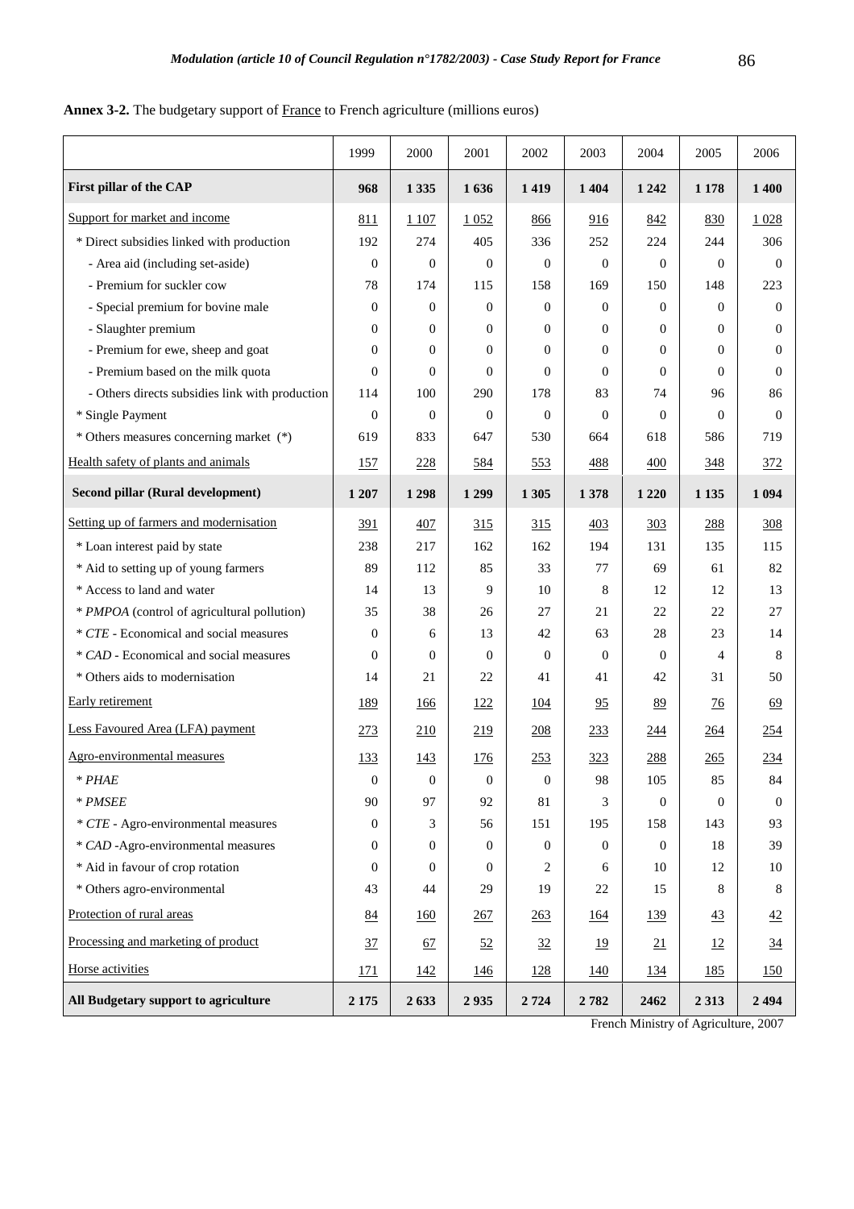**Annex 3-2.** The budgetary support of France to French agriculture (millions euros)

| | 1999 | 2000 | 2001 | 2002 | 2003 | 2004 | 2005 | 2006 |
|---|---|---|---|---|---|---|---|---|
| **First pillar of the CAP** | **968** | **1 335** | **1 636** | **1 419** | **1 404** | **1 242** | **1 178** | **1 400** |
| Support for market and income | 811 | 1 107 | 1 052 | 866 | 916 | 842 | 830 | 1 028 |
| * Direct subsidies linked with production | 192 | 274 | 405 | 336 | 252 | 224 | 244 | 306 |
| - Area aid (including set-aside) | 0 | 0 | 0 | 0 | 0 | 0 | 0 | 0 |
| - Premium for suckler cow | 78 | 174 | 115 | 158 | 169 | 150 | 148 | 223 |
| - Special premium for bovine male | 0 | 0 | 0 | 0 | 0 | 0 | 0 | 0 |
| - Slaughter premium | 0 | 0 | 0 | 0 | 0 | 0 | 0 | 0 |
| - Premium for ewe, sheep and goat | 0 | 0 | 0 | 0 | 0 | 0 | 0 | 0 |
| - Premium based on the milk quota | 0 | 0 | 0 | 0 | 0 | 0 | 0 | 0 |
| - Others directs subsidies link with production | 114 | 100 | 290 | 178 | 83 | 74 | 96 | 86 |
| * Single Payment | 0 | 0 | 0 | 0 | 0 | 0 | 0 | 0 |
| * Others measures concerning market (*) | 619 | 833 | 647 | 530 | 664 | 618 | 586 | 719 |
| Health safety of plants and animals | 157 | 228 | 584 | 553 | 488 | 400 | 348 | 372 |
| **Second pillar (Rural development)** | **1 207** | **1 298** | **1 299** | **1 305** | **1 378** | **1 220** | **1 135** | **1 094** |
| Setting up of farmers and modernisation | 391 | 407 | 315 | 315 | 403 | 303 | 288 | 308 |
| * Loan interest paid by state | 238 | 217 | 162 | 162 | 194 | 131 | 135 | 115 |
| * Aid to setting up of young farmers | 89 | 112 | 85 | 33 | 77 | 69 | 61 | 82 |
| * Access to land and water | 14 | 13 | 9 | 10 | 8 | 12 | 12 | 13 |
| * *PMPOA* (control of agricultural pollution) | 35 | 38 | 26 | 27 | 21 | 22 | 22 | 27 |
| * *CTE* - Economical and social measures | 0 | 6 | 13 | 42 | 63 | 28 | 23 | 14 |
| * *CAD* - Economical and social measures | 0 | 0 | 0 | 0 | 0 | 0 | 4 | 8 |
| * Others aids to modernisation | 14 | 21 | 22 | 41 | 41 | 42 | 31 | 50 |
| Early retirement | 189 | 166 | 122 | 104 | 95 | 89 | 76 | 69 |
| Less Favoured Area (LFA) payment | 273 | 210 | 219 | 208 | 233 | 244 | 264 | 254 |
| Agro-environmental measures | 133 | 143 | 176 | 253 | 323 | 288 | 265 | 234 |
| * *PHAE* | 0 | 0 | 0 | 0 | 98 | 105 | 85 | 84 |
| * *PMSEE* | 90 | 97 | 92 | 81 | 3 | 0 | 0 | 0 |
| * *CTE* - Agro-environmental measures | 0 | 3 | 56 | 151 | 195 | 158 | 143 | 93 |
| * *CAD* -Agro-environmental measures | 0 | 0 | 0 | 0 | 0 | 0 | 18 | 39 |
| * Aid in favour of crop rotation | 0 | 0 | 0 | 2 | 6 | 10 | 12 | 10 |
| * Others agro-environmental | 43 | 44 | 29 | 19 | 22 | 15 | 8 | 8 |
| Protection of rural areas | 84 | 160 | 267 | 263 | 164 | 139 | 43 | 42 |
| Processing and marketing of product | 37 | 67 | 52 | 32 | 19 | 21 | 12 | 34 |
| Horse activities | 171 | 142 | 146 | 128 | 140 | 134 | 185 | 150 |
| **All Budgetary support to agriculture** | **2 175** | **2 633** | **2 935** | **2 724** | **2 782** | **2462** | **2 313** | **2 494** |

French Ministry of Agriculture, 2007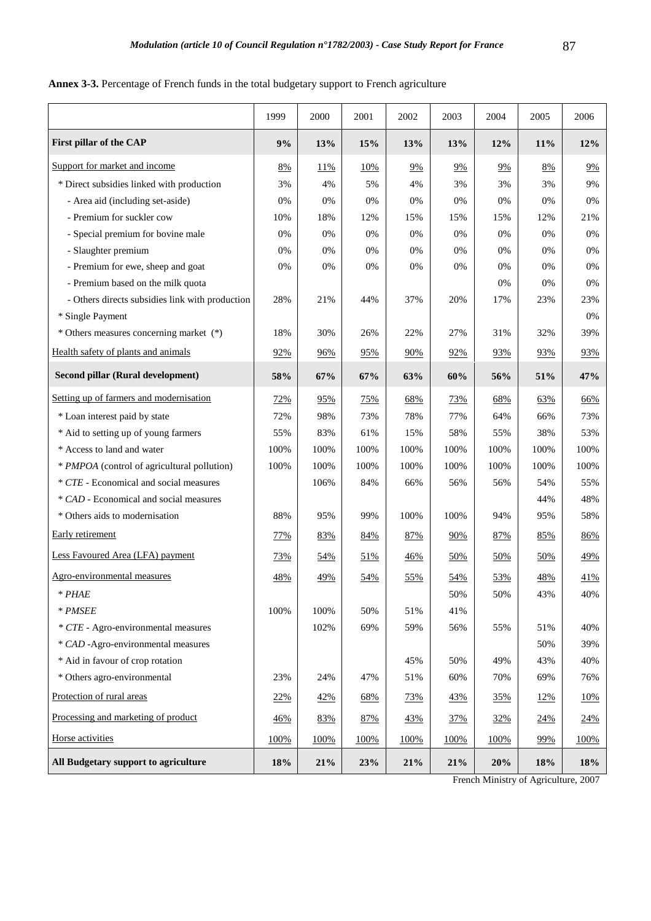**Annex 3-3.** Percentage of French funds in the total budgetary support to French agriculture

| | 1999 | 2000 | 2001 | 2002 | 2003 | 2004 | 2005 | 2006 |
|---|---|---|---|---|---|---|---|---|
| **First pillar of the CAP** | **9%** | **13%** | **15%** | **13%** | **13%** | **12%** | **11%** | **12%** |
| Support for market and income | 8% | 11% | 10% | 9% | 9% | 9% | 8% | 9% |
| * Direct subsidies linked with production | 3% | 4% | 5% | 4% | 3% | 3% | 3% | 9% |
| - Area aid (including set-aside) | 0% | 0% | 0% | 0% | 0% | 0% | 0% | 0% |
| - Premium for suckler cow | 10% | 18% | 12% | 15% | 15% | 15% | 12% | 21% |
| - Special premium for bovine male | 0% | 0% | 0% | 0% | 0% | 0% | 0% | 0% |
| - Slaughter premium | 0% | 0% | 0% | 0% | 0% | 0% | 0% | 0% |
| - Premium for ewe, sheep and goat | 0% | 0% | 0% | 0% | 0% | 0% | 0% | 0% |
| - Premium based on the milk quota | | | | | | 0% | 0% | 0% |
| - Others directs subsidies link with production | 28% | 21% | 44% | 37% | 20% | 17% | 23% | 23% |
| * Single Payment | | | | | | | | 0% |
| * Others measures concerning market (*) | 18% | 30% | 26% | 22% | 27% | 31% | 32% | 39% |
| Health safety of plants and animals | 92% | 96% | 95% | 90% | 92% | 93% | 93% | 93% |
| **Second pillar (Rural development)** | **58%** | **67%** | **67%** | **63%** | **60%** | **56%** | **51%** | **47%** |
| Setting up of farmers and modernisation | 72% | 95% | 75% | 68% | 73% | 68% | 63% | 66% |
| * Loan interest paid by state | 72% | 98% | 73% | 78% | 77% | 64% | 66% | 73% |
| * Aid to setting up of young farmers | 55% | 83% | 61% | 15% | 58% | 55% | 38% | 53% |
| * Access to land and water | 100% | 100% | 100% | 100% | 100% | 100% | 100% | 100% |
| * *PMPOA* (control of agricultural pollution) | 100% | 100% | 100% | 100% | 100% | 100% | 100% | 100% |
| * *CTE* - Economical and social measures | | 106% | 84% | 66% | 56% | 56% | 54% | 55% |
| * *CAD* - Economical and social measures | | | | | | | 44% | 48% |
| * Others aids to modernisation | 88% | 95% | 99% | 100% | 100% | 94% | 95% | 58% |
| Early retirement | 77% | 83% | 84% | 87% | 90% | 87% | 85% | 86% |
| Less Favoured Area (LFA) payment | 73% | 54% | 51% | 46% | 50% | 50% | 50% | 49% |
| Agro-environmental measures | 48% | 49% | 54% | 55% | 54% | 53% | 48% | 41% |
| * *PHAE* | | | | | 50% | 50% | 43% | 40% |
| * *PMSEE* | 100% | 100% | 50% | 51% | 41% | | | |
| * *CTE* - Agro-environmental measures | | 102% | 69% | 59% | 56% | 55% | 51% | 40% |
| * *CAD* -Agro-environmental measures | | | | | | | 50% | 39% |
| * Aid in favour of crop rotation | | | | 45% | 50% | 49% | 43% | 40% |
| * Others agro-environmental | 23% | 24% | 47% | 51% | 60% | 70% | 69% | 76% |
| Protection of rural areas | 22% | 42% | 68% | 73% | 43% | 35% | 12% | 10% |
| Processing and marketing of product | 46% | 83% | 87% | 43% | 37% | 32% | 24% | 24% |
| Horse activities | 100% | 100% | 100% | 100% | 100% | 100% | 99% | 100% |
| **All Budgetary support to agriculture** | **18%** | **21%** | **23%** | **21%** | **21%** | **20%** | **18%** | **18%** |

French Ministry of Agriculture, 2007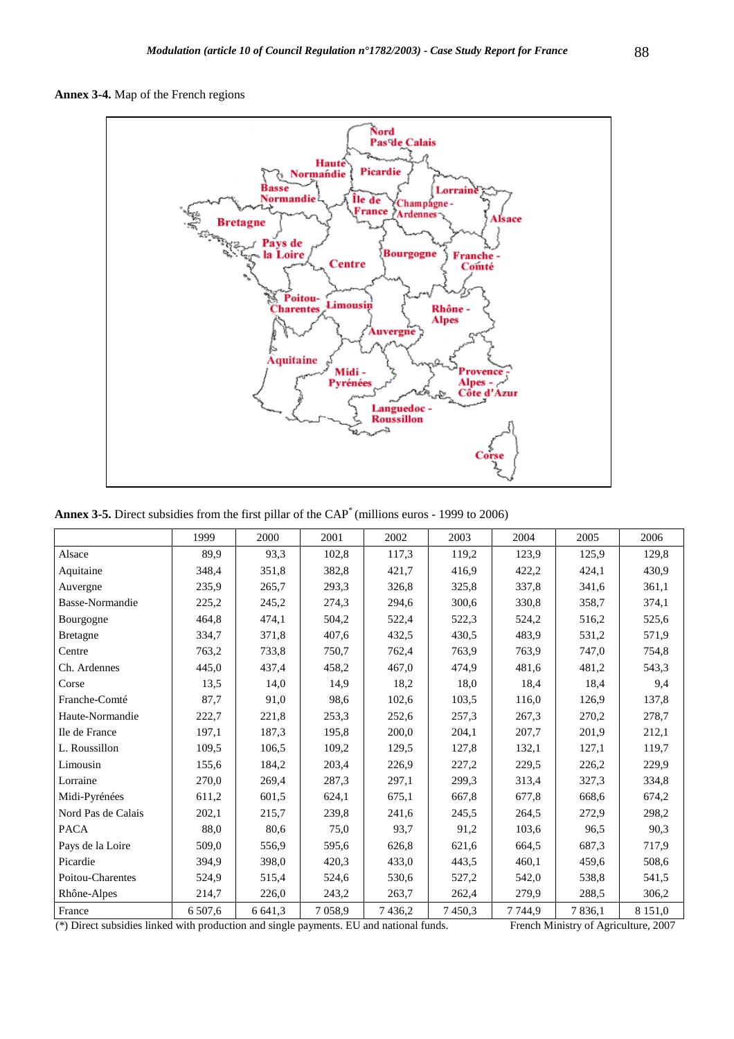**Annex 3-4.** Map of the French regions

**Annex 3-5.** Direct subsidies from the first pillar of the CAP* (millions euros - 1999 to 2006)

| | 1999 | 2000 | 2001 | 2002 | 2003 | 2004 | 2005 | 2006 |
|---|---|---|---|---|---|---|---|---|
| Alsace | 89,9 | 93,3 | 102,8 | 117,3 | 119,2 | 123,9 | 125,9 | 129,8 |
| Aquitaine | 348,4 | 351,8 | 382,8 | 421,7 | 416,9 | 422,2 | 424,1 | 430,9 |
| Auvergne | 235,9 | 265,7 | 293,3 | 326,8 | 325,8 | 337,8 | 341,6 | 361,1 |
| Basse-Normandie | 225,2 | 245,2 | 274,3 | 294,6 | 300,6 | 330,8 | 358,7 | 374,1 |
| Bourgogne | 464,8 | 474,1 | 504,2 | 522,4 | 522,3 | 524,2 | 516,2 | 525,6 |
| Bretagne | 334,7 | 371,8 | 407,6 | 432,5 | 430,5 | 483,9 | 531,2 | 571,9 |
| Centre | 763,2 | 733,8 | 750,7 | 762,4 | 763,9 | 763,9 | 747,0 | 754,8 |
| Ch. Ardennes | 445,0 | 437,4 | 458,2 | 467,0 | 474,9 | 481,6 | 481,2 | 543,3 |
| Corse | 13,5 | 14,0 | 14,9 | 18,2 | 18,0 | 18,4 | 18,4 | 9,4 |
| Franche-Comté | 87,7 | 91,0 | 98,6 | 102,6 | 103,5 | 116,0 | 126,9 | 137,8 |
| Haute-Normandie | 222,7 | 221,8 | 253,3 | 252,6 | 257,3 | 267,3 | 270,2 | 278,7 |
| Ile de France | 197,1 | 187,3 | 195,8 | 200,0 | 204,1 | 207,7 | 201,9 | 212,1 |
| L. Roussillon | 109,5 | 106,5 | 109,2 | 129,5 | 127,8 | 132,1 | 127,1 | 119,7 |
| Limousin | 155,6 | 184,2 | 203,4 | 226,9 | 227,2 | 229,5 | 226,2 | 229,9 |
| Lorraine | 270,0 | 269,4 | 287,3 | 297,1 | 299,3 | 313,4 | 327,3 | 334,8 |
| Midi-Pyrénées | 611,2 | 601,5 | 624,1 | 675,1 | 667,8 | 677,8 | 668,6 | 674,2 |
| Nord Pas de Calais | 202,1 | 215,7 | 239,8 | 241,6 | 245,5 | 264,5 | 272,9 | 298,2 |
| PACA | 88,0 | 80,6 | 75,0 | 93,7 | 91,2 | 103,6 | 96,5 | 90,3 |
| Pays de la Loire | 509,0 | 556,9 | 595,6 | 626,8 | 621,6 | 664,5 | 687,3 | 717,9 |
| Picardie | 394,9 | 398,0 | 420,3 | 433,0 | 443,5 | 460,1 | 459,6 | 508,6 |
| Poitou-Charentes | 524,9 | 515,4 | 524,6 | 530,6 | 527,2 | 542,0 | 538,8 | 541,5 |
| Rhône-Alpes | 214,7 | 226,0 | 243,2 | 263,7 | 262,4 | 279,9 | 288,5 | 306,2 |
| France | 6 507,6 | 6 641,3 | 7 058,9 | 7 436,2 | 7 450,3 | 7 744,9 | 7 836,1 | 8 151,0 |

(*) Direct subsidies linked with production and single payments. EU and national funds. French Ministry of Agriculture, 2007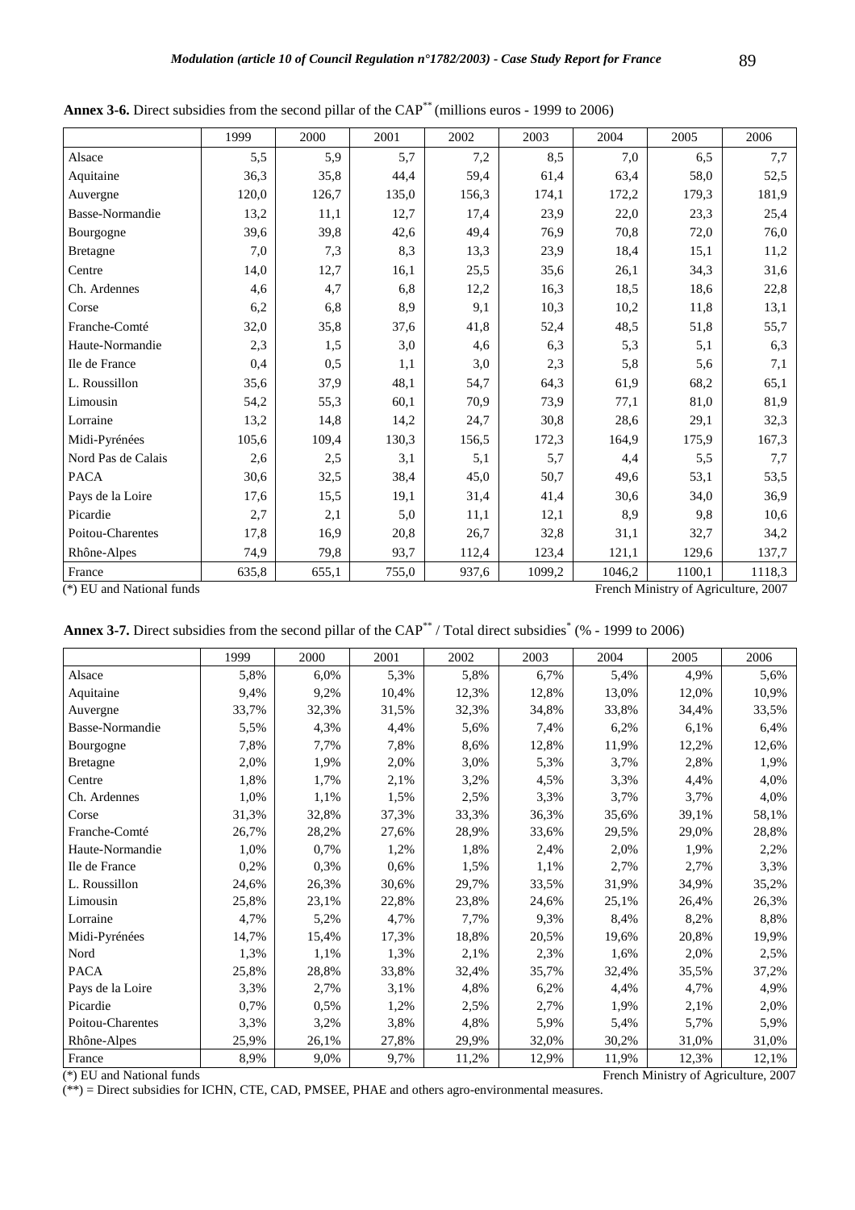**Annex 3-6.** Direct subsidies from the second pillar of the CAP[**] (millions euros - 1999 to 2006)

| | 1999 | 2000 | 2001 | 2002 | 2003 | 2004 | 2005 | 2006 |
|---|---|---|---|---|---|---|---|---|
| Alsace | 5,5 | 5,9 | 5,7 | 7,2 | 8,5 | 7,0 | 6,5 | 7,7 |
| Aquitaine | 36,3 | 35,8 | 44,4 | 59,4 | 61,4 | 63,4 | 58,0 | 52,5 |
| Auvergne | 120,0 | 126,7 | 135,0 | 156,3 | 174,1 | 172,2 | 179,3 | 181,9 |
| Basse-Normandie | 13,2 | 11,1 | 12,7 | 17,4 | 23,9 | 22,0 | 23,3 | 25,4 |
| Bourgogne | 39,6 | 39,8 | 42,6 | 49,4 | 76,9 | 70,8 | 72,0 | 76,0 |
| Bretagne | 7,0 | 7,3 | 8,3 | 13,3 | 23,9 | 18,4 | 15,1 | 11,2 |
| Centre | 14,0 | 12,7 | 16,1 | 25,5 | 35,6 | 26,1 | 34,3 | 31,6 |
| Ch. Ardennes | 4,6 | 4,7 | 6,8 | 12,2 | 16,3 | 18,5 | 18,6 | 22,8 |
| Corse | 6,2 | 6,8 | 8,9 | 9,1 | 10,3 | 10,2 | 11,8 | 13,1 |
| Franche-Comté | 32,0 | 35,8 | 37,6 | 41,8 | 52,4 | 48,5 | 51,8 | 55,7 |
| Haute-Normandie | 2,3 | 1,5 | 3,0 | 4,6 | 6,3 | 5,3 | 5,1 | 6,3 |
| Ile de France | 0,4 | 0,5 | 1,1 | 3,0 | 2,3 | 5,8 | 5,6 | 7,1 |
| L. Roussillon | 35,6 | 37,9 | 48,1 | 54,7 | 64,3 | 61,9 | 68,2 | 65,1 |
| Limousin | 54,2 | 55,3 | 60,1 | 70,9 | 73,9 | 77,1 | 81,0 | 81,9 |
| Lorraine | 13,2 | 14,8 | 14,2 | 24,7 | 30,8 | 28,6 | 29,1 | 32,3 |
| Midi-Pyrénées | 105,6 | 109,4 | 130,3 | 156,5 | 172,3 | 164,9 | 175,9 | 167,3 |
| Nord Pas de Calais | 2,6 | 2,5 | 3,1 | 5,1 | 5,7 | 4,4 | 5,5 | 7,7 |
| PACA | 30,6 | 32,5 | 38,4 | 45,0 | 50,7 | 49,6 | 53,1 | 53,5 |
| Pays de la Loire | 17,6 | 15,5 | 19,1 | 31,4 | 41,4 | 30,6 | 34,0 | 36,9 |
| Picardie | 2,7 | 2,1 | 5,0 | 11,1 | 12,1 | 8,9 | 9,8 | 10,6 |
| Poitou-Charentes | 17,8 | 16,9 | 20,8 | 26,7 | 32,8 | 31,1 | 32,7 | 34,2 |
| Rhône-Alpes | 74,9 | 79,8 | 93,7 | 112,4 | 123,4 | 121,1 | 129,6 | 137,7 |
| France | 635,8 | 655,1 | 755,0 | 937,6 | 1099,2 | 1046,2 | 1100,1 | 1118,3 |

(*) EU and National funds — French Ministry of Agriculture, 2007

**Annex 3-7.** Direct subsidies from the second pillar of the CAP[**] / Total direct subsidies[*] (% - 1999 to 2006)

| | 1999 | 2000 | 2001 | 2002 | 2003 | 2004 | 2005 | 2006 |
|---|---|---|---|---|---|---|---|---|
| Alsace | 5,8% | 6,0% | 5,3% | 5,8% | 6,7% | 5,4% | 4,9% | 5,6% |
| Aquitaine | 9,4% | 9,2% | 10,4% | 12,3% | 12,8% | 13,0% | 12,0% | 10,9% |
| Auvergne | 33,7% | 32,3% | 31,5% | 32,3% | 34,8% | 33,8% | 34,4% | 33,5% |
| Basse-Normandie | 5,5% | 4,3% | 4,4% | 5,6% | 7,4% | 6,2% | 6,1% | 6,4% |
| Bourgogne | 7,8% | 7,7% | 7,8% | 8,6% | 12,8% | 11,9% | 12,2% | 12,6% |
| Bretagne | 2,0% | 1,9% | 2,0% | 3,0% | 5,3% | 3,7% | 2,8% | 1,9% |
| Centre | 1,8% | 1,7% | 2,1% | 3,2% | 4,5% | 3,3% | 4,4% | 4,0% |
| Ch. Ardennes | 1,0% | 1,1% | 1,5% | 2,5% | 3,3% | 3,7% | 3,7% | 4,0% |
| Corse | 31,3% | 32,8% | 37,3% | 33,3% | 36,3% | 35,6% | 39,1% | 58,1% |
| Franche-Comté | 26,7% | 28,2% | 27,6% | 28,9% | 33,6% | 29,5% | 29,0% | 28,8% |
| Haute-Normandie | 1,0% | 0,7% | 1,2% | 1,8% | 2,4% | 2,0% | 1,9% | 2,2% |
| Ile de France | 0,2% | 0,3% | 0,6% | 1,5% | 1,1% | 2,7% | 2,7% | 3,3% |
| L. Roussillon | 24,6% | 26,3% | 30,6% | 29,7% | 33,5% | 31,9% | 34,9% | 35,2% |
| Limousin | 25,8% | 23,1% | 22,8% | 23,8% | 24,6% | 25,1% | 26,4% | 26,3% |
| Lorraine | 4,7% | 5,2% | 4,7% | 7,7% | 9,3% | 8,4% | 8,2% | 8,8% |
| Midi-Pyrénées | 14,7% | 15,4% | 17,3% | 18,8% | 20,5% | 19,6% | 20,8% | 19,9% |
| Nord | 1,3% | 1,1% | 1,3% | 2,1% | 2,3% | 1,6% | 2,0% | 2,5% |
| PACA | 25,8% | 28,8% | 33,8% | 32,4% | 35,7% | 32,4% | 35,5% | 37,2% |
| Pays de la Loire | 3,3% | 2,7% | 3,1% | 4,8% | 6,2% | 4,4% | 4,7% | 4,9% |
| Picardie | 0,7% | 0,5% | 1,2% | 2,5% | 2,7% | 1,9% | 2,1% | 2,0% |
| Poitou-Charentes | 3,3% | 3,2% | 3,8% | 4,8% | 5,9% | 5,4% | 5,7% | 5,9% |
| Rhône-Alpes | 25,9% | 26,1% | 27,8% | 29,9% | 32,0% | 30,2% | 31,0% | 31,0% |
| France | 8,9% | 9,0% | 9,7% | 11,2% | 12,9% | 11,9% | 12,3% | 12,1% |

(*) EU and National funds — French Ministry of Agriculture, 2007

(**) = Direct subsidies for ICHN, CTE, CAD, PMSEE, PHAE and others agro-environmental measures.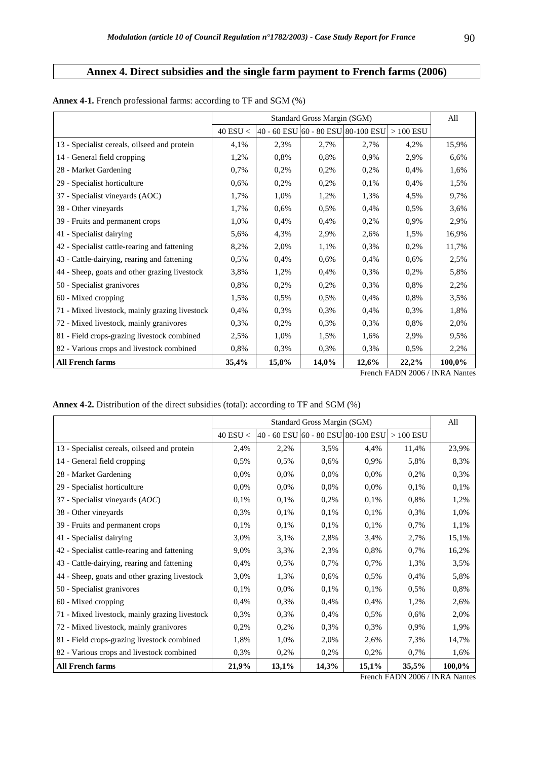# Annex 4. Direct subsidies and the single farm payment to French farms (2006)

**Annex 4-1.** French professional farms: according to TF and SGM (%)

| | Standard Gross Margin (SGM) | | | | | All |
|---|---|---|---|---|---|---|
| | 40 ESU < | 40 - 60 ESU | 60 - 80 ESU | 80-100 ESU | > 100 ESU | |
| 13 - Specialist cereals, oilseed and protein | 4,1% | 2,3% | 2,7% | 2,7% | 4,2% | 15,9% |
| 14 - General field cropping | 1,2% | 0,8% | 0,8% | 0,9% | 2,9% | 6,6% |
| 28 - Market Gardening | 0,7% | 0,2% | 0,2% | 0,2% | 0,4% | 1,6% |
| 29 - Specialist horticulture | 0,6% | 0,2% | 0,2% | 0,1% | 0,4% | 1,5% |
| 37 - Specialist vineyards (AOC) | 1,7% | 1,0% | 1,2% | 1,3% | 4,5% | 9,7% |
| 38 - Other vineyards | 1,7% | 0,6% | 0,5% | 0,4% | 0,5% | 3,6% |
| 39 - Fruits and permanent crops | 1,0% | 0,4% | 0,4% | 0,2% | 0,9% | 2,9% |
| 41 - Specialist dairying | 5,6% | 4,3% | 2,9% | 2,6% | 1,5% | 16,9% |
| 42 - Specialist cattle-rearing and fattening | 8,2% | 2,0% | 1,1% | 0,3% | 0,2% | 11,7% |
| 43 - Cattle-dairying, rearing and fattening | 0,5% | 0,4% | 0,6% | 0,4% | 0,6% | 2,5% |
| 44 - Sheep, goats and other grazing livestock | 3,8% | 1,2% | 0,4% | 0,3% | 0,2% | 5,8% |
| 50 - Specialist granivores | 0,8% | 0,2% | 0,2% | 0,3% | 0,8% | 2,2% |
| 60 - Mixed cropping | 1,5% | 0,5% | 0,5% | 0,4% | 0,8% | 3,5% |
| 71 - Mixed livestock, mainly grazing livestock | 0,4% | 0,3% | 0,3% | 0,4% | 0,3% | 1,8% |
| 72 - Mixed livestock, mainly granivores | 0,3% | 0,2% | 0,3% | 0,3% | 0,8% | 2,0% |
| 81 - Field crops-grazing livestock combined | 2,5% | 1,0% | 1,5% | 1,6% | 2,9% | 9,5% |
| 82 - Various crops and livestock combined | 0,8% | 0,3% | 0,3% | 0,3% | 0,5% | 2,2% |
| **All French farms** | **35,4%** | **15,8%** | **14,0%** | **12,6%** | **22,2%** | **100,0%** |

French FADN 2006 / INRA Nantes

**Annex 4-2.** Distribution of the direct subsidies (total): according to TF and SGM (%)

| | Standard Gross Margin (SGM) | | | | | All |
|---|---|---|---|---|---|---|
| | 40 ESU < | 40 - 60 ESU | 60 - 80 ESU | 80-100 ESU | > 100 ESU | |
| 13 - Specialist cereals, oilseed and protein | 2,4% | 2,2% | 3,5% | 4,4% | 11,4% | 23,9% |
| 14 - General field cropping | 0,5% | 0,5% | 0,6% | 0,9% | 5,8% | 8,3% |
| 28 - Market Gardening | 0,0% | 0,0% | 0,0% | 0,0% | 0,2% | 0,3% |
| 29 - Specialist horticulture | 0,0% | 0,0% | 0,0% | 0,0% | 0,1% | 0,1% |
| 37 - Specialist vineyards (*AOC*) | 0,1% | 0,1% | 0,2% | 0,1% | 0,8% | 1,2% |
| 38 - Other vineyards | 0,3% | 0,1% | 0,1% | 0,1% | 0,3% | 1,0% |
| 39 - Fruits and permanent crops | 0,1% | 0,1% | 0,1% | 0,1% | 0,7% | 1,1% |
| 41 - Specialist dairying | 3,0% | 3,1% | 2,8% | 3,4% | 2,7% | 15,1% |
| 42 - Specialist cattle-rearing and fattening | 9,0% | 3,3% | 2,3% | 0,8% | 0,7% | 16,2% |
| 43 - Cattle-dairying, rearing and fattening | 0,4% | 0,5% | 0,7% | 0,7% | 1,3% | 3,5% |
| 44 - Sheep, goats and other grazing livestock | 3,0% | 1,3% | 0,6% | 0,5% | 0,4% | 5,8% |
| 50 - Specialist granivores | 0,1% | 0,0% | 0,1% | 0,1% | 0,5% | 0,8% |
| 60 - Mixed cropping | 0,4% | 0,3% | 0,4% | 0,4% | 1,2% | 2,6% |
| 71 - Mixed livestock, mainly grazing livestock | 0,3% | 0,3% | 0,4% | 0,5% | 0,6% | 2,0% |
| 72 - Mixed livestock, mainly granivores | 0,2% | 0,2% | 0,3% | 0,3% | 0,9% | 1,9% |
| 81 - Field crops-grazing livestock combined | 1,8% | 1,0% | 2,0% | 2,6% | 7,3% | 14,7% |
| 82 - Various crops and livestock combined | 0,3% | 0,2% | 0,2% | 0,2% | 0,7% | 1,6% |
| **All French farms** | **21,9%** | **13,1%** | **14,3%** | **15,1%** | **35,5%** | **100,0%** |

French FADN 2006 / INRA Nantes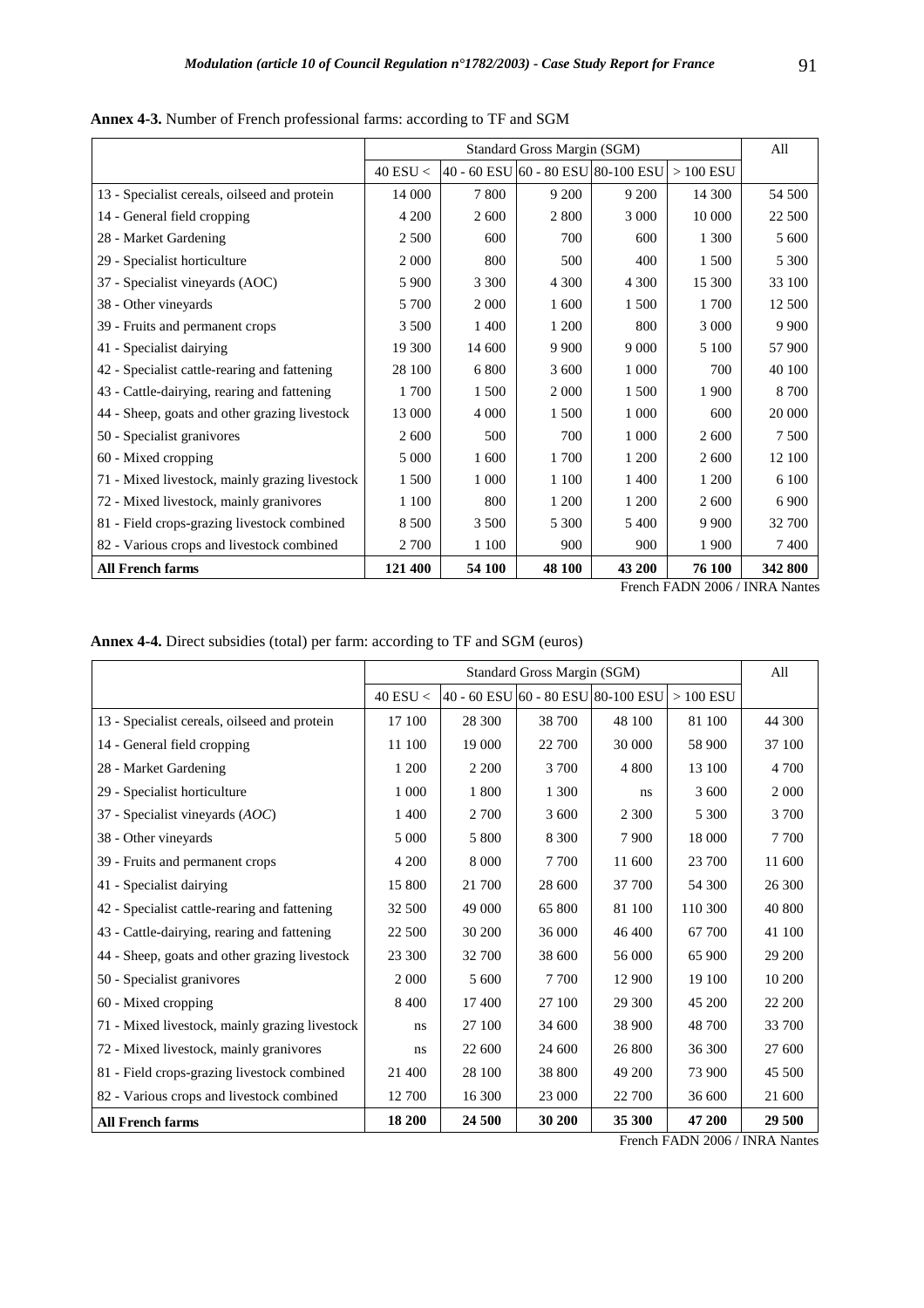**Annex 4-3.** Number of French professional farms: according to TF and SGM

| | Standard Gross Margin (SGM) | | | | | All |
|---|---|---|---|---|---|---|
| | 40 ESU < | 40 - 60 ESU | 60 - 80 ESU | 80-100 ESU | > 100 ESU | |
| 13 - Specialist cereals, oilseed and protein | 14 000 | 7 800 | 9 200 | 9 200 | 14 300 | 54 500 |
| 14 - General field cropping | 4 200 | 2 600 | 2 800 | 3 000 | 10 000 | 22 500 |
| 28 - Market Gardening | 2 500 | 600 | 700 | 600 | 1 300 | 5 600 |
| 29 - Specialist horticulture | 2 000 | 800 | 500 | 400 | 1 500 | 5 300 |
| 37 - Specialist vineyards (AOC) | 5 900 | 3 300 | 4 300 | 4 300 | 15 300 | 33 100 |
| 38 - Other vineyards | 5 700 | 2 000 | 1 600 | 1 500 | 1 700 | 12 500 |
| 39 - Fruits and permanent crops | 3 500 | 1 400 | 1 200 | 800 | 3 000 | 9 900 |
| 41 - Specialist dairying | 19 300 | 14 600 | 9 900 | 9 000 | 5 100 | 57 900 |
| 42 - Specialist cattle-rearing and fattening | 28 100 | 6 800 | 3 600 | 1 000 | 700 | 40 100 |
| 43 - Cattle-dairying, rearing and fattening | 1 700 | 1 500 | 2 000 | 1 500 | 1 900 | 8 700 |
| 44 - Sheep, goats and other grazing livestock | 13 000 | 4 000 | 1 500 | 1 000 | 600 | 20 000 |
| 50 - Specialist granivores | 2 600 | 500 | 700 | 1 000 | 2 600 | 7 500 |
| 60 - Mixed cropping | 5 000 | 1 600 | 1 700 | 1 200 | 2 600 | 12 100 |
| 71 - Mixed livestock, mainly grazing livestock | 1 500 | 1 000 | 1 100 | 1 400 | 1 200 | 6 100 |
| 72 - Mixed livestock, mainly granivores | 1 100 | 800 | 1 200 | 1 200 | 2 600 | 6 900 |
| 81 - Field crops-grazing livestock combined | 8 500 | 3 500 | 5 300 | 5 400 | 9 900 | 32 700 |
| 82 - Various crops and livestock combined | 2 700 | 1 100 | 900 | 900 | 1 900 | 7 400 |
| **All French farms** | **121 400** | **54 100** | **48 100** | **43 200** | **76 100** | **342 800** |

French FADN 2006 / INRA Nantes

**Annex 4-4.** Direct subsidies (total) per farm: according to TF and SGM (euros)

| | Standard Gross Margin (SGM) | | | | | All |
|---|---|---|---|---|---|---|
| | 40 ESU < | 40 - 60 ESU | 60 - 80 ESU | 80-100 ESU | > 100 ESU | |
| 13 - Specialist cereals, oilseed and protein | 17 100 | 28 300 | 38 700 | 48 100 | 81 100 | 44 300 |
| 14 - General field cropping | 11 100 | 19 000 | 22 700 | 30 000 | 58 900 | 37 100 |
| 28 - Market Gardening | 1 200 | 2 200 | 3 700 | 4 800 | 13 100 | 4 700 |
| 29 - Specialist horticulture | 1 000 | 1 800 | 1 300 | ns | 3 600 | 2 000 |
| 37 - Specialist vineyards (*AOC*) | 1 400 | 2 700 | 3 600 | 2 300 | 5 300 | 3 700 |
| 38 - Other vineyards | 5 000 | 5 800 | 8 300 | 7 900 | 18 000 | 7 700 |
| 39 - Fruits and permanent crops | 4 200 | 8 000 | 7 700 | 11 600 | 23 700 | 11 600 |
| 41 - Specialist dairying | 15 800 | 21 700 | 28 600 | 37 700 | 54 300 | 26 300 |
| 42 - Specialist cattle-rearing and fattening | 32 500 | 49 000 | 65 800 | 81 100 | 110 300 | 40 800 |
| 43 - Cattle-dairying, rearing and fattening | 22 500 | 30 200 | 36 000 | 46 400 | 67 700 | 41 100 |
| 44 - Sheep, goats and other grazing livestock | 23 300 | 32 700 | 38 600 | 56 000 | 65 900 | 29 200 |
| 50 - Specialist granivores | 2 000 | 5 600 | 7 700 | 12 900 | 19 100 | 10 200 |
| 60 - Mixed cropping | 8 400 | 17 400 | 27 100 | 29 300 | 45 200 | 22 200 |
| 71 - Mixed livestock, mainly grazing livestock | ns | 27 100 | 34 600 | 38 900 | 48 700 | 33 700 |
| 72 - Mixed livestock, mainly granivores | ns | 22 600 | 24 600 | 26 800 | 36 300 | 27 600 |
| 81 - Field crops-grazing livestock combined | 21 400 | 28 100 | 38 800 | 49 200 | 73 900 | 45 500 |
| 82 - Various crops and livestock combined | 12 700 | 16 300 | 23 000 | 22 700 | 36 600 | 21 600 |
| **All French farms** | **18 200** | **24 500** | **30 200** | **35 300** | **47 200** | **29 500** |

French FADN 2006 / INRA Nantes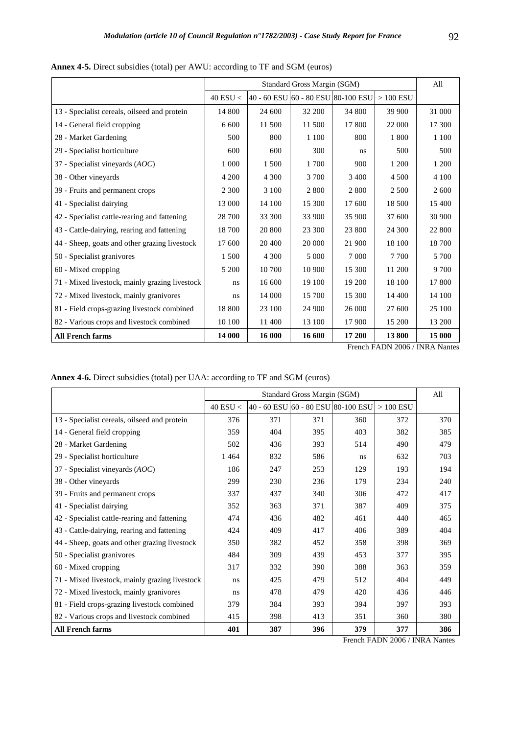**Annex 4-5.** Direct subsidies (total) per AWU: according to TF and SGM (euros)

| | Standard Gross Margin (SGM) | | | | | All |
|---|---|---|---|---|---|---|
| | 40 ESU < | 40 - 60 ESU | 60 - 80 ESU | 80-100 ESU | > 100 ESU | |
| 13 - Specialist cereals, oilseed and protein | 14 800 | 24 600 | 32 200 | 34 800 | 39 900 | 31 000 |
| 14 - General field cropping | 6 600 | 11 500 | 11 500 | 17 800 | 22 000 | 17 300 |
| 28 - Market Gardening | 500 | 800 | 1 100 | 800 | 1 800 | 1 100 |
| 29 - Specialist horticulture | 600 | 600 | 300 | ns | 500 | 500 |
| 37 - Specialist vineyards (*AOC*) | 1 000 | 1 500 | 1 700 | 900 | 1 200 | 1 200 |
| 38 - Other vineyards | 4 200 | 4 300 | 3 700 | 3 400 | 4 500 | 4 100 |
| 39 - Fruits and permanent crops | 2 300 | 3 100 | 2 800 | 2 800 | 2 500 | 2 600 |
| 41 - Specialist dairying | 13 000 | 14 100 | 15 300 | 17 600 | 18 500 | 15 400 |
| 42 - Specialist cattle-rearing and fattening | 28 700 | 33 300 | 33 900 | 35 900 | 37 600 | 30 900 |
| 43 - Cattle-dairying, rearing and fattening | 18 700 | 20 800 | 23 300 | 23 800 | 24 300 | 22 800 |
| 44 - Sheep, goats and other grazing livestock | 17 600 | 20 400 | 20 000 | 21 900 | 18 100 | 18 700 |
| 50 - Specialist granivores | 1 500 | 4 300 | 5 000 | 7 000 | 7 700 | 5 700 |
| 60 - Mixed cropping | 5 200 | 10 700 | 10 900 | 15 300 | 11 200 | 9 700 |
| 71 - Mixed livestock, mainly grazing livestock | ns | 16 600 | 19 100 | 19 200 | 18 100 | 17 800 |
| 72 - Mixed livestock, mainly granivores | ns | 14 000 | 15 700 | 15 300 | 14 400 | 14 100 |
| 81 - Field crops-grazing livestock combined | 18 800 | 23 100 | 24 900 | 26 000 | 27 600 | 25 100 |
| 82 - Various crops and livestock combined | 10 100 | 11 400 | 13 100 | 17 900 | 15 200 | 13 200 |
| **All French farms** | **14 000** | **16 000** | **16 600** | **17 200** | **13 800** | **15 000** |

French FADN 2006 / INRA Nantes

**Annex 4-6.** Direct subsidies (total) per UAA: according to TF and SGM (euros)

| | Standard Gross Margin (SGM) | | | | | All |
|---|---|---|---|---|---|---|
| | 40 ESU < | 40 - 60 ESU | 60 - 80 ESU | 80-100 ESU | > 100 ESU | |
| 13 - Specialist cereals, oilseed and protein | 376 | 371 | 371 | 360 | 372 | 370 |
| 14 - General field cropping | 359 | 404 | 395 | 403 | 382 | 385 |
| 28 - Market Gardening | 502 | 436 | 393 | 514 | 490 | 479 |
| 29 - Specialist horticulture | 1 464 | 832 | 586 | ns | 632 | 703 |
| 37 - Specialist vineyards (*AOC*) | 186 | 247 | 253 | 129 | 193 | 194 |
| 38 - Other vineyards | 299 | 230 | 236 | 179 | 234 | 240 |
| 39 - Fruits and permanent crops | 337 | 437 | 340 | 306 | 472 | 417 |
| 41 - Specialist dairying | 352 | 363 | 371 | 387 | 409 | 375 |
| 42 - Specialist cattle-rearing and fattening | 474 | 436 | 482 | 461 | 440 | 465 |
| 43 - Cattle-dairying, rearing and fattening | 424 | 409 | 417 | 406 | 389 | 404 |
| 44 - Sheep, goats and other grazing livestock | 350 | 382 | 452 | 358 | 398 | 369 |
| 50 - Specialist granivores | 484 | 309 | 439 | 453 | 377 | 395 |
| 60 - Mixed cropping | 317 | 332 | 390 | 388 | 363 | 359 |
| 71 - Mixed livestock, mainly grazing livestock | ns | 425 | 479 | 512 | 404 | 449 |
| 72 - Mixed livestock, mainly granivores | ns | 478 | 479 | 420 | 436 | 446 |
| 81 - Field crops-grazing livestock combined | 379 | 384 | 393 | 394 | 397 | 393 |
| 82 - Various crops and livestock combined | 415 | 398 | 413 | 351 | 360 | 380 |
| **All French farms** | **401** | **387** | **396** | **379** | **377** | **386** |

French FADN 2006 / INRA Nantes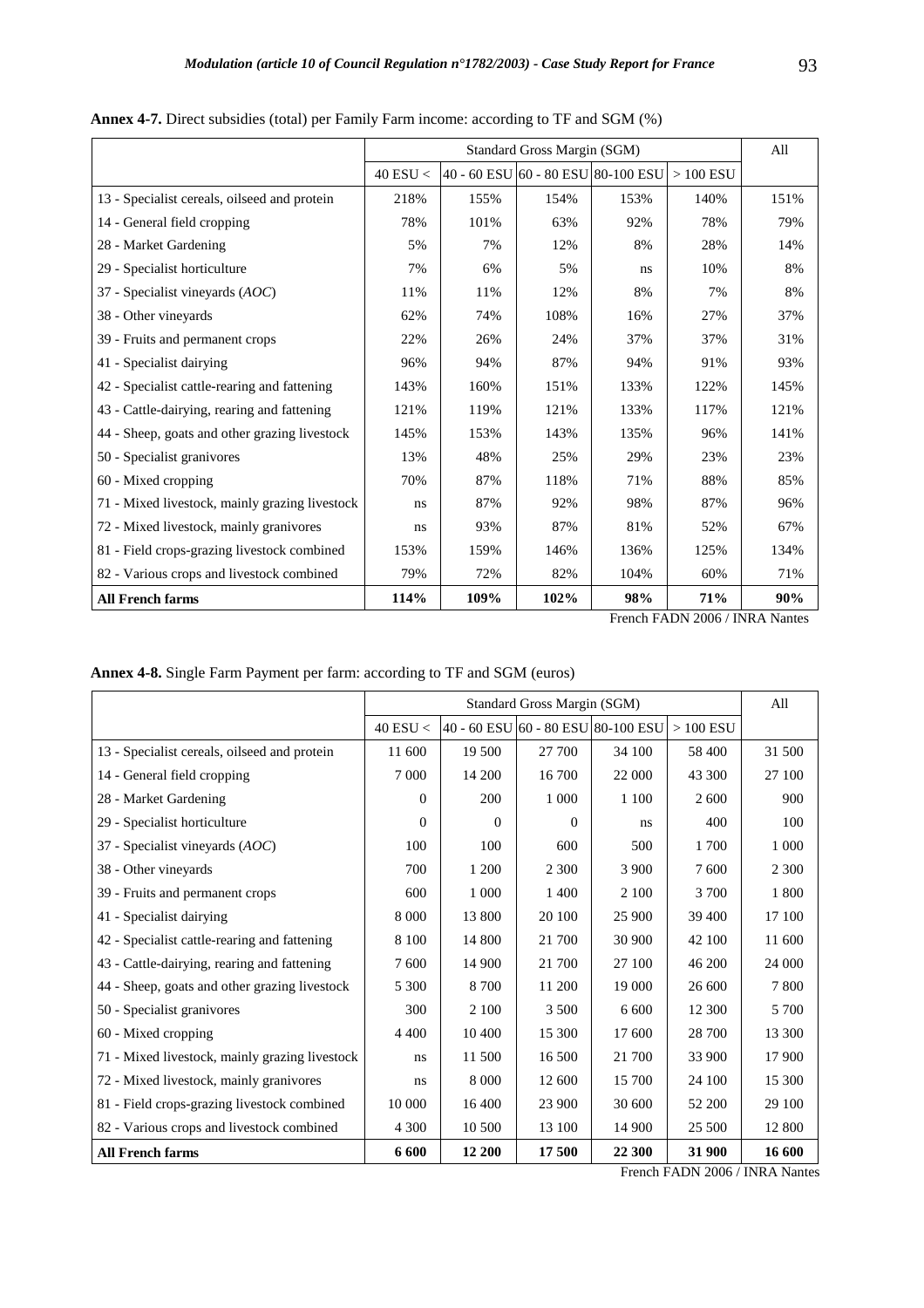**Annex 4-7.** Direct subsidies (total) per Family Farm income: according to TF and SGM (%)

| | Standard Gross Margin (SGM) | | | | | All |
|---|---|---|---|---|---|---|
| | 40 ESU < | 40 - 60 ESU | 60 - 80 ESU | 80-100 ESU | > 100 ESU | |
| 13 - Specialist cereals, oilseed and protein | 218% | 155% | 154% | 153% | 140% | 151% |
| 14 - General field cropping | 78% | 101% | 63% | 92% | 78% | 79% |
| 28 - Market Gardening | 5% | 7% | 12% | 8% | 28% | 14% |
| 29 - Specialist horticulture | 7% | 6% | 5% | ns | 10% | 8% |
| 37 - Specialist vineyards (*AOC*) | 11% | 11% | 12% | 8% | 7% | 8% |
| 38 - Other vineyards | 62% | 74% | 108% | 16% | 27% | 37% |
| 39 - Fruits and permanent crops | 22% | 26% | 24% | 37% | 37% | 31% |
| 41 - Specialist dairying | 96% | 94% | 87% | 94% | 91% | 93% |
| 42 - Specialist cattle-rearing and fattening | 143% | 160% | 151% | 133% | 122% | 145% |
| 43 - Cattle-dairying, rearing and fattening | 121% | 119% | 121% | 133% | 117% | 121% |
| 44 - Sheep, goats and other grazing livestock | 145% | 153% | 143% | 135% | 96% | 141% |
| 50 - Specialist granivores | 13% | 48% | 25% | 29% | 23% | 23% |
| 60 - Mixed cropping | 70% | 87% | 118% | 71% | 88% | 85% |
| 71 - Mixed livestock, mainly grazing livestock | ns | 87% | 92% | 98% | 87% | 96% |
| 72 - Mixed livestock, mainly granivores | ns | 93% | 87% | 81% | 52% | 67% |
| 81 - Field crops-grazing livestock combined | 153% | 159% | 146% | 136% | 125% | 134% |
| 82 - Various crops and livestock combined | 79% | 72% | 82% | 104% | 60% | 71% |
| **All French farms** | **114%** | **109%** | **102%** | **98%** | **71%** | **90%** |

French FADN 2006 / INRA Nantes

**Annex 4-8.** Single Farm Payment per farm: according to TF and SGM (euros)

| | Standard Gross Margin (SGM) | | | | | All |
|---|---|---|---|---|---|---|
| | 40 ESU < | 40 - 60 ESU | 60 - 80 ESU | 80-100 ESU | > 100 ESU | |
| 13 - Specialist cereals, oilseed and protein | 11 600 | 19 500 | 27 700 | 34 100 | 58 400 | 31 500 |
| 14 - General field cropping | 7 000 | 14 200 | 16 700 | 22 000 | 43 300 | 27 100 |
| 28 - Market Gardening | 0 | 200 | 1 000 | 1 100 | 2 600 | 900 |
| 29 - Specialist horticulture | 0 | 0 | 0 | ns | 400 | 100 |
| 37 - Specialist vineyards (*AOC*) | 100 | 100 | 600 | 500 | 1 700 | 1 000 |
| 38 - Other vineyards | 700 | 1 200 | 2 300 | 3 900 | 7 600 | 2 300 |
| 39 - Fruits and permanent crops | 600 | 1 000 | 1 400 | 2 100 | 3 700 | 1 800 |
| 41 - Specialist dairying | 8 000 | 13 800 | 20 100 | 25 900 | 39 400 | 17 100 |
| 42 - Specialist cattle-rearing and fattening | 8 100 | 14 800 | 21 700 | 30 900 | 42 100 | 11 600 |
| 43 - Cattle-dairying, rearing and fattening | 7 600 | 14 900 | 21 700 | 27 100 | 46 200 | 24 000 |
| 44 - Sheep, goats and other grazing livestock | 5 300 | 8 700 | 11 200 | 19 000 | 26 600 | 7 800 |
| 50 - Specialist granivores | 300 | 2 100 | 3 500 | 6 600 | 12 300 | 5 700 |
| 60 - Mixed cropping | 4 400 | 10 400 | 15 300 | 17 600 | 28 700 | 13 300 |
| 71 - Mixed livestock, mainly grazing livestock | ns | 11 500 | 16 500 | 21 700 | 33 900 | 17 900 |
| 72 - Mixed livestock, mainly granivores | ns | 8 000 | 12 600 | 15 700 | 24 100 | 15 300 |
| 81 - Field crops-grazing livestock combined | 10 000 | 16 400 | 23 900 | 30 600 | 52 200 | 29 100 |
| 82 - Various crops and livestock combined | 4 300 | 10 500 | 13 100 | 14 900 | 25 500 | 12 800 |
| **All French farms** | **6 600** | **12 200** | **17 500** | **22 300** | **31 900** | **16 600** |

French FADN 2006 / INRA Nantes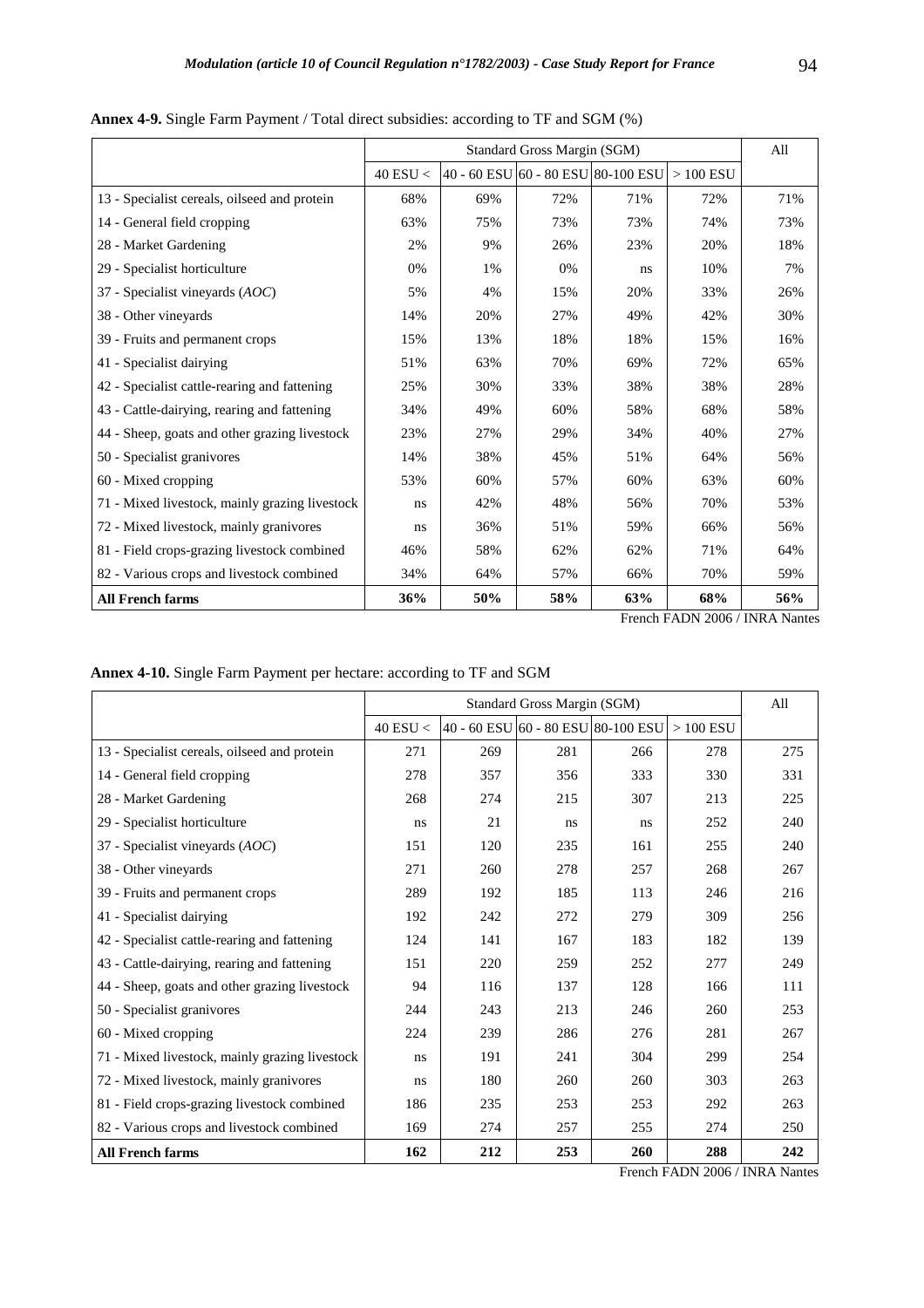**Annex 4-9.** Single Farm Payment / Total direct subsidies: according to TF and SGM (%)

| | Standard Gross Margin (SGM) | | | | | All |
|---|---|---|---|---|---|---|
| | 40 ESU < | 40 - 60 ESU | 60 - 80 ESU | 80-100 ESU | > 100 ESU | |
| 13 - Specialist cereals, oilseed and protein | 68% | 69% | 72% | 71% | 72% | 71% |
| 14 - General field cropping | 63% | 75% | 73% | 73% | 74% | 73% |
| 28 - Market Gardening | 2% | 9% | 26% | 23% | 20% | 18% |
| 29 - Specialist horticulture | 0% | 1% | 0% | ns | 10% | 7% |
| 37 - Specialist vineyards (*AOC*) | 5% | 4% | 15% | 20% | 33% | 26% |
| 38 - Other vineyards | 14% | 20% | 27% | 49% | 42% | 30% |
| 39 - Fruits and permanent crops | 15% | 13% | 18% | 18% | 15% | 16% |
| 41 - Specialist dairying | 51% | 63% | 70% | 69% | 72% | 65% |
| 42 - Specialist cattle-rearing and fattening | 25% | 30% | 33% | 38% | 38% | 28% |
| 43 - Cattle-dairying, rearing and fattening | 34% | 49% | 60% | 58% | 68% | 58% |
| 44 - Sheep, goats and other grazing livestock | 23% | 27% | 29% | 34% | 40% | 27% |
| 50 - Specialist granivores | 14% | 38% | 45% | 51% | 64% | 56% |
| 60 - Mixed cropping | 53% | 60% | 57% | 60% | 63% | 60% |
| 71 - Mixed livestock, mainly grazing livestock | ns | 42% | 48% | 56% | 70% | 53% |
| 72 - Mixed livestock, mainly granivores | ns | 36% | 51% | 59% | 66% | 56% |
| 81 - Field crops-grazing livestock combined | 46% | 58% | 62% | 62% | 71% | 64% |
| 82 - Various crops and livestock combined | 34% | 64% | 57% | 66% | 70% | 59% |
| **All French farms** | **36%** | **50%** | **58%** | **63%** | **68%** | **56%** |

French FADN 2006 / INRA Nantes

**Annex 4-10.** Single Farm Payment per hectare: according to TF and SGM

| | Standard Gross Margin (SGM) | | | | | All |
|---|---|---|---|---|---|---|
| | 40 ESU < | 40 - 60 ESU | 60 - 80 ESU | 80-100 ESU | > 100 ESU | |
| 13 - Specialist cereals, oilseed and protein | 271 | 269 | 281 | 266 | 278 | 275 |
| 14 - General field cropping | 278 | 357 | 356 | 333 | 330 | 331 |
| 28 - Market Gardening | 268 | 274 | 215 | 307 | 213 | 225 |
| 29 - Specialist horticulture | ns | 21 | ns | ns | 252 | 240 |
| 37 - Specialist vineyards (*AOC*) | 151 | 120 | 235 | 161 | 255 | 240 |
| 38 - Other vineyards | 271 | 260 | 278 | 257 | 268 | 267 |
| 39 - Fruits and permanent crops | 289 | 192 | 185 | 113 | 246 | 216 |
| 41 - Specialist dairying | 192 | 242 | 272 | 279 | 309 | 256 |
| 42 - Specialist cattle-rearing and fattening | 124 | 141 | 167 | 183 | 182 | 139 |
| 43 - Cattle-dairying, rearing and fattening | 151 | 220 | 259 | 252 | 277 | 249 |
| 44 - Sheep, goats and other grazing livestock | 94 | 116 | 137 | 128 | 166 | 111 |
| 50 - Specialist granivores | 244 | 243 | 213 | 246 | 260 | 253 |
| 60 - Mixed cropping | 224 | 239 | 286 | 276 | 281 | 267 |
| 71 - Mixed livestock, mainly grazing livestock | ns | 191 | 241 | 304 | 299 | 254 |
| 72 - Mixed livestock, mainly granivores | ns | 180 | 260 | 260 | 303 | 263 |
| 81 - Field crops-grazing livestock combined | 186 | 235 | 253 | 253 | 292 | 263 |
| 82 - Various crops and livestock combined | 169 | 274 | 257 | 255 | 274 | 250 |
| **All French farms** | **162** | **212** | **253** | **260** | **288** | **242** |

French FADN 2006 / INRA Nantes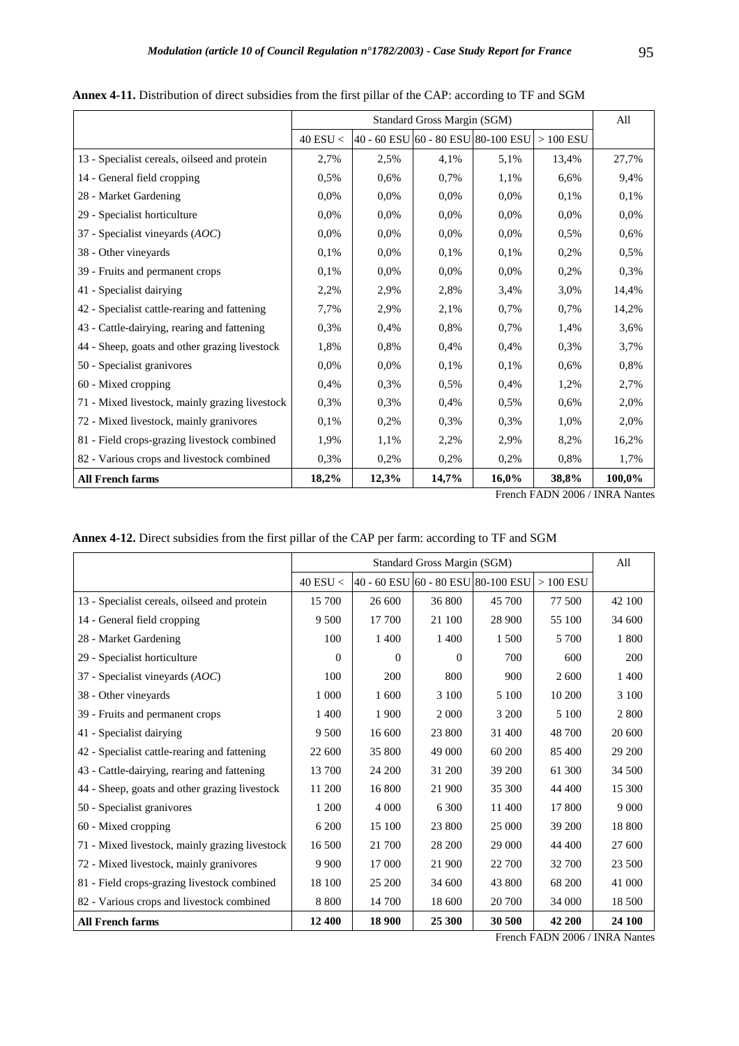**Annex 4-11.** Distribution of direct subsidies from the first pillar of the CAP: according to TF and SGM

| | Standard Gross Margin (SGM) | | | | | All |
|---|---|---|---|---|---|---|
| | 40 ESU < | 40 - 60 ESU | 60 - 80 ESU | 80-100 ESU | > 100 ESU | |
| 13 - Specialist cereals, oilseed and protein | 2,7% | 2,5% | 4,1% | 5,1% | 13,4% | 27,7% |
| 14 - General field cropping | 0,5% | 0,6% | 0,7% | 1,1% | 6,6% | 9,4% |
| 28 - Market Gardening | 0,0% | 0,0% | 0,0% | 0,0% | 0,1% | 0,1% |
| 29 - Specialist horticulture | 0,0% | 0,0% | 0,0% | 0,0% | 0,0% | 0,0% |
| 37 - Specialist vineyards (*AOC*) | 0,0% | 0,0% | 0,0% | 0,0% | 0,5% | 0,6% |
| 38 - Other vineyards | 0,1% | 0,0% | 0,1% | 0,1% | 0,2% | 0,5% |
| 39 - Fruits and permanent crops | 0,1% | 0,0% | 0,0% | 0,0% | 0,2% | 0,3% |
| 41 - Specialist dairying | 2,2% | 2,9% | 2,8% | 3,4% | 3,0% | 14,4% |
| 42 - Specialist cattle-rearing and fattening | 7,7% | 2,9% | 2,1% | 0,7% | 0,7% | 14,2% |
| 43 - Cattle-dairying, rearing and fattening | 0,3% | 0,4% | 0,8% | 0,7% | 1,4% | 3,6% |
| 44 - Sheep, goats and other grazing livestock | 1,8% | 0,8% | 0,4% | 0,4% | 0,3% | 3,7% |
| 50 - Specialist granivores | 0,0% | 0,0% | 0,1% | 0,1% | 0,6% | 0,8% |
| 60 - Mixed cropping | 0,4% | 0,3% | 0,5% | 0,4% | 1,2% | 2,7% |
| 71 - Mixed livestock, mainly grazing livestock | 0,3% | 0,3% | 0,4% | 0,5% | 0,6% | 2,0% |
| 72 - Mixed livestock, mainly granivores | 0,1% | 0,2% | 0,3% | 0,3% | 1,0% | 2,0% |
| 81 - Field crops-grazing livestock combined | 1,9% | 1,1% | 2,2% | 2,9% | 8,2% | 16,2% |
| 82 - Various crops and livestock combined | 0,3% | 0,2% | 0,2% | 0,2% | 0,8% | 1,7% |
| **All French farms** | **18,2%** | **12,3%** | **14,7%** | **16,0%** | **38,8%** | **100,0%** |

French FADN 2006 / INRA Nantes

**Annex 4-12.** Direct subsidies from the first pillar of the CAP per farm: according to TF and SGM

| | Standard Gross Margin (SGM) | | | | | All |
|---|---|---|---|---|---|---|
| | 40 ESU < | 40 - 60 ESU | 60 - 80 ESU | 80-100 ESU | > 100 ESU | |
| 13 - Specialist cereals, oilseed and protein | 15 700 | 26 600 | 36 800 | 45 700 | 77 500 | 42 100 |
| 14 - General field cropping | 9 500 | 17 700 | 21 100 | 28 900 | 55 100 | 34 600 |
| 28 - Market Gardening | 100 | 1 400 | 1 400 | 1 500 | 5 700 | 1 800 |
| 29 - Specialist horticulture | 0 | 0 | 0 | 700 | 600 | 200 |
| 37 - Specialist vineyards (*AOC*) | 100 | 200 | 800 | 900 | 2 600 | 1 400 |
| 38 - Other vineyards | 1 000 | 1 600 | 3 100 | 5 100 | 10 200 | 3 100 |
| 39 - Fruits and permanent crops | 1 400 | 1 900 | 2 000 | 3 200 | 5 100 | 2 800 |
| 41 - Specialist dairying | 9 500 | 16 600 | 23 800 | 31 400 | 48 700 | 20 600 |
| 42 - Specialist cattle-rearing and fattening | 22 600 | 35 800 | 49 000 | 60 200 | 85 400 | 29 200 |
| 43 - Cattle-dairying, rearing and fattening | 13 700 | 24 200 | 31 200 | 39 200 | 61 300 | 34 500 |
| 44 - Sheep, goats and other grazing livestock | 11 200 | 16 800 | 21 900 | 35 300 | 44 400 | 15 300 |
| 50 - Specialist granivores | 1 200 | 4 000 | 6 300 | 11 400 | 17 800 | 9 000 |
| 60 - Mixed cropping | 6 200 | 15 100 | 23 800 | 25 000 | 39 200 | 18 800 |
| 71 - Mixed livestock, mainly grazing livestock | 16 500 | 21 700 | 28 200 | 29 000 | 44 400 | 27 600 |
| 72 - Mixed livestock, mainly granivores | 9 900 | 17 000 | 21 900 | 22 700 | 32 700 | 23 500 |
| 81 - Field crops-grazing livestock combined | 18 100 | 25 200 | 34 600 | 43 800 | 68 200 | 41 000 |
| 82 - Various crops and livestock combined | 8 800 | 14 700 | 18 600 | 20 700 | 34 000 | 18 500 |
| **All French farms** | **12 400** | **18 900** | **25 300** | **30 500** | **42 200** | **24 100** |

French FADN 2006 / INRA Nantes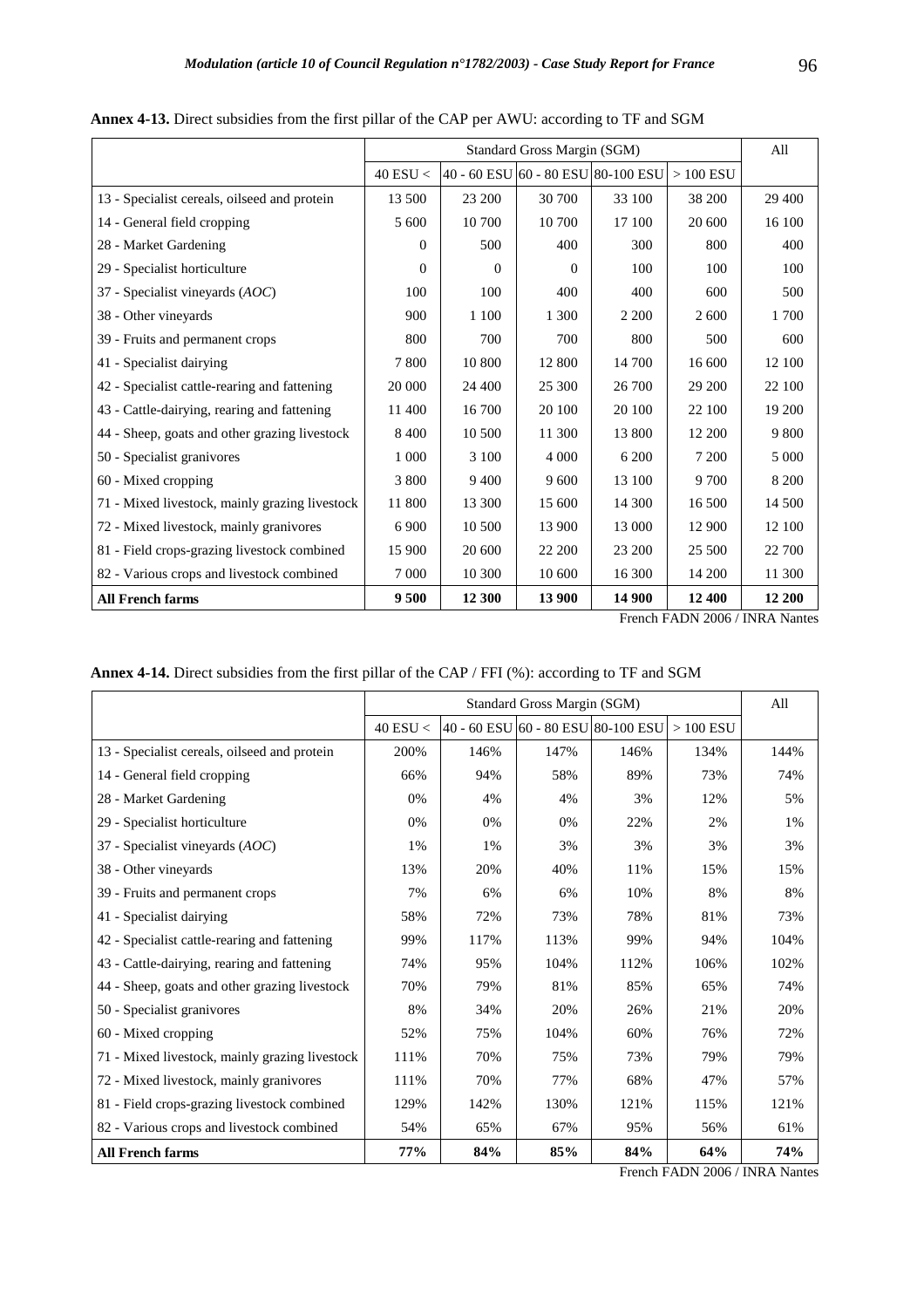**Annex 4-13.** Direct subsidies from the first pillar of the CAP per AWU: according to TF and SGM

| | Standard Gross Margin (SGM) | | | | | All |
|---|---|---|---|---|---|---|
| | 40 ESU < | 40 - 60 ESU | 60 - 80 ESU | 80-100 ESU | > 100 ESU | |
| 13 - Specialist cereals, oilseed and protein | 13 500 | 23 200 | 30 700 | 33 100 | 38 200 | 29 400 |
| 14 - General field cropping | 5 600 | 10 700 | 10 700 | 17 100 | 20 600 | 16 100 |
| 28 - Market Gardening | 0 | 500 | 400 | 300 | 800 | 400 |
| 29 - Specialist horticulture | 0 | 0 | 0 | 100 | 100 | 100 |
| 37 - Specialist vineyards (*AOC*) | 100 | 100 | 400 | 400 | 600 | 500 |
| 38 - Other vineyards | 900 | 1 100 | 1 300 | 2 200 | 2 600 | 1 700 |
| 39 - Fruits and permanent crops | 800 | 700 | 700 | 800 | 500 | 600 |
| 41 - Specialist dairying | 7 800 | 10 800 | 12 800 | 14 700 | 16 600 | 12 100 |
| 42 - Specialist cattle-rearing and fattening | 20 000 | 24 400 | 25 300 | 26 700 | 29 200 | 22 100 |
| 43 - Cattle-dairying, rearing and fattening | 11 400 | 16 700 | 20 100 | 20 100 | 22 100 | 19 200 |
| 44 - Sheep, goats and other grazing livestock | 8 400 | 10 500 | 11 300 | 13 800 | 12 200 | 9 800 |
| 50 - Specialist granivores | 1 000 | 3 100 | 4 000 | 6 200 | 7 200 | 5 000 |
| 60 - Mixed cropping | 3 800 | 9 400 | 9 600 | 13 100 | 9 700 | 8 200 |
| 71 - Mixed livestock, mainly grazing livestock | 11 800 | 13 300 | 15 600 | 14 300 | 16 500 | 14 500 |
| 72 - Mixed livestock, mainly granivores | 6 900 | 10 500 | 13 900 | 13 000 | 12 900 | 12 100 |
| 81 - Field crops-grazing livestock combined | 15 900 | 20 600 | 22 200 | 23 200 | 25 500 | 22 700 |
| 82 - Various crops and livestock combined | 7 000 | 10 300 | 10 600 | 16 300 | 14 200 | 11 300 |
| **All French farms** | **9 500** | **12 300** | **13 900** | **14 900** | **12 400** | **12 200** |

French FADN 2006 / INRA Nantes

**Annex 4-14.** Direct subsidies from the first pillar of the CAP / FFI (%): according to TF and SGM

| | Standard Gross Margin (SGM) | | | | | All |
|---|---|---|---|---|---|---|
| | 40 ESU < | 40 - 60 ESU | 60 - 80 ESU | 80-100 ESU | > 100 ESU | |
| 13 - Specialist cereals, oilseed and protein | 200% | 146% | 147% | 146% | 134% | 144% |
| 14 - General field cropping | 66% | 94% | 58% | 89% | 73% | 74% |
| 28 - Market Gardening | 0% | 4% | 4% | 3% | 12% | 5% |
| 29 - Specialist horticulture | 0% | 0% | 0% | 22% | 2% | 1% |
| 37 - Specialist vineyards (*AOC*) | 1% | 1% | 3% | 3% | 3% | 3% |
| 38 - Other vineyards | 13% | 20% | 40% | 11% | 15% | 15% |
| 39 - Fruits and permanent crops | 7% | 6% | 6% | 10% | 8% | 8% |
| 41 - Specialist dairying | 58% | 72% | 73% | 78% | 81% | 73% |
| 42 - Specialist cattle-rearing and fattening | 99% | 117% | 113% | 99% | 94% | 104% |
| 43 - Cattle-dairying, rearing and fattening | 74% | 95% | 104% | 112% | 106% | 102% |
| 44 - Sheep, goats and other grazing livestock | 70% | 79% | 81% | 85% | 65% | 74% |
| 50 - Specialist granivores | 8% | 34% | 20% | 26% | 21% | 20% |
| 60 - Mixed cropping | 52% | 75% | 104% | 60% | 76% | 72% |
| 71 - Mixed livestock, mainly grazing livestock | 111% | 70% | 75% | 73% | 79% | 79% |
| 72 - Mixed livestock, mainly granivores | 111% | 70% | 77% | 68% | 47% | 57% |
| 81 - Field crops-grazing livestock combined | 129% | 142% | 130% | 121% | 115% | 121% |
| 82 - Various crops and livestock combined | 54% | 65% | 67% | 95% | 56% | 61% |
| **All French farms** | **77%** | **84%** | **85%** | **84%** | **64%** | **74%** |

French FADN 2006 / INRA Nantes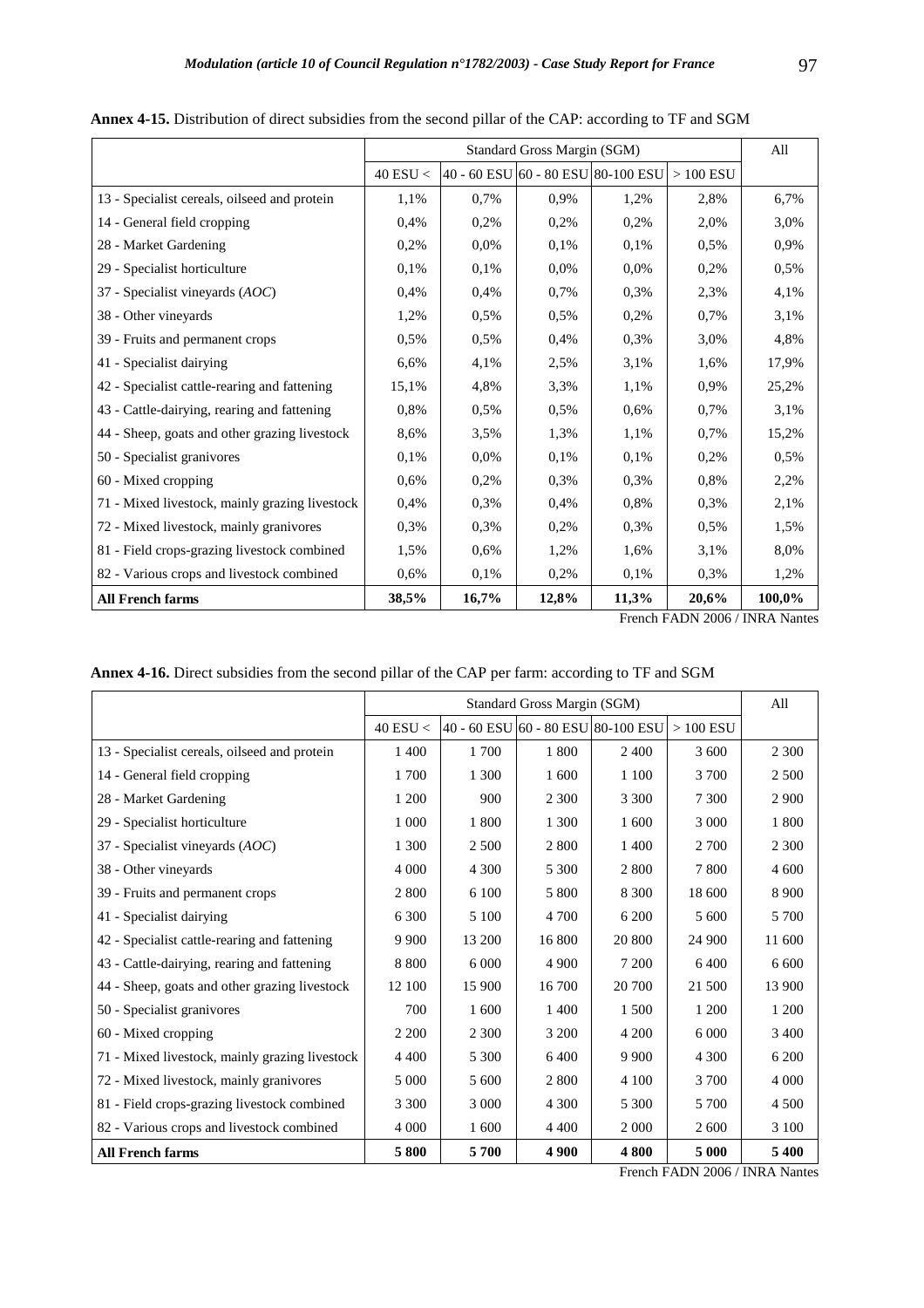**Annex 4-15.** Distribution of direct subsidies from the second pillar of the CAP: according to TF and SGM

| | Standard Gross Margin (SGM) | | | | | All |
|---|---|---|---|---|---|---|
| | 40 ESU < | 40 - 60 ESU | 60 - 80 ESU | 80-100 ESU | > 100 ESU | |
| 13 - Specialist cereals, oilseed and protein | 1,1% | 0,7% | 0,9% | 1,2% | 2,8% | 6,7% |
| 14 - General field cropping | 0,4% | 0,2% | 0,2% | 0,2% | 2,0% | 3,0% |
| 28 - Market Gardening | 0,2% | 0,0% | 0,1% | 0,1% | 0,5% | 0,9% |
| 29 - Specialist horticulture | 0,1% | 0,1% | 0,0% | 0,0% | 0,2% | 0,5% |
| 37 - Specialist vineyards (*AOC*) | 0,4% | 0,4% | 0,7% | 0,3% | 2,3% | 4,1% |
| 38 - Other vineyards | 1,2% | 0,5% | 0,5% | 0,2% | 0,7% | 3,1% |
| 39 - Fruits and permanent crops | 0,5% | 0,5% | 0,4% | 0,3% | 3,0% | 4,8% |
| 41 - Specialist dairying | 6,6% | 4,1% | 2,5% | 3,1% | 1,6% | 17,9% |
| 42 - Specialist cattle-rearing and fattening | 15,1% | 4,8% | 3,3% | 1,1% | 0,9% | 25,2% |
| 43 - Cattle-dairying, rearing and fattening | 0,8% | 0,5% | 0,5% | 0,6% | 0,7% | 3,1% |
| 44 - Sheep, goats and other grazing livestock | 8,6% | 3,5% | 1,3% | 1,1% | 0,7% | 15,2% |
| 50 - Specialist granivores | 0,1% | 0,0% | 0,1% | 0,1% | 0,2% | 0,5% |
| 60 - Mixed cropping | 0,6% | 0,2% | 0,3% | 0,3% | 0,8% | 2,2% |
| 71 - Mixed livestock, mainly grazing livestock | 0,4% | 0,3% | 0,4% | 0,8% | 0,3% | 2,1% |
| 72 - Mixed livestock, mainly granivores | 0,3% | 0,3% | 0,2% | 0,3% | 0,5% | 1,5% |
| 81 - Field crops-grazing livestock combined | 1,5% | 0,6% | 1,2% | 1,6% | 3,1% | 8,0% |
| 82 - Various crops and livestock combined | 0,6% | 0,1% | 0,2% | 0,1% | 0,3% | 1,2% |
| **All French farms** | **38,5%** | **16,7%** | **12,8%** | **11,3%** | **20,6%** | **100,0%** |

French FADN 2006 / INRA Nantes

**Annex 4-16.** Direct subsidies from the second pillar of the CAP per farm: according to TF and SGM

| | Standard Gross Margin (SGM) | | | | | All |
|---|---|---|---|---|---|---|
| | 40 ESU < | 40 - 60 ESU | 60 - 80 ESU | 80-100 ESU | > 100 ESU | |
| 13 - Specialist cereals, oilseed and protein | 1 400 | 1 700 | 1 800 | 2 400 | 3 600 | 2 300 |
| 14 - General field cropping | 1 700 | 1 300 | 1 600 | 1 100 | 3 700 | 2 500 |
| 28 - Market Gardening | 1 200 | 900 | 2 300 | 3 300 | 7 300 | 2 900 |
| 29 - Specialist horticulture | 1 000 | 1 800 | 1 300 | 1 600 | 3 000 | 1 800 |
| 37 - Specialist vineyards (*AOC*) | 1 300 | 2 500 | 2 800 | 1 400 | 2 700 | 2 300 |
| 38 - Other vineyards | 4 000 | 4 300 | 5 300 | 2 800 | 7 800 | 4 600 |
| 39 - Fruits and permanent crops | 2 800 | 6 100 | 5 800 | 8 300 | 18 600 | 8 900 |
| 41 - Specialist dairying | 6 300 | 5 100 | 4 700 | 6 200 | 5 600 | 5 700 |
| 42 - Specialist cattle-rearing and fattening | 9 900 | 13 200 | 16 800 | 20 800 | 24 900 | 11 600 |
| 43 - Cattle-dairying, rearing and fattening | 8 800 | 6 000 | 4 900 | 7 200 | 6 400 | 6 600 |
| 44 - Sheep, goats and other grazing livestock | 12 100 | 15 900 | 16 700 | 20 700 | 21 500 | 13 900 |
| 50 - Specialist granivores | 700 | 1 600 | 1 400 | 1 500 | 1 200 | 1 200 |
| 60 - Mixed cropping | 2 200 | 2 300 | 3 200 | 4 200 | 6 000 | 3 400 |
| 71 - Mixed livestock, mainly grazing livestock | 4 400 | 5 300 | 6 400 | 9 900 | 4 300 | 6 200 |
| 72 - Mixed livestock, mainly granivores | 5 000 | 5 600 | 2 800 | 4 100 | 3 700 | 4 000 |
| 81 - Field crops-grazing livestock combined | 3 300 | 3 000 | 4 300 | 5 300 | 5 700 | 4 500 |
| 82 - Various crops and livestock combined | 4 000 | 1 600 | 4 400 | 2 000 | 2 600 | 3 100 |
| **All French farms** | **5 800** | **5 700** | **4 900** | **4 800** | **5 000** | **5 400** |

French FADN 2006 / INRA Nantes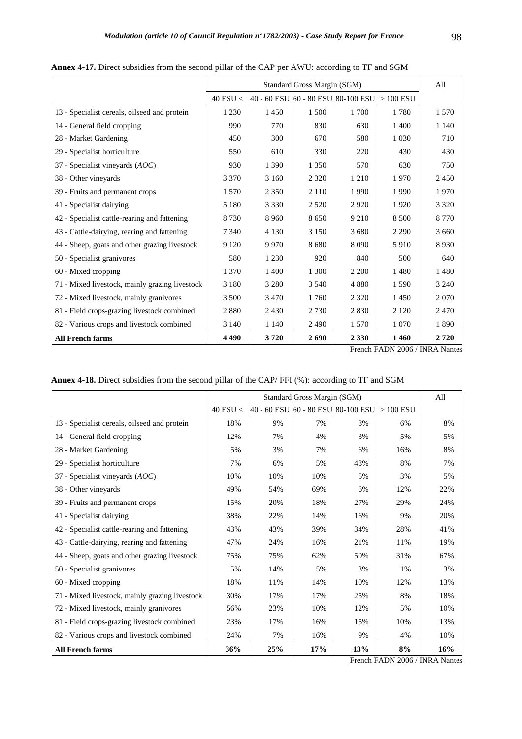**Annex 4-17.** Direct subsidies from the second pillar of the CAP per AWU: according to TF and SGM

| | Standard Gross Margin (SGM) | | | | | All |
|---|---|---|---|---|---|---|
| | 40 ESU < | 40 - 60 ESU | 60 - 80 ESU | 80-100 ESU | > 100 ESU | |
| 13 - Specialist cereals, oilseed and protein | 1 230 | 1 450 | 1 500 | 1 700 | 1 780 | 1 570 |
| 14 - General field cropping | 990 | 770 | 830 | 630 | 1 400 | 1 140 |
| 28 - Market Gardening | 450 | 300 | 670 | 580 | 1 030 | 710 |
| 29 - Specialist horticulture | 550 | 610 | 330 | 220 | 430 | 430 |
| 37 - Specialist vineyards (*AOC*) | 930 | 1 390 | 1 350 | 570 | 630 | 750 |
| 38 - Other vineyards | 3 370 | 3 160 | 2 320 | 1 210 | 1 970 | 2 450 |
| 39 - Fruits and permanent crops | 1 570 | 2 350 | 2 110 | 1 990 | 1 990 | 1 970 |
| 41 - Specialist dairying | 5 180 | 3 330 | 2 520 | 2 920 | 1 920 | 3 320 |
| 42 - Specialist cattle-rearing and fattening | 8 730 | 8 960 | 8 650 | 9 210 | 8 500 | 8 770 |
| 43 - Cattle-dairying, rearing and fattening | 7 340 | 4 130 | 3 150 | 3 680 | 2 290 | 3 660 |
| 44 - Sheep, goats and other grazing livestock | 9 120 | 9 970 | 8 680 | 8 090 | 5 910 | 8 930 |
| 50 - Specialist granivores | 580 | 1 230 | 920 | 840 | 500 | 640 |
| 60 - Mixed cropping | 1 370 | 1 400 | 1 300 | 2 200 | 1 480 | 1 480 |
| 71 - Mixed livestock, mainly grazing livestock | 3 180 | 3 280 | 3 540 | 4 880 | 1 590 | 3 240 |
| 72 - Mixed livestock, mainly granivores | 3 500 | 3 470 | 1 760 | 2 320 | 1 450 | 2 070 |
| 81 - Field crops-grazing livestock combined | 2 880 | 2 430 | 2 730 | 2 830 | 2 120 | 2 470 |
| 82 - Various crops and livestock combined | 3 140 | 1 140 | 2 490 | 1 570 | 1 070 | 1 890 |
| **All French farms** | **4 490** | **3 720** | **2 690** | **2 330** | **1 460** | **2 720** |

French FADN 2006 / INRA Nantes

**Annex 4-18.** Direct subsidies from the second pillar of the CAP/ FFI (%): according to TF and SGM

| | Standard Gross Margin (SGM) | | | | | All |
|---|---|---|---|---|---|---|
| | 40 ESU < | 40 - 60 ESU | 60 - 80 ESU | 80-100 ESU | > 100 ESU | |
| 13 - Specialist cereals, oilseed and protein | 18% | 9% | 7% | 8% | 6% | 8% |
| 14 - General field cropping | 12% | 7% | 4% | 3% | 5% | 5% |
| 28 - Market Gardening | 5% | 3% | 7% | 6% | 16% | 8% |
| 29 - Specialist horticulture | 7% | 6% | 5% | 48% | 8% | 7% |
| 37 - Specialist vineyards (*AOC*) | 10% | 10% | 10% | 5% | 3% | 5% |
| 38 - Other vineyards | 49% | 54% | 69% | 6% | 12% | 22% |
| 39 - Fruits and permanent crops | 15% | 20% | 18% | 27% | 29% | 24% |
| 41 - Specialist dairying | 38% | 22% | 14% | 16% | 9% | 20% |
| 42 - Specialist cattle-rearing and fattening | 43% | 43% | 39% | 34% | 28% | 41% |
| 43 - Cattle-dairying, rearing and fattening | 47% | 24% | 16% | 21% | 11% | 19% |
| 44 - Sheep, goats and other grazing livestock | 75% | 75% | 62% | 50% | 31% | 67% |
| 50 - Specialist granivores | 5% | 14% | 5% | 3% | 1% | 3% |
| 60 - Mixed cropping | 18% | 11% | 14% | 10% | 12% | 13% |
| 71 - Mixed livestock, mainly grazing livestock | 30% | 17% | 17% | 25% | 8% | 18% |
| 72 - Mixed livestock, mainly granivores | 56% | 23% | 10% | 12% | 5% | 10% |
| 81 - Field crops-grazing livestock combined | 23% | 17% | 16% | 15% | 10% | 13% |
| 82 - Various crops and livestock combined | 24% | 7% | 16% | 9% | 4% | 10% |
| **All French farms** | **36%** | **25%** | **17%** | **13%** | **8%** | **16%** |

French FADN 2006 / INRA Nantes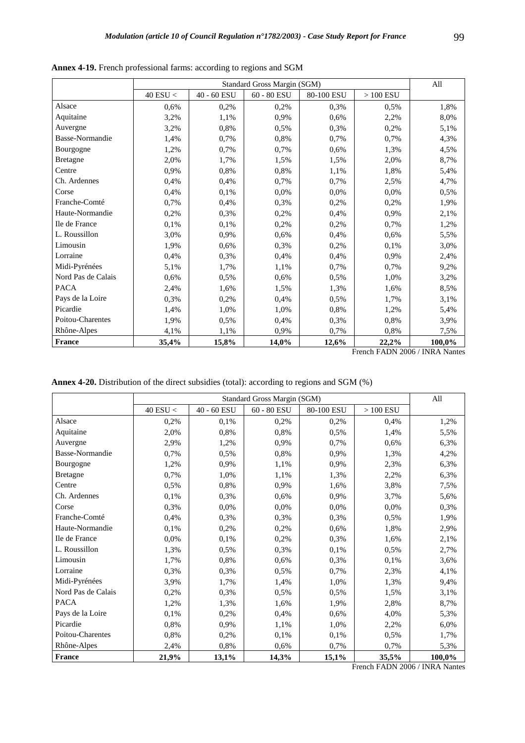**Annex 4-19.** French professional farms: according to regions and SGM

| | Standard Gross Margin (SGM) | | | | | All |
|---|---|---|---|---|---|---|
| | 40 ESU < | 40 - 60 ESU | 60 - 80 ESU | 80-100 ESU | > 100 ESU | |
| Alsace | 0,6% | 0,2% | 0,2% | 0,3% | 0,5% | 1,8% |
| Aquitaine | 3,2% | 1,1% | 0,9% | 0,6% | 2,2% | 8,0% |
| Auvergne | 3,2% | 0,8% | 0,5% | 0,3% | 0,2% | 5,1% |
| Basse-Normandie | 1,4% | 0,7% | 0,8% | 0,7% | 0,7% | 4,3% |
| Bourgogne | 1,2% | 0,7% | 0,7% | 0,6% | 1,3% | 4,5% |
| Bretagne | 2,0% | 1,7% | 1,5% | 1,5% | 2,0% | 8,7% |
| Centre | 0,9% | 0,8% | 0,8% | 1,1% | 1,8% | 5,4% |
| Ch. Ardennes | 0,4% | 0,4% | 0,7% | 0,7% | 2,5% | 4,7% |
| Corse | 0,4% | 0,1% | 0,0% | 0,0% | 0,0% | 0,5% |
| Franche-Comté | 0,7% | 0,4% | 0,3% | 0,2% | 0,2% | 1,9% |
| Haute-Normandie | 0,2% | 0,3% | 0,2% | 0,4% | 0,9% | 2,1% |
| Ile de France | 0,1% | 0,1% | 0,2% | 0,2% | 0,7% | 1,2% |
| L. Roussillon | 3,0% | 0,9% | 0,6% | 0,4% | 0,6% | 5,5% |
| Limousin | 1,9% | 0,6% | 0,3% | 0,2% | 0,1% | 3,0% |
| Lorraine | 0,4% | 0,3% | 0,4% | 0,4% | 0,9% | 2,4% |
| Midi-Pyrénées | 5,1% | 1,7% | 1,1% | 0,7% | 0,7% | 9,2% |
| Nord Pas de Calais | 0,6% | 0,5% | 0,6% | 0,5% | 1,0% | 3,2% |
| PACA | 2,4% | 1,6% | 1,5% | 1,3% | 1,6% | 8,5% |
| Pays de la Loire | 0,3% | 0,2% | 0,4% | 0,5% | 1,7% | 3,1% |
| Picardie | 1,4% | 1,0% | 1,0% | 0,8% | 1,2% | 5,4% |
| Poitou-Charentes | 1,9% | 0,5% | 0,4% | 0,3% | 0,8% | 3,9% |
| Rhône-Alpes | 4,1% | 1,1% | 0,9% | 0,7% | 0,8% | 7,5% |
| **France** | **35,4%** | **15,8%** | **14,0%** | **12,6%** | **22,2%** | **100,0%** |

French FADN 2006 / INRA Nantes

**Annex 4-20.** Distribution of the direct subsidies (total): according to regions and SGM (%)

| | Standard Gross Margin (SGM) | | | | | All |
|---|---|---|---|---|---|---|
| | 40 ESU < | 40 - 60 ESU | 60 - 80 ESU | 80-100 ESU | > 100 ESU | |
| Alsace | 0,2% | 0,1% | 0,2% | 0,2% | 0,4% | 1,2% |
| Aquitaine | 2,0% | 0,8% | 0,8% | 0,5% | 1,4% | 5,5% |
| Auvergne | 2,9% | 1,2% | 0,9% | 0,7% | 0,6% | 6,3% |
| Basse-Normandie | 0,7% | 0,5% | 0,8% | 0,9% | 1,3% | 4,2% |
| Bourgogne | 1,2% | 0,9% | 1,1% | 0,9% | 2,3% | 6,3% |
| Bretagne | 0,7% | 1,0% | 1,1% | 1,3% | 2,2% | 6,3% |
| Centre | 0,5% | 0,8% | 0,9% | 1,6% | 3,8% | 7,5% |
| Ch. Ardennes | 0,1% | 0,3% | 0,6% | 0,9% | 3,7% | 5,6% |
| Corse | 0,3% | 0,0% | 0,0% | 0,0% | 0,0% | 0,3% |
| Franche-Comté | 0,4% | 0,3% | 0,3% | 0,3% | 0,5% | 1,9% |
| Haute-Normandie | 0,1% | 0,2% | 0,2% | 0,6% | 1,8% | 2,9% |
| Ile de France | 0,0% | 0,1% | 0,2% | 0,3% | 1,6% | 2,1% |
| L. Roussillon | 1,3% | 0,5% | 0,3% | 0,1% | 0,5% | 2,7% |
| Limousin | 1,7% | 0,8% | 0,6% | 0,3% | 0,1% | 3,6% |
| Lorraine | 0,3% | 0,3% | 0,5% | 0,7% | 2,3% | 4,1% |
| Midi-Pyrénées | 3,9% | 1,7% | 1,4% | 1,0% | 1,3% | 9,4% |
| Nord Pas de Calais | 0,2% | 0,3% | 0,5% | 0,5% | 1,5% | 3,1% |
| PACA | 1,2% | 1,3% | 1,6% | 1,9% | 2,8% | 8,7% |
| Pays de la Loire | 0,1% | 0,2% | 0,4% | 0,6% | 4,0% | 5,3% |
| Picardie | 0,8% | 0,9% | 1,1% | 1,0% | 2,2% | 6,0% |
| Poitou-Charentes | 0,8% | 0,2% | 0,1% | 0,1% | 0,5% | 1,7% |
| Rhône-Alpes | 2,4% | 0,8% | 0,6% | 0,7% | 0,7% | 5,3% |
| **France** | **21,9%** | **13,1%** | **14,3%** | **15,1%** | **35,5%** | **100,0%** |

French FADN 2006 / INRA Nantes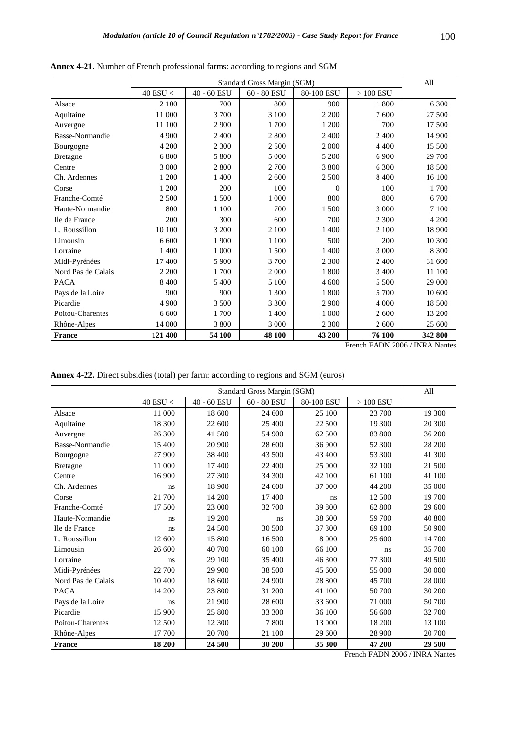**Annex 4-21.** Number of French professional farms: according to regions and SGM

| | Standard Gross Margin (SGM) | | | | | All |
|---|---|---|---|---|---|---|
| | 40 ESU < | 40 - 60 ESU | 60 - 80 ESU | 80-100 ESU | > 100 ESU | |
| Alsace | 2 100 | 700 | 800 | 900 | 1 800 | 6 300 |
| Aquitaine | 11 000 | 3 700 | 3 100 | 2 200 | 7 600 | 27 500 |
| Auvergne | 11 100 | 2 900 | 1 700 | 1 200 | 700 | 17 500 |
| Basse-Normandie | 4 900 | 2 400 | 2 800 | 2 400 | 2 400 | 14 900 |
| Bourgogne | 4 200 | 2 300 | 2 500 | 2 000 | 4 400 | 15 500 |
| Bretagne | 6 800 | 5 800 | 5 000 | 5 200 | 6 900 | 29 700 |
| Centre | 3 000 | 2 800 | 2 700 | 3 800 | 6 300 | 18 500 |
| Ch. Ardennes | 1 200 | 1 400 | 2 600 | 2 500 | 8 400 | 16 100 |
| Corse | 1 200 | 200 | 100 | 0 | 100 | 1 700 |
| Franche-Comté | 2 500 | 1 500 | 1 000 | 800 | 800 | 6 700 |
| Haute-Normandie | 800 | 1 100 | 700 | 1 500 | 3 000 | 7 100 |
| Ile de France | 200 | 300 | 600 | 700 | 2 300 | 4 200 |
| L. Roussillon | 10 100 | 3 200 | 2 100 | 1 400 | 2 100 | 18 900 |
| Limousin | 6 600 | 1 900 | 1 100 | 500 | 200 | 10 300 |
| Lorraine | 1 400 | 1 000 | 1 500 | 1 400 | 3 000 | 8 300 |
| Midi-Pyrénées | 17 400 | 5 900 | 3 700 | 2 300 | 2 400 | 31 600 |
| Nord Pas de Calais | 2 200 | 1 700 | 2 000 | 1 800 | 3 400 | 11 100 |
| PACA | 8 400 | 5 400 | 5 100 | 4 600 | 5 500 | 29 000 |
| Pays de la Loire | 900 | 900 | 1 300 | 1 800 | 5 700 | 10 600 |
| Picardie | 4 900 | 3 500 | 3 300 | 2 900 | 4 000 | 18 500 |
| Poitou-Charentes | 6 600 | 1 700 | 1 400 | 1 000 | 2 600 | 13 200 |
| Rhône-Alpes | 14 000 | 3 800 | 3 000 | 2 300 | 2 600 | 25 600 |
| **France** | **121 400** | **54 100** | **48 100** | **43 200** | **76 100** | **342 800** |

French FADN 2006 / INRA Nantes

**Annex 4-22.** Direct subsidies (total) per farm: according to regions and SGM (euros)

| | Standard Gross Margin (SGM) | | | | | All |
|---|---|---|---|---|---|---|
| | 40 ESU < | 40 - 60 ESU | 60 - 80 ESU | 80-100 ESU | > 100 ESU | |
| Alsace | 11 000 | 18 600 | 24 600 | 25 100 | 23 700 | 19 300 |
| Aquitaine | 18 300 | 22 600 | 25 400 | 22 500 | 19 300 | 20 300 |
| Auvergne | 26 300 | 41 500 | 54 900 | 62 500 | 83 800 | 36 200 |
| Basse-Normandie | 15 400 | 20 900 | 28 600 | 36 900 | 52 300 | 28 200 |
| Bourgogne | 27 900 | 38 400 | 43 500 | 43 400 | 53 300 | 41 300 |
| Bretagne | 11 000 | 17 400 | 22 400 | 25 000 | 32 100 | 21 500 |
| Centre | 16 900 | 27 300 | 34 300 | 42 100 | 61 100 | 41 100 |
| Ch. Ardennes | ns | 18 900 | 24 600 | 37 000 | 44 200 | 35 000 |
| Corse | 21 700 | 14 200 | 17 400 | ns | 12 500 | 19 700 |
| Franche-Comté | 17 500 | 23 000 | 32 700 | 39 800 | 62 800 | 29 600 |
| Haute-Normandie | ns | 19 200 | ns | 38 600 | 59 700 | 40 800 |
| Ile de France | ns | 24 500 | 30 500 | 37 300 | 69 100 | 50 900 |
| L. Roussillon | 12 600 | 15 800 | 16 500 | 8 000 | 25 600 | 14 700 |
| Limousin | 26 600 | 40 700 | 60 100 | 66 100 | ns | 35 700 |
| Lorraine | ns | 29 100 | 35 400 | 46 300 | 77 300 | 49 500 |
| Midi-Pyrénées | 22 700 | 29 900 | 38 500 | 45 600 | 55 000 | 30 000 |
| Nord Pas de Calais | 10 400 | 18 600 | 24 900 | 28 800 | 45 700 | 28 000 |
| PACA | 14 200 | 23 800 | 31 200 | 41 100 | 50 700 | 30 200 |
| Pays de la Loire | ns | 21 900 | 28 600 | 33 600 | 71 000 | 50 700 |
| Picardie | 15 900 | 25 800 | 33 300 | 36 100 | 56 600 | 32 700 |
| Poitou-Charentes | 12 500 | 12 300 | 7 800 | 13 000 | 18 200 | 13 100 |
| Rhône-Alpes | 17 700 | 20 700 | 21 100 | 29 600 | 28 900 | 20 700 |
| **France** | **18 200** | **24 500** | **30 200** | **35 300** | **47 200** | **29 500** |

French FADN 2006 / INRA Nantes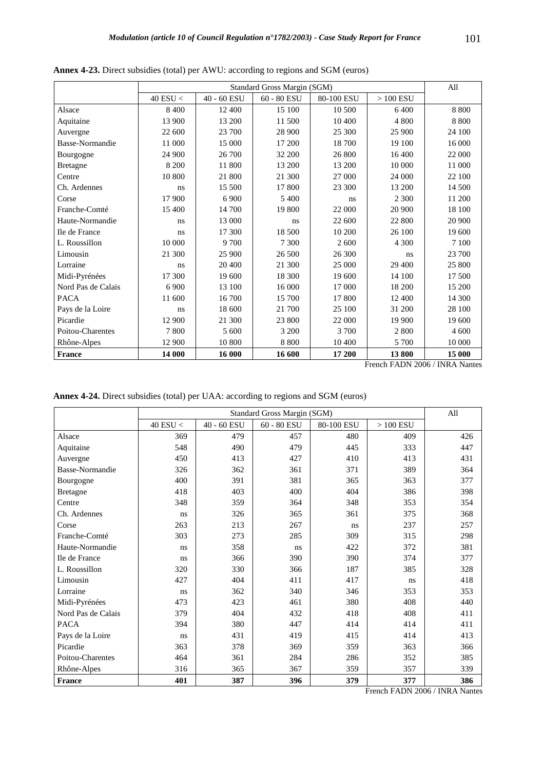**Annex 4-23.** Direct subsidies (total) per AWU: according to regions and SGM (euros)

| | Standard Gross Margin (SGM) | | | | | All |
|---|---|---|---|---|---|---|
| | 40 ESU < | 40 - 60 ESU | 60 - 80 ESU | 80-100 ESU | > 100 ESU | |
| Alsace | 8 400 | 12 400 | 15 100 | 10 500 | 6 400 | 8 800 |
| Aquitaine | 13 900 | 13 200 | 11 500 | 10 400 | 4 800 | 8 800 |
| Auvergne | 22 600 | 23 700 | 28 900 | 25 300 | 25 900 | 24 100 |
| Basse-Normandie | 11 000 | 15 000 | 17 200 | 18 700 | 19 100 | 16 000 |
| Bourgogne | 24 900 | 26 700 | 32 200 | 26 800 | 16 400 | 22 000 |
| Bretagne | 8 200 | 11 800 | 13 200 | 13 200 | 10 000 | 11 000 |
| Centre | 10 800 | 21 800 | 21 300 | 27 000 | 24 000 | 22 100 |
| Ch. Ardennes | ns | 15 500 | 17 800 | 23 300 | 13 200 | 14 500 |
| Corse | 17 900 | 6 900 | 5 400 | ns | 2 300 | 11 200 |
| Franche-Comté | 15 400 | 14 700 | 19 800 | 22 000 | 20 900 | 18 100 |
| Haute-Normandie | ns | 13 000 | ns | 22 600 | 22 800 | 20 900 |
| Ile de France | ns | 17 300 | 18 500 | 10 200 | 26 100 | 19 600 |
| L. Roussillon | 10 000 | 9 700 | 7 300 | 2 600 | 4 300 | 7 100 |
| Limousin | 21 300 | 25 900 | 26 500 | 26 300 | ns | 23 700 |
| Lorraine | ns | 20 400 | 21 300 | 25 000 | 29 400 | 25 800 |
| Midi-Pyrénées | 17 300 | 19 600 | 18 300 | 19 600 | 14 100 | 17 500 |
| Nord Pas de Calais | 6 900 | 13 100 | 16 000 | 17 000 | 18 200 | 15 200 |
| PACA | 11 600 | 16 700 | 15 700 | 17 800 | 12 400 | 14 300 |
| Pays de la Loire | ns | 18 600 | 21 700 | 25 100 | 31 200 | 28 100 |
| Picardie | 12 900 | 21 300 | 23 800 | 22 000 | 19 900 | 19 600 |
| Poitou-Charentes | 7 800 | 5 600 | 3 200 | 3 700 | 2 800 | 4 600 |
| Rhône-Alpes | 12 900 | 10 800 | 8 800 | 10 400 | 5 700 | 10 000 |
| **France** | **14 000** | **16 000** | **16 600** | **17 200** | **13 800** | **15 000** |

French FADN 2006 / INRA Nantes

**Annex 4-24.** Direct subsidies (total) per UAA: according to regions and SGM (euros)

| | Standard Gross Margin (SGM) | | | | | All |
|---|---|---|---|---|---|---|
| | 40 ESU < | 40 - 60 ESU | 60 - 80 ESU | 80-100 ESU | > 100 ESU | |
| Alsace | 369 | 479 | 457 | 480 | 409 | 426 |
| Aquitaine | 548 | 490 | 479 | 445 | 333 | 447 |
| Auvergne | 450 | 413 | 427 | 410 | 413 | 431 |
| Basse-Normandie | 326 | 362 | 361 | 371 | 389 | 364 |
| Bourgogne | 400 | 391 | 381 | 365 | 363 | 377 |
| Bretagne | 418 | 403 | 400 | 404 | 386 | 398 |
| Centre | 348 | 359 | 364 | 348 | 353 | 354 |
| Ch. Ardennes | ns | 326 | 365 | 361 | 375 | 368 |
| Corse | 263 | 213 | 267 | ns | 237 | 257 |
| Franche-Comté | 303 | 273 | 285 | 309 | 315 | 298 |
| Haute-Normandie | ns | 358 | ns | 422 | 372 | 381 |
| Ile de France | ns | 366 | 390 | 390 | 374 | 377 |
| L. Roussillon | 320 | 330 | 366 | 187 | 385 | 328 |
| Limousin | 427 | 404 | 411 | 417 | ns | 418 |
| Lorraine | ns | 362 | 340 | 346 | 353 | 353 |
| Midi-Pyrénées | 473 | 423 | 461 | 380 | 408 | 440 |
| Nord Pas de Calais | 379 | 404 | 432 | 418 | 408 | 411 |
| PACA | 394 | 380 | 447 | 414 | 414 | 411 |
| Pays de la Loire | ns | 431 | 419 | 415 | 414 | 413 |
| Picardie | 363 | 378 | 369 | 359 | 363 | 366 |
| Poitou-Charentes | 464 | 361 | 284 | 286 | 352 | 385 |
| Rhône-Alpes | 316 | 365 | 367 | 359 | 357 | 339 |
| **France** | **401** | **387** | **396** | **379** | **377** | **386** |

French FADN 2006 / INRA Nantes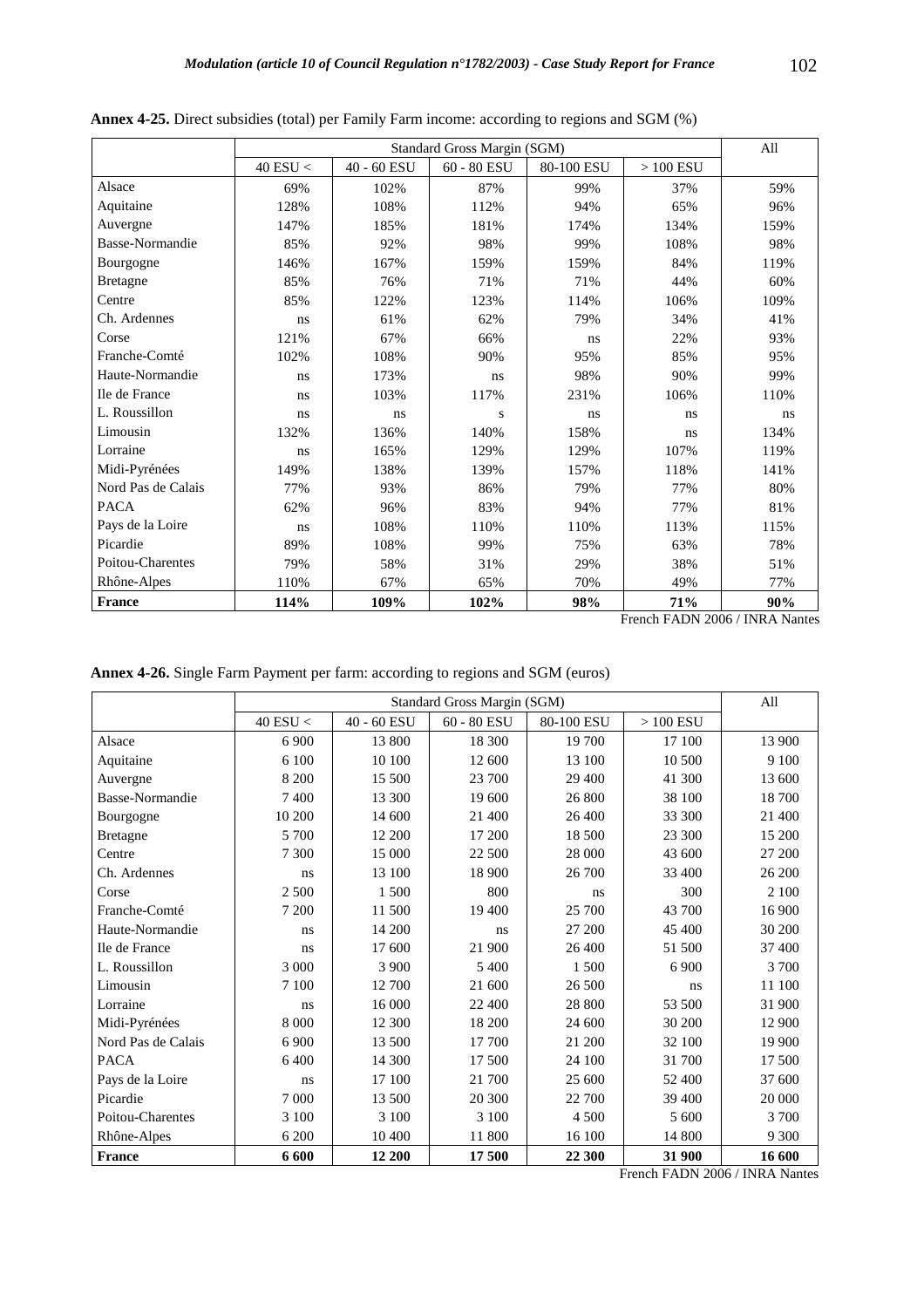**Annex 4-25.** Direct subsidies (total) per Family Farm income: according to regions and SGM (%)

| | Standard Gross Margin (SGM) | | | | | All |
|---|---|---|---|---|---|---|
| | 40 ESU < | 40 - 60 ESU | 60 - 80 ESU | 80-100 ESU | > 100 ESU | |
| Alsace | 69% | 102% | 87% | 99% | 37% | 59% |
| Aquitaine | 128% | 108% | 112% | 94% | 65% | 96% |
| Auvergne | 147% | 185% | 181% | 174% | 134% | 159% |
| Basse-Normandie | 85% | 92% | 98% | 99% | 108% | 98% |
| Bourgogne | 146% | 167% | 159% | 159% | 84% | 119% |
| Bretagne | 85% | 76% | 71% | 71% | 44% | 60% |
| Centre | 85% | 122% | 123% | 114% | 106% | 109% |
| Ch. Ardennes | ns | 61% | 62% | 79% | 34% | 41% |
| Corse | 121% | 67% | 66% | ns | 22% | 93% |
| Franche-Comté | 102% | 108% | 90% | 95% | 85% | 95% |
| Haute-Normandie | ns | 173% | ns | 98% | 90% | 99% |
| Ile de France | ns | 103% | 117% | 231% | 106% | 110% |
| L. Roussillon | ns | ns | s | ns | ns | ns |
| Limousin | 132% | 136% | 140% | 158% | ns | 134% |
| Lorraine | ns | 165% | 129% | 129% | 107% | 119% |
| Midi-Pyrénées | 149% | 138% | 139% | 157% | 118% | 141% |
| Nord Pas de Calais | 77% | 93% | 86% | 79% | 77% | 80% |
| PACA | 62% | 96% | 83% | 94% | 77% | 81% |
| Pays de la Loire | ns | 108% | 110% | 110% | 113% | 115% |
| Picardie | 89% | 108% | 99% | 75% | 63% | 78% |
| Poitou-Charentes | 79% | 58% | 31% | 29% | 38% | 51% |
| Rhône-Alpes | 110% | 67% | 65% | 70% | 49% | 77% |
| **France** | **114%** | **109%** | **102%** | **98%** | **71%** | **90%** |

French FADN 2006 / INRA Nantes

**Annex 4-26.** Single Farm Payment per farm: according to regions and SGM (euros)

| | Standard Gross Margin (SGM) | | | | | All |
|---|---|---|---|---|---|---|
| | 40 ESU < | 40 - 60 ESU | 60 - 80 ESU | 80-100 ESU | > 100 ESU | |
| Alsace | 6 900 | 13 800 | 18 300 | 19 700 | 17 100 | 13 900 |
| Aquitaine | 6 100 | 10 100 | 12 600 | 13 100 | 10 500 | 9 100 |
| Auvergne | 8 200 | 15 500 | 23 700 | 29 400 | 41 300 | 13 600 |
| Basse-Normandie | 7 400 | 13 300 | 19 600 | 26 800 | 38 100 | 18 700 |
| Bourgogne | 10 200 | 14 600 | 21 400 | 26 400 | 33 300 | 21 400 |
| Bretagne | 5 700 | 12 200 | 17 200 | 18 500 | 23 300 | 15 200 |
| Centre | 7 300 | 15 000 | 22 500 | 28 000 | 43 600 | 27 200 |
| Ch. Ardennes | ns | 13 100 | 18 900 | 26 700 | 33 400 | 26 200 |
| Corse | 2 500 | 1 500 | 800 | ns | 300 | 2 100 |
| Franche-Comté | 7 200 | 11 500 | 19 400 | 25 700 | 43 700 | 16 900 |
| Haute-Normandie | ns | 14 200 | ns | 27 200 | 45 400 | 30 200 |
| Ile de France | ns | 17 600 | 21 900 | 26 400 | 51 500 | 37 400 |
| L. Roussillon | 3 000 | 3 900 | 5 400 | 1 500 | 6 900 | 3 700 |
| Limousin | 7 100 | 12 700 | 21 600 | 26 500 | ns | 11 100 |
| Lorraine | ns | 16 000 | 22 400 | 28 800 | 53 500 | 31 900 |
| Midi-Pyrénées | 8 000 | 12 300 | 18 200 | 24 600 | 30 200 | 12 900 |
| Nord Pas de Calais | 6 900 | 13 500 | 17 700 | 21 200 | 32 100 | 19 900 |
| PACA | 6 400 | 14 300 | 17 500 | 24 100 | 31 700 | 17 500 |
| Pays de la Loire | ns | 17 100 | 21 700 | 25 600 | 52 400 | 37 600 |
| Picardie | 7 000 | 13 500 | 20 300 | 22 700 | 39 400 | 20 000 |
| Poitou-Charentes | 3 100 | 3 100 | 3 100 | 4 500 | 5 600 | 3 700 |
| Rhône-Alpes | 6 200 | 10 400 | 11 800 | 16 100 | 14 800 | 9 300 |
| **France** | **6 600** | **12 200** | **17 500** | **22 300** | **31 900** | **16 600** |

French FADN 2006 / INRA Nantes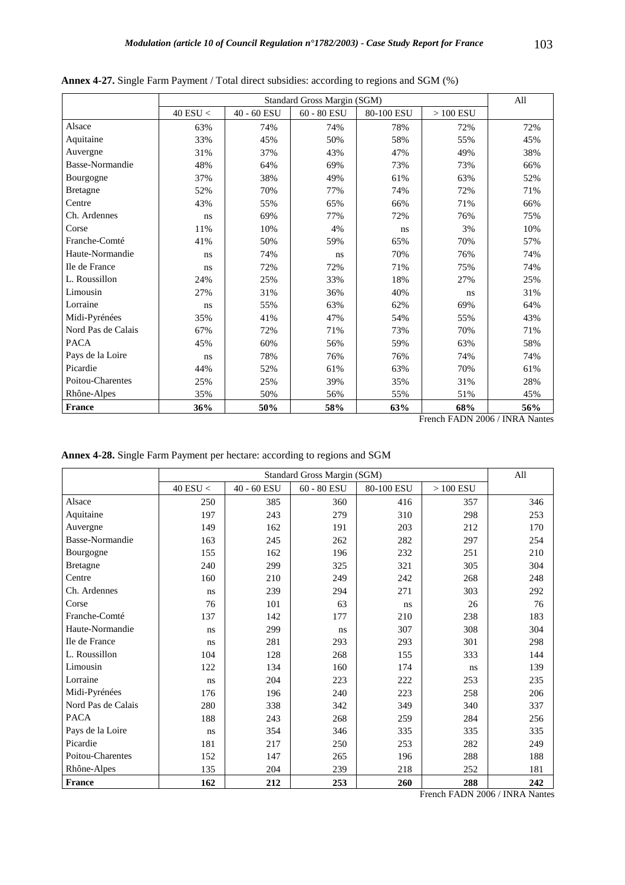**Annex 4-27.** Single Farm Payment / Total direct subsidies: according to regions and SGM (%)

| | Standard Gross Margin (SGM) | | | | | All |
|---|---|---|---|---|---|---|
| | 40 ESU < | 40 - 60 ESU | 60 - 80 ESU | 80-100 ESU | > 100 ESU | |
| Alsace | 63% | 74% | 74% | 78% | 72% | 72% |
| Aquitaine | 33% | 45% | 50% | 58% | 55% | 45% |
| Auvergne | 31% | 37% | 43% | 47% | 49% | 38% |
| Basse-Normandie | 48% | 64% | 69% | 73% | 73% | 66% |
| Bourgogne | 37% | 38% | 49% | 61% | 63% | 52% |
| Bretagne | 52% | 70% | 77% | 74% | 72% | 71% |
| Centre | 43% | 55% | 65% | 66% | 71% | 66% |
| Ch. Ardennes | ns | 69% | 77% | 72% | 76% | 75% |
| Corse | 11% | 10% | 4% | ns | 3% | 10% |
| Franche-Comté | 41% | 50% | 59% | 65% | 70% | 57% |
| Haute-Normandie | ns | 74% | ns | 70% | 76% | 74% |
| Ile de France | ns | 72% | 72% | 71% | 75% | 74% |
| L. Roussillon | 24% | 25% | 33% | 18% | 27% | 25% |
| Limousin | 27% | 31% | 36% | 40% | ns | 31% |
| Lorraine | ns | 55% | 63% | 62% | 69% | 64% |
| Midi-Pyrénées | 35% | 41% | 47% | 54% | 55% | 43% |
| Nord Pas de Calais | 67% | 72% | 71% | 73% | 70% | 71% |
| PACA | 45% | 60% | 56% | 59% | 63% | 58% |
| Pays de la Loire | ns | 78% | 76% | 76% | 74% | 74% |
| Picardie | 44% | 52% | 61% | 63% | 70% | 61% |
| Poitou-Charentes | 25% | 25% | 39% | 35% | 31% | 28% |
| Rhône-Alpes | 35% | 50% | 56% | 55% | 51% | 45% |
| **France** | **36%** | **50%** | **58%** | **63%** | **68%** | **56%** |

French FADN 2006 / INRA Nantes

**Annex 4-28.** Single Farm Payment per hectare: according to regions and SGM

| | Standard Gross Margin (SGM) | | | | | All |
|---|---|---|---|---|---|---|
| | 40 ESU < | 40 - 60 ESU | 60 - 80 ESU | 80-100 ESU | > 100 ESU | |
| Alsace | 250 | 385 | 360 | 416 | 357 | 346 |
| Aquitaine | 197 | 243 | 279 | 310 | 298 | 253 |
| Auvergne | 149 | 162 | 191 | 203 | 212 | 170 |
| Basse-Normandie | 163 | 245 | 262 | 282 | 297 | 254 |
| Bourgogne | 155 | 162 | 196 | 232 | 251 | 210 |
| Bretagne | 240 | 299 | 325 | 321 | 305 | 304 |
| Centre | 160 | 210 | 249 | 242 | 268 | 248 |
| Ch. Ardennes | ns | 239 | 294 | 271 | 303 | 292 |
| Corse | 76 | 101 | 63 | ns | 26 | 76 |
| Franche-Comté | 137 | 142 | 177 | 210 | 238 | 183 |
| Haute-Normandie | ns | 299 | ns | 307 | 308 | 304 |
| Ile de France | ns | 281 | 293 | 293 | 301 | 298 |
| L. Roussillon | 104 | 128 | 268 | 155 | 333 | 144 |
| Limousin | 122 | 134 | 160 | 174 | ns | 139 |
| Lorraine | ns | 204 | 223 | 222 | 253 | 235 |
| Midi-Pyrénées | 176 | 196 | 240 | 223 | 258 | 206 |
| Nord Pas de Calais | 280 | 338 | 342 | 349 | 340 | 337 |
| PACA | 188 | 243 | 268 | 259 | 284 | 256 |
| Pays de la Loire | ns | 354 | 346 | 335 | 335 | 335 |
| Picardie | 181 | 217 | 250 | 253 | 282 | 249 |
| Poitou-Charentes | 152 | 147 | 265 | 196 | 288 | 188 |
| Rhône-Alpes | 135 | 204 | 239 | 218 | 252 | 181 |
| **France** | **162** | **212** | **253** | **260** | **288** | **242** |

French FADN 2006 / INRA Nantes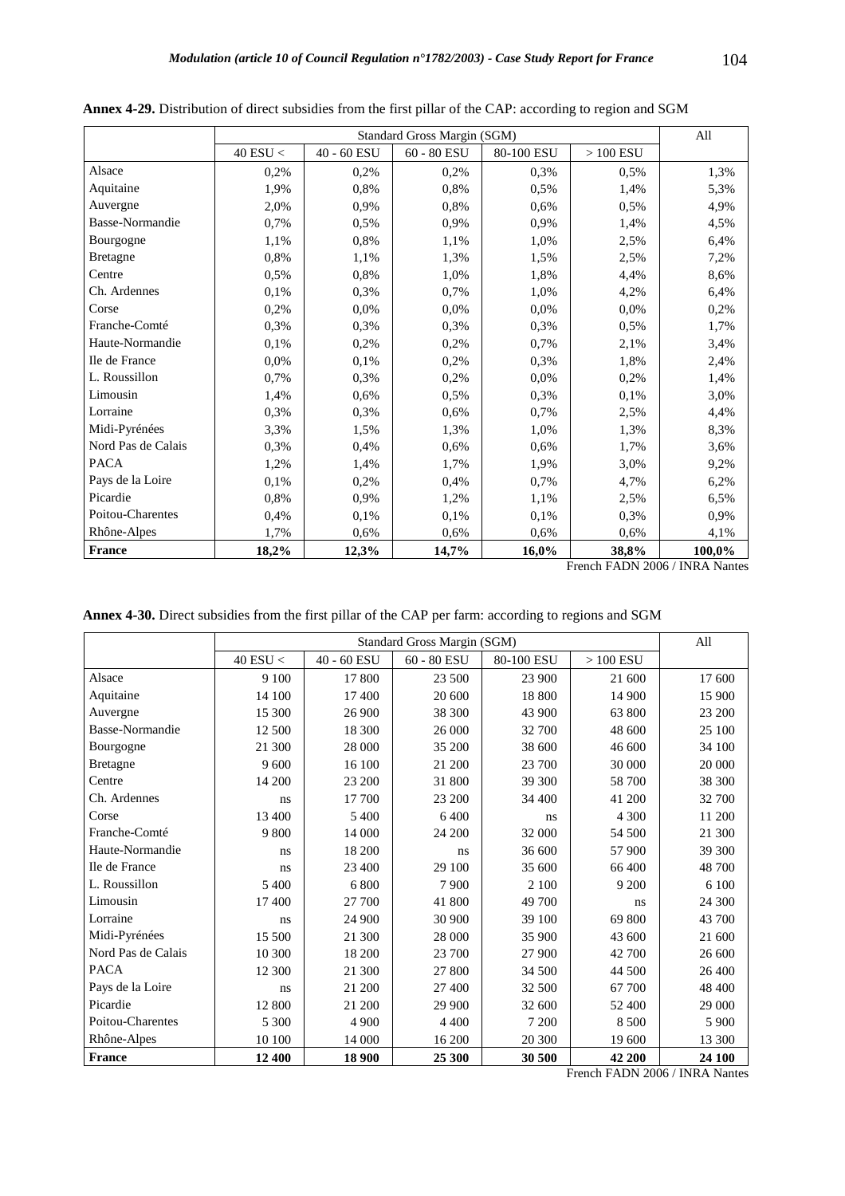**Annex 4-29.** Distribution of direct subsidies from the first pillar of the CAP: according to region and SGM

| | Standard Gross Margin (SGM) | | | | | All |
|---|---|---|---|---|---|---|
| | 40 ESU < | 40 - 60 ESU | 60 - 80 ESU | 80-100 ESU | > 100 ESU | |
| Alsace | 0,2% | 0,2% | 0,2% | 0,3% | 0,5% | 1,3% |
| Aquitaine | 1,9% | 0,8% | 0,8% | 0,5% | 1,4% | 5,3% |
| Auvergne | 2,0% | 0,9% | 0,8% | 0,6% | 0,5% | 4,9% |
| Basse-Normandie | 0,7% | 0,5% | 0,9% | 0,9% | 1,4% | 4,5% |
| Bourgogne | 1,1% | 0,8% | 1,1% | 1,0% | 2,5% | 6,4% |
| Bretagne | 0,8% | 1,1% | 1,3% | 1,5% | 2,5% | 7,2% |
| Centre | 0,5% | 0,8% | 1,0% | 1,8% | 4,4% | 8,6% |
| Ch. Ardennes | 0,1% | 0,3% | 0,7% | 1,0% | 4,2% | 6,4% |
| Corse | 0,2% | 0,0% | 0,0% | 0,0% | 0,0% | 0,2% |
| Franche-Comté | 0,3% | 0,3% | 0,3% | 0,3% | 0,5% | 1,7% |
| Haute-Normandie | 0,1% | 0,2% | 0,2% | 0,7% | 2,1% | 3,4% |
| Ile de France | 0,0% | 0,1% | 0,2% | 0,3% | 1,8% | 2,4% |
| L. Roussillon | 0,7% | 0,3% | 0,2% | 0,0% | 0,2% | 1,4% |
| Limousin | 1,4% | 0,6% | 0,5% | 0,3% | 0,1% | 3,0% |
| Lorraine | 0,3% | 0,3% | 0,6% | 0,7% | 2,5% | 4,4% |
| Midi-Pyrénées | 3,3% | 1,5% | 1,3% | 1,0% | 1,3% | 8,3% |
| Nord Pas de Calais | 0,3% | 0,4% | 0,6% | 0,6% | 1,7% | 3,6% |
| PACA | 1,2% | 1,4% | 1,7% | 1,9% | 3,0% | 9,2% |
| Pays de la Loire | 0,1% | 0,2% | 0,4% | 0,7% | 4,7% | 6,2% |
| Picardie | 0,8% | 0,9% | 1,2% | 1,1% | 2,5% | 6,5% |
| Poitou-Charentes | 0,4% | 0,1% | 0,1% | 0,1% | 0,3% | 0,9% |
| Rhône-Alpes | 1,7% | 0,6% | 0,6% | 0,6% | 0,6% | 4,1% |
| **France** | **18,2%** | **12,3%** | **14,7%** | **16,0%** | **38,8%** | **100,0%** |

French FADN 2006 / INRA Nantes

**Annex 4-30.** Direct subsidies from the first pillar of the CAP per farm: according to regions and SGM

| | Standard Gross Margin (SGM) | | | | | All |
|---|---|---|---|---|---|---|
| | 40 ESU < | 40 - 60 ESU | 60 - 80 ESU | 80-100 ESU | > 100 ESU | |
| Alsace | 9 100 | 17 800 | 23 500 | 23 900 | 21 600 | 17 600 |
| Aquitaine | 14 100 | 17 400 | 20 600 | 18 800 | 14 900 | 15 900 |
| Auvergne | 15 300 | 26 900 | 38 300 | 43 900 | 63 800 | 23 200 |
| Basse-Normandie | 12 500 | 18 300 | 26 000 | 32 700 | 48 600 | 25 100 |
| Bourgogne | 21 300 | 28 000 | 35 200 | 38 600 | 46 600 | 34 100 |
| Bretagne | 9 600 | 16 100 | 21 200 | 23 700 | 30 000 | 20 000 |
| Centre | 14 200 | 23 200 | 31 800 | 39 300 | 58 700 | 38 300 |
| Ch. Ardennes | ns | 17 700 | 23 200 | 34 400 | 41 200 | 32 700 |
| Corse | 13 400 | 5 400 | 6 400 | ns | 4 300 | 11 200 |
| Franche-Comté | 9 800 | 14 000 | 24 200 | 32 000 | 54 500 | 21 300 |
| Haute-Normandie | ns | 18 200 | ns | 36 600 | 57 900 | 39 300 |
| Ile de France | ns | 23 400 | 29 100 | 35 600 | 66 400 | 48 700 |
| L. Roussillon | 5 400 | 6 800 | 7 900 | 2 100 | 9 200 | 6 100 |
| Limousin | 17 400 | 27 700 | 41 800 | 49 700 | ns | 24 300 |
| Lorraine | ns | 24 900 | 30 900 | 39 100 | 69 800 | 43 700 |
| Midi-Pyrénées | 15 500 | 21 300 | 28 000 | 35 900 | 43 600 | 21 600 |
| Nord Pas de Calais | 10 300 | 18 200 | 23 700 | 27 900 | 42 700 | 26 600 |
| PACA | 12 300 | 21 300 | 27 800 | 34 500 | 44 500 | 26 400 |
| Pays de la Loire | ns | 21 200 | 27 400 | 32 500 | 67 700 | 48 400 |
| Picardie | 12 800 | 21 200 | 29 900 | 32 600 | 52 400 | 29 000 |
| Poitou-Charentes | 5 300 | 4 900 | 4 400 | 7 200 | 8 500 | 5 900 |
| Rhône-Alpes | 10 100 | 14 000 | 16 200 | 20 300 | 19 600 | 13 300 |
| **France** | **12 400** | **18 900** | **25 300** | **30 500** | **42 200** | **24 100** |

French FADN 2006 / INRA Nantes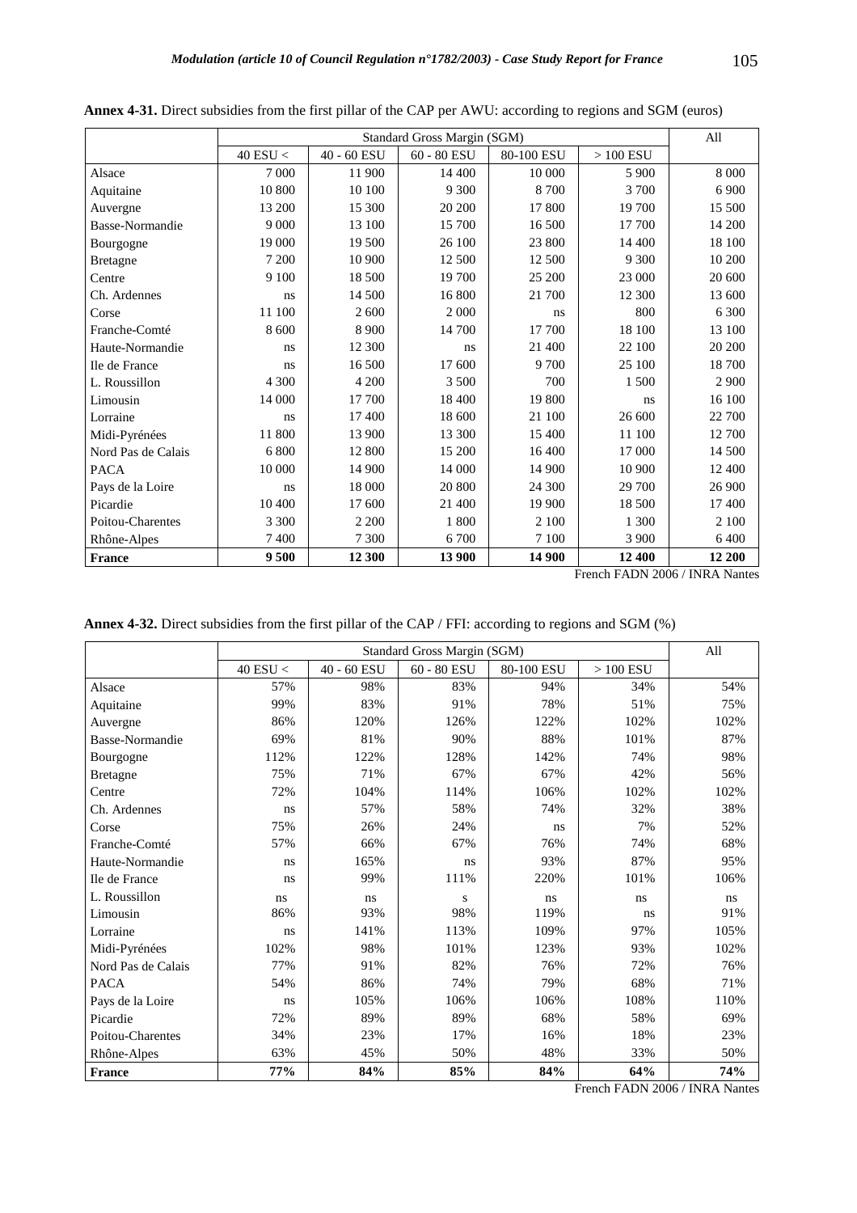**Annex 4-31.** Direct subsidies from the first pillar of the CAP per AWU: according to regions and SGM (euros)

| | Standard Gross Margin (SGM) | | | | | All |
|---|---|---|---|---|---|---|
| | 40 ESU < | 40 - 60 ESU | 60 - 80 ESU | 80-100 ESU | > 100 ESU | |
| Alsace | 7 000 | 11 900 | 14 400 | 10 000 | 5 900 | 8 000 |
| Aquitaine | 10 800 | 10 100 | 9 300 | 8 700 | 3 700 | 6 900 |
| Auvergne | 13 200 | 15 300 | 20 200 | 17 800 | 19 700 | 15 500 |
| Basse-Normandie | 9 000 | 13 100 | 15 700 | 16 500 | 17 700 | 14 200 |
| Bourgogne | 19 000 | 19 500 | 26 100 | 23 800 | 14 400 | 18 100 |
| Bretagne | 7 200 | 10 900 | 12 500 | 12 500 | 9 300 | 10 200 |
| Centre | 9 100 | 18 500 | 19 700 | 25 200 | 23 000 | 20 600 |
| Ch. Ardennes | ns | 14 500 | 16 800 | 21 700 | 12 300 | 13 600 |
| Corse | 11 100 | 2 600 | 2 000 | ns | 800 | 6 300 |
| Franche-Comté | 8 600 | 8 900 | 14 700 | 17 700 | 18 100 | 13 100 |
| Haute-Normandie | ns | 12 300 | ns | 21 400 | 22 100 | 20 200 |
| Ile de France | ns | 16 500 | 17 600 | 9 700 | 25 100 | 18 700 |
| L. Roussillon | 4 300 | 4 200 | 3 500 | 700 | 1 500 | 2 900 |
| Limousin | 14 000 | 17 700 | 18 400 | 19 800 | ns | 16 100 |
| Lorraine | ns | 17 400 | 18 600 | 21 100 | 26 600 | 22 700 |
| Midi-Pyrénées | 11 800 | 13 900 | 13 300 | 15 400 | 11 100 | 12 700 |
| Nord Pas de Calais | 6 800 | 12 800 | 15 200 | 16 400 | 17 000 | 14 500 |
| PACA | 10 000 | 14 900 | 14 000 | 14 900 | 10 900 | 12 400 |
| Pays de la Loire | ns | 18 000 | 20 800 | 24 300 | 29 700 | 26 900 |
| Picardie | 10 400 | 17 600 | 21 400 | 19 900 | 18 500 | 17 400 |
| Poitou-Charentes | 3 300 | 2 200 | 1 800 | 2 100 | 1 300 | 2 100 |
| Rhône-Alpes | 7 400 | 7 300 | 6 700 | 7 100 | 3 900 | 6 400 |
| **France** | **9 500** | **12 300** | **13 900** | **14 900** | **12 400** | **12 200** |

French FADN 2006 / INRA Nantes

**Annex 4-32.** Direct subsidies from the first pillar of the CAP / FFI: according to regions and SGM (%)

| | Standard Gross Margin (SGM) | | | | | All |
|---|---|---|---|---|---|---|
| | 40 ESU < | 40 - 60 ESU | 60 - 80 ESU | 80-100 ESU | > 100 ESU | |
| Alsace | 57% | 98% | 83% | 94% | 34% | 54% |
| Aquitaine | 99% | 83% | 91% | 78% | 51% | 75% |
| Auvergne | 86% | 120% | 126% | 122% | 102% | 102% |
| Basse-Normandie | 69% | 81% | 90% | 88% | 101% | 87% |
| Bourgogne | 112% | 122% | 128% | 142% | 74% | 98% |
| Bretagne | 75% | 71% | 67% | 67% | 42% | 56% |
| Centre | 72% | 104% | 114% | 106% | 102% | 102% |
| Ch. Ardennes | ns | 57% | 58% | 74% | 32% | 38% |
| Corse | 75% | 26% | 24% | ns | 7% | 52% |
| Franche-Comté | 57% | 66% | 67% | 76% | 74% | 68% |
| Haute-Normandie | ns | 165% | ns | 93% | 87% | 95% |
| Ile de France | ns | 99% | 111% | 220% | 101% | 106% |
| L. Roussillon | ns | ns | s | ns | ns | ns |
| Limousin | 86% | 93% | 98% | 119% | ns | 91% |
| Lorraine | ns | 141% | 113% | 109% | 97% | 105% |
| Midi-Pyrénées | 102% | 98% | 101% | 123% | 93% | 102% |
| Nord Pas de Calais | 77% | 91% | 82% | 76% | 72% | 76% |
| PACA | 54% | 86% | 74% | 79% | 68% | 71% |
| Pays de la Loire | ns | 105% | 106% | 106% | 108% | 110% |
| Picardie | 72% | 89% | 89% | 68% | 58% | 69% |
| Poitou-Charentes | 34% | 23% | 17% | 16% | 18% | 23% |
| Rhône-Alpes | 63% | 45% | 50% | 48% | 33% | 50% |
| **France** | **77%** | **84%** | **85%** | **84%** | **64%** | **74%** |

French FADN 2006 / INRA Nantes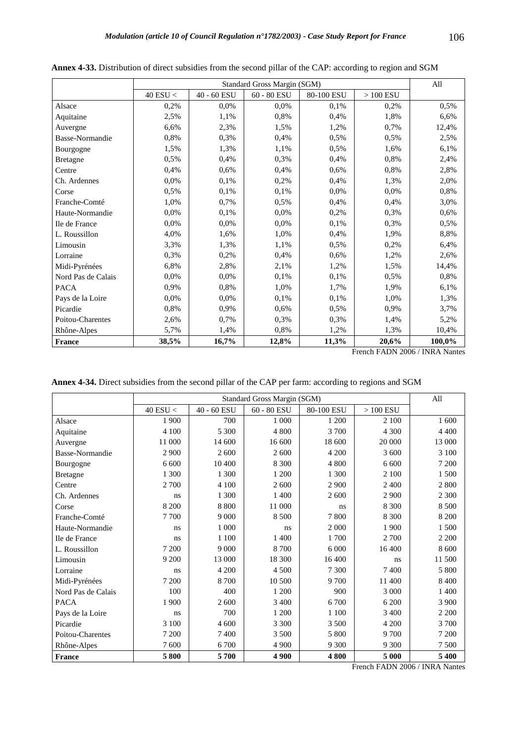**Annex 4-33.** Distribution of direct subsidies from the second pillar of the CAP: according to region and SGM

| | Standard Gross Margin (SGM) | | | | | All |
|---|---|---|---|---|---|---|
| | 40 ESU < | 40 - 60 ESU | 60 - 80 ESU | 80-100 ESU | > 100 ESU | |
| Alsace | 0,2% | 0,0% | 0,0% | 0,1% | 0,2% | 0,5% |
| Aquitaine | 2,5% | 1,1% | 0,8% | 0,4% | 1,8% | 6,6% |
| Auvergne | 6,6% | 2,3% | 1,5% | 1,2% | 0,7% | 12,4% |
| Basse-Normandie | 0,8% | 0,3% | 0,4% | 0,5% | 0,5% | 2,5% |
| Bourgogne | 1,5% | 1,3% | 1,1% | 0,5% | 1,6% | 6,1% |
| Bretagne | 0,5% | 0,4% | 0,3% | 0,4% | 0,8% | 2,4% |
| Centre | 0,4% | 0,6% | 0,4% | 0,6% | 0,8% | 2,8% |
| Ch. Ardennes | 0,0% | 0,1% | 0,2% | 0,4% | 1,3% | 2,0% |
| Corse | 0,5% | 0,1% | 0,1% | 0,0% | 0,0% | 0,8% |
| Franche-Comté | 1,0% | 0,7% | 0,5% | 0,4% | 0,4% | 3,0% |
| Haute-Normandie | 0,0% | 0,1% | 0,0% | 0,2% | 0,3% | 0,6% |
| Ile de France | 0,0% | 0,0% | 0,0% | 0,1% | 0,3% | 0,5% |
| L. Roussillon | 4,0% | 1,6% | 1,0% | 0,4% | 1,9% | 8,8% |
| Limousin | 3,3% | 1,3% | 1,1% | 0,5% | 0,2% | 6,4% |
| Lorraine | 0,3% | 0,2% | 0,4% | 0,6% | 1,2% | 2,6% |
| Midi-Pyrénées | 6,8% | 2,8% | 2,1% | 1,2% | 1,5% | 14,4% |
| Nord Pas de Calais | 0,0% | 0,0% | 0,1% | 0,1% | 0,5% | 0,8% |
| PACA | 0,9% | 0,8% | 1,0% | 1,7% | 1,9% | 6,1% |
| Pays de la Loire | 0,0% | 0,0% | 0,1% | 0,1% | 1,0% | 1,3% |
| Picardie | 0,8% | 0,9% | 0,6% | 0,5% | 0,9% | 3,7% |
| Poitou-Charentes | 2,6% | 0,7% | 0,3% | 0,3% | 1,4% | 5,2% |
| Rhône-Alpes | 5,7% | 1,4% | 0,8% | 1,2% | 1,3% | 10,4% |
| **France** | **38,5%** | **16,7%** | **12,8%** | **11,3%** | **20,6%** | **100,0%** |

French FADN 2006 / INRA Nantes

**Annex 4-34.** Direct subsidies from the second pillar of the CAP per farm: according to regions and SGM

| | Standard Gross Margin (SGM) | | | | | All |
|---|---|---|---|---|---|---|
| | 40 ESU < | 40 - 60 ESU | 60 - 80 ESU | 80-100 ESU | > 100 ESU | |
| Alsace | 1 900 | 700 | 1 000 | 1 200 | 2 100 | 1 600 |
| Aquitaine | 4 100 | 5 300 | 4 800 | 3 700 | 4 300 | 4 400 |
| Auvergne | 11 000 | 14 600 | 16 600 | 18 600 | 20 000 | 13 000 |
| Basse-Normandie | 2 900 | 2 600 | 2 600 | 4 200 | 3 600 | 3 100 |
| Bourgogne | 6 600 | 10 400 | 8 300 | 4 800 | 6 600 | 7 200 |
| Bretagne | 1 300 | 1 300 | 1 200 | 1 300 | 2 100 | 1 500 |
| Centre | 2 700 | 4 100 | 2 600 | 2 900 | 2 400 | 2 800 |
| Ch. Ardennes | ns | 1 300 | 1 400 | 2 600 | 2 900 | 2 300 |
| Corse | 8 200 | 8 800 | 11 000 | ns | 8 300 | 8 500 |
| Franche-Comté | 7 700 | 9 000 | 8 500 | 7 800 | 8 300 | 8 200 |
| Haute-Normandie | ns | 1 000 | ns | 2 000 | 1 900 | 1 500 |
| Ile de France | ns | 1 100 | 1 400 | 1 700 | 2 700 | 2 200 |
| L. Roussillon | 7 200 | 9 000 | 8 700 | 6 000 | 16 400 | 8 600 |
| Limousin | 9 200 | 13 000 | 18 300 | 16 400 | ns | 11 500 |
| Lorraine | ns | 4 200 | 4 500 | 7 300 | 7 400 | 5 800 |
| Midi-Pyrénées | 7 200 | 8 700 | 10 500 | 9 700 | 11 400 | 8 400 |
| Nord Pas de Calais | 100 | 400 | 1 200 | 900 | 3 000 | 1 400 |
| PACA | 1 900 | 2 600 | 3 400 | 6 700 | 6 200 | 3 900 |
| Pays de la Loire | ns | 700 | 1 200 | 1 100 | 3 400 | 2 200 |
| Picardie | 3 100 | 4 600 | 3 300 | 3 500 | 4 200 | 3 700 |
| Poitou-Charentes | 7 200 | 7 400 | 3 500 | 5 800 | 9 700 | 7 200 |
| Rhône-Alpes | 7 600 | 6 700 | 4 900 | 9 300 | 9 300 | 7 500 |
| **France** | **5 800** | **5 700** | **4 900** | **4 800** | **5 000** | **5 400** |

French FADN 2006 / INRA Nantes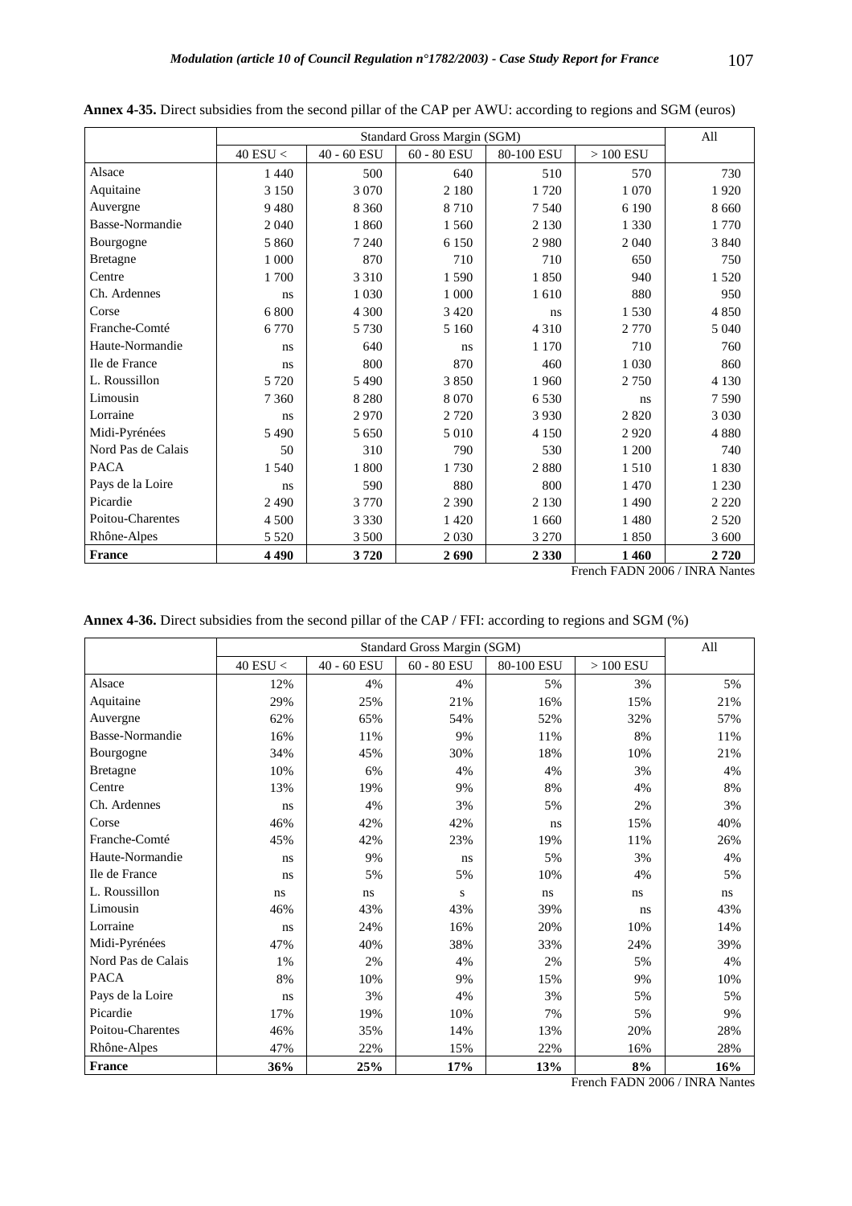**Annex 4-35.** Direct subsidies from the second pillar of the CAP per AWU: according to regions and SGM (euros)

| | Standard Gross Margin (SGM) | | | | | All |
|---|---|---|---|---|---|---|
| | 40 ESU < | 40 - 60 ESU | 60 - 80 ESU | 80-100 ESU | > 100 ESU | |
| Alsace | 1 440 | 500 | 640 | 510 | 570 | 730 |
| Aquitaine | 3 150 | 3 070 | 2 180 | 1 720 | 1 070 | 1 920 |
| Auvergne | 9 480 | 8 360 | 8 710 | 7 540 | 6 190 | 8 660 |
| Basse-Normandie | 2 040 | 1 860 | 1 560 | 2 130 | 1 330 | 1 770 |
| Bourgogne | 5 860 | 7 240 | 6 150 | 2 980 | 2 040 | 3 840 |
| Bretagne | 1 000 | 870 | 710 | 710 | 650 | 750 |
| Centre | 1 700 | 3 310 | 1 590 | 1 850 | 940 | 1 520 |
| Ch. Ardennes | ns | 1 030 | 1 000 | 1 610 | 880 | 950 |
| Corse | 6 800 | 4 300 | 3 420 | ns | 1 530 | 4 850 |
| Franche-Comté | 6 770 | 5 730 | 5 160 | 4 310 | 2 770 | 5 040 |
| Haute-Normandie | ns | 640 | ns | 1 170 | 710 | 760 |
| Ile de France | ns | 800 | 870 | 460 | 1 030 | 860 |
| L. Roussillon | 5 720 | 5 490 | 3 850 | 1 960 | 2 750 | 4 130 |
| Limousin | 7 360 | 8 280 | 8 070 | 6 530 | ns | 7 590 |
| Lorraine | ns | 2 970 | 2 720 | 3 930 | 2 820 | 3 030 |
| Midi-Pyrénées | 5 490 | 5 650 | 5 010 | 4 150 | 2 920 | 4 880 |
| Nord Pas de Calais | 50 | 310 | 790 | 530 | 1 200 | 740 |
| PACA | 1 540 | 1 800 | 1 730 | 2 880 | 1 510 | 1 830 |
| Pays de la Loire | ns | 590 | 880 | 800 | 1 470 | 1 230 |
| Picardie | 2 490 | 3 770 | 2 390 | 2 130 | 1 490 | 2 220 |
| Poitou-Charentes | 4 500 | 3 330 | 1 420 | 1 660 | 1 480 | 2 520 |
| Rhône-Alpes | 5 520 | 3 500 | 2 030 | 3 270 | 1 850 | 3 600 |
| **France** | **4 490** | **3 720** | **2 690** | **2 330** | **1 460** | **2 720** |

French FADN 2006 / INRA Nantes

**Annex 4-36.** Direct subsidies from the second pillar of the CAP / FFI: according to regions and SGM (%)

| | Standard Gross Margin (SGM) | | | | | All |
|---|---|---|---|---|---|---|
| | 40 ESU < | 40 - 60 ESU | 60 - 80 ESU | 80-100 ESU | > 100 ESU | |
| Alsace | 12% | 4% | 4% | 5% | 3% | 5% |
| Aquitaine | 29% | 25% | 21% | 16% | 15% | 21% |
| Auvergne | 62% | 65% | 54% | 52% | 32% | 57% |
| Basse-Normandie | 16% | 11% | 9% | 11% | 8% | 11% |
| Bourgogne | 34% | 45% | 30% | 18% | 10% | 21% |
| Bretagne | 10% | 6% | 4% | 4% | 3% | 4% |
| Centre | 13% | 19% | 9% | 8% | 4% | 8% |
| Ch. Ardennes | ns | 4% | 3% | 5% | 2% | 3% |
| Corse | 46% | 42% | 42% | ns | 15% | 40% |
| Franche-Comté | 45% | 42% | 23% | 19% | 11% | 26% |
| Haute-Normandie | ns | 9% | ns | 5% | 3% | 4% |
| Ile de France | ns | 5% | 5% | 10% | 4% | 5% |
| L. Roussillon | ns | ns | s | ns | ns | ns |
| Limousin | 46% | 43% | 43% | 39% | ns | 43% |
| Lorraine | ns | 24% | 16% | 20% | 10% | 14% |
| Midi-Pyrénées | 47% | 40% | 38% | 33% | 24% | 39% |
| Nord Pas de Calais | 1% | 2% | 4% | 2% | 5% | 4% |
| PACA | 8% | 10% | 9% | 15% | 9% | 10% |
| Pays de la Loire | ns | 3% | 4% | 3% | 5% | 5% |
| Picardie | 17% | 19% | 10% | 7% | 5% | 9% |
| Poitou-Charentes | 46% | 35% | 14% | 13% | 20% | 28% |
| Rhône-Alpes | 47% | 22% | 15% | 22% | 16% | 28% |
| **France** | **36%** | **25%** | **17%** | **13%** | **8%** | **16%** |

French FADN 2006 / INRA Nantes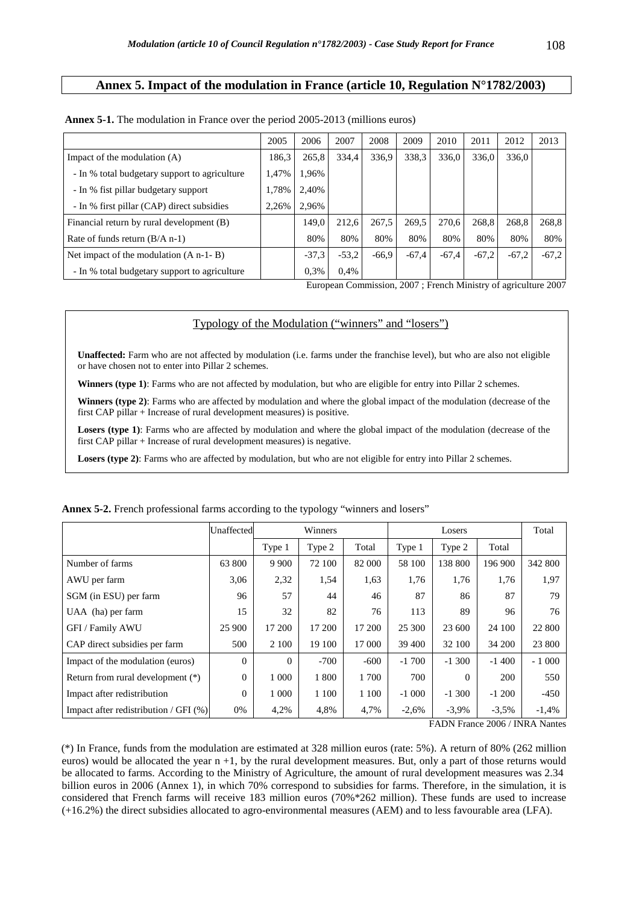## Annex 5. Impact of the modulation in France (article 10, Regulation N°1782/2003)

**Annex 5-1.** The modulation in France over the period 2005-2013 (millions euros)

| | 2005 | 2006 | 2007 | 2008 | 2009 | 2010 | 2011 | 2012 | 2013 |
|---|---|---|---|---|---|---|---|---|---|
| Impact of the modulation (A) | 186,3 | 265,8 | 334,4 | 336,9 | 338,3 | 336,0 | 336,0 | 336,0 | |
| - In % total budgetary support to agriculture | 1,47% | 1,96% | | | | | | | |
| - In % fist pillar budgetary support | 1,78% | 2,40% | | | | | | | |
| - In % first pillar (CAP) direct subsidies | 2,26% | 2,96% | | | | | | | |
| Financial return by rural development (B) | | 149,0 | 212,6 | 267,5 | 269,5 | 270,6 | 268,8 | 268,8 | 268,8 |
| Rate of funds return (B/A n-1) | | 80% | 80% | 80% | 80% | 80% | 80% | 80% | 80% |
| Net impact of the modulation (A n-1- B) | | -37,3 | -53,2 | -66,9 | -67,4 | -67,4 | -67,2 | -67,2 | -67,2 |
| - In % total budgetary support to agriculture | | 0,3% | 0,4% | | | | | | |

European Commission, 2007 ; French Ministry of agriculture 2007

### Typology of the Modulation ("winners" and "losers")

**Unaffected:** Farm who are not affected by modulation (i.e. farms under the franchise level), but who are also not eligible or have chosen not to enter into Pillar 2 schemes.

**Winners (type 1)**: Farms who are not affected by modulation, but who are eligible for entry into Pillar 2 schemes.

**Winners (type 2)**: Farms who are affected by modulation and where the global impact of the modulation (decrease of the first CAP pillar + Increase of rural development measures) is positive.

**Losers (type 1)**: Farms who are affected by modulation and where the global impact of the modulation (decrease of the first CAP pillar + Increase of rural development measures) is negative.

**Losers (type 2)**: Farms who are affected by modulation, but who are not eligible for entry into Pillar 2 schemes.

**Annex 5-2.** French professional farms according to the typology "winners and losers"

| | Unaffected | Winners | | | Losers | | | Total |
|---|---|---|---|---|---|---|---|---|
| | | Type 1 | Type 2 | Total | Type 1 | Type 2 | Total | |
| Number of farms | 63 800 | 9 900 | 72 100 | 82 000 | 58 100 | 138 800 | 196 900 | 342 800 |
| AWU per farm | 3,06 | 2,32 | 1,54 | 1,63 | 1,76 | 1,76 | 1,76 | 1,97 |
| SGM (in ESU) per farm | 96 | 57 | 44 | 46 | 87 | 86 | 87 | 79 |
| UAA (ha) per farm | 15 | 32 | 82 | 76 | 113 | 89 | 96 | 76 |
| GFI / Family AWU | 25 900 | 17 200 | 17 200 | 17 200 | 25 300 | 23 600 | 24 100 | 22 800 |
| CAP direct subsidies per farm | 500 | 2 100 | 19 100 | 17 000 | 39 400 | 32 100 | 34 200 | 23 800 |
| Impact of the modulation (euros) | 0 | 0 | -700 | -600 | -1 700 | -1 300 | -1 400 | - 1 000 |
| Return from rural development (*) | 0 | 1 000 | 1 800 | 1 700 | 700 | 0 | 200 | 550 |
| Impact after redistribution | 0 | 1 000 | 1 100 | 1 100 | -1 000 | -1 300 | -1 200 | -450 |
| Impact after redistribution / GFI (%) | 0% | 4,2% | 4,8% | 4,7% | -2,6% | -3,9% | -3,5% | -1,4% |

FADN France 2006 / INRA Nantes

(*) In France, funds from the modulation are estimated at 328 million euros (rate: 5%). A return of 80% (262 million euros) would be allocated the year n +1, by the rural development measures. But, only a part of those returns would be allocated to farms. According to the Ministry of Agriculture, the amount of rural development measures was 2.34 billion euros in 2006 (Annex 1), in which 70% correspond to subsidies for farms. Therefore, in the simulation, it is considered that French farms will receive 183 million euros (70%*262 million). These funds are used to increase (+16.2%) the direct subsidies allocated to agro-environmental measures (AEM) and to less favourable area (LFA).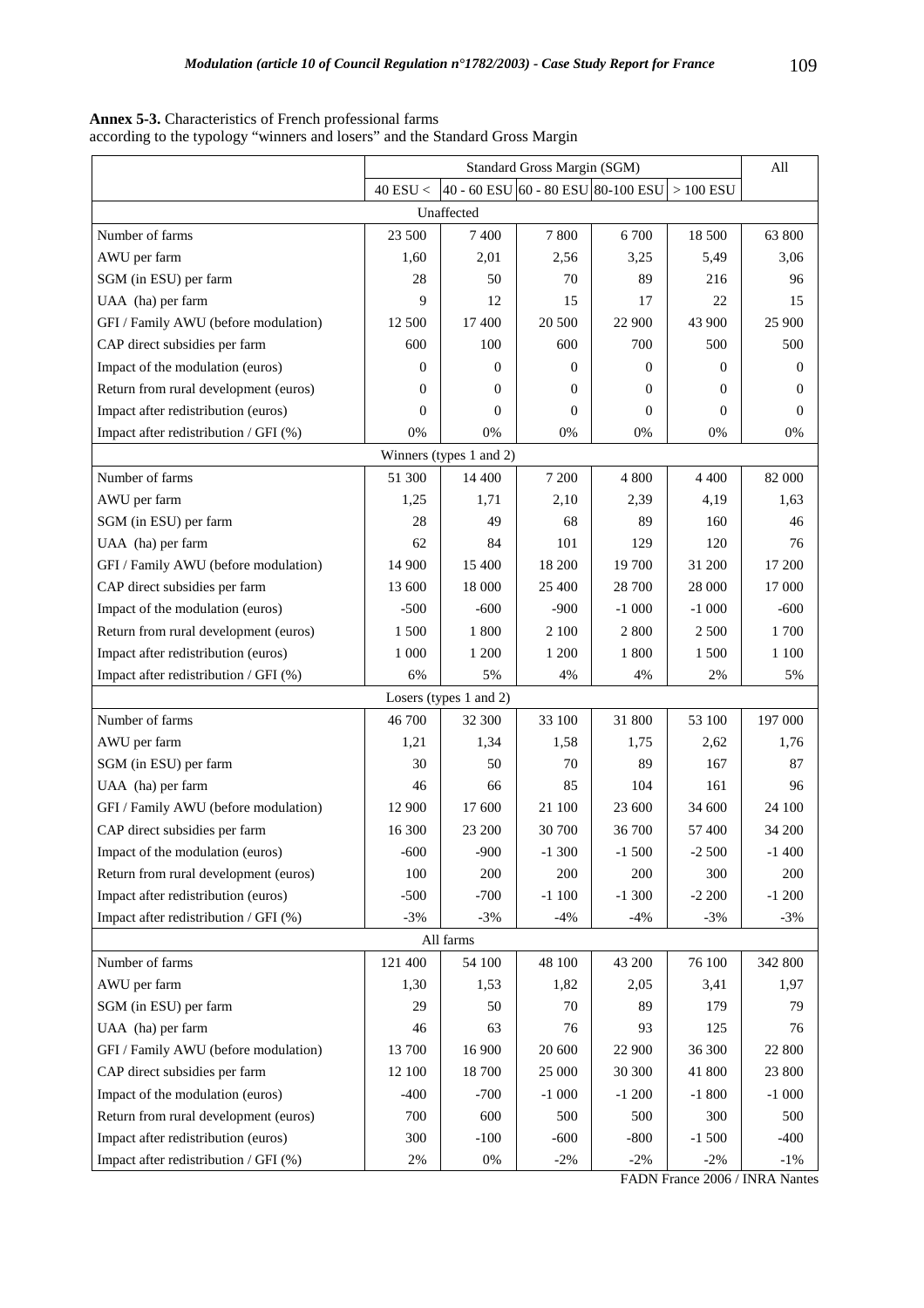**Annex 5-3.** Characteristics of French professional farms according to the typology "winners and losers" and the Standard Gross Margin

| | Standard Gross Margin (SGM) | | | | | All |
|---|---|---|---|---|---|---|
| | 40 ESU < | 40 - 60 ESU | 60 - 80 ESU | 80-100 ESU | > 100 ESU | |
| **Unaffected** | | | | | | |
| Number of farms | 23 500 | 7 400 | 7 800 | 6 700 | 18 500 | 63 800 |
| AWU per farm | 1,60 | 2,01 | 2,56 | 3,25 | 5,49 | 3,06 |
| SGM (in ESU) per farm | 28 | 50 | 70 | 89 | 216 | 96 |
| UAA (ha) per farm | 9 | 12 | 15 | 17 | 22 | 15 |
| GFI / Family AWU (before modulation) | 12 500 | 17 400 | 20 500 | 22 900 | 43 900 | 25 900 |
| CAP direct subsidies per farm | 600 | 100 | 600 | 700 | 500 | 500 |
| Impact of the modulation (euros) | 0 | 0 | 0 | 0 | 0 | 0 |
| Return from rural development (euros) | 0 | 0 | 0 | 0 | 0 | 0 |
| Impact after redistribution (euros) | 0 | 0 | 0 | 0 | 0 | 0 |
| Impact after redistribution / GFI (%) | 0% | 0% | 0% | 0% | 0% | 0% |
| **Winners (types 1 and 2)** | | | | | | |
| Number of farms | 51 300 | 14 400 | 7 200 | 4 800 | 4 400 | 82 000 |
| AWU per farm | 1,25 | 1,71 | 2,10 | 2,39 | 4,19 | 1,63 |
| SGM (in ESU) per farm | 28 | 49 | 68 | 89 | 160 | 46 |
| UAA (ha) per farm | 62 | 84 | 101 | 129 | 120 | 76 |
| GFI / Family AWU (before modulation) | 14 900 | 15 400 | 18 200 | 19 700 | 31 200 | 17 200 |
| CAP direct subsidies per farm | 13 600 | 18 000 | 25 400 | 28 700 | 28 000 | 17 000 |
| Impact of the modulation (euros) | -500 | -600 | -900 | -1 000 | -1 000 | -600 |
| Return from rural development (euros) | 1 500 | 1 800 | 2 100 | 2 800 | 2 500 | 1 700 |
| Impact after redistribution (euros) | 1 000 | 1 200 | 1 200 | 1 800 | 1 500 | 1 100 |
| Impact after redistribution / GFI (%) | 6% | 5% | 4% | 4% | 2% | 5% |
| **Losers (types 1 and 2)** | | | | | | |
| Number of farms | 46 700 | 32 300 | 33 100 | 31 800 | 53 100 | 197 000 |
| AWU per farm | 1,21 | 1,34 | 1,58 | 1,75 | 2,62 | 1,76 |
| SGM (in ESU) per farm | 30 | 50 | 70 | 89 | 167 | 87 |
| UAA (ha) per farm | 46 | 66 | 85 | 104 | 161 | 96 |
| GFI / Family AWU (before modulation) | 12 900 | 17 600 | 21 100 | 23 600 | 34 600 | 24 100 |
| CAP direct subsidies per farm | 16 300 | 23 200 | 30 700 | 36 700 | 57 400 | 34 200 |
| Impact of the modulation (euros) | -600 | -900 | -1 300 | -1 500 | -2 500 | -1 400 |
| Return from rural development (euros) | 100 | 200 | 200 | 200 | 300 | 200 |
| Impact after redistribution (euros) | -500 | -700 | -1 100 | -1 300 | -2 200 | -1 200 |
| Impact after redistribution / GFI (%) | -3% | -3% | -4% | -4% | -3% | -3% |
| **All farms** | | | | | | |
| Number of farms | 121 400 | 54 100 | 48 100 | 43 200 | 76 100 | 342 800 |
| AWU per farm | 1,30 | 1,53 | 1,82 | 2,05 | 3,41 | 1,97 |
| SGM (in ESU) per farm | 29 | 50 | 70 | 89 | 179 | 79 |
| UAA (ha) per farm | 46 | 63 | 76 | 93 | 125 | 76 |
| GFI / Family AWU (before modulation) | 13 700 | 16 900 | 20 600 | 22 900 | 36 300 | 22 800 |
| CAP direct subsidies per farm | 12 100 | 18 700 | 25 000 | 30 300 | 41 800 | 23 800 |
| Impact of the modulation (euros) | -400 | -700 | -1 000 | -1 200 | -1 800 | -1 000 |
| Return from rural development (euros) | 700 | 600 | 500 | 500 | 300 | 500 |
| Impact after redistribution (euros) | 300 | -100 | -600 | -800 | -1 500 | -400 |
| Impact after redistribution / GFI (%) | 2% | 0% | -2% | -2% | -2% | -1% |

FADN France 2006 / INRA Nantes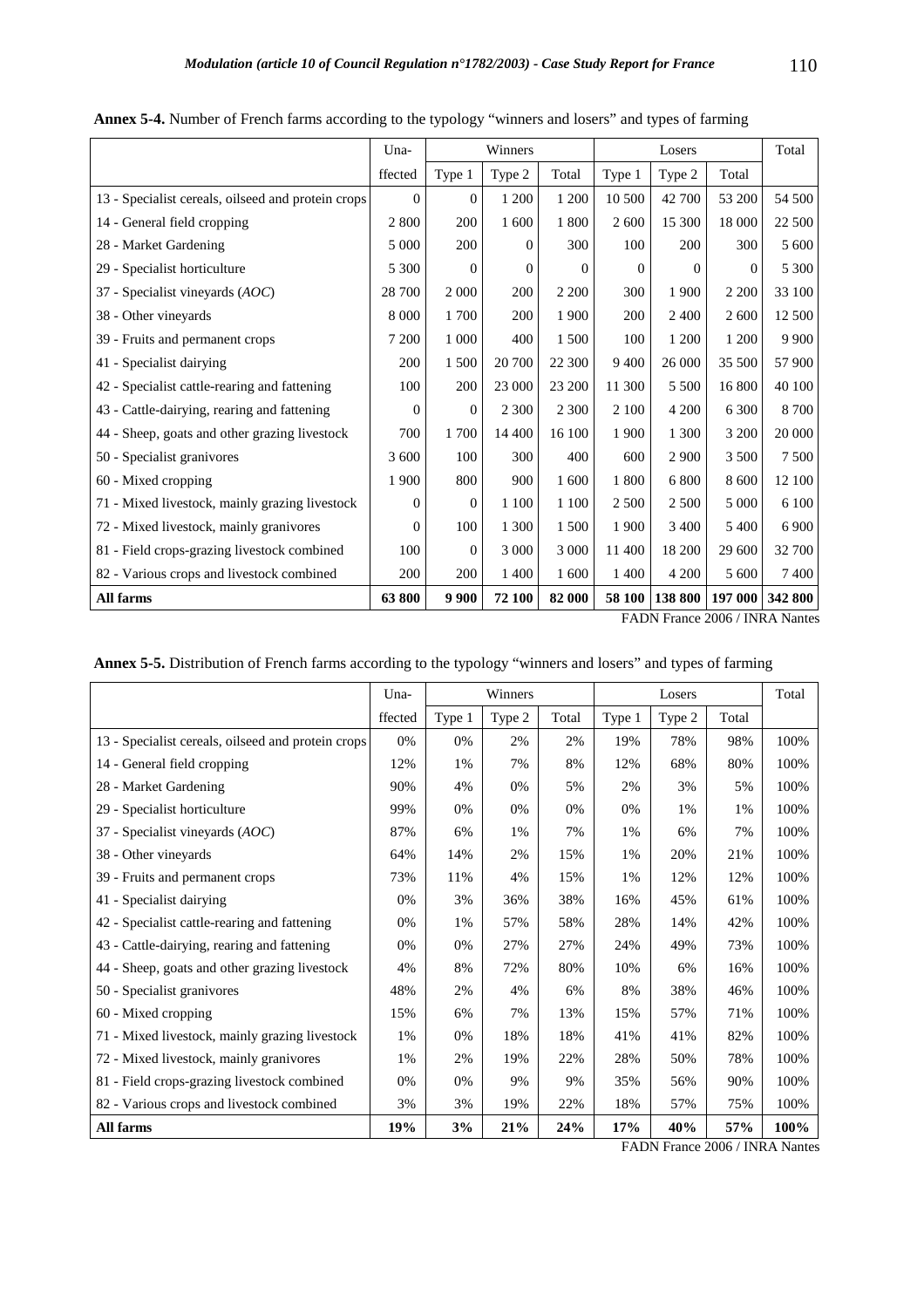**Annex 5-4.** Number of French farms according to the typology “winners and losers” and types of farming

| | Una-ffected | Winners | | | Losers | | | Total |
|---|---|---|---|---|---|---|---|---|
| | | Type 1 | Type 2 | Total | Type 1 | Type 2 | Total | |
| 13 - Specialist cereals, oilseed and protein crops | 0 | 0 | 1 200 | 1 200 | 10 500 | 42 700 | 53 200 | 54 500 |
| 14 - General field cropping | 2 800 | 200 | 1 600 | 1 800 | 2 600 | 15 300 | 18 000 | 22 500 |
| 28 - Market Gardening | 5 000 | 200 | 0 | 300 | 100 | 200 | 300 | 5 600 |
| 29 - Specialist horticulture | 5 300 | 0 | 0 | 0 | 0 | 0 | 0 | 5 300 |
| 37 - Specialist vineyards (*AOC*) | 28 700 | 2 000 | 200 | 2 200 | 300 | 1 900 | 2 200 | 33 100 |
| 38 - Other vineyards | 8 000 | 1 700 | 200 | 1 900 | 200 | 2 400 | 2 600 | 12 500 |
| 39 - Fruits and permanent crops | 7 200 | 1 000 | 400 | 1 500 | 100 | 1 200 | 1 200 | 9 900 |
| 41 - Specialist dairying | 200 | 1 500 | 20 700 | 22 300 | 9 400 | 26 000 | 35 500 | 57 900 |
| 42 - Specialist cattle-rearing and fattening | 100 | 200 | 23 000 | 23 200 | 11 300 | 5 500 | 16 800 | 40 100 |
| 43 - Cattle-dairying, rearing and fattening | 0 | 0 | 2 300 | 2 300 | 2 100 | 4 200 | 6 300 | 8 700 |
| 44 - Sheep, goats and other grazing livestock | 700 | 1 700 | 14 400 | 16 100 | 1 900 | 1 300 | 3 200 | 20 000 |
| 50 - Specialist granivores | 3 600 | 100 | 300 | 400 | 600 | 2 900 | 3 500 | 7 500 |
| 60 - Mixed cropping | 1 900 | 800 | 900 | 1 600 | 1 800 | 6 800 | 8 600 | 12 100 |
| 71 - Mixed livestock, mainly grazing livestock | 0 | 0 | 1 100 | 1 100 | 2 500 | 2 500 | 5 000 | 6 100 |
| 72 - Mixed livestock, mainly granivores | 0 | 100 | 1 300 | 1 500 | 1 900 | 3 400 | 5 400 | 6 900 |
| 81 - Field crops-grazing livestock combined | 100 | 0 | 3 000 | 3 000 | 11 400 | 18 200 | 29 600 | 32 700 |
| 82 - Various crops and livestock combined | 200 | 200 | 1 400 | 1 600 | 1 400 | 4 200 | 5 600 | 7 400 |
| **All farms** | **63 800** | **9 900** | **72 100** | **82 000** | **58 100** | **138 800** | **197 000** | **342 800** |

FADN France 2006 / INRA Nantes

**Annex 5-5.** Distribution of French farms according to the typology “winners and losers” and types of farming

| | Una-ffected | Winners | | | Losers | | | Total |
|---|---|---|---|---|---|---|---|---|
| | | Type 1 | Type 2 | Total | Type 1 | Type 2 | Total | |
| 13 - Specialist cereals, oilseed and protein crops | 0% | 0% | 2% | 2% | 19% | 78% | 98% | 100% |
| 14 - General field cropping | 12% | 1% | 7% | 8% | 12% | 68% | 80% | 100% |
| 28 - Market Gardening | 90% | 4% | 0% | 5% | 2% | 3% | 5% | 100% |
| 29 - Specialist horticulture | 99% | 0% | 0% | 0% | 0% | 1% | 1% | 100% |
| 37 - Specialist vineyards (*AOC*) | 87% | 6% | 1% | 7% | 1% | 6% | 7% | 100% |
| 38 - Other vineyards | 64% | 14% | 2% | 15% | 1% | 20% | 21% | 100% |
| 39 - Fruits and permanent crops | 73% | 11% | 4% | 15% | 1% | 12% | 12% | 100% |
| 41 - Specialist dairying | 0% | 3% | 36% | 38% | 16% | 45% | 61% | 100% |
| 42 - Specialist cattle-rearing and fattening | 0% | 1% | 57% | 58% | 28% | 14% | 42% | 100% |
| 43 - Cattle-dairying, rearing and fattening | 0% | 0% | 27% | 27% | 24% | 49% | 73% | 100% |
| 44 - Sheep, goats and other grazing livestock | 4% | 8% | 72% | 80% | 10% | 6% | 16% | 100% |
| 50 - Specialist granivores | 48% | 2% | 4% | 6% | 8% | 38% | 46% | 100% |
| 60 - Mixed cropping | 15% | 6% | 7% | 13% | 15% | 57% | 71% | 100% |
| 71 - Mixed livestock, mainly grazing livestock | 1% | 0% | 18% | 18% | 41% | 41% | 82% | 100% |
| 72 - Mixed livestock, mainly granivores | 1% | 2% | 19% | 22% | 28% | 50% | 78% | 100% |
| 81 - Field crops-grazing livestock combined | 0% | 0% | 9% | 9% | 35% | 56% | 90% | 100% |
| 82 - Various crops and livestock combined | 3% | 3% | 19% | 22% | 18% | 57% | 75% | 100% |
| **All farms** | **19%** | **3%** | **21%** | **24%** | **17%** | **40%** | **57%** | **100%** |

FADN France 2006 / INRA Nantes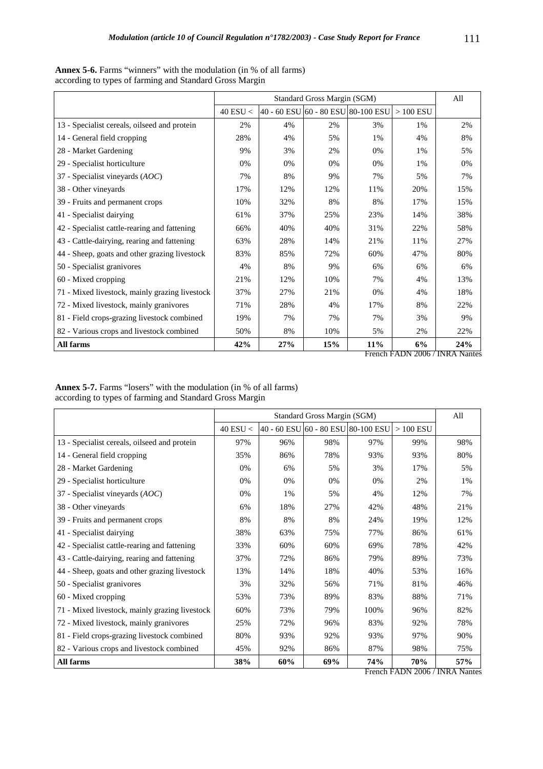**Annex 5-6.** Farms "winners" with the modulation (in % of all farms)
according to types of farming and Standard Gross Margin

| | Standard Gross Margin (SGM) | | | | | All |
|---|---|---|---|---|---|---|
| | 40 ESU < | 40 - 60 ESU | 60 - 80 ESU | 80-100 ESU | > 100 ESU | |
| 13 - Specialist cereals, oilseed and protein | 2% | 4% | 2% | 3% | 1% | 2% |
| 14 - General field cropping | 28% | 4% | 5% | 1% | 4% | 8% |
| 28 - Market Gardening | 9% | 3% | 2% | 0% | 1% | 5% |
| 29 - Specialist horticulture | 0% | 0% | 0% | 0% | 1% | 0% |
| 37 - Specialist vineyards (*AOC*) | 7% | 8% | 9% | 7% | 5% | 7% |
| 38 - Other vineyards | 17% | 12% | 12% | 11% | 20% | 15% |
| 39 - Fruits and permanent crops | 10% | 32% | 8% | 8% | 17% | 15% |
| 41 - Specialist dairying | 61% | 37% | 25% | 23% | 14% | 38% |
| 42 - Specialist cattle-rearing and fattening | 66% | 40% | 40% | 31% | 22% | 58% |
| 43 - Cattle-dairying, rearing and fattening | 63% | 28% | 14% | 21% | 11% | 27% |
| 44 - Sheep, goats and other grazing livestock | 83% | 85% | 72% | 60% | 47% | 80% |
| 50 - Specialist granivores | 4% | 8% | 9% | 6% | 6% | 6% |
| 60 - Mixed cropping | 21% | 12% | 10% | 7% | 4% | 13% |
| 71 - Mixed livestock, mainly grazing livestock | 37% | 27% | 21% | 0% | 4% | 18% |
| 72 - Mixed livestock, mainly granivores | 71% | 28% | 4% | 17% | 8% | 22% |
| 81 - Field crops-grazing livestock combined | 19% | 7% | 7% | 7% | 3% | 9% |
| 82 - Various crops and livestock combined | 50% | 8% | 10% | 5% | 2% | 22% |
| **All farms** | **42%** | **27%** | **15%** | **11%** | **6%** | **24%** |

French FADN 2006 / INRA Nantes

**Annex 5-7.** Farms "losers" with the modulation (in % of all farms)
according to types of farming and Standard Gross Margin

| | Standard Gross Margin (SGM) | | | | | All |
|---|---|---|---|---|---|---|
| | 40 ESU < | 40 - 60 ESU | 60 - 80 ESU | 80-100 ESU | > 100 ESU | |
| 13 - Specialist cereals, oilseed and protein | 97% | 96% | 98% | 97% | 99% | 98% |
| 14 - General field cropping | 35% | 86% | 78% | 93% | 93% | 80% |
| 28 - Market Gardening | 0% | 6% | 5% | 3% | 17% | 5% |
| 29 - Specialist horticulture | 0% | 0% | 0% | 0% | 2% | 1% |
| 37 - Specialist vineyards (*AOC*) | 0% | 1% | 5% | 4% | 12% | 7% |
| 38 - Other vineyards | 6% | 18% | 27% | 42% | 48% | 21% |
| 39 - Fruits and permanent crops | 8% | 8% | 8% | 24% | 19% | 12% |
| 41 - Specialist dairying | 38% | 63% | 75% | 77% | 86% | 61% |
| 42 - Specialist cattle-rearing and fattening | 33% | 60% | 60% | 69% | 78% | 42% |
| 43 - Cattle-dairying, rearing and fattening | 37% | 72% | 86% | 79% | 89% | 73% |
| 44 - Sheep, goats and other grazing livestock | 13% | 14% | 18% | 40% | 53% | 16% |
| 50 - Specialist granivores | 3% | 32% | 56% | 71% | 81% | 46% |
| 60 - Mixed cropping | 53% | 73% | 89% | 83% | 88% | 71% |
| 71 - Mixed livestock, mainly grazing livestock | 60% | 73% | 79% | 100% | 96% | 82% |
| 72 - Mixed livestock, mainly granivores | 25% | 72% | 96% | 83% | 92% | 78% |
| 81 - Field crops-grazing livestock combined | 80% | 93% | 92% | 93% | 97% | 90% |
| 82 - Various crops and livestock combined | 45% | 92% | 86% | 87% | 98% | 75% |
| **All farms** | **38%** | **60%** | **69%** | **74%** | **70%** | **57%** |

French FADN 2006 / INRA Nantes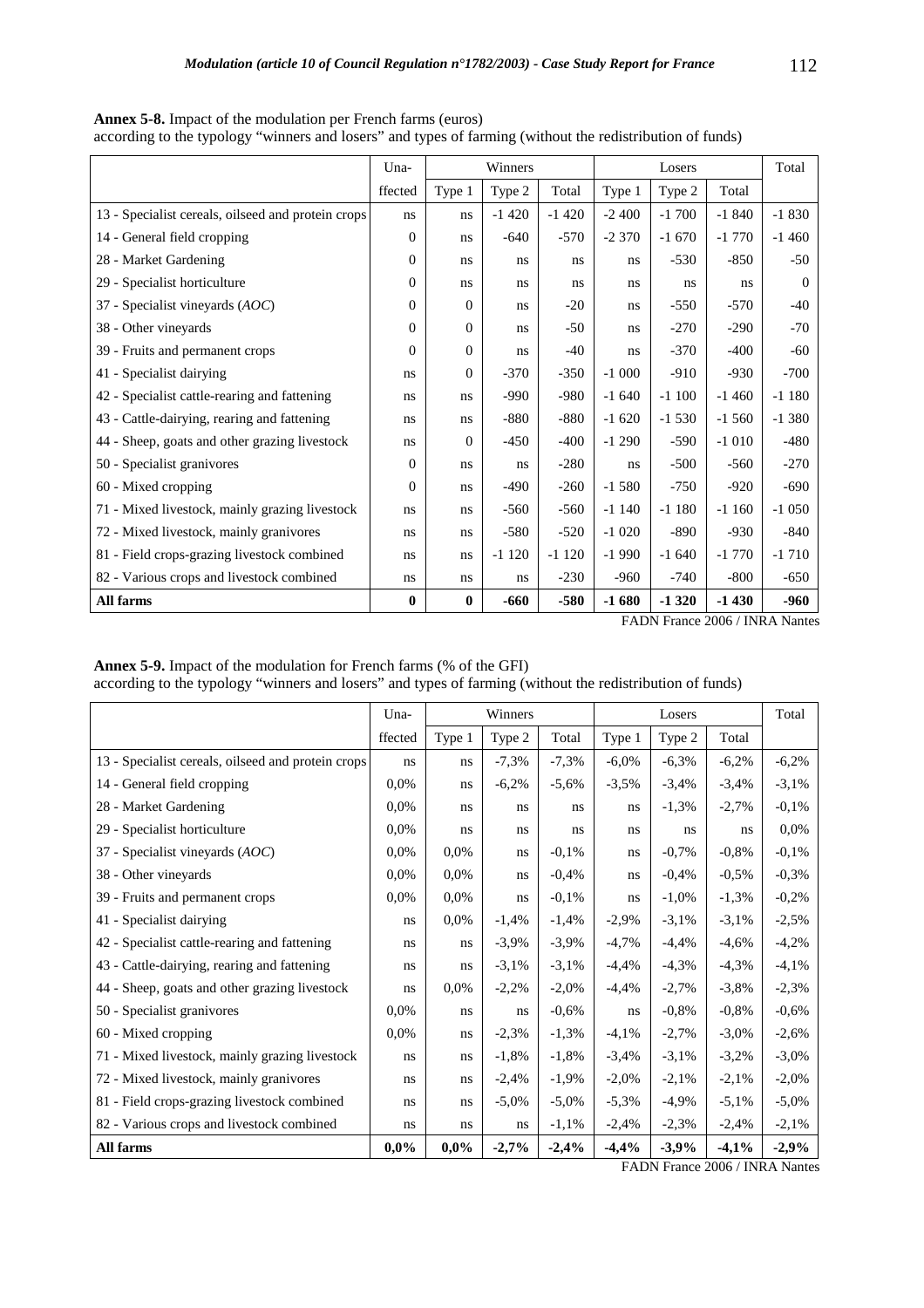**Annex 5-8.** Impact of the modulation per French farms (euros)
according to the typology "winners and losers" and types of farming (without the redistribution of funds)

| | Una-ffected | Winners | | | Losers | | | Total |
|---|---|---|---|---|---|---|---|---|
| | | Type 1 | Type 2 | Total | Type 1 | Type 2 | Total | |
| 13 - Specialist cereals, oilseed and protein crops | ns | ns | -1 420 | -1 420 | -2 400 | -1 700 | -1 840 | -1 830 |
| 14 - General field cropping | 0 | ns | -640 | -570 | -2 370 | -1 670 | -1 770 | -1 460 |
| 28 - Market Gardening | 0 | ns | ns | ns | ns | -530 | -850 | -50 |
| 29 - Specialist horticulture | 0 | ns | ns | ns | ns | ns | ns | 0 |
| 37 - Specialist vineyards (*AOC*) | 0 | 0 | ns | -20 | ns | -550 | -570 | -40 |
| 38 - Other vineyards | 0 | 0 | ns | -50 | ns | -270 | -290 | -70 |
| 39 - Fruits and permanent crops | 0 | 0 | ns | -40 | ns | -370 | -400 | -60 |
| 41 - Specialist dairying | ns | 0 | -370 | -350 | -1 000 | -910 | -930 | -700 |
| 42 - Specialist cattle-rearing and fattening | ns | ns | -990 | -980 | -1 640 | -1 100 | -1 460 | -1 180 |
| 43 - Cattle-dairying, rearing and fattening | ns | ns | -880 | -880 | -1 620 | -1 530 | -1 560 | -1 380 |
| 44 - Sheep, goats and other grazing livestock | ns | 0 | -450 | -400 | -1 290 | -590 | -1 010 | -480 |
| 50 - Specialist granivores | 0 | ns | ns | -280 | ns | -500 | -560 | -270 |
| 60 - Mixed cropping | 0 | ns | -490 | -260 | -1 580 | -750 | -920 | -690 |
| 71 - Mixed livestock, mainly grazing livestock | ns | ns | -560 | -560 | -1 140 | -1 180 | -1 160 | -1 050 |
| 72 - Mixed livestock, mainly granivores | ns | ns | -580 | -520 | -1 020 | -890 | -930 | -840 |
| 81 - Field crops-grazing livestock combined | ns | ns | -1 120 | -1 120 | -1 990 | -1 640 | -1 770 | -1 710 |
| 82 - Various crops and livestock combined | ns | ns | ns | -230 | -960 | -740 | -800 | -650 |
| **All farms** | **0** | **0** | **-660** | **-580** | **-1 680** | **-1 320** | **-1 430** | **-960** |

FADN France 2006 / INRA Nantes

**Annex 5-9.** Impact of the modulation for French farms (% of the GFI)
according to the typology "winners and losers" and types of farming (without the redistribution of funds)

| | Una-ffected | Winners | | | Losers | | | Total |
|---|---|---|---|---|---|---|---|---|
| | | Type 1 | Type 2 | Total | Type 1 | Type 2 | Total | |
| 13 - Specialist cereals, oilseed and protein crops | ns | ns | -7,3% | -7,3% | -6,0% | -6,3% | -6,2% | -6,2% |
| 14 - General field cropping | 0,0% | ns | -6,2% | -5,6% | -3,5% | -3,4% | -3,4% | -3,1% |
| 28 - Market Gardening | 0,0% | ns | ns | ns | ns | -1,3% | -2,7% | -0,1% |
| 29 - Specialist horticulture | 0,0% | ns | ns | ns | ns | ns | ns | 0,0% |
| 37 - Specialist vineyards (*AOC*) | 0,0% | 0,0% | ns | -0,1% | ns | -0,7% | -0,8% | -0,1% |
| 38 - Other vineyards | 0,0% | 0,0% | ns | -0,4% | ns | -0,4% | -0,5% | -0,3% |
| 39 - Fruits and permanent crops | 0,0% | 0,0% | ns | -0,1% | ns | -1,0% | -1,3% | -0,2% |
| 41 - Specialist dairying | ns | 0,0% | -1,4% | -1,4% | -2,9% | -3,1% | -3,1% | -2,5% |
| 42 - Specialist cattle-rearing and fattening | ns | ns | -3,9% | -3,9% | -4,7% | -4,4% | -4,6% | -4,2% |
| 43 - Cattle-dairying, rearing and fattening | ns | ns | -3,1% | -3,1% | -4,4% | -4,3% | -4,3% | -4,1% |
| 44 - Sheep, goats and other grazing livestock | ns | 0,0% | -2,2% | -2,0% | -4,4% | -2,7% | -3,8% | -2,3% |
| 50 - Specialist granivores | 0,0% | ns | ns | -0,6% | ns | -0,8% | -0,8% | -0,6% |
| 60 - Mixed cropping | 0,0% | ns | -2,3% | -1,3% | -4,1% | -2,7% | -3,0% | -2,6% |
| 71 - Mixed livestock, mainly grazing livestock | ns | ns | -1,8% | -1,8% | -3,4% | -3,1% | -3,2% | -3,0% |
| 72 - Mixed livestock, mainly granivores | ns | ns | -2,4% | -1,9% | -2,0% | -2,1% | -2,1% | -2,0% |
| 81 - Field crops-grazing livestock combined | ns | ns | -5,0% | -5,0% | -5,3% | -4,9% | -5,1% | -5,0% |
| 82 - Various crops and livestock combined | ns | ns | ns | -1,1% | -2,4% | -2,3% | -2,4% | -2,1% |
| **All farms** | **0,0%** | **0,0%** | **-2,7%** | **-2,4%** | **-4,4%** | **-3,9%** | **-4,1%** | **-2,9%** |

FADN France 2006 / INRA Nantes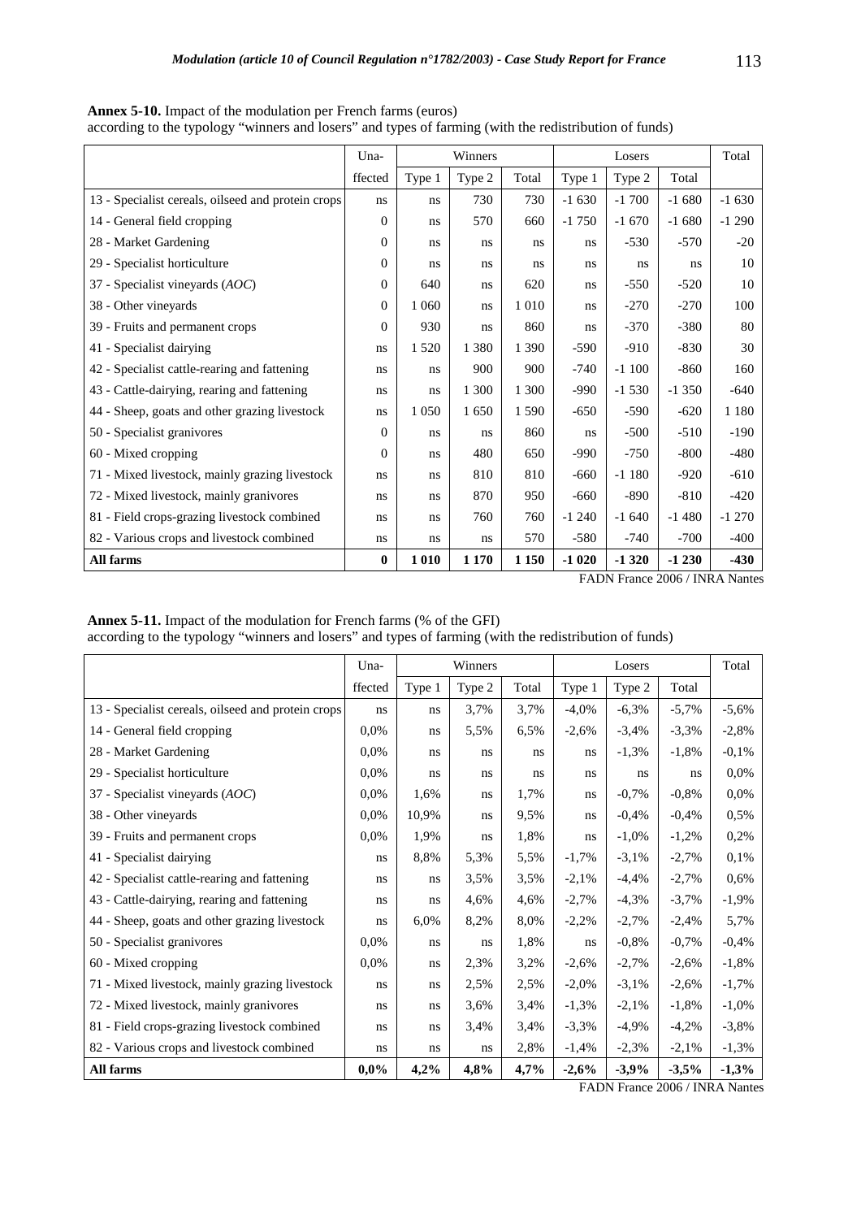**Annex 5-10.** Impact of the modulation per French farms (euros)
according to the typology "winners and losers" and types of farming (with the redistribution of funds)

| | Una-ffected | Winners | | | Losers | | | Total |
|---|---|---|---|---|---|---|---|---|
| | | Type 1 | Type 2 | Total | Type 1 | Type 2 | Total | |
| 13 - Specialist cereals, oilseed and protein crops | ns | ns | 730 | 730 | -1 630 | -1 700 | -1 680 | -1 630 |
| 14 - General field cropping | 0 | ns | 570 | 660 | -1 750 | -1 670 | -1 680 | -1 290 |
| 28 - Market Gardening | 0 | ns | ns | ns | ns | -530 | -570 | -20 |
| 29 - Specialist horticulture | 0 | ns | ns | ns | ns | ns | ns | 10 |
| 37 - Specialist vineyards (*AOC*) | 0 | 640 | ns | 620 | ns | -550 | -520 | 10 |
| 38 - Other vineyards | 0 | 1 060 | ns | 1 010 | ns | -270 | -270 | 100 |
| 39 - Fruits and permanent crops | 0 | 930 | ns | 860 | ns | -370 | -380 | 80 |
| 41 - Specialist dairying | ns | 1 520 | 1 380 | 1 390 | -590 | -910 | -830 | 30 |
| 42 - Specialist cattle-rearing and fattening | ns | ns | 900 | 900 | -740 | -1 100 | -860 | 160 |
| 43 - Cattle-dairying, rearing and fattening | ns | ns | 1 300 | 1 300 | -990 | -1 530 | -1 350 | -640 |
| 44 - Sheep, goats and other grazing livestock | ns | 1 050 | 1 650 | 1 590 | -650 | -590 | -620 | 1 180 |
| 50 - Specialist granivores | 0 | ns | ns | 860 | ns | -500 | -510 | -190 |
| 60 - Mixed cropping | 0 | ns | 480 | 650 | -990 | -750 | -800 | -480 |
| 71 - Mixed livestock, mainly grazing livestock | ns | ns | 810 | 810 | -660 | -1 180 | -920 | -610 |
| 72 - Mixed livestock, mainly granivores | ns | ns | 870 | 950 | -660 | -890 | -810 | -420 |
| 81 - Field crops-grazing livestock combined | ns | ns | 760 | 760 | -1 240 | -1 640 | -1 480 | -1 270 |
| 82 - Various crops and livestock combined | ns | ns | ns | 570 | -580 | -740 | -700 | -400 |
| **All farms** | **0** | **1 010** | **1 170** | **1 150** | **-1 020** | **-1 320** | **-1 230** | **-430** |

FADN France 2006 / INRA Nantes

**Annex 5-11.** Impact of the modulation for French farms (% of the GFI)
according to the typology "winners and losers" and types of farming (with the redistribution of funds)

| | Una-ffected | Winners | | | Losers | | | Total |
|---|---|---|---|---|---|---|---|---|
| | | Type 1 | Type 2 | Total | Type 1 | Type 2 | Total | |
| 13 - Specialist cereals, oilseed and protein crops | ns | ns | 3,7% | 3,7% | -4,0% | -6,3% | -5,7% | -5,6% |
| 14 - General field cropping | 0,0% | ns | 5,5% | 6,5% | -2,6% | -3,4% | -3,3% | -2,8% |
| 28 - Market Gardening | 0,0% | ns | ns | ns | ns | -1,3% | -1,8% | -0,1% |
| 29 - Specialist horticulture | 0,0% | ns | ns | ns | ns | ns | ns | 0,0% |
| 37 - Specialist vineyards (*AOC*) | 0,0% | 1,6% | ns | 1,7% | ns | -0,7% | -0,8% | 0,0% |
| 38 - Other vineyards | 0,0% | 10,9% | ns | 9,5% | ns | -0,4% | -0,4% | 0,5% |
| 39 - Fruits and permanent crops | 0,0% | 1,9% | ns | 1,8% | ns | -1,0% | -1,2% | 0,2% |
| 41 - Specialist dairying | ns | 8,8% | 5,3% | 5,5% | -1,7% | -3,1% | -2,7% | 0,1% |
| 42 - Specialist cattle-rearing and fattening | ns | ns | 3,5% | 3,5% | -2,1% | -4,4% | -2,7% | 0,6% |
| 43 - Cattle-dairying, rearing and fattening | ns | ns | 4,6% | 4,6% | -2,7% | -4,3% | -3,7% | -1,9% |
| 44 - Sheep, goats and other grazing livestock | ns | 6,0% | 8,2% | 8,0% | -2,2% | -2,7% | -2,4% | 5,7% |
| 50 - Specialist granivores | 0,0% | ns | ns | 1,8% | ns | -0,8% | -0,7% | -0,4% |
| 60 - Mixed cropping | 0,0% | ns | 2,3% | 3,2% | -2,6% | -2,7% | -2,6% | -1,8% |
| 71 - Mixed livestock, mainly grazing livestock | ns | ns | 2,5% | 2,5% | -2,0% | -3,1% | -2,6% | -1,7% |
| 72 - Mixed livestock, mainly granivores | ns | ns | 3,6% | 3,4% | -1,3% | -2,1% | -1,8% | -1,0% |
| 81 - Field crops-grazing livestock combined | ns | ns | 3,4% | 3,4% | -3,3% | -4,9% | -4,2% | -3,8% |
| 82 - Various crops and livestock combined | ns | ns | ns | 2,8% | -1,4% | -2,3% | -2,1% | -1,3% |
| **All farms** | **0,0%** | **4,2%** | **4,8%** | **4,7%** | **-2,6%** | **-3,9%** | **-3,5%** | **-1,3%** |

FADN France 2006 / INRA Nantes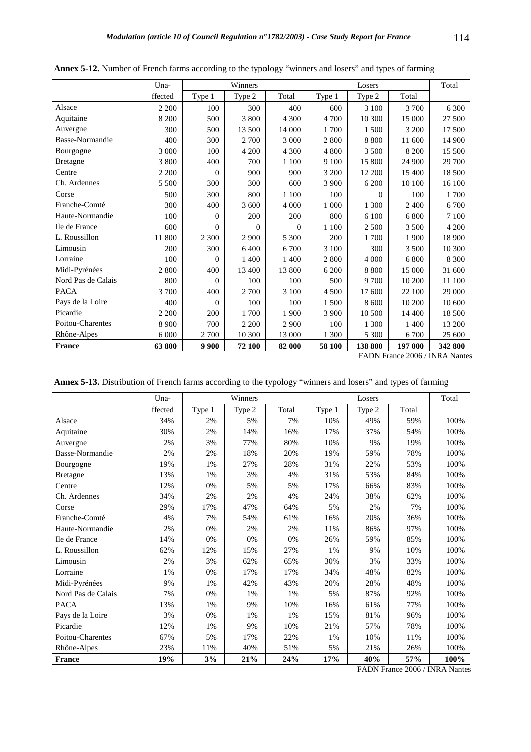**Annex 5-12.** Number of French farms according to the typology "winners and losers" and types of farming

| | Una-ffected | Winners | | | Losers | | | Total |
|---|---|---|---|---|---|---|---|---|
| | | Type 1 | Type 2 | Total | Type 1 | Type 2 | Total | |
| Alsace | 2 200 | 100 | 300 | 400 | 600 | 3 100 | 3 700 | 6 300 |
| Aquitaine | 8 200 | 500 | 3 800 | 4 300 | 4 700 | 10 300 | 15 000 | 27 500 |
| Auvergne | 300 | 500 | 13 500 | 14 000 | 1 700 | 1 500 | 3 200 | 17 500 |
| Basse-Normandie | 400 | 300 | 2 700 | 3 000 | 2 800 | 8 800 | 11 600 | 14 900 |
| Bourgogne | 3 000 | 100 | 4 200 | 4 300 | 4 800 | 3 500 | 8 200 | 15 500 |
| Bretagne | 3 800 | 400 | 700 | 1 100 | 9 100 | 15 800 | 24 900 | 29 700 |
| Centre | 2 200 | 0 | 900 | 900 | 3 200 | 12 200 | 15 400 | 18 500 |
| Ch. Ardennes | 5 500 | 300 | 300 | 600 | 3 900 | 6 200 | 10 100 | 16 100 |
| Corse | 500 | 300 | 800 | 1 100 | 100 | 0 | 100 | 1 700 |
| Franche-Comté | 300 | 400 | 3 600 | 4 000 | 1 000 | 1 300 | 2 400 | 6 700 |
| Haute-Normandie | 100 | 0 | 200 | 200 | 800 | 6 100 | 6 800 | 7 100 |
| Ile de France | 600 | 0 | 0 | 0 | 1 100 | 2 500 | 3 500 | 4 200 |
| L. Roussillon | 11 800 | 2 300 | 2 900 | 5 300 | 200 | 1 700 | 1 900 | 18 900 |
| Limousin | 200 | 300 | 6 400 | 6 700 | 3 100 | 300 | 3 500 | 10 300 |
| Lorraine | 100 | 0 | 1 400 | 1 400 | 2 800 | 4 000 | 6 800 | 8 300 |
| Midi-Pyrénées | 2 800 | 400 | 13 400 | 13 800 | 6 200 | 8 800 | 15 000 | 31 600 |
| Nord Pas de Calais | 800 | 0 | 100 | 100 | 500 | 9 700 | 10 200 | 11 100 |
| PACA | 3 700 | 400 | 2 700 | 3 100 | 4 500 | 17 600 | 22 100 | 29 000 |
| Pays de la Loire | 400 | 0 | 100 | 100 | 1 500 | 8 600 | 10 200 | 10 600 |
| Picardie | 2 200 | 200 | 1 700 | 1 900 | 3 900 | 10 500 | 14 400 | 18 500 |
| Poitou-Charentes | 8 900 | 700 | 2 200 | 2 900 | 100 | 1 300 | 1 400 | 13 200 |
| Rhône-Alpes | 6 000 | 2 700 | 10 300 | 13 000 | 1 300 | 5 300 | 6 700 | 25 600 |
| **France** | **63 800** | **9 900** | **72 100** | **82 000** | **58 100** | **138 800** | **197 000** | **342 800** |

FADN France 2006 / INRA Nantes

**Annex 5-13.** Distribution of French farms according to the typology "winners and losers" and types of farming

| | Una-ffected | Winners | | | Losers | | | Total |
|---|---|---|---|---|---|---|---|---|
| | | Type 1 | Type 2 | Total | Type 1 | Type 2 | Total | |
| Alsace | 34% | 2% | 5% | 7% | 10% | 49% | 59% | 100% |
| Aquitaine | 30% | 2% | 14% | 16% | 17% | 37% | 54% | 100% |
| Auvergne | 2% | 3% | 77% | 80% | 10% | 9% | 19% | 100% |
| Basse-Normandie | 2% | 2% | 18% | 20% | 19% | 59% | 78% | 100% |
| Bourgogne | 19% | 1% | 27% | 28% | 31% | 22% | 53% | 100% |
| Bretagne | 13% | 1% | 3% | 4% | 31% | 53% | 84% | 100% |
| Centre | 12% | 0% | 5% | 5% | 17% | 66% | 83% | 100% |
| Ch. Ardennes | 34% | 2% | 2% | 4% | 24% | 38% | 62% | 100% |
| Corse | 29% | 17% | 47% | 64% | 5% | 2% | 7% | 100% |
| Franche-Comté | 4% | 7% | 54% | 61% | 16% | 20% | 36% | 100% |
| Haute-Normandie | 2% | 0% | 2% | 2% | 11% | 86% | 97% | 100% |
| Ile de France | 14% | 0% | 0% | 0% | 26% | 59% | 85% | 100% |
| L. Roussillon | 62% | 12% | 15% | 27% | 1% | 9% | 10% | 100% |
| Limousin | 2% | 3% | 62% | 65% | 30% | 3% | 33% | 100% |
| Lorraine | 1% | 0% | 17% | 17% | 34% | 48% | 82% | 100% |
| Midi-Pyrénées | 9% | 1% | 42% | 43% | 20% | 28% | 48% | 100% |
| Nord Pas de Calais | 7% | 0% | 1% | 1% | 5% | 87% | 92% | 100% |
| PACA | 13% | 1% | 9% | 10% | 16% | 61% | 77% | 100% |
| Pays de la Loire | 3% | 0% | 1% | 1% | 15% | 81% | 96% | 100% |
| Picardie | 12% | 1% | 9% | 10% | 21% | 57% | 78% | 100% |
| Poitou-Charentes | 67% | 5% | 17% | 22% | 1% | 10% | 11% | 100% |
| Rhône-Alpes | 23% | 11% | 40% | 51% | 5% | 21% | 26% | 100% |
| **France** | **19%** | **3%** | **21%** | **24%** | **17%** | **40%** | **57%** | **100%** |

FADN France 2006 / INRA Nantes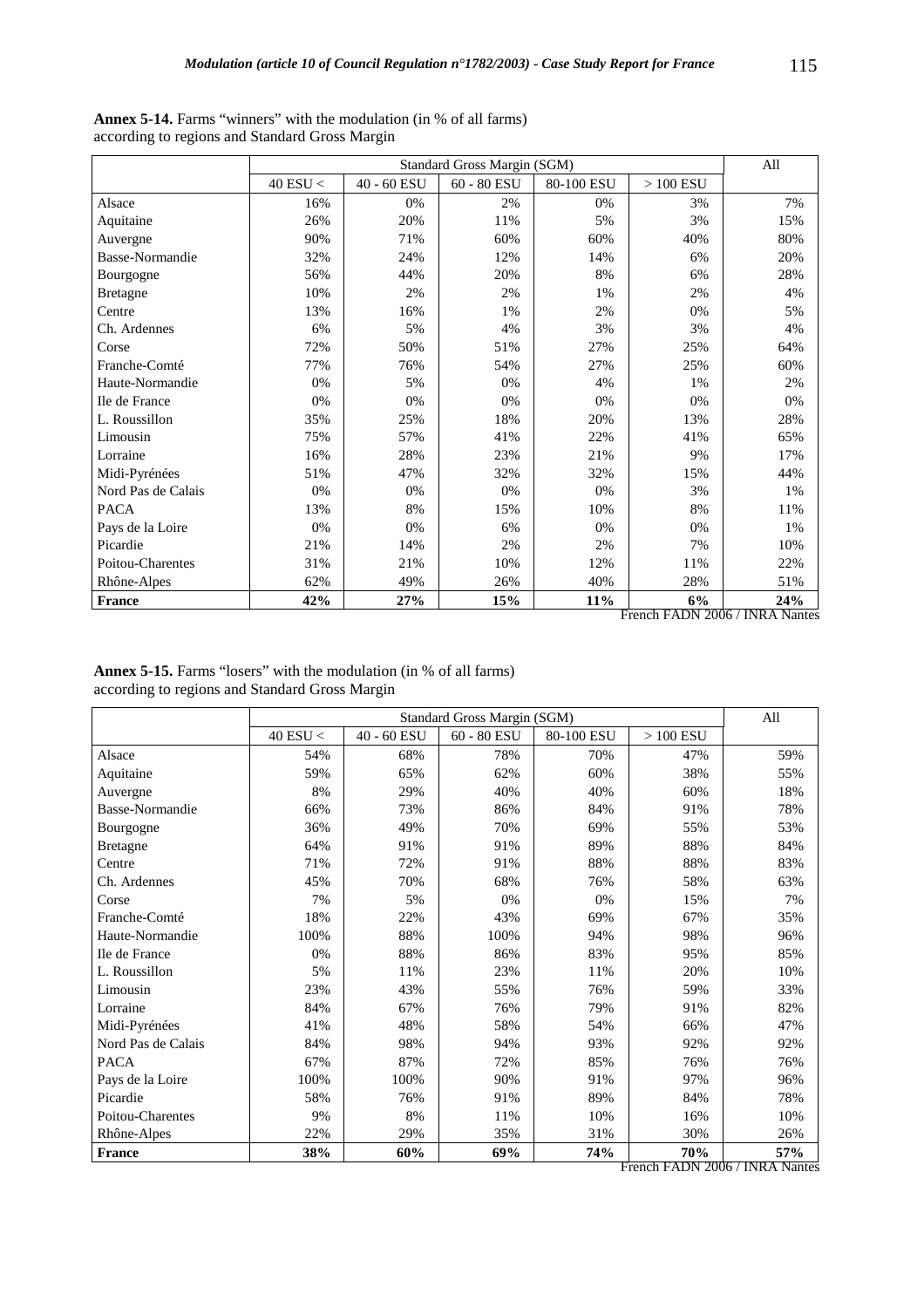**Annex 5-14.** Farms "winners" with the modulation (in % of all farms) according to regions and Standard Gross Margin

| | Standard Gross Margin (SGM) | | | | | All |
|---|---|---|---|---|---|---|
| | 40 ESU < | 40 - 60 ESU | 60 - 80 ESU | 80-100 ESU | > 100 ESU | |
| Alsace | 16% | 0% | 2% | 0% | 3% | 7% |
| Aquitaine | 26% | 20% | 11% | 5% | 3% | 15% |
| Auvergne | 90% | 71% | 60% | 60% | 40% | 80% |
| Basse-Normandie | 32% | 24% | 12% | 14% | 6% | 20% |
| Bourgogne | 56% | 44% | 20% | 8% | 6% | 28% |
| Bretagne | 10% | 2% | 2% | 1% | 2% | 4% |
| Centre | 13% | 16% | 1% | 2% | 0% | 5% |
| Ch. Ardennes | 6% | 5% | 4% | 3% | 3% | 4% |
| Corse | 72% | 50% | 51% | 27% | 25% | 64% |
| Franche-Comté | 77% | 76% | 54% | 27% | 25% | 60% |
| Haute-Normandie | 0% | 5% | 0% | 4% | 1% | 2% |
| Ile de France | 0% | 0% | 0% | 0% | 0% | 0% |
| L. Roussillon | 35% | 25% | 18% | 20% | 13% | 28% |
| Limousin | 75% | 57% | 41% | 22% | 41% | 65% |
| Lorraine | 16% | 28% | 23% | 21% | 9% | 17% |
| Midi-Pyrénées | 51% | 47% | 32% | 32% | 15% | 44% |
| Nord Pas de Calais | 0% | 0% | 0% | 0% | 3% | 1% |
| PACA | 13% | 8% | 15% | 10% | 8% | 11% |
| Pays de la Loire | 0% | 0% | 6% | 0% | 0% | 1% |
| Picardie | 21% | 14% | 2% | 2% | 7% | 10% |
| Poitou-Charentes | 31% | 21% | 10% | 12% | 11% | 22% |
| Rhône-Alpes | 62% | 49% | 26% | 40% | 28% | 51% |
| **France** | **42%** | **27%** | **15%** | **11%** | **6%** | **24%** |

French FADN 2006 / INRA Nantes

**Annex 5-15.** Farms "losers" with the modulation (in % of all farms) according to regions and Standard Gross Margin

| | Standard Gross Margin (SGM) | | | | | All |
|---|---|---|---|---|---|---|
| | 40 ESU < | 40 - 60 ESU | 60 - 80 ESU | 80-100 ESU | > 100 ESU | |
| Alsace | 54% | 68% | 78% | 70% | 47% | 59% |
| Aquitaine | 59% | 65% | 62% | 60% | 38% | 55% |
| Auvergne | 8% | 29% | 40% | 40% | 60% | 18% |
| Basse-Normandie | 66% | 73% | 86% | 84% | 91% | 78% |
| Bourgogne | 36% | 49% | 70% | 69% | 55% | 53% |
| Bretagne | 64% | 91% | 91% | 89% | 88% | 84% |
| Centre | 71% | 72% | 91% | 88% | 88% | 83% |
| Ch. Ardennes | 45% | 70% | 68% | 76% | 58% | 63% |
| Corse | 7% | 5% | 0% | 0% | 15% | 7% |
| Franche-Comté | 18% | 22% | 43% | 69% | 67% | 35% |
| Haute-Normandie | 100% | 88% | 100% | 94% | 98% | 96% |
| Ile de France | 0% | 88% | 86% | 83% | 95% | 85% |
| L. Roussillon | 5% | 11% | 23% | 11% | 20% | 10% |
| Limousin | 23% | 43% | 55% | 76% | 59% | 33% |
| Lorraine | 84% | 67% | 76% | 79% | 91% | 82% |
| Midi-Pyrénées | 41% | 48% | 58% | 54% | 66% | 47% |
| Nord Pas de Calais | 84% | 98% | 94% | 93% | 92% | 92% |
| PACA | 67% | 87% | 72% | 85% | 76% | 76% |
| Pays de la Loire | 100% | 100% | 90% | 91% | 97% | 96% |
| Picardie | 58% | 76% | 91% | 89% | 84% | 78% |
| Poitou-Charentes | 9% | 8% | 11% | 10% | 16% | 10% |
| Rhône-Alpes | 22% | 29% | 35% | 31% | 30% | 26% |
| **France** | **38%** | **60%** | **69%** | **74%** | **70%** | **57%** |

French FADN 2006 / INRA Nantes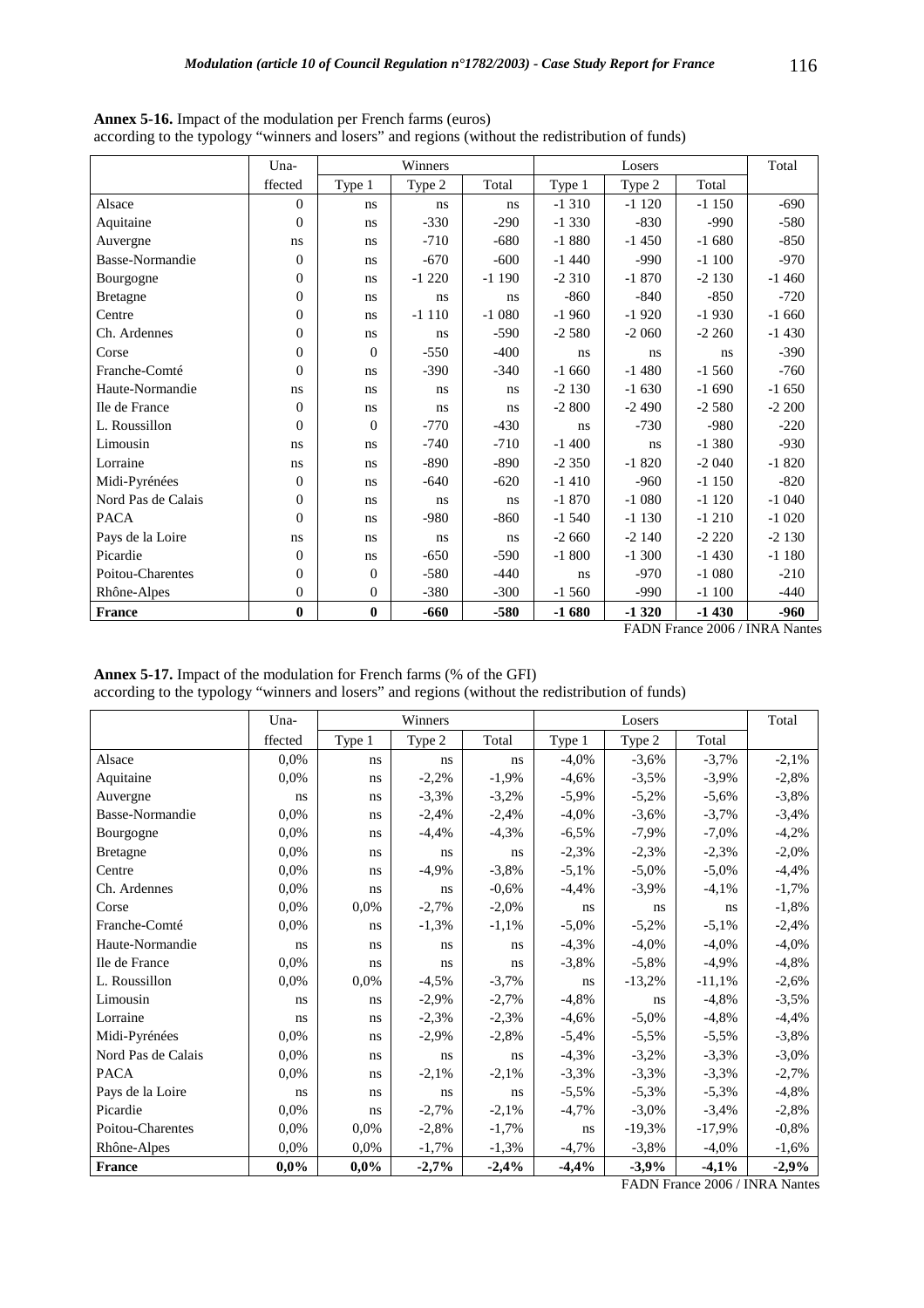**Annex 5-16.** Impact of the modulation per French farms (euros)
according to the typology "winners and losers" and regions (without the redistribution of funds)

| | Una-ffected | Winners | | | Losers | | | Total |
|---|---|---|---|---|---|---|---|---|
| | | Type 1 | Type 2 | Total | Type 1 | Type 2 | Total | |
| Alsace | 0 | ns | ns | ns | -1 310 | -1 120 | -1 150 | -690 |
| Aquitaine | 0 | ns | -330 | -290 | -1 330 | -830 | -990 | -580 |
| Auvergne | ns | ns | -710 | -680 | -1 880 | -1 450 | -1 680 | -850 |
| Basse-Normandie | 0 | ns | -670 | -600 | -1 440 | -990 | -1 100 | -970 |
| Bourgogne | 0 | ns | -1 220 | -1 190 | -2 310 | -1 870 | -2 130 | -1 460 |
| Bretagne | 0 | ns | ns | ns | -860 | -840 | -850 | -720 |
| Centre | 0 | ns | -1 110 | -1 080 | -1 960 | -1 920 | -1 930 | -1 660 |
| Ch. Ardennes | 0 | ns | ns | -590 | -2 580 | -2 060 | -2 260 | -1 430 |
| Corse | 0 | 0 | -550 | -400 | ns | ns | ns | -390 |
| Franche-Comté | 0 | ns | -390 | -340 | -1 660 | -1 480 | -1 560 | -760 |
| Haute-Normandie | ns | ns | ns | ns | -2 130 | -1 630 | -1 690 | -1 650 |
| Ile de France | 0 | ns | ns | ns | -2 800 | -2 490 | -2 580 | -2 200 |
| L. Roussillon | 0 | 0 | -770 | -430 | ns | -730 | -980 | -220 |
| Limousin | ns | ns | -740 | -710 | -1 400 | ns | -1 380 | -930 |
| Lorraine | ns | ns | -890 | -890 | -2 350 | -1 820 | -2 040 | -1 820 |
| Midi-Pyrénées | 0 | ns | -640 | -620 | -1 410 | -960 | -1 150 | -820 |
| Nord Pas de Calais | 0 | ns | ns | ns | -1 870 | -1 080 | -1 120 | -1 040 |
| PACA | 0 | ns | -980 | -860 | -1 540 | -1 130 | -1 210 | -1 020 |
| Pays de la Loire | ns | ns | ns | ns | -2 660 | -2 140 | -2 220 | -2 130 |
| Picardie | 0 | ns | -650 | -590 | -1 800 | -1 300 | -1 430 | -1 180 |
| Poitou-Charentes | 0 | 0 | -580 | -440 | ns | -970 | -1 080 | -210 |
| Rhône-Alpes | 0 | 0 | -380 | -300 | -1 560 | -990 | -1 100 | -440 |
| **France** | **0** | **0** | **-660** | **-580** | **-1 680** | **-1 320** | **-1 430** | **-960** |

FADN France 2006 / INRA Nantes

**Annex 5-17.** Impact of the modulation for French farms (% of the GFI)
according to the typology "winners and losers" and regions (without the redistribution of funds)

| | Una-ffected | Winners | | | Losers | | | Total |
|---|---|---|---|---|---|---|---|---|
| | | Type 1 | Type 2 | Total | Type 1 | Type 2 | Total | |
| Alsace | 0,0% | ns | ns | ns | -4,0% | -3,6% | -3,7% | -2,1% |
| Aquitaine | 0,0% | ns | -2,2% | -1,9% | -4,6% | -3,5% | -3,9% | -2,8% |
| Auvergne | ns | ns | -3,3% | -3,2% | -5,9% | -5,2% | -5,6% | -3,8% |
| Basse-Normandie | 0,0% | ns | -2,4% | -2,4% | -4,0% | -3,6% | -3,7% | -3,4% |
| Bourgogne | 0,0% | ns | -4,4% | -4,3% | -6,5% | -7,9% | -7,0% | -4,2% |
| Bretagne | 0,0% | ns | ns | ns | -2,3% | -2,3% | -2,3% | -2,0% |
| Centre | 0,0% | ns | -4,9% | -3,8% | -5,1% | -5,0% | -5,0% | -4,4% |
| Ch. Ardennes | 0,0% | ns | ns | -0,6% | -4,4% | -3,9% | -4,1% | -1,7% |
| Corse | 0,0% | 0,0% | -2,7% | -2,0% | ns | ns | ns | -1,8% |
| Franche-Comté | 0,0% | ns | -1,3% | -1,1% | -5,0% | -5,2% | -5,1% | -2,4% |
| Haute-Normandie | ns | ns | ns | ns | -4,3% | -4,0% | -4,0% | -4,0% |
| Ile de France | 0,0% | ns | ns | ns | -3,8% | -5,8% | -4,9% | -4,8% |
| L. Roussillon | 0,0% | 0,0% | -4,5% | -3,7% | ns | -13,2% | -11,1% | -2,6% |
| Limousin | ns | ns | -2,9% | -2,7% | -4,8% | ns | -4,8% | -3,5% |
| Lorraine | ns | ns | -2,3% | -2,3% | -4,6% | -5,0% | -4,8% | -4,4% |
| Midi-Pyrénées | 0,0% | ns | -2,9% | -2,8% | -5,4% | -5,5% | -5,5% | -3,8% |
| Nord Pas de Calais | 0,0% | ns | ns | ns | -4,3% | -3,2% | -3,3% | -3,0% |
| PACA | 0,0% | ns | -2,1% | -2,1% | -3,3% | -3,3% | -3,3% | -2,7% |
| Pays de la Loire | ns | ns | ns | ns | -5,5% | -5,3% | -5,3% | -4,8% |
| Picardie | 0,0% | ns | -2,7% | -2,1% | -4,7% | -3,0% | -3,4% | -2,8% |
| Poitou-Charentes | 0,0% | 0,0% | -2,8% | -1,7% | ns | -19,3% | -17,9% | -0,8% |
| Rhône-Alpes | 0,0% | 0,0% | -1,7% | -1,3% | -4,7% | -3,8% | -4,0% | -1,6% |
| **France** | **0,0%** | **0,0%** | **-2,7%** | **-2,4%** | **-4,4%** | **-3,9%** | **-4,1%** | **-2,9%** |

FADN France 2006 / INRA Nantes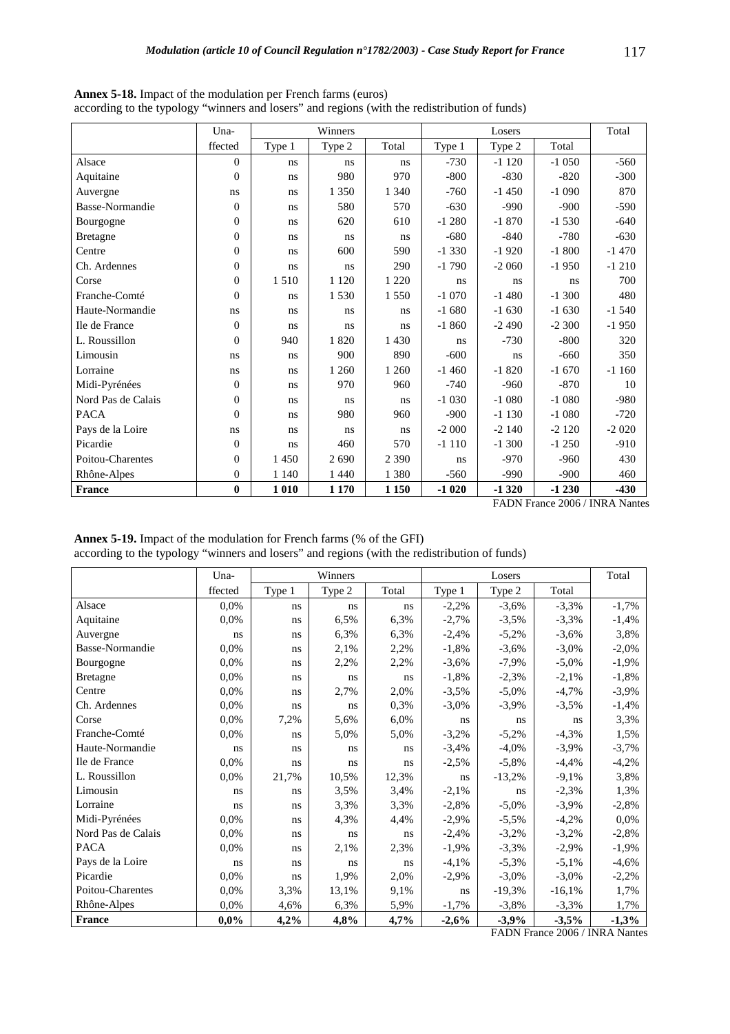**Annex 5-18.** Impact of the modulation per French farms (euros)
according to the typology "winners and losers" and regions (with the redistribution of funds)

| | Una-ffected | Winners | | | Losers | | | Total |
|---|---|---|---|---|---|---|---|---|
| | | Type 1 | Type 2 | Total | Type 1 | Type 2 | Total | |
| Alsace | 0 | ns | ns | ns | -730 | -1 120 | -1 050 | -560 |
| Aquitaine | 0 | ns | 980 | 970 | -800 | -830 | -820 | -300 |
| Auvergne | ns | ns | 1 350 | 1 340 | -760 | -1 450 | -1 090 | 870 |
| Basse-Normandie | 0 | ns | 580 | 570 | -630 | -990 | -900 | -590 |
| Bourgogne | 0 | ns | 620 | 610 | -1 280 | -1 870 | -1 530 | -640 |
| Bretagne | 0 | ns | ns | ns | -680 | -840 | -780 | -630 |
| Centre | 0 | ns | 600 | 590 | -1 330 | -1 920 | -1 800 | -1 470 |
| Ch. Ardennes | 0 | ns | ns | 290 | -1 790 | -2 060 | -1 950 | -1 210 |
| Corse | 0 | 1 510 | 1 120 | 1 220 | ns | ns | ns | 700 |
| Franche-Comté | 0 | ns | 1 530 | 1 550 | -1 070 | -1 480 | -1 300 | 480 |
| Haute-Normandie | ns | ns | ns | ns | -1 680 | -1 630 | -1 630 | -1 540 |
| Ile de France | 0 | ns | ns | ns | -1 860 | -2 490 | -2 300 | -1 950 |
| L. Roussillon | 0 | 940 | 1 820 | 1 430 | ns | -730 | -800 | 320 |
| Limousin | ns | ns | 900 | 890 | -600 | ns | -660 | 350 |
| Lorraine | ns | ns | 1 260 | 1 260 | -1 460 | -1 820 | -1 670 | -1 160 |
| Midi-Pyrénées | 0 | ns | 970 | 960 | -740 | -960 | -870 | 10 |
| Nord Pas de Calais | 0 | ns | ns | ns | -1 030 | -1 080 | -1 080 | -980 |
| PACA | 0 | ns | 980 | 960 | -900 | -1 130 | -1 080 | -720 |
| Pays de la Loire | ns | ns | ns | ns | -2 000 | -2 140 | -2 120 | -2 020 |
| Picardie | 0 | ns | 460 | 570 | -1 110 | -1 300 | -1 250 | -910 |
| Poitou-Charentes | 0 | 1 450 | 2 690 | 2 390 | ns | -970 | -960 | 430 |
| Rhône-Alpes | 0 | 1 140 | 1 440 | 1 380 | -560 | -990 | -900 | 460 |
| **France** | **0** | **1 010** | **1 170** | **1 150** | **-1 020** | **-1 320** | **-1 230** | **-430** |

FADN France 2006 / INRA Nantes

**Annex 5-19.** Impact of the modulation for French farms (% of the GFI)
according to the typology "winners and losers" and regions (with the redistribution of funds)

| | Una-ffected | Winners | | | Losers | | | Total |
|---|---|---|---|---|---|---|---|---|
| | | Type 1 | Type 2 | Total | Type 1 | Type 2 | Total | |
| Alsace | 0,0% | ns | ns | ns | -2,2% | -3,6% | -3,3% | -1,7% |
| Aquitaine | 0,0% | ns | 6,5% | 6,3% | -2,7% | -3,5% | -3,3% | -1,4% |
| Auvergne | ns | ns | 6,3% | 6,3% | -2,4% | -5,2% | -3,6% | 3,8% |
| Basse-Normandie | 0,0% | ns | 2,1% | 2,2% | -1,8% | -3,6% | -3,0% | -2,0% |
| Bourgogne | 0,0% | ns | 2,2% | 2,2% | -3,6% | -7,9% | -5,0% | -1,9% |
| Bretagne | 0,0% | ns | ns | ns | -1,8% | -2,3% | -2,1% | -1,8% |
| Centre | 0,0% | ns | 2,7% | 2,0% | -3,5% | -5,0% | -4,7% | -3,9% |
| Ch. Ardennes | 0,0% | ns | ns | 0,3% | -3,0% | -3,9% | -3,5% | -1,4% |
| Corse | 0,0% | 7,2% | 5,6% | 6,0% | ns | ns | ns | 3,3% |
| Franche-Comté | 0,0% | ns | 5,0% | 5,0% | -3,2% | -5,2% | -4,3% | 1,5% |
| Haute-Normandie | ns | ns | ns | ns | -3,4% | -4,0% | -3,9% | -3,7% |
| Ile de France | 0,0% | ns | ns | ns | -2,5% | -5,8% | -4,4% | -4,2% |
| L. Roussillon | 0,0% | 21,7% | 10,5% | 12,3% | ns | -13,2% | -9,1% | 3,8% |
| Limousin | ns | ns | 3,5% | 3,4% | -2,1% | ns | -2,3% | 1,3% |
| Lorraine | ns | ns | 3,3% | 3,3% | -2,8% | -5,0% | -3,9% | -2,8% |
| Midi-Pyrénées | 0,0% | ns | 4,3% | 4,4% | -2,9% | -5,5% | -4,2% | 0,0% |
| Nord Pas de Calais | 0,0% | ns | ns | ns | -2,4% | -3,2% | -3,2% | -2,8% |
| PACA | 0,0% | ns | 2,1% | 2,3% | -1,9% | -3,3% | -2,9% | -1,9% |
| Pays de la Loire | ns | ns | ns | ns | -4,1% | -5,3% | -5,1% | -4,6% |
| Picardie | 0,0% | ns | 1,9% | 2,0% | -2,9% | -3,0% | -3,0% | -2,2% |
| Poitou-Charentes | 0,0% | 3,3% | 13,1% | 9,1% | ns | -19,3% | -16,1% | 1,7% |
| Rhône-Alpes | 0,0% | 4,6% | 6,3% | 5,9% | -1,7% | -3,8% | -3,3% | 1,7% |
| **France** | **0,0%** | **4,2%** | **4,8%** | **4,7%** | **-2,6%** | **-3,9%** | **-3,5%** | **-1,3%** |

FADN France 2006 / INRA Nantes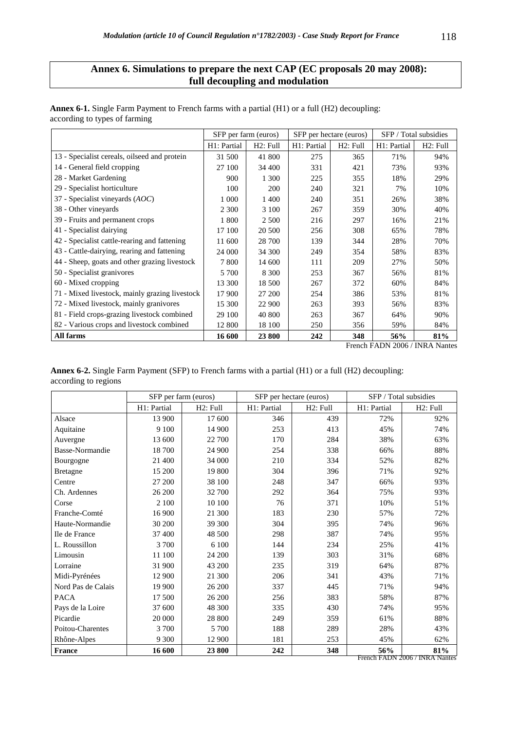# Annex 6. Simulations to prepare the next CAP (EC proposals 20 may 2008): full decoupling and modulation

**Annex 6-1.** Single Farm Payment to French farms with a partial (H1) or a full (H2) decoupling: according to types of farming

| | SFP per farm (euros) | | SFP per hectare (euros) | | SFP / Total subsidies | |
|---|---|---|---|---|---|---|
| | H1: Partial | H2: Full | H1: Partial | H2: Full | H1: Partial | H2: Full |
| 13 - Specialist cereals, oilseed and protein | 31 500 | 41 800 | 275 | 365 | 71% | 94% |
| 14 - General field cropping | 27 100 | 34 400 | 331 | 421 | 73% | 93% |
| 28 - Market Gardening | 900 | 1 300 | 225 | 355 | 18% | 29% |
| 29 - Specialist horticulture | 100 | 200 | 240 | 321 | 7% | 10% |
| 37 - Specialist vineyards (*AOC*) | 1 000 | 1 400 | 240 | 351 | 26% | 38% |
| 38 - Other vineyards | 2 300 | 3 100 | 267 | 359 | 30% | 40% |
| 39 - Fruits and permanent crops | 1 800 | 2 500 | 216 | 297 | 16% | 21% |
| 41 - Specialist dairying | 17 100 | 20 500 | 256 | 308 | 65% | 78% |
| 42 - Specialist cattle-rearing and fattening | 11 600 | 28 700 | 139 | 344 | 28% | 70% |
| 43 - Cattle-dairying, rearing and fattening | 24 000 | 34 300 | 249 | 354 | 58% | 83% |
| 44 - Sheep, goats and other grazing livestock | 7 800 | 14 600 | 111 | 209 | 27% | 50% |
| 50 - Specialist granivores | 5 700 | 8 300 | 253 | 367 | 56% | 81% |
| 60 - Mixed cropping | 13 300 | 18 500 | 267 | 372 | 60% | 84% |
| 71 - Mixed livestock, mainly grazing livestock | 17 900 | 27 200 | 254 | 386 | 53% | 81% |
| 72 - Mixed livestock, mainly granivores | 15 300 | 22 900 | 263 | 393 | 56% | 83% |
| 81 - Field crops-grazing livestock combined | 29 100 | 40 800 | 263 | 367 | 64% | 90% |
| 82 - Various crops and livestock combined | 12 800 | 18 100 | 250 | 356 | 59% | 84% |
| **All farms** | **16 600** | **23 800** | **242** | **348** | **56%** | **81%** |

French FADN 2006 / INRA Nantes

**Annex 6-2.** Single Farm Payment (SFP) to French farms with a partial (H1) or a full (H2) decoupling: according to regions

| | SFP per farm (euros) | | SFP per hectare (euros) | | SFP / Total subsidies | |
|---|---|---|---|---|---|---|
| | H1: Partial | H2: Full | H1: Partial | H2: Full | H1: Partial | H2: Full |
| Alsace | 13 900 | 17 600 | 346 | 439 | 72% | 92% |
| Aquitaine | 9 100 | 14 900 | 253 | 413 | 45% | 74% |
| Auvergne | 13 600 | 22 700 | 170 | 284 | 38% | 63% |
| Basse-Normandie | 18 700 | 24 900 | 254 | 338 | 66% | 88% |
| Bourgogne | 21 400 | 34 000 | 210 | 334 | 52% | 82% |
| Bretagne | 15 200 | 19 800 | 304 | 396 | 71% | 92% |
| Centre | 27 200 | 38 100 | 248 | 347 | 66% | 93% |
| Ch. Ardennes | 26 200 | 32 700 | 292 | 364 | 75% | 93% |
| Corse | 2 100 | 10 100 | 76 | 371 | 10% | 51% |
| Franche-Comté | 16 900 | 21 300 | 183 | 230 | 57% | 72% |
| Haute-Normandie | 30 200 | 39 300 | 304 | 395 | 74% | 96% |
| Ile de France | 37 400 | 48 500 | 298 | 387 | 74% | 95% |
| L. Roussillon | 3 700 | 6 100 | 144 | 234 | 25% | 41% |
| Limousin | 11 100 | 24 200 | 139 | 303 | 31% | 68% |
| Lorraine | 31 900 | 43 200 | 235 | 319 | 64% | 87% |
| Midi-Pyrénées | 12 900 | 21 300 | 206 | 341 | 43% | 71% |
| Nord Pas de Calais | 19 900 | 26 200 | 337 | 445 | 71% | 94% |
| PACA | 17 500 | 26 200 | 256 | 383 | 58% | 87% |
| Pays de la Loire | 37 600 | 48 300 | 335 | 430 | 74% | 95% |
| Picardie | 20 000 | 28 800 | 249 | 359 | 61% | 88% |
| Poitou-Charentes | 3 700 | 5 700 | 188 | 289 | 28% | 43% |
| Rhône-Alpes | 9 300 | 12 900 | 181 | 253 | 45% | 62% |
| **France** | **16 600** | **23 800** | **242** | **348** | **56%** | **81%** |

French FADN 2006 / INRA Nantes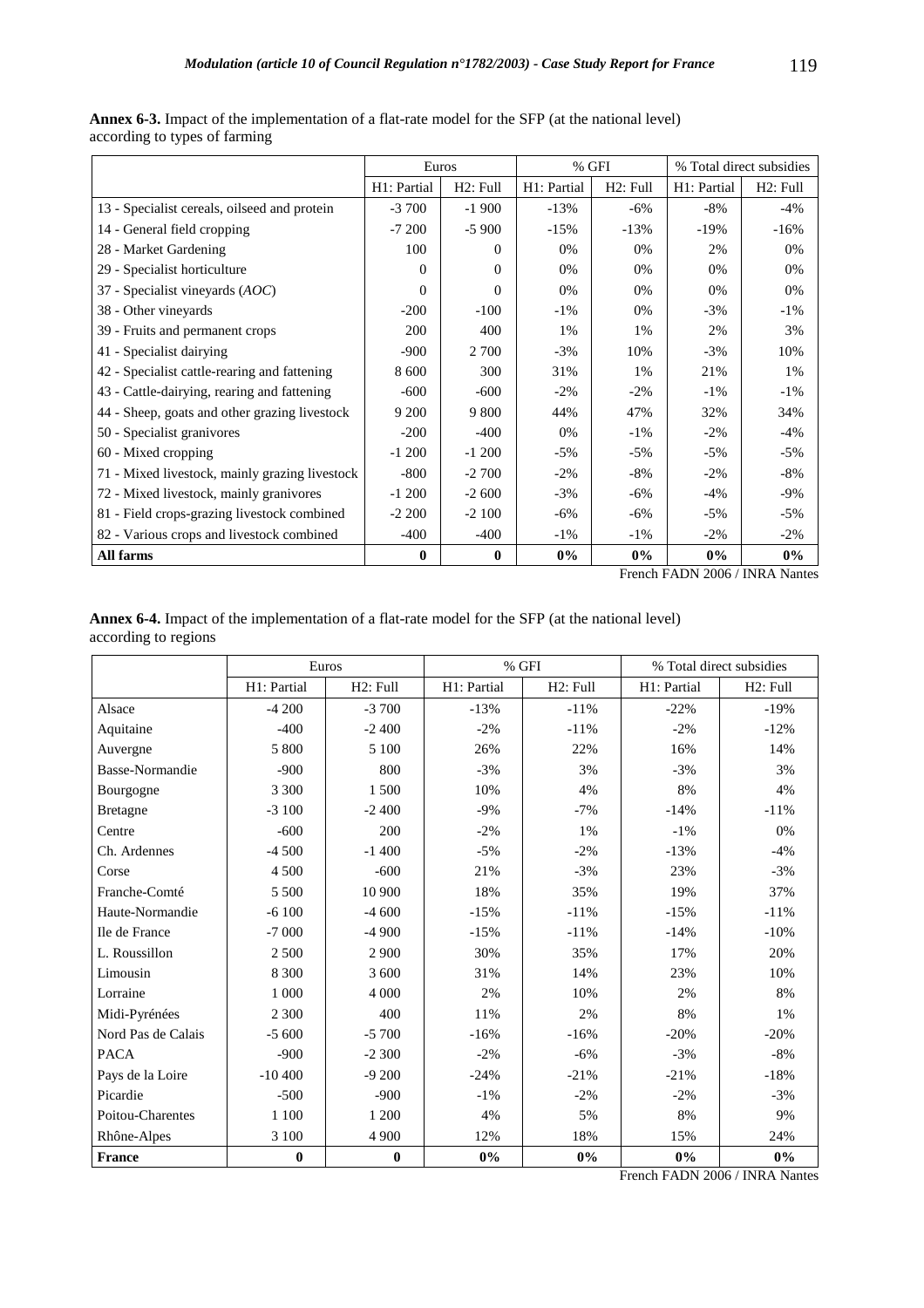**Annex 6-3.** Impact of the implementation of a flat-rate model for the SFP (at the national level) according to types of farming

| | Euros | | % GFI | | % Total direct subsidies | |
|---|---|---|---|---|---|---|
| | H1: Partial | H2: Full | H1: Partial | H2: Full | H1: Partial | H2: Full |
| 13 - Specialist cereals, oilseed and protein | -3 700 | -1 900 | -13% | -6% | -8% | -4% |
| 14 - General field cropping | -7 200 | -5 900 | -15% | -13% | -19% | -16% |
| 28 - Market Gardening | 100 | 0 | 0% | 0% | 2% | 0% |
| 29 - Specialist horticulture | 0 | 0 | 0% | 0% | 0% | 0% |
| 37 - Specialist vineyards (*AOC*) | 0 | 0 | 0% | 0% | 0% | 0% |
| 38 - Other vineyards | -200 | -100 | -1% | 0% | -3% | -1% |
| 39 - Fruits and permanent crops | 200 | 400 | 1% | 1% | 2% | 3% |
| 41 - Specialist dairying | -900 | 2 700 | -3% | 10% | -3% | 10% |
| 42 - Specialist cattle-rearing and fattening | 8 600 | 300 | 31% | 1% | 21% | 1% |
| 43 - Cattle-dairying, rearing and fattening | -600 | -600 | -2% | -2% | -1% | -1% |
| 44 - Sheep, goats and other grazing livestock | 9 200 | 9 800 | 44% | 47% | 32% | 34% |
| 50 - Specialist granivores | -200 | -400 | 0% | -1% | -2% | -4% |
| 60 - Mixed cropping | -1 200 | -1 200 | -5% | -5% | -5% | -5% |
| 71 - Mixed livestock, mainly grazing livestock | -800 | -2 700 | -2% | -8% | -2% | -8% |
| 72 - Mixed livestock, mainly granivores | -1 200 | -2 600 | -3% | -6% | -4% | -9% |
| 81 - Field crops-grazing livestock combined | -2 200 | -2 100 | -6% | -6% | -5% | -5% |
| 82 - Various crops and livestock combined | -400 | -400 | -1% | -1% | -2% | -2% |
| **All farms** | **0** | **0** | **0%** | **0%** | **0%** | **0%** |

French FADN 2006 / INRA Nantes

**Annex 6-4.** Impact of the implementation of a flat-rate model for the SFP (at the national level) according to regions

| | Euros | | % GFI | | % Total direct subsidies | |
|---|---|---|---|---|---|---|
| | H1: Partial | H2: Full | H1: Partial | H2: Full | H1: Partial | H2: Full |
| Alsace | -4 200 | -3 700 | -13% | -11% | -22% | -19% |
| Aquitaine | -400 | -2 400 | -2% | -11% | -2% | -12% |
| Auvergne | 5 800 | 5 100 | 26% | 22% | 16% | 14% |
| Basse-Normandie | -900 | 800 | -3% | 3% | -3% | 3% |
| Bourgogne | 3 300 | 1 500 | 10% | 4% | 8% | 4% |
| Bretagne | -3 100 | -2 400 | -9% | -7% | -14% | -11% |
| Centre | -600 | 200 | -2% | 1% | -1% | 0% |
| Ch. Ardennes | -4 500 | -1 400 | -5% | -2% | -13% | -4% |
| Corse | 4 500 | -600 | 21% | -3% | 23% | -3% |
| Franche-Comté | 5 500 | 10 900 | 18% | 35% | 19% | 37% |
| Haute-Normandie | -6 100 | -4 600 | -15% | -11% | -15% | -11% |
| Ile de France | -7 000 | -4 900 | -15% | -11% | -14% | -10% |
| L. Roussillon | 2 500 | 2 900 | 30% | 35% | 17% | 20% |
| Limousin | 8 300 | 3 600 | 31% | 14% | 23% | 10% |
| Lorraine | 1 000 | 4 000 | 2% | 10% | 2% | 8% |
| Midi-Pyrénées | 2 300 | 400 | 11% | 2% | 8% | 1% |
| Nord Pas de Calais | -5 600 | -5 700 | -16% | -16% | -20% | -20% |
| PACA | -900 | -2 300 | -2% | -6% | -3% | -8% |
| Pays de la Loire | -10 400 | -9 200 | -24% | -21% | -21% | -18% |
| Picardie | -500 | -900 | -1% | -2% | -2% | -3% |
| Poitou-Charentes | 1 100 | 1 200 | 4% | 5% | 8% | 9% |
| Rhône-Alpes | 3 100 | 4 900 | 12% | 18% | 15% | 24% |
| **France** | **0** | **0** | **0%** | **0%** | **0%** | **0%** |

French FADN 2006 / INRA Nantes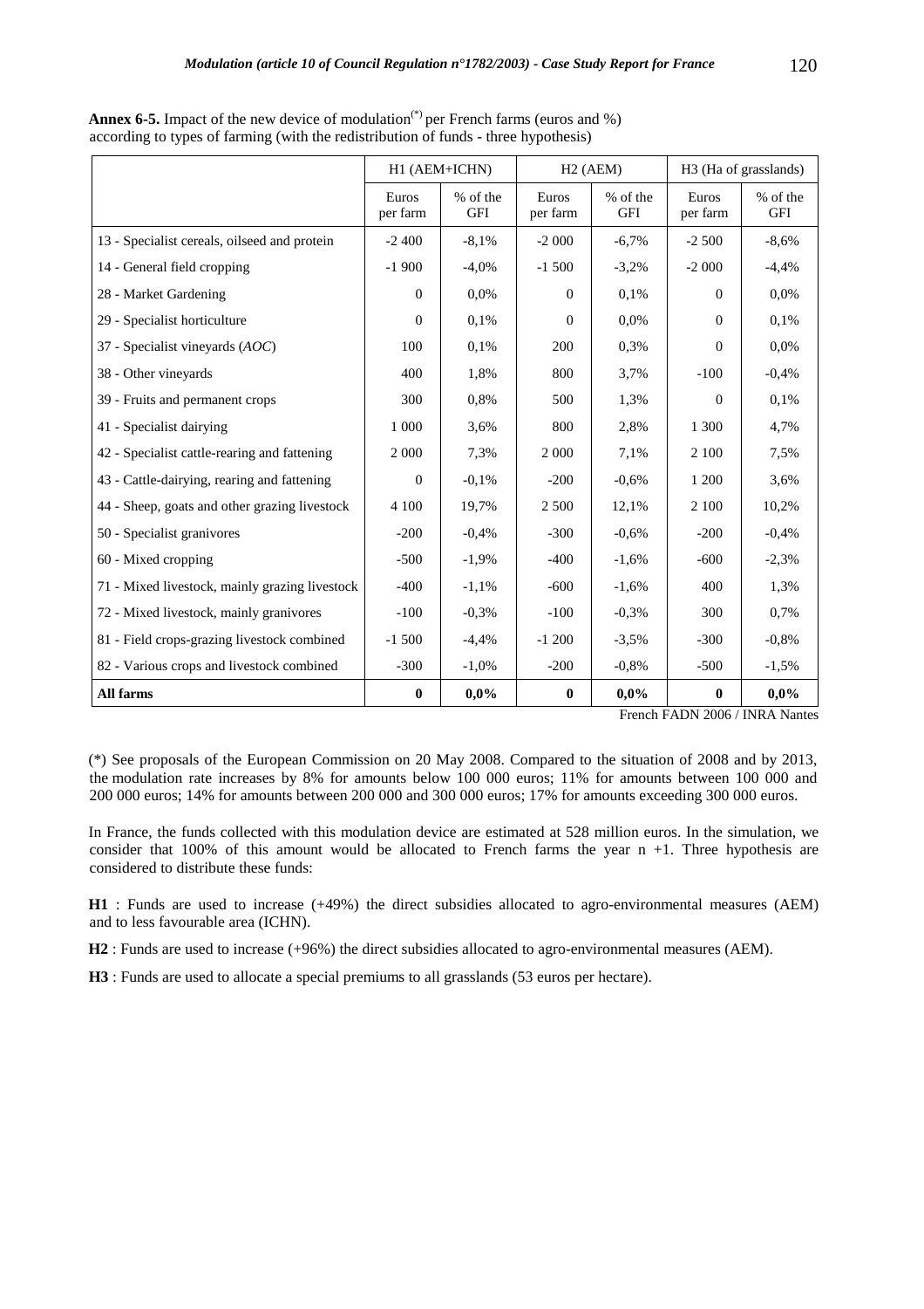**Annex 6-5.** Impact of the new device of modulation[(*)] per French farms (euros and %) according to types of farming (with the redistribution of funds - three hypothesis)

| | H1 (AEM+ICHN) | | H2 (AEM) | | H3 (Ha of grasslands) | |
|---|---|---|---|---|---|---|
| | Euros per farm | % of the GFI | Euros per farm | % of the GFI | Euros per farm | % of the GFI |
| 13 - Specialist cereals, oilseed and protein | -2 400 | -8,1% | -2 000 | -6,7% | -2 500 | -8,6% |
| 14 - General field cropping | -1 900 | -4,0% | -1 500 | -3,2% | -2 000 | -4,4% |
| 28 - Market Gardening | 0 | 0,0% | 0 | 0,1% | 0 | 0,0% |
| 29 - Specialist horticulture | 0 | 0,1% | 0 | 0,0% | 0 | 0,1% |
| 37 - Specialist vineyards (*AOC*) | 100 | 0,1% | 200 | 0,3% | 0 | 0,0% |
| 38 - Other vineyards | 400 | 1,8% | 800 | 3,7% | -100 | -0,4% |
| 39 - Fruits and permanent crops | 300 | 0,8% | 500 | 1,3% | 0 | 0,1% |
| 41 - Specialist dairying | 1 000 | 3,6% | 800 | 2,8% | 1 300 | 4,7% |
| 42 - Specialist cattle-rearing and fattening | 2 000 | 7,3% | 2 000 | 7,1% | 2 100 | 7,5% |
| 43 - Cattle-dairying, rearing and fattening | 0 | -0,1% | -200 | -0,6% | 1 200 | 3,6% |
| 44 - Sheep, goats and other grazing livestock | 4 100 | 19,7% | 2 500 | 12,1% | 2 100 | 10,2% |
| 50 - Specialist granivores | -200 | -0,4% | -300 | -0,6% | -200 | -0,4% |
| 60 - Mixed cropping | -500 | -1,9% | -400 | -1,6% | -600 | -2,3% |
| 71 - Mixed livestock, mainly grazing livestock | -400 | -1,1% | -600 | -1,6% | 400 | 1,3% |
| 72 - Mixed livestock, mainly granivores | -100 | -0,3% | -100 | -0,3% | 300 | 0,7% |
| 81 - Field crops-grazing livestock combined | -1 500 | -4,4% | -1 200 | -3,5% | -300 | -0,8% |
| 82 - Various crops and livestock combined | -300 | -1,0% | -200 | -0,8% | -500 | -1,5% |
| **All farms** | **0** | **0,0%** | **0** | **0,0%** | **0** | **0,0%** |

French FADN 2006 / INRA Nantes

(*) See proposals of the European Commission on 20 May 2008. Compared to the situation of 2008 and by 2013, the modulation rate increases by 8% for amounts below 100 000 euros; 11% for amounts between 100 000 and 200 000 euros; 14% for amounts between 200 000 and 300 000 euros; 17% for amounts exceeding 300 000 euros.

In France, the funds collected with this modulation device are estimated at 528 million euros. In the simulation, we consider that 100% of this amount would be allocated to French farms the year n +1. Three hypothesis are considered to distribute these funds:

**H1** : Funds are used to increase (+49%) the direct subsidies allocated to agro-environmental measures (AEM) and to less favourable area (ICHN).

**H2** : Funds are used to increase (+96%) the direct subsidies allocated to agro-environmental measures (AEM).

**H3** : Funds are used to allocate a special premiums to all grasslands (53 euros per hectare).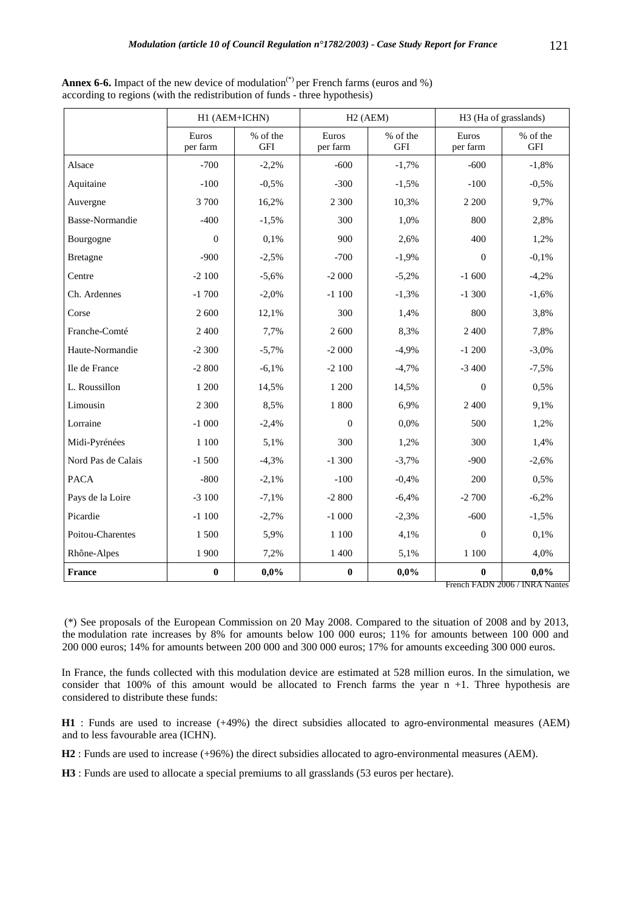**Annex 6-6.** Impact of the new device of modulation(*) per French farms (euros and %) according to regions (with the redistribution of funds - three hypothesis)

| | H1 (AEM+ICHN) | | H2 (AEM) | | H3 (Ha of grasslands) | |
|---|---|---|---|---|---|---|
| | Euros per farm | % of the GFI | Euros per farm | % of the GFI | Euros per farm | % of the GFI |
| Alsace | -700 | -2,2% | -600 | -1,7% | -600 | -1,8% |
| Aquitaine | -100 | -0,5% | -300 | -1,5% | -100 | -0,5% |
| Auvergne | 3 700 | 16,2% | 2 300 | 10,3% | 2 200 | 9,7% |
| Basse-Normandie | -400 | -1,5% | 300 | 1,0% | 800 | 2,8% |
| Bourgogne | 0 | 0,1% | 900 | 2,6% | 400 | 1,2% |
| Bretagne | -900 | -2,5% | -700 | -1,9% | 0 | -0,1% |
| Centre | -2 100 | -5,6% | -2 000 | -5,2% | -1 600 | -4,2% |
| Ch. Ardennes | -1 700 | -2,0% | -1 100 | -1,3% | -1 300 | -1,6% |
| Corse | 2 600 | 12,1% | 300 | 1,4% | 800 | 3,8% |
| Franche-Comté | 2 400 | 7,7% | 2 600 | 8,3% | 2 400 | 7,8% |
| Haute-Normandie | -2 300 | -5,7% | -2 000 | -4,9% | -1 200 | -3,0% |
| Ile de France | -2 800 | -6,1% | -2 100 | -4,7% | -3 400 | -7,5% |
| L. Roussillon | 1 200 | 14,5% | 1 200 | 14,5% | 0 | 0,5% |
| Limousin | 2 300 | 8,5% | 1 800 | 6,9% | 2 400 | 9,1% |
| Lorraine | -1 000 | -2,4% | 0 | 0,0% | 500 | 1,2% |
| Midi-Pyrénées | 1 100 | 5,1% | 300 | 1,2% | 300 | 1,4% |
| Nord Pas de Calais | -1 500 | -4,3% | -1 300 | -3,7% | -900 | -2,6% |
| PACA | -800 | -2,1% | -100 | -0,4% | 200 | 0,5% |
| Pays de la Loire | -3 100 | -7,1% | -2 800 | -6,4% | -2 700 | -6,2% |
| Picardie | -1 100 | -2,7% | -1 000 | -2,3% | -600 | -1,5% |
| Poitou-Charentes | 1 500 | 5,9% | 1 100 | 4,1% | 0 | 0,1% |
| Rhône-Alpes | 1 900 | 7,2% | 1 400 | 5,1% | 1 100 | 4,0% |
| **France** | **0** | **0,0%** | **0** | **0,0%** | **0** | **0,0%** |

French FADN 2006 / INRA Nantes

(*) See proposals of the European Commission on 20 May 2008. Compared to the situation of 2008 and by 2013, the modulation rate increases by 8% for amounts below 100 000 euros; 11% for amounts between 100 000 and 200 000 euros; 14% for amounts between 200 000 and 300 000 euros; 17% for amounts exceeding 300 000 euros.

In France, the funds collected with this modulation device are estimated at 528 million euros. In the simulation, we consider that 100% of this amount would be allocated to French farms the year n +1. Three hypothesis are considered to distribute these funds:

**H1** : Funds are used to increase (+49%) the direct subsidies allocated to agro-environmental measures (AEM) and to less favourable area (ICHN).

**H2** : Funds are used to increase (+96%) the direct subsidies allocated to agro-environmental measures (AEM).

**H3** : Funds are used to allocate a special premiums to all grasslands (53 euros per hectare).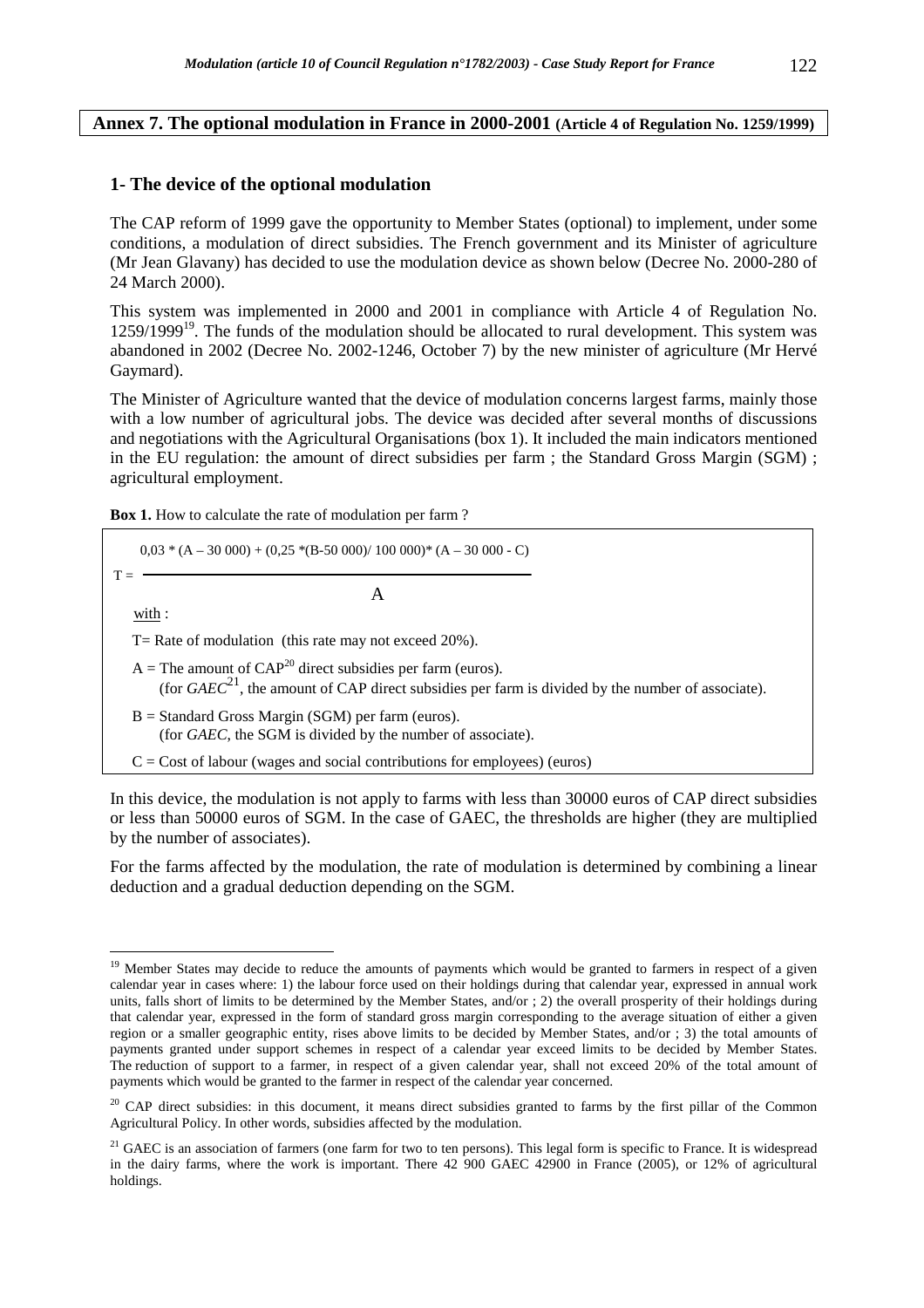## Annex 7. The optional modulation in France in 2000-2001 (Article 4 of Regulation No. 1259/1999)

### 1- The device of the optional modulation

The CAP reform of 1999 gave the opportunity to Member States (optional) to implement, under some conditions, a modulation of direct subsidies. The French government and its Minister of agriculture (Mr Jean Glavany) has decided to use the modulation device as shown below (Decree No. 2000-280 of 24 March 2000).

This system was implemented in 2000 and 2001 in compliance with Article 4 of Regulation No. 1259/1999[19]. The funds of the modulation should be allocated to rural development. This system was abandoned in 2002 (Decree No. 2002-1246, October 7) by the new minister of agriculture (Mr Hervé Gaymard).

The Minister of Agriculture wanted that the device of modulation concerns largest farms, mainly those with a low number of agricultural jobs. The device was decided after several months of discussions and negotiations with the Agricultural Organisations (box 1). It included the main indicators mentioned in the EU regulation: the amount of direct subsidies per farm ; the Standard Gross Margin (SGM) ; agricultural employment.

**Box 1.** How to calculate the rate of modulation per farm ?

$$T = \frac{0{,}03 * (A - 30\,000) + (0{,}25 * (B - 50\,000) / 100\,000) * (A - 30\,000 - C)}{A}$$

with :

T= Rate of modulation (this rate may not exceed 20%).

A = The amount of CAP[20] direct subsidies per farm (euros).
(for *GAEC*[21], the amount of CAP direct subsidies per farm is divided by the number of associate).

B = Standard Gross Margin (SGM) per farm (euros).
(for *GAEC*, the SGM is divided by the number of associate).

C = Cost of labour (wages and social contributions for employees) (euros)

In this device, the modulation is not apply to farms with less than 30000 euros of CAP direct subsidies or less than 50000 euros of SGM. In the case of GAEC, the thresholds are higher (they are multiplied by the number of associates).

For the farms affected by the modulation, the rate of modulation is determined by combining a linear deduction and a gradual deduction depending on the SGM.

---

[19] Member States may decide to reduce the amounts of payments which would be granted to farmers in respect of a given calendar year in cases where: 1) the labour force used on their holdings during that calendar year, expressed in annual work units, falls short of limits to be determined by the Member States, and/or ; 2) the overall prosperity of their holdings during that calendar year, expressed in the form of standard gross margin corresponding to the average situation of either a given region or a smaller geographic entity, rises above limits to be decided by Member States, and/or ; 3) the total amounts of payments granted under support schemes in respect of a calendar year exceed limits to be decided by Member States. The reduction of support to a farmer, in respect of a given calendar year, shall not exceed 20% of the total amount of payments which would be granted to the farmer in respect of the calendar year concerned.

[20] CAP direct subsidies: in this document, it means direct subsidies granted to farms by the first pillar of the Common Agricultural Policy. In other words, subsidies affected by the modulation.

[21] GAEC is an association of farmers (one farm for two to ten persons). This legal form is specific to France. It is widespread in the dairy farms, where the work is important. There 42 900 GAEC 42900 in France (2005), or 12% of agricultural holdings.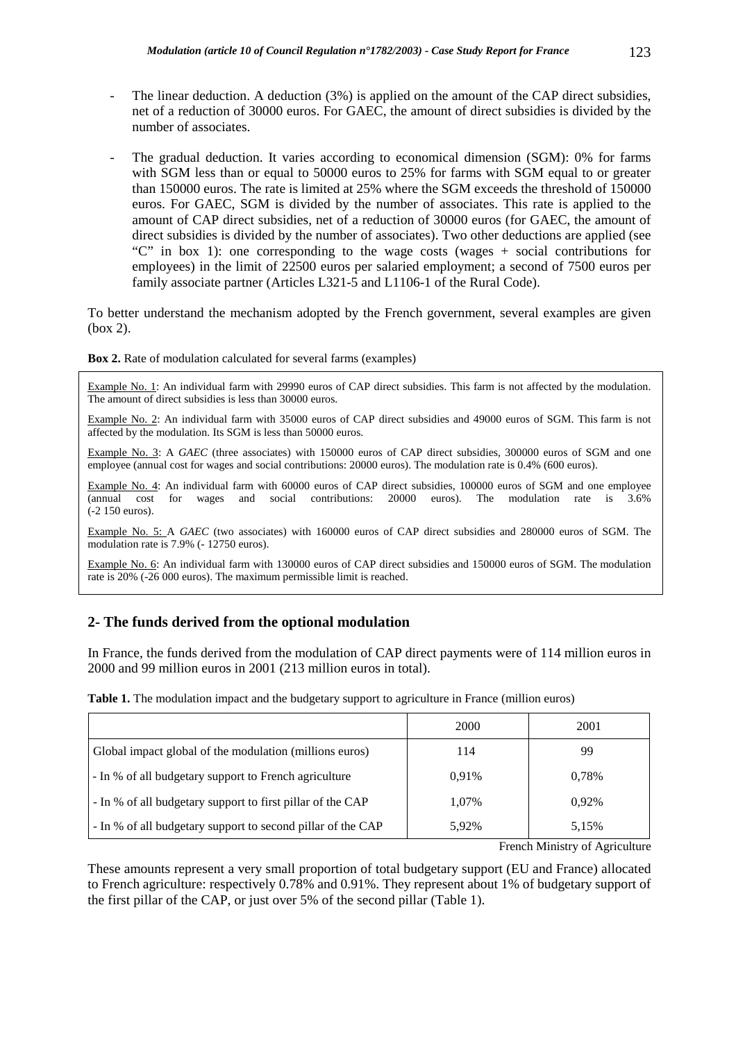- The linear deduction. A deduction (3%) is applied on the amount of the CAP direct subsidies, net of a reduction of 30000 euros. For GAEC, the amount of direct subsidies is divided by the number of associates.

- The gradual deduction. It varies according to economical dimension (SGM): 0% for farms with SGM less than or equal to 50000 euros to 25% for farms with SGM equal to or greater than 150000 euros. The rate is limited at 25% where the SGM exceeds the threshold of 150000 euros. For GAEC, SGM is divided by the number of associates. This rate is applied to the amount of CAP direct subsidies, net of a reduction of 30000 euros (for GAEC, the amount of direct subsidies is divided by the number of associates). Two other deductions are applied (see "C" in box 1): one corresponding to the wage costs (wages + social contributions for employees) in the limit of 22500 euros per salaried employment; a second of 7500 euros per family associate partner (Articles L321-5 and L1106-1 of the Rural Code).

To better understand the mechanism adopted by the French government, several examples are given (box 2).

**Box 2.** Rate of modulation calculated for several farms (examples)

Example No. 1: An individual farm with 29990 euros of CAP direct subsidies. This farm is not affected by the modulation. The amount of direct subsidies is less than 30000 euros.

Example No. 2: An individual farm with 35000 euros of CAP direct subsidies and 49000 euros of SGM. This farm is not affected by the modulation. Its SGM is less than 50000 euros.

Example No. 3: A *GAEC* (three associates) with 150000 euros of CAP direct subsidies, 300000 euros of SGM and one employee (annual cost for wages and social contributions: 20000 euros). The modulation rate is 0.4% (600 euros).

Example No. 4: An individual farm with 60000 euros of CAP direct subsidies, 100000 euros of SGM and one employee (annual cost for wages and social contributions: 20000 euros). The modulation rate is 3.6% (-2 150 euros).

Example No. 5: A *GAEC* (two associates) with 160000 euros of CAP direct subsidies and 280000 euros of SGM. The modulation rate is 7.9% (- 12750 euros).

Example No. 6: An individual farm with 130000 euros of CAP direct subsidies and 150000 euros of SGM. The modulation rate is 20% (-26 000 euros). The maximum permissible limit is reached.

## 2- The funds derived from the optional modulation

In France, the funds derived from the modulation of CAP direct payments were of 114 million euros in 2000 and 99 million euros in 2001 (213 million euros in total).

**Table 1.** The modulation impact and the budgetary support to agriculture in France (million euros)

| | 2000 | 2001 |
|---|---|---|
| Global impact global of the modulation (millions euros) | 114 | 99 |
| - In % of all budgetary support to French agriculture | 0,91% | 0,78% |
| - In % of all budgetary support to first pillar of the CAP | 1,07% | 0,92% |
| - In % of all budgetary support to second pillar of the CAP | 5,92% | 5,15% |

French Ministry of Agriculture

These amounts represent a very small proportion of total budgetary support (EU and France) allocated to French agriculture: respectively 0.78% and 0.91%. They represent about 1% of budgetary support of the first pillar of the CAP, or just over 5% of the second pillar (Table 1).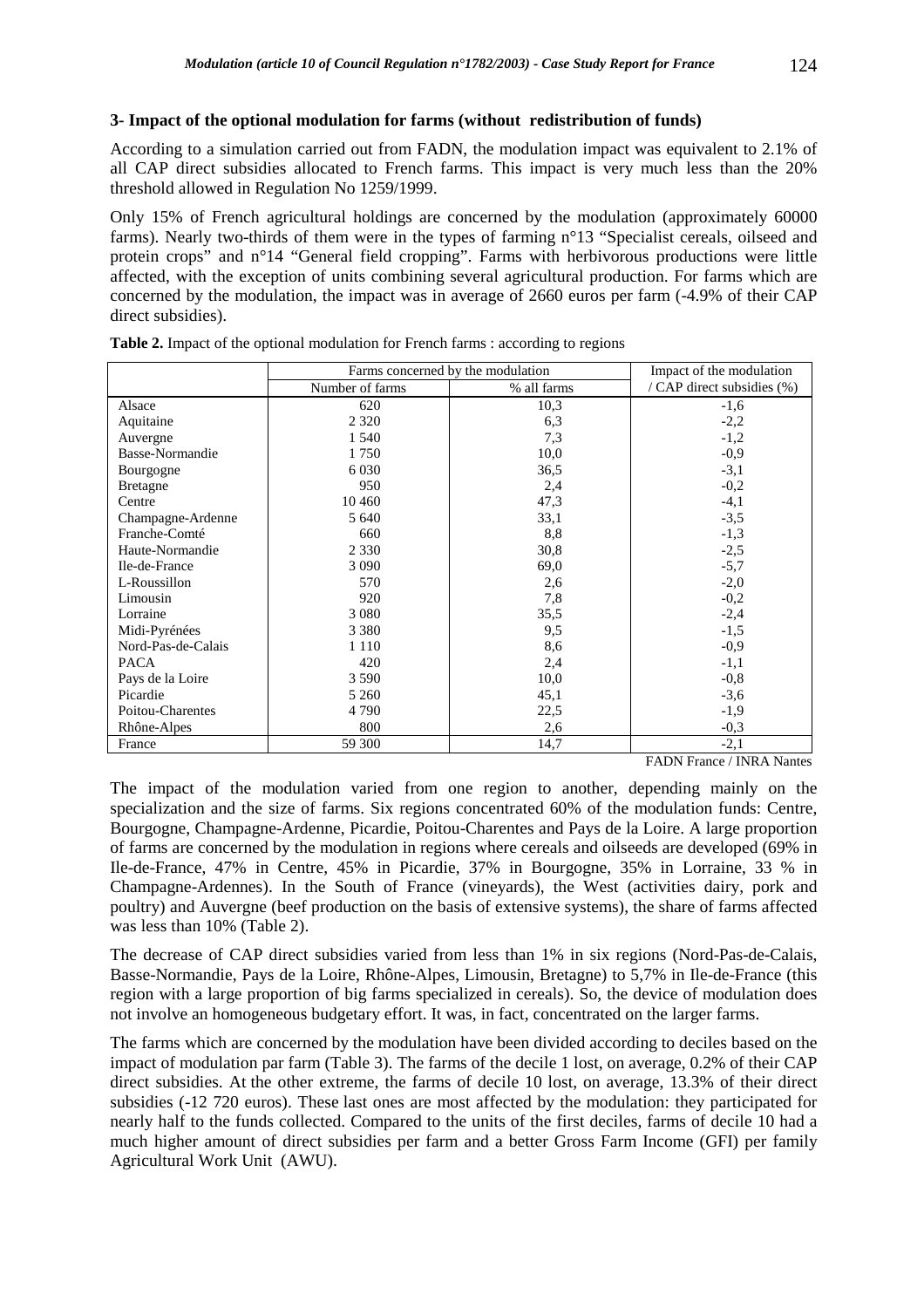### 3- Impact of the optional modulation for farms (without redistribution of funds)

According to a simulation carried out from FADN, the modulation impact was equivalent to 2.1% of all CAP direct subsidies allocated to French farms. This impact is very much less than the 20% threshold allowed in Regulation No 1259/1999.

Only 15% of French agricultural holdings are concerned by the modulation (approximately 60000 farms). Nearly two-thirds of them were in the types of farming n°13 "Specialist cereals, oilseed and protein crops" and n°14 "General field cropping". Farms with herbivorous productions were little affected, with the exception of units combining several agricultural production. For farms which are concerned by the modulation, the impact was in average of 2660 euros per farm (-4.9% of their CAP direct subsidies).

**Table 2.** Impact of the optional modulation for French farms : according to regions

| | Farms concerned by the modulation | | Impact of the modulation |
|---|---|---|---|
| | Number of farms | % all farms | / CAP direct subsidies (%) |
| Alsace | 620 | 10,3 | -1,6 |
| Aquitaine | 2 320 | 6,3 | -2,2 |
| Auvergne | 1 540 | 7,3 | -1,2 |
| Basse-Normandie | 1 750 | 10,0 | -0,9 |
| Bourgogne | 6 030 | 36,5 | -3,1 |
| Bretagne | 950 | 2,4 | -0,2 |
| Centre | 10 460 | 47,3 | -4,1 |
| Champagne-Ardenne | 5 640 | 33,1 | -3,5 |
| Franche-Comté | 660 | 8,8 | -1,3 |
| Haute-Normandie | 2 330 | 30,8 | -2,5 |
| Ile-de-France | 3 090 | 69,0 | -5,7 |
| L-Roussillon | 570 | 2,6 | -2,0 |
| Limousin | 920 | 7,8 | -0,2 |
| Lorraine | 3 080 | 35,5 | -2,4 |
| Midi-Pyrénées | 3 380 | 9,5 | -1,5 |
| Nord-Pas-de-Calais | 1 110 | 8,6 | -0,9 |
| PACA | 420 | 2,4 | -1,1 |
| Pays de la Loire | 3 590 | 10,0 | -0,8 |
| Picardie | 5 260 | 45,1 | -3,6 |
| Poitou-Charentes | 4 790 | 22,5 | -1,9 |
| Rhône-Alpes | 800 | 2,6 | -0,3 |
| France | 59 300 | 14,7 | -2,1 |

FADN France / INRA Nantes

The impact of the modulation varied from one region to another, depending mainly on the specialization and the size of farms. Six regions concentrated 60% of the modulation funds: Centre, Bourgogne, Champagne-Ardenne, Picardie, Poitou-Charentes and Pays de la Loire. A large proportion of farms are concerned by the modulation in regions where cereals and oilseeds are developed (69% in Ile-de-France, 47% in Centre, 45% in Picardie, 37% in Bourgogne, 35% in Lorraine, 33 % in Champagne-Ardennes). In the South of France (vineyards), the West (activities dairy, pork and poultry) and Auvergne (beef production on the basis of extensive systems), the share of farms affected was less than 10% (Table 2).

The decrease of CAP direct subsidies varied from less than 1% in six regions (Nord-Pas-de-Calais, Basse-Normandie, Pays de la Loire, Rhône-Alpes, Limousin, Bretagne) to 5,7% in Ile-de-France (this region with a large proportion of big farms specialized in cereals). So, the device of modulation does not involve an homogeneous budgetary effort. It was, in fact, concentrated on the larger farms.

The farms which are concerned by the modulation have been divided according to deciles based on the impact of modulation par farm (Table 3). The farms of the decile 1 lost, on average, 0.2% of their CAP direct subsidies. At the other extreme, the farms of decile 10 lost, on average, 13.3% of their direct subsidies (-12 720 euros). These last ones are most affected by the modulation: they participated for nearly half to the funds collected. Compared to the units of the first deciles, farms of decile 10 had a much higher amount of direct subsidies per farm and a better Gross Farm Income (GFI) per family Agricultural Work Unit (AWU).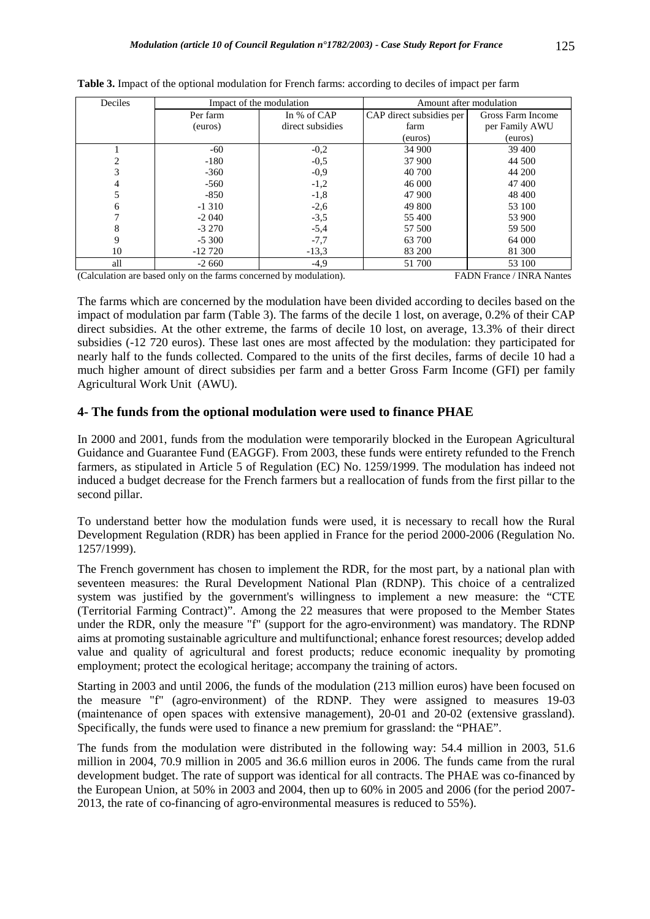**Table 3.** Impact of the optional modulation for French farms: according to deciles of impact per farm

| Deciles | Impact of the modulation | | Amount after modulation | |
|---|---|---|---|---|
| | Per farm (euros) | In % of CAP direct subsidies | CAP direct subsidies per farm (euros) | Gross Farm Income per Family AWU (euros) |
| 1 | -60 | -0,2 | 34 900 | 39 400 |
| 2 | -180 | -0,5 | 37 900 | 44 500 |
| 3 | -360 | -0,9 | 40 700 | 44 200 |
| 4 | -560 | -1,2 | 46 000 | 47 400 |
| 5 | -850 | -1,8 | 47 900 | 48 400 |
| 6 | -1 310 | -2,6 | 49 800 | 53 100 |
| 7 | -2 040 | -3,5 | 55 400 | 53 900 |
| 8 | -3 270 | -5,4 | 57 500 | 59 500 |
| 9 | -5 300 | -7,7 | 63 700 | 64 000 |
| 10 | -12 720 | -13,3 | 83 200 | 81 300 |
| all | -2 660 | -4,9 | 51 700 | 53 100 |

(Calculation are based only on the farms concerned by modulation). FADN France / INRA Nantes

The farms which are concerned by the modulation have been divided according to deciles based on the impact of modulation par farm (Table 3). The farms of the decile 1 lost, on average, 0.2% of their CAP direct subsidies. At the other extreme, the farms of decile 10 lost, on average, 13.3% of their direct subsidies (-12 720 euros). These last ones are most affected by the modulation: they participated for nearly half to the funds collected. Compared to the units of the first deciles, farms of decile 10 had a much higher amount of direct subsidies per farm and a better Gross Farm Income (GFI) per family Agricultural Work Unit (AWU).

## 4- The funds from the optional modulation were used to finance PHAE

In 2000 and 2001, funds from the modulation were temporarily blocked in the European Agricultural Guidance and Guarantee Fund (EAGGF). From 2003, these funds were entirety refunded to the French farmers, as stipulated in Article 5 of Regulation (EC) No. 1259/1999. The modulation has indeed not induced a budget decrease for the French farmers but a reallocation of funds from the first pillar to the second pillar.

To understand better how the modulation funds were used, it is necessary to recall how the Rural Development Regulation (RDR) has been applied in France for the period 2000-2006 (Regulation No. 1257/1999).

The French government has chosen to implement the RDR, for the most part, by a national plan with seventeen measures: the Rural Development National Plan (RDNP). This choice of a centralized system was justified by the government's willingness to implement a new measure: the "CTE (Territorial Farming Contract)". Among the 22 measures that were proposed to the Member States under the RDR, only the measure "f" (support for the agro-environment) was mandatory. The RDNP aims at promoting sustainable agriculture and multifunctional; enhance forest resources; develop added value and quality of agricultural and forest products; reduce economic inequality by promoting employment; protect the ecological heritage; accompany the training of actors.

Starting in 2003 and until 2006, the funds of the modulation (213 million euros) have been focused on the measure "f" (agro-environment) of the RDNP. They were assigned to measures 19-03 (maintenance of open spaces with extensive management), 20-01 and 20-02 (extensive grassland). Specifically, the funds were used to finance a new premium for grassland: the "PHAE".

The funds from the modulation were distributed in the following way: 54.4 million in 2003, 51.6 million in 2004, 70.9 million in 2005 and 36.6 million euros in 2006. The funds came from the rural development budget. The rate of support was identical for all contracts. The PHAE was co-financed by the European Union, at 50% in 2003 and 2004, then up to 60% in 2005 and 2006 (for the period 2007-2013, the rate of co-financing of agro-environmental measures is reduced to 55%).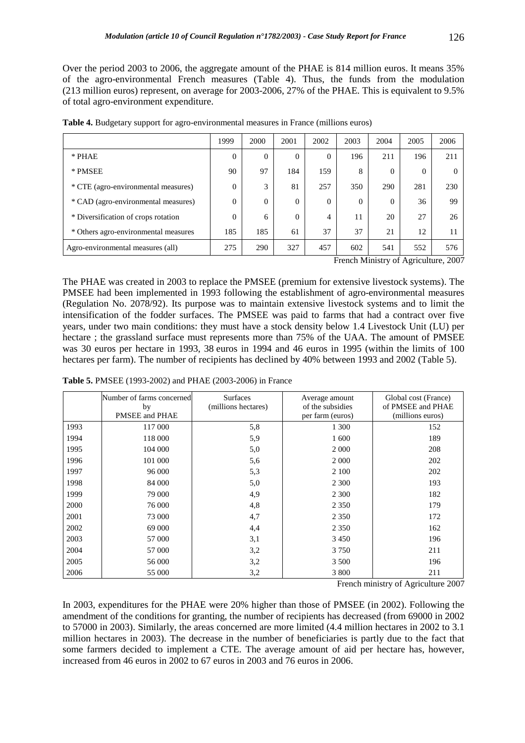Over the period 2003 to 2006, the aggregate amount of the PHAE is 814 million euros. It means 35% of the agro-environmental French measures (Table 4). Thus, the funds from the modulation (213 million euros) represent, on average for 2003-2006, 27% of the PHAE. This is equivalent to 9.5% of total agro-environment expenditure.

**Table 4.** Budgetary support for agro-environmental measures in France (millions euros)

| | 1999 | 2000 | 2001 | 2002 | 2003 | 2004 | 2005 | 2006 |
|---|---|---|---|---|---|---|---|---|
| * PHAE | 0 | 0 | 0 | 0 | 196 | 211 | 196 | 211 |
| * PMSEE | 90 | 97 | 184 | 159 | 8 | 0 | 0 | 0 |
| * CTE (agro-environmental measures) | 0 | 3 | 81 | 257 | 350 | 290 | 281 | 230 |
| * CAD (agro-environmental measures) | 0 | 0 | 0 | 0 | 0 | 0 | 36 | 99 |
| * Diversification of crops rotation | 0 | 6 | 0 | 4 | 11 | 20 | 27 | 26 |
| * Others agro-environmental measures | 185 | 185 | 61 | 37 | 37 | 21 | 12 | 11 |
| Agro-environmental measures (all) | 275 | 290 | 327 | 457 | 602 | 541 | 552 | 576 |

French Ministry of Agriculture, 2007

The PHAE was created in 2003 to replace the PMSEE (premium for extensive livestock systems). The PMSEE had been implemented in 1993 following the establishment of agro-environmental measures (Regulation No. 2078/92). Its purpose was to maintain extensive livestock systems and to limit the intensification of the fodder surfaces. The PMSEE was paid to farms that had a contract over five years, under two main conditions: they must have a stock density below 1.4 Livestock Unit (LU) per hectare ; the grassland surface must represents more than 75% of the UAA. The amount of PMSEE was 30 euros per hectare in 1993, 38 euros in 1994 and 46 euros in 1995 (within the limits of 100 hectares per farm). The number of recipients has declined by 40% between 1993 and 2002 (Table 5).

**Table 5.** PMSEE (1993-2002) and PHAE (2003-2006) in France

| | Number of farms concerned by PMSEE and PHAE | Surfaces (millions hectares) | Average amount of the subsidies per farm (euros) | Global cost (France) of PMSEE and PHAE (millions euros) |
|---|---|---|---|---|
| 1993 | 117 000 | 5,8 | 1 300 | 152 |
| 1994 | 118 000 | 5,9 | 1 600 | 189 |
| 1995 | 104 000 | 5,0 | 2 000 | 208 |
| 1996 | 101 000 | 5,6 | 2 000 | 202 |
| 1997 | 96 000 | 5,3 | 2 100 | 202 |
| 1998 | 84 000 | 5,0 | 2 300 | 193 |
| 1999 | 79 000 | 4,9 | 2 300 | 182 |
| 2000 | 76 000 | 4,8 | 2 350 | 179 |
| 2001 | 73 000 | 4,7 | 2 350 | 172 |
| 2002 | 69 000 | 4,4 | 2 350 | 162 |
| 2003 | 57 000 | 3,1 | 3 450 | 196 |
| 2004 | 57 000 | 3,2 | 3 750 | 211 |
| 2005 | 56 000 | 3,2 | 3 500 | 196 |
| 2006 | 55 000 | 3,2 | 3 800 | 211 |

French ministry of Agriculture 2007

In 2003, expenditures for the PHAE were 20% higher than those of PMSEE (in 2002). Following the amendment of the conditions for granting, the number of recipients has decreased (from 69000 in 2002 to 57000 in 2003). Similarly, the areas concerned are more limited (4.4 million hectares in 2002 to 3.1 million hectares in 2003). The decrease in the number of beneficiaries is partly due to the fact that some farmers decided to implement a CTE. The average amount of aid per hectare has, however, increased from 46 euros in 2002 to 67 euros in 2003 and 76 euros in 2006.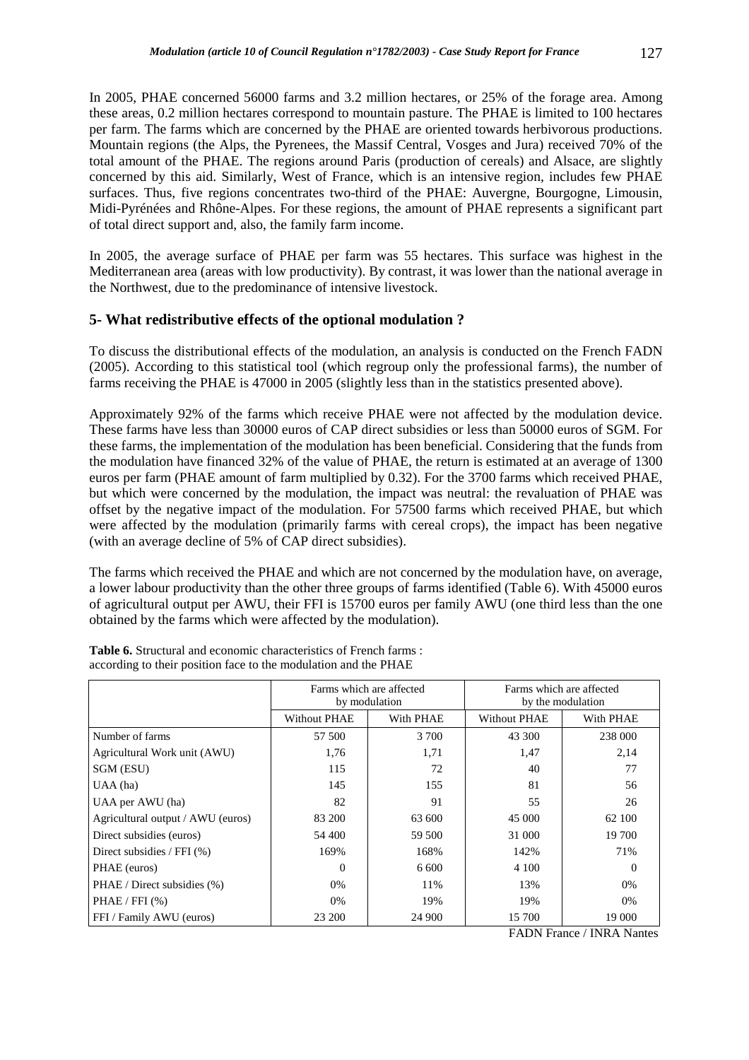In 2005, PHAE concerned 56000 farms and 3.2 million hectares, or 25% of the forage area. Among these areas, 0.2 million hectares correspond to mountain pasture. The PHAE is limited to 100 hectares per farm. The farms which are concerned by the PHAE are oriented towards herbivorous productions. Mountain regions (the Alps, the Pyrenees, the Massif Central, Vosges and Jura) received 70% of the total amount of the PHAE. The regions around Paris (production of cereals) and Alsace, are slightly concerned by this aid. Similarly, West of France, which is an intensive region, includes few PHAE surfaces. Thus, five regions concentrates two-third of the PHAE: Auvergne, Bourgogne, Limousin, Midi-Pyrénées and Rhône-Alpes. For these regions, the amount of PHAE represents a significant part of total direct support and, also, the family farm income.

In 2005, the average surface of PHAE per farm was 55 hectares. This surface was highest in the Mediterranean area (areas with low productivity). By contrast, it was lower than the national average in the Northwest, due to the predominance of intensive livestock.

## 5- What redistributive effects of the optional modulation ?

To discuss the distributional effects of the modulation, an analysis is conducted on the French FADN (2005). According to this statistical tool (which regroup only the professional farms), the number of farms receiving the PHAE is 47000 in 2005 (slightly less than in the statistics presented above).

Approximately 92% of the farms which receive PHAE were not affected by the modulation device. These farms have less than 30000 euros of CAP direct subsidies or less than 50000 euros of SGM. For these farms, the implementation of the modulation has been beneficial. Considering that the funds from the modulation have financed 32% of the value of PHAE, the return is estimated at an average of 1300 euros per farm (PHAE amount of farm multiplied by 0.32). For the 3700 farms which received PHAE, but which were concerned by the modulation, the impact was neutral: the revaluation of PHAE was offset by the negative impact of the modulation. For 57500 farms which received PHAE, but which were affected by the modulation (primarily farms with cereal crops), the impact has been negative (with an average decline of 5% of CAP direct subsidies).

The farms which received the PHAE and which are not concerned by the modulation have, on average, a lower labour productivity than the other three groups of farms identified (Table 6). With 45000 euros of agricultural output per AWU, their FFI is 15700 euros per family AWU (one third less than the one obtained by the farms which were affected by the modulation).

**Table 6.** Structural and economic characteristics of French farms : according to their position face to the modulation and the PHAE

| | Farms which are affected by modulation | | Farms which are affected by the modulation | |
|---|---|---|---|---|
| | Without PHAE | With PHAE | Without PHAE | With PHAE |
| Number of farms | 57 500 | 3 700 | 43 300 | 238 000 |
| Agricultural Work unit (AWU) | 1,76 | 1,71 | 1,47 | 2,14 |
| SGM (ESU) | 115 | 72 | 40 | 77 |
| UAA (ha) | 145 | 155 | 81 | 56 |
| UAA per AWU (ha) | 82 | 91 | 55 | 26 |
| Agricultural output / AWU (euros) | 83 200 | 63 600 | 45 000 | 62 100 |
| Direct subsidies (euros) | 54 400 | 59 500 | 31 000 | 19 700 |
| Direct subsidies / FFI (%) | 169% | 168% | 142% | 71% |
| PHAE (euros) | 0 | 6 600 | 4 100 | 0 |
| PHAE / Direct subsidies (%) | 0% | 11% | 13% | 0% |
| PHAE / FFI (%) | 0% | 19% | 19% | 0% |
| FFI / Family AWU (euros) | 23 200 | 24 900 | 15 700 | 19 000 |

FADN France / INRA Nantes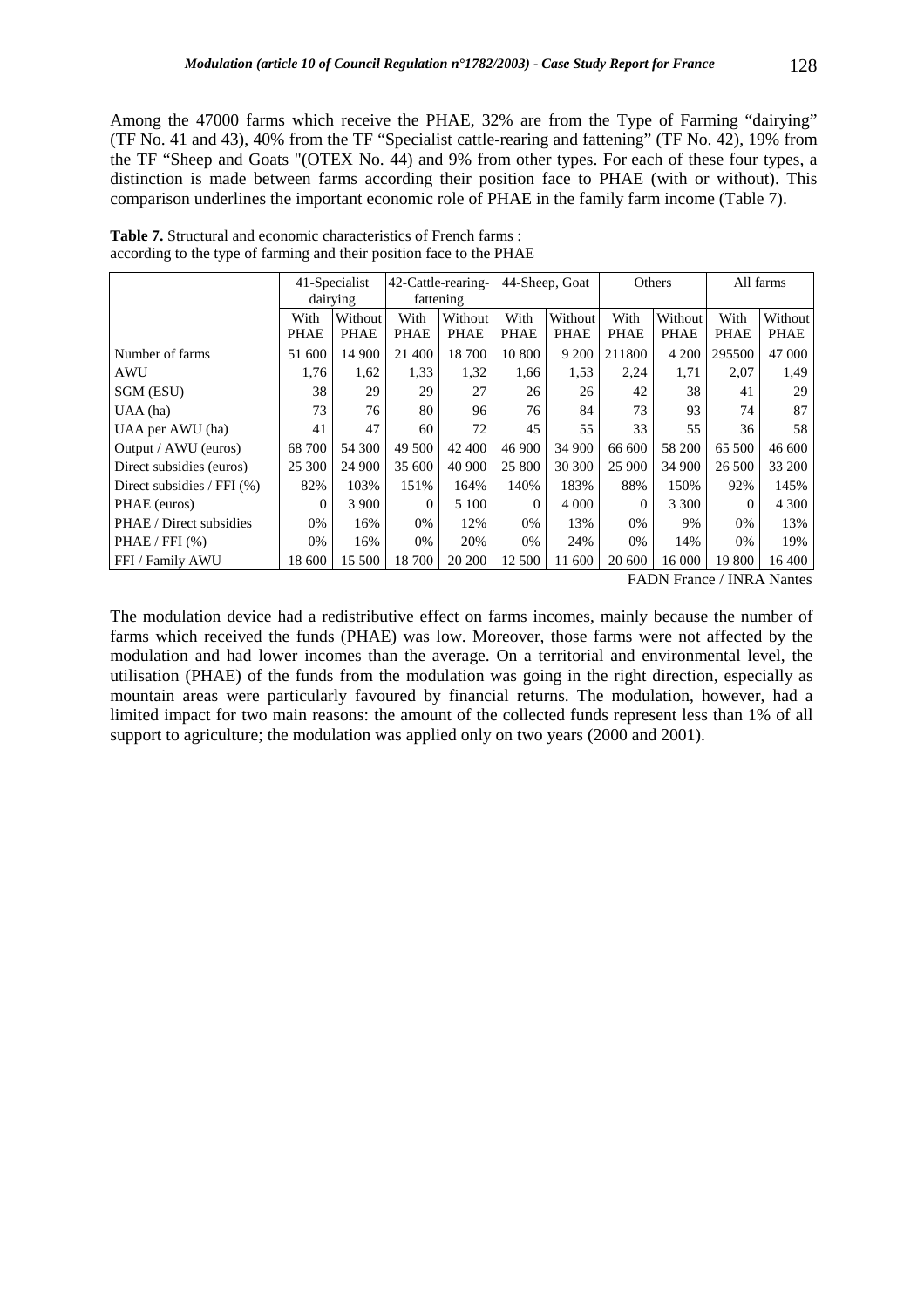Among the 47000 farms which receive the PHAE, 32% are from the Type of Farming "dairying" (TF No. 41 and 43), 40% from the TF "Specialist cattle-rearing and fattening" (TF No. 42), 19% from the TF "Sheep and Goats "(OTEX No. 44) and 9% from other types. For each of these four types, a distinction is made between farms according their position face to PHAE (with or without). This comparison underlines the important economic role of PHAE in the family farm income (Table 7).

**Table 7.** Structural and economic characteristics of French farms : according to the type of farming and their position face to the PHAE

| | 41-Specialist dairying | | 42-Cattle-rearing-fattening | | 44-Sheep, Goat | | Others | | All farms | |
|---|---|---|---|---|---|---|---|---|---|---|
| | With PHAE | Without PHAE | With PHAE | Without PHAE | With PHAE | Without PHAE | With PHAE | Without PHAE | With PHAE | Without PHAE |
| Number of farms | 51 600 | 14 900 | 21 400 | 18 700 | 10 800 | 9 200 | 211800 | 4 200 | 295500 | 47 000 |
| AWU | 1,76 | 1,62 | 1,33 | 1,32 | 1,66 | 1,53 | 2,24 | 1,71 | 2,07 | 1,49 |
| SGM (ESU) | 38 | 29 | 29 | 27 | 26 | 26 | 42 | 38 | 41 | 29 |
| UAA (ha) | 73 | 76 | 80 | 96 | 76 | 84 | 73 | 93 | 74 | 87 |
| UAA per AWU (ha) | 41 | 47 | 60 | 72 | 45 | 55 | 33 | 55 | 36 | 58 |
| Output / AWU (euros) | 68 700 | 54 300 | 49 500 | 42 400 | 46 900 | 34 900 | 66 600 | 58 200 | 65 500 | 46 600 |
| Direct subsidies (euros) | 25 300 | 24 900 | 35 600 | 40 900 | 25 800 | 30 300 | 25 900 | 34 900 | 26 500 | 33 200 |
| Direct subsidies / FFI (%) | 82% | 103% | 151% | 164% | 140% | 183% | 88% | 150% | 92% | 145% |
| PHAE (euros) | 0 | 3 900 | 0 | 5 100 | 0 | 4 000 | 0 | 3 300 | 0 | 4 300 |
| PHAE / Direct subsidies | 0% | 16% | 0% | 12% | 0% | 13% | 0% | 9% | 0% | 13% |
| PHAE / FFI (%) | 0% | 16% | 0% | 20% | 0% | 24% | 0% | 14% | 0% | 19% |
| FFI / Family AWU | 18 600 | 15 500 | 18 700 | 20 200 | 12 500 | 11 600 | 20 600 | 16 000 | 19 800 | 16 400 |

FADN France / INRA Nantes

The modulation device had a redistributive effect on farms incomes, mainly because the number of farms which received the funds (PHAE) was low. Moreover, those farms were not affected by the modulation and had lower incomes than the average. On a territorial and environmental level, the utilisation (PHAE) of the funds from the modulation was going in the right direction, especially as mountain areas were particularly favoured by financial returns. The modulation, however, had a limited impact for two main reasons: the amount of the collected funds represent less than 1% of all support to agriculture; the modulation was applied only on two years (2000 and 2001).